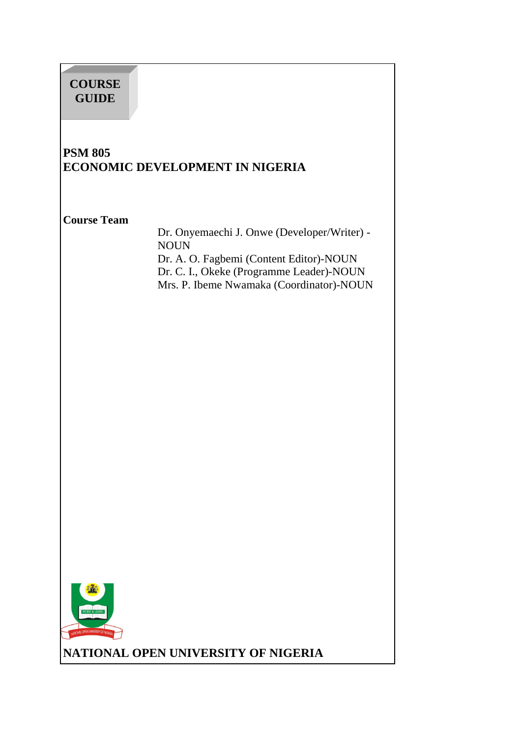**COURSE GUIDE**

# PSM 805
# ECONOMIC DEVELOPMENT IN NIGERIA

**Course Team**

Dr. Onyemaechi J. Onwe (Developer/Writer) - NOUN
Dr. A. O. Fagbemi (Content Editor)-NOUN
Dr. C. I., Okeke (Programme Leader)-NOUN
Mrs. P. Ibeme Nwamaka (Coordinator)-NOUN

**NATIONAL OPEN UNIVERSITY OF NIGERIA**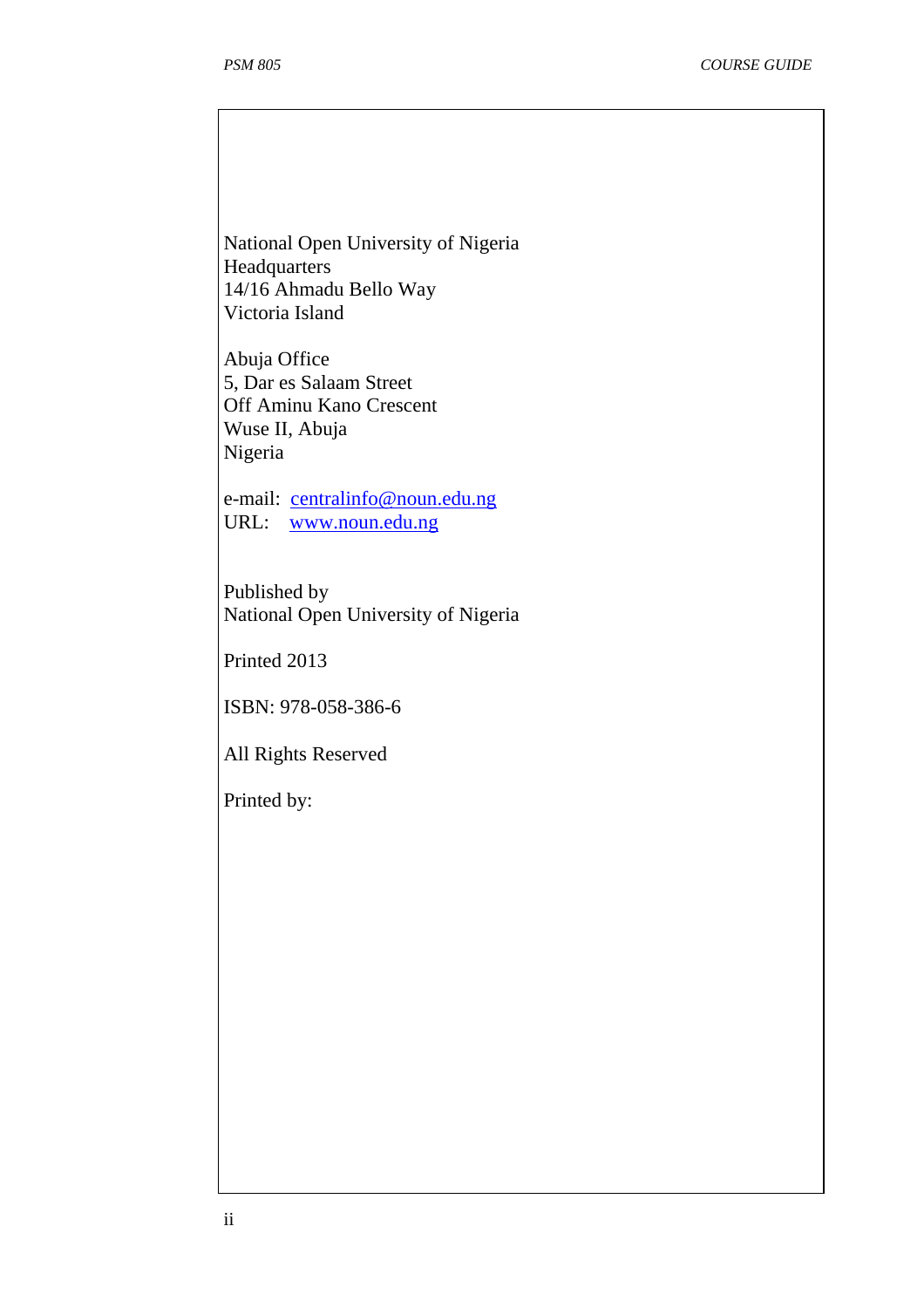National Open University of Nigeria
Headquarters
14/16 Ahmadu Bello Way
Victoria Island

Abuja Office
5, Dar es Salaam Street
Off Aminu Kano Crescent
Wuse II, Abuja
Nigeria

e-mail: centralinfo@noun.edu.ng
URL: www.noun.edu.ng

Published by
National Open University of Nigeria

Printed 2013

ISBN: 978-058-386-6

All Rights Reserved

Printed by: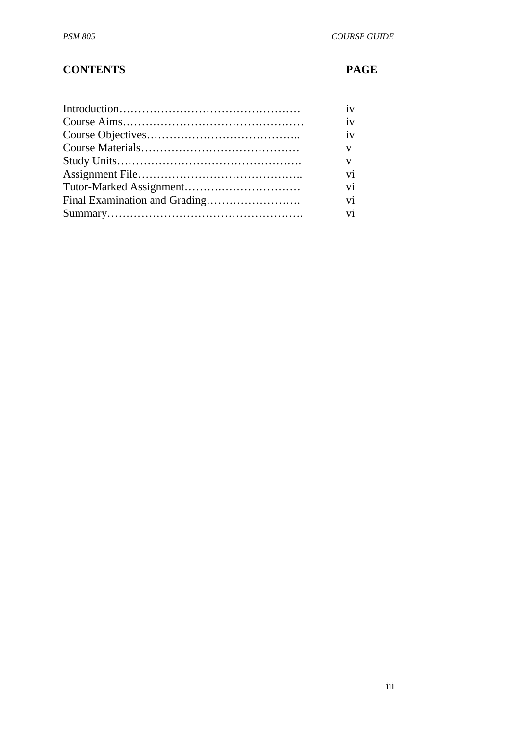| CONTENTS | PAGE |
|---|---|
| Introduction………………………………………… | iv |
| Course Aims………………………………………… | iv |
| Course Objectives………………………………….. | iv |
| Course Materials…………………………………… | v |
| Study Units…………………………………………. | v |
| Assignment File…………………………………….. | vi |
| Tutor-Marked Assignment………..………………… | vi |
| Final Examination and Grading……………………. | vi |
| Summary……………………………………………. | vi |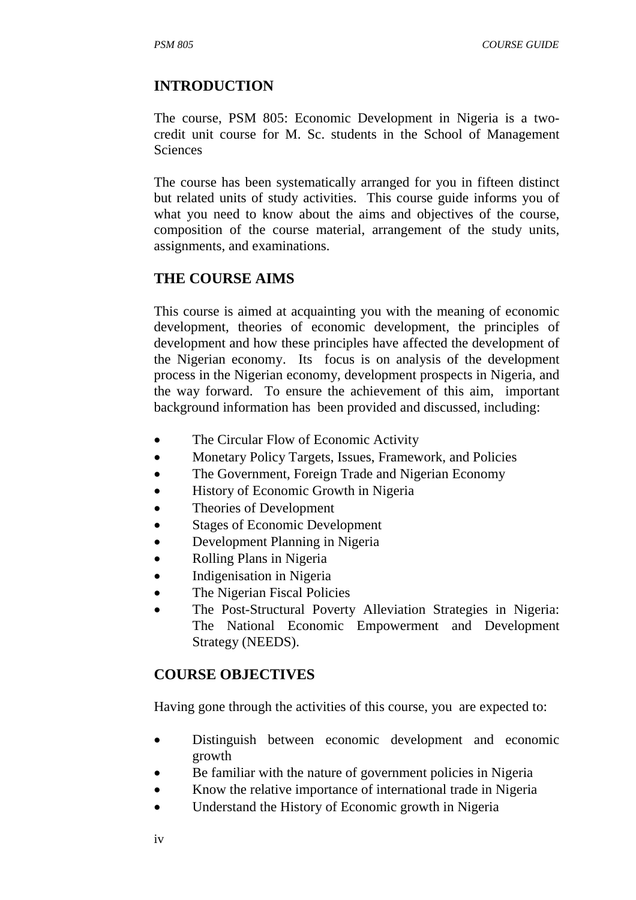## INTRODUCTION

The course, PSM 805: Economic Development in Nigeria is a two-credit unit course for M. Sc. students in the School of Management Sciences

The course has been systematically arranged for you in fifteen distinct but related units of study activities. This course guide informs you of what you need to know about the aims and objectives of the course, composition of the course material, arrangement of the study units, assignments, and examinations.

## THE COURSE AIMS

This course is aimed at acquainting you with the meaning of economic development, theories of economic development, the principles of development and how these principles have affected the development of the Nigerian economy. Its focus is on analysis of the development process in the Nigerian economy, development prospects in Nigeria, and the way forward. To ensure the achievement of this aim, important background information has been provided and discussed, including:

- The Circular Flow of Economic Activity
- Monetary Policy Targets, Issues, Framework, and Policies
- The Government, Foreign Trade and Nigerian Economy
- History of Economic Growth in Nigeria
- Theories of Development
- Stages of Economic Development
- Development Planning in Nigeria
- Rolling Plans in Nigeria
- Indigenisation in Nigeria
- The Nigerian Fiscal Policies
- The Post-Structural Poverty Alleviation Strategies in Nigeria: The National Economic Empowerment and Development Strategy (NEEDS).

## COURSE OBJECTIVES

Having gone through the activities of this course, you are expected to:

- Distinguish between economic development and economic growth
- Be familiar with the nature of government policies in Nigeria
- Know the relative importance of international trade in Nigeria
- Understand the History of Economic growth in Nigeria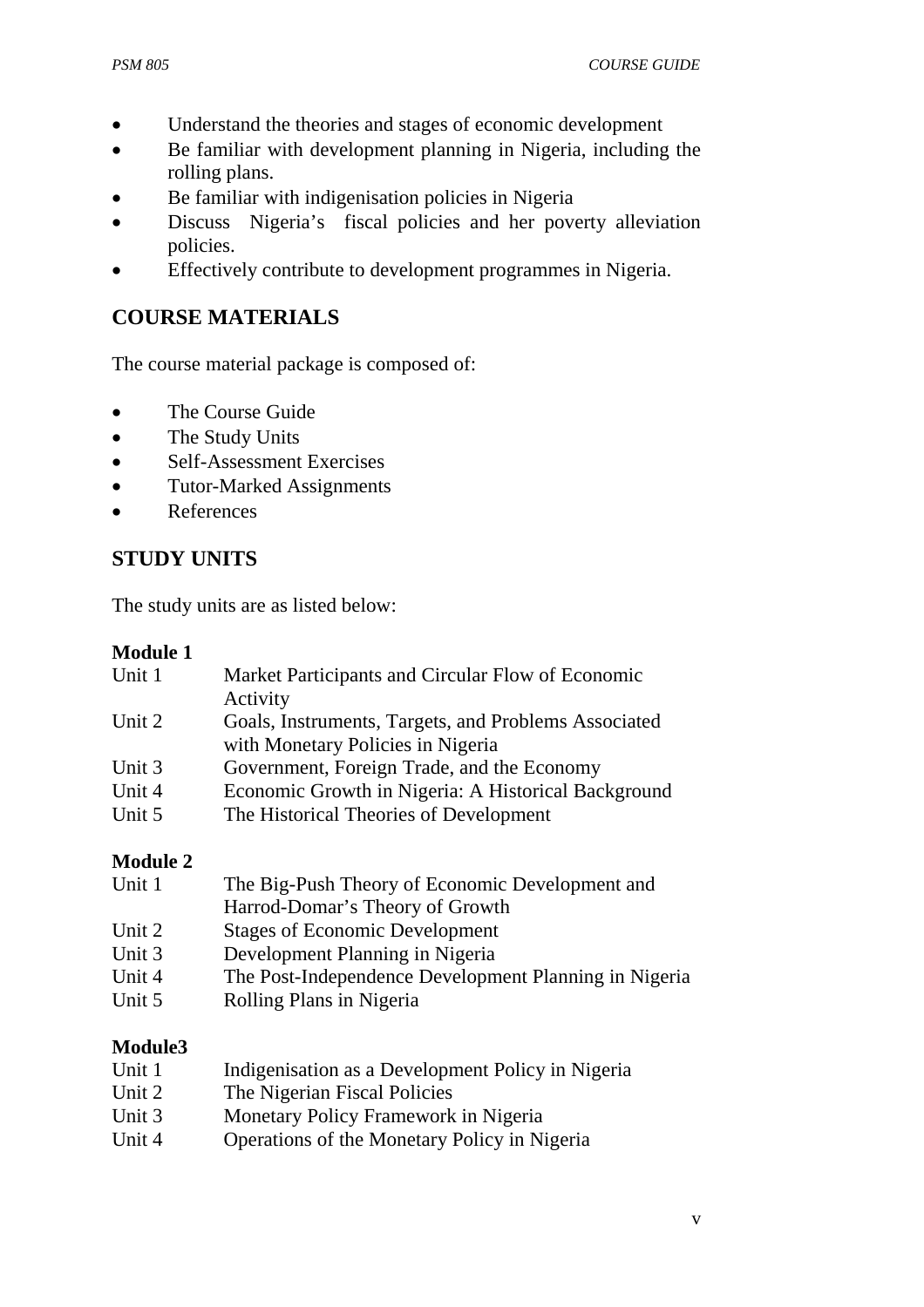- Understand the theories and stages of economic development
- Be familiar with development planning in Nigeria, including the rolling plans.
- Be familiar with indigenisation policies in Nigeria
- Discuss Nigeria's fiscal policies and her poverty alleviation policies.
- Effectively contribute to development programmes in Nigeria.

## COURSE MATERIALS

The course material package is composed of:

- The Course Guide
- The Study Units
- Self-Assessment Exercises
- Tutor-Marked Assignments
- References

## STUDY UNITS

The study units are as listed below:

**Module 1**

| | |
|---|---|
| Unit 1 | Market Participants and Circular Flow of Economic Activity |
| Unit 2 | Goals, Instruments, Targets, and Problems Associated with Monetary Policies in Nigeria |
| Unit 3 | Government, Foreign Trade, and the Economy |
| Unit 4 | Economic Growth in Nigeria: A Historical Background |
| Unit 5 | The Historical Theories of Development |

**Module 2**

| | |
|---|---|
| Unit 1 | The Big-Push Theory of Economic Development and Harrod-Domar's Theory of Growth |
| Unit 2 | Stages of Economic Development |
| Unit 3 | Development Planning in Nigeria |
| Unit 4 | The Post-Independence Development Planning in Nigeria |
| Unit 5 | Rolling Plans in Nigeria |

**Module3**

| | |
|---|---|
| Unit 1 | Indigenisation as a Development Policy in Nigeria |
| Unit 2 | The Nigerian Fiscal Policies |
| Unit 3 | Monetary Policy Framework in Nigeria |
| Unit 4 | Operations of the Monetary Policy in Nigeria |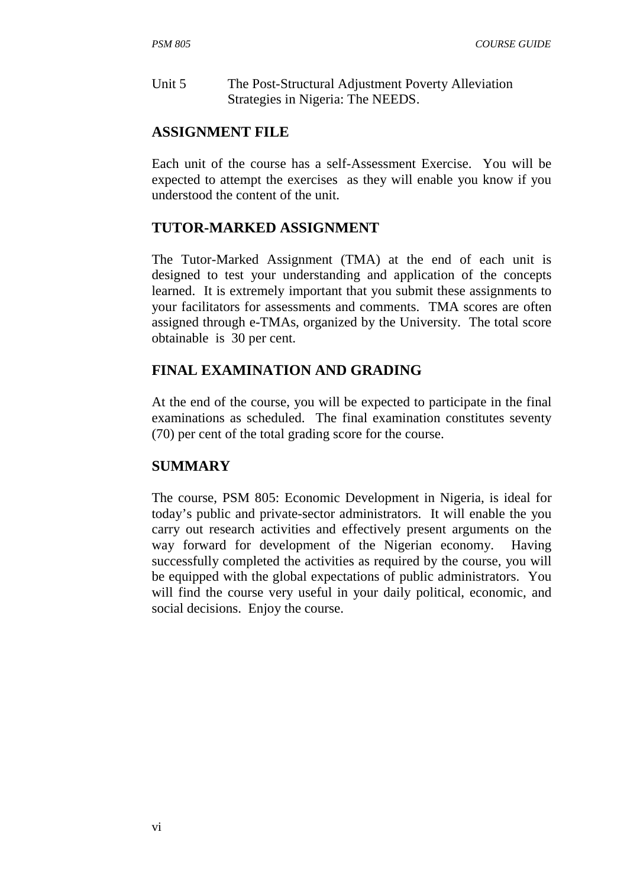Unit 5 The Post-Structural Adjustment Poverty Alleviation Strategies in Nigeria: The NEEDS.

## ASSIGNMENT FILE

Each unit of the course has a self-Assessment Exercise. You will be expected to attempt the exercises as they will enable you know if you understood the content of the unit.

## TUTOR-MARKED ASSIGNMENT

The Tutor-Marked Assignment (TMA) at the end of each unit is designed to test your understanding and application of the concepts learned. It is extremely important that you submit these assignments to your facilitators for assessments and comments. TMA scores are often assigned through e-TMAs, organized by the University. The total score obtainable is 30 per cent.

## FINAL EXAMINATION AND GRADING

At the end of the course, you will be expected to participate in the final examinations as scheduled. The final examination constitutes seventy (70) per cent of the total grading score for the course.

## SUMMARY

The course, PSM 805: Economic Development in Nigeria, is ideal for today's public and private-sector administrators. It will enable the you carry out research activities and effectively present arguments on the way forward for development of the Nigerian economy. Having successfully completed the activities as required by the course, you will be equipped with the global expectations of public administrators. You will find the course very useful in your daily political, economic, and social decisions. Enjoy the course.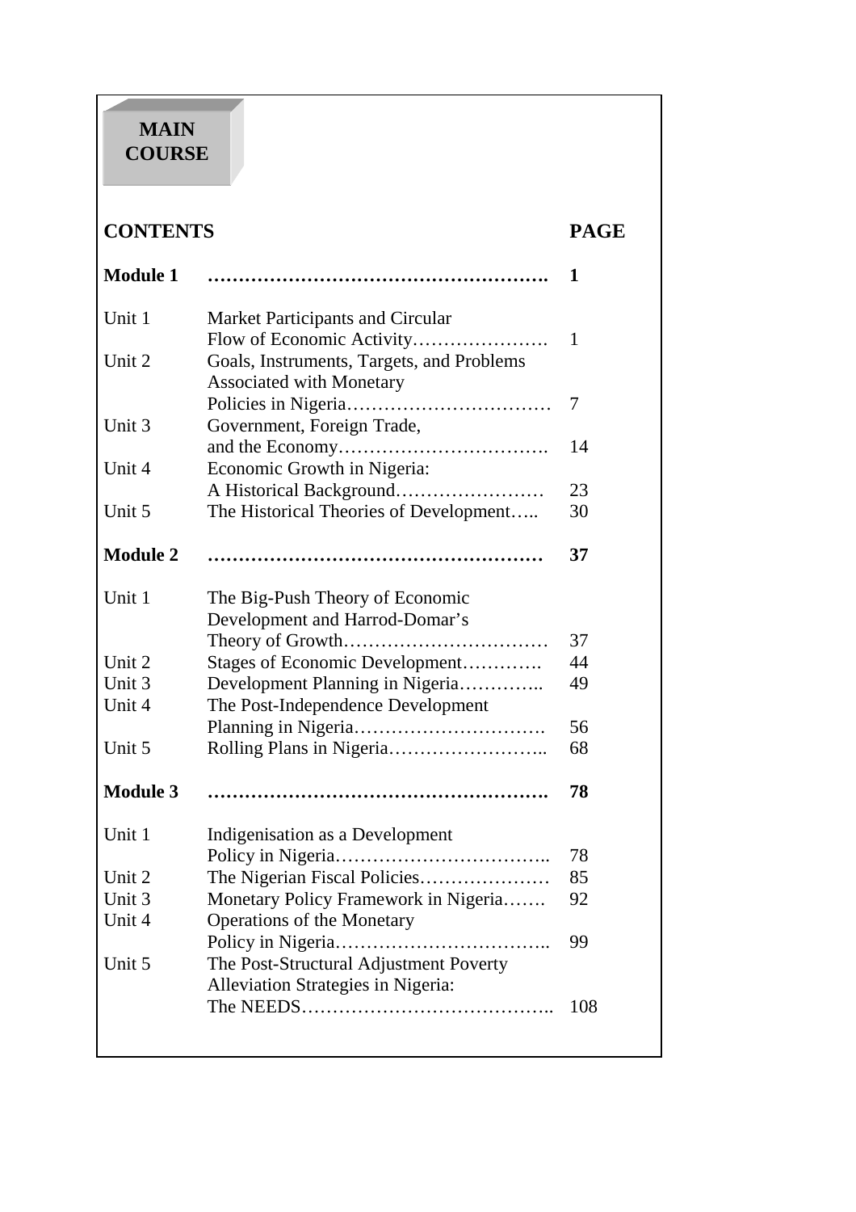**MAIN COURSE**

| CONTENTS | | PAGE |
|---|---|---|
| **Module 1** | **…………………………………………….** | **1** |
| Unit 1 | Market Participants and Circular Flow of Economic Activity…………………. | 1 |
| Unit 2 | Goals, Instruments, Targets, and Problems Associated with Monetary Policies in Nigeria…………………………… | 7 |
| Unit 3 | Government, Foreign Trade, and the Economy……………………………. | 14 |
| Unit 4 | Economic Growth in Nigeria: A Historical Background…………………… | 23 |
| Unit 5 | The Historical Theories of Development….. | 30 |
| **Module 2** | **……………………………………………** | **37** |
| Unit 1 | The Big-Push Theory of Economic Development and Harrod-Domar's Theory of Growth…………………………… | 37 |
| Unit 2 | Stages of Economic Development…………. | 44 |
| Unit 3 | Development Planning in Nigeria………….. | 49 |
| Unit 4 | The Post-Independence Development Planning in Nigeria…………………………. | 56 |
| Unit 5 | Rolling Plans in Nigeria…………………….. | 68 |
| **Module 3** | **…………………………………………….** | **78** |
| Unit 1 | Indigenisation as a Development Policy in Nigeria…………………………….. | 78 |
| Unit 2 | The Nigerian Fiscal Policies………………… | 85 |
| Unit 3 | Monetary Policy Framework in Nigeria……. | 92 |
| Unit 4 | Operations of the Monetary Policy in Nigeria…………………………….. | 99 |
| Unit 5 | The Post-Structural Adjustment Poverty Alleviation Strategies in Nigeria: The NEEDS………………………………….. | 108 |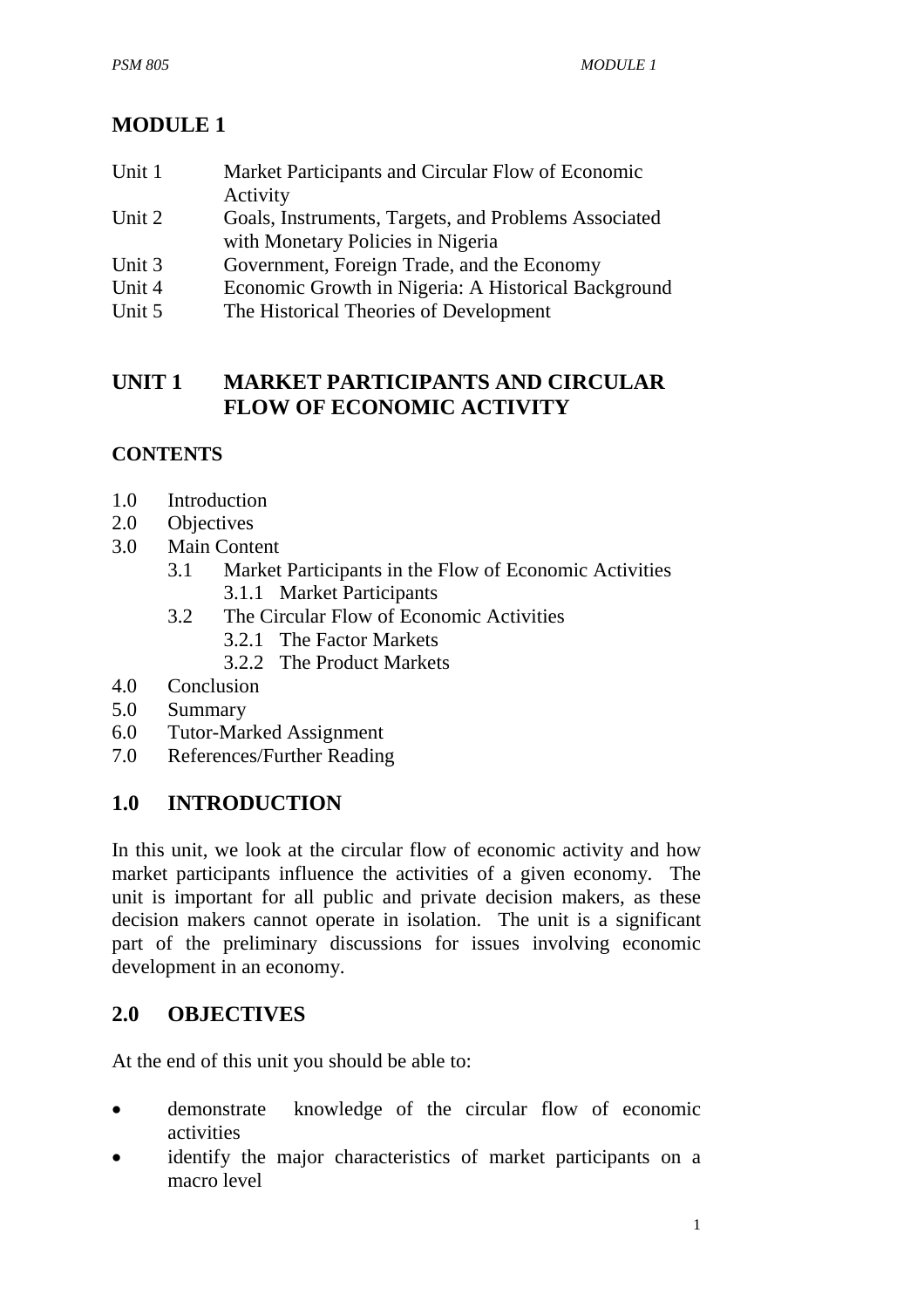# MODULE 1

Unit 1 Market Participants and Circular Flow of Economic Activity
Unit 2 Goals, Instruments, Targets, and Problems Associated with Monetary Policies in Nigeria
Unit 3 Government, Foreign Trade, and the Economy
Unit 4 Economic Growth in Nigeria: A Historical Background
Unit 5 The Historical Theories of Development

## UNIT 1 MARKET PARTICIPANTS AND CIRCULAR FLOW OF ECONOMIC ACTIVITY

**CONTENTS**

1.0 Introduction
2.0 Objectives
3.0 Main Content
   3.1 Market Participants in the Flow of Economic Activities
      3.1.1 Market Participants
   3.2 The Circular Flow of Economic Activities
      3.2.1 The Factor Markets
      3.2.2 The Product Markets
4.0 Conclusion
5.0 Summary
6.0 Tutor-Marked Assignment
7.0 References/Further Reading

## 1.0 INTRODUCTION

In this unit, we look at the circular flow of economic activity and how market participants influence the activities of a given economy. The unit is important for all public and private decision makers, as these decision makers cannot operate in isolation. The unit is a significant part of the preliminary discussions for issues involving economic development in an economy.

## 2.0 OBJECTIVES

At the end of this unit you should be able to:

- demonstrate knowledge of the circular flow of economic activities
- identify the major characteristics of market participants on a macro level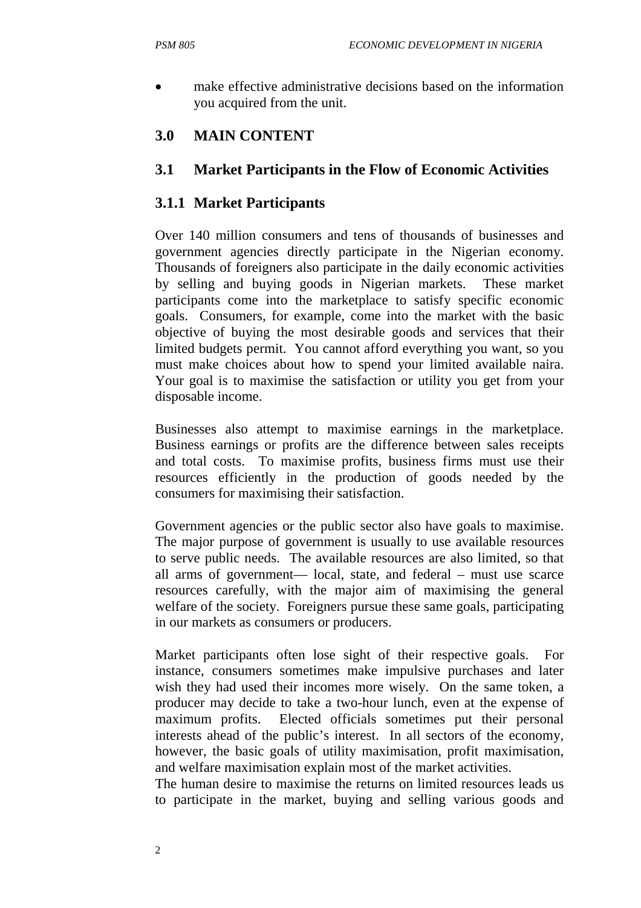- make effective administrative decisions based on the information you acquired from the unit.

## 3.0 MAIN CONTENT

### 3.1 Market Participants in the Flow of Economic Activities

#### 3.1.1 Market Participants

Over 140 million consumers and tens of thousands of businesses and government agencies directly participate in the Nigerian economy. Thousands of foreigners also participate in the daily economic activities by selling and buying goods in Nigerian markets. These market participants come into the marketplace to satisfy specific economic goals. Consumers, for example, come into the market with the basic objective of buying the most desirable goods and services that their limited budgets permit. You cannot afford everything you want, so you must make choices about how to spend your limited available naira. Your goal is to maximise the satisfaction or utility you get from your disposable income.

Businesses also attempt to maximise earnings in the marketplace. Business earnings or profits are the difference between sales receipts and total costs. To maximise profits, business firms must use their resources efficiently in the production of goods needed by the consumers for maximising their satisfaction.

Government agencies or the public sector also have goals to maximise. The major purpose of government is usually to use available resources to serve public needs. The available resources are also limited, so that all arms of government— local, state, and federal – must use scarce resources carefully, with the major aim of maximising the general welfare of the society. Foreigners pursue these same goals, participating in our markets as consumers or producers.

Market participants often lose sight of their respective goals. For instance, consumers sometimes make impulsive purchases and later wish they had used their incomes more wisely. On the same token, a producer may decide to take a two-hour lunch, even at the expense of maximum profits. Elected officials sometimes put their personal interests ahead of the public's interest. In all sectors of the economy, however, the basic goals of utility maximisation, profit maximisation, and welfare maximisation explain most of the market activities.

The human desire to maximise the returns on limited resources leads us to participate in the market, buying and selling various goods and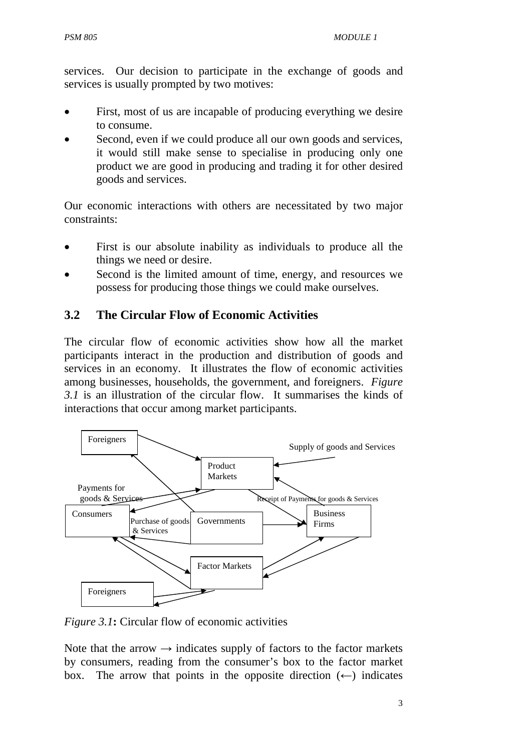services. Our decision to participate in the exchange of goods and services is usually prompted by two motives:

- First, most of us are incapable of producing everything we desire to consume.
- Second, even if we could produce all our own goods and services, it would still make sense to specialise in producing only one product we are good in producing and trading it for other desired goods and services.

Our economic interactions with others are necessitated by two major constraints:

- First is our absolute inability as individuals to produce all the things we need or desire.
- Second is the limited amount of time, energy, and resources we possess for producing those things we could make ourselves.

## 3.2 The Circular Flow of Economic Activities

The circular flow of economic activities show how all the market participants interact in the production and distribution of goods and services in an economy. It illustrates the flow of economic activities among businesses, households, the government, and foreigners. *Figure 3.1* is an illustration of the circular flow. It summarises the kinds of interactions that occur among market participants.

Foreigners

Supply of goods and Services

Product Markets

Payments for goods & Services

Receipt of Payments for goods & Services

Consumers

Purchase of goods & Services

Governments

Business Firms

Factor Markets

Foreigners

*Figure 3.1*: Circular flow of economic activities

Note that the arrow → indicates supply of factors to the factor markets by consumers, reading from the consumer's box to the factor market box. The arrow that points in the opposite direction (←) indicates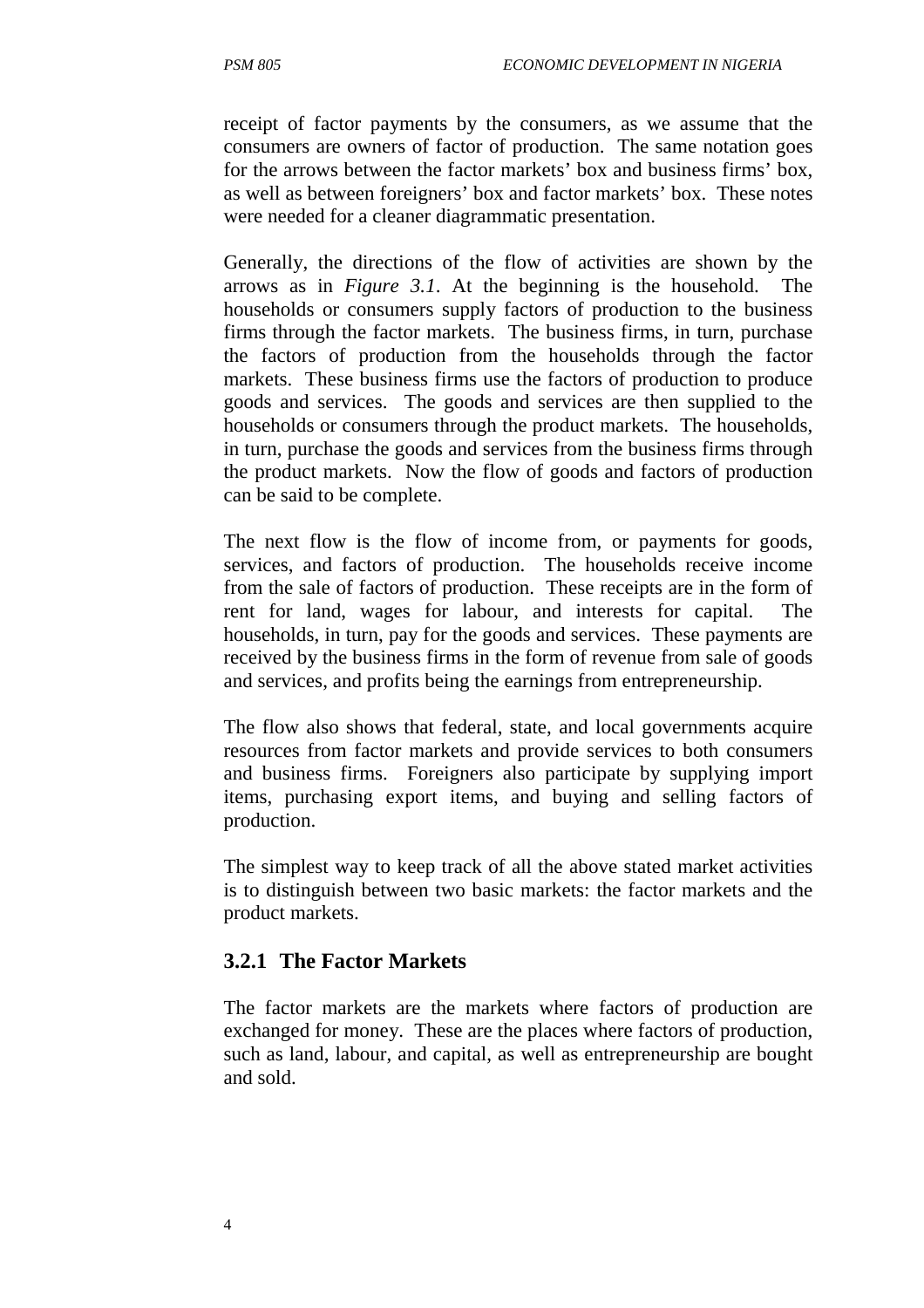receipt of factor payments by the consumers, as we assume that the consumers are owners of factor of production. The same notation goes for the arrows between the factor markets' box and business firms' box, as well as between foreigners' box and factor markets' box. These notes were needed for a cleaner diagrammatic presentation.

Generally, the directions of the flow of activities are shown by the arrows as in *Figure 3.1*. At the beginning is the household. The households or consumers supply factors of production to the business firms through the factor markets. The business firms, in turn, purchase the factors of production from the households through the factor markets. These business firms use the factors of production to produce goods and services. The goods and services are then supplied to the households or consumers through the product markets. The households, in turn, purchase the goods and services from the business firms through the product markets. Now the flow of goods and factors of production can be said to be complete.

The next flow is the flow of income from, or payments for goods, services, and factors of production. The households receive income from the sale of factors of production. These receipts are in the form of rent for land, wages for labour, and interests for capital. The households, in turn, pay for the goods and services. These payments are received by the business firms in the form of revenue from sale of goods and services, and profits being the earnings from entrepreneurship.

The flow also shows that federal, state, and local governments acquire resources from factor markets and provide services to both consumers and business firms. Foreigners also participate by supplying import items, purchasing export items, and buying and selling factors of production.

The simplest way to keep track of all the above stated market activities is to distinguish between two basic markets: the factor markets and the product markets.

### 3.2.1 The Factor Markets

The factor markets are the markets where factors of production are exchanged for money. These are the places where factors of production, such as land, labour, and capital, as well as entrepreneurship are bought and sold.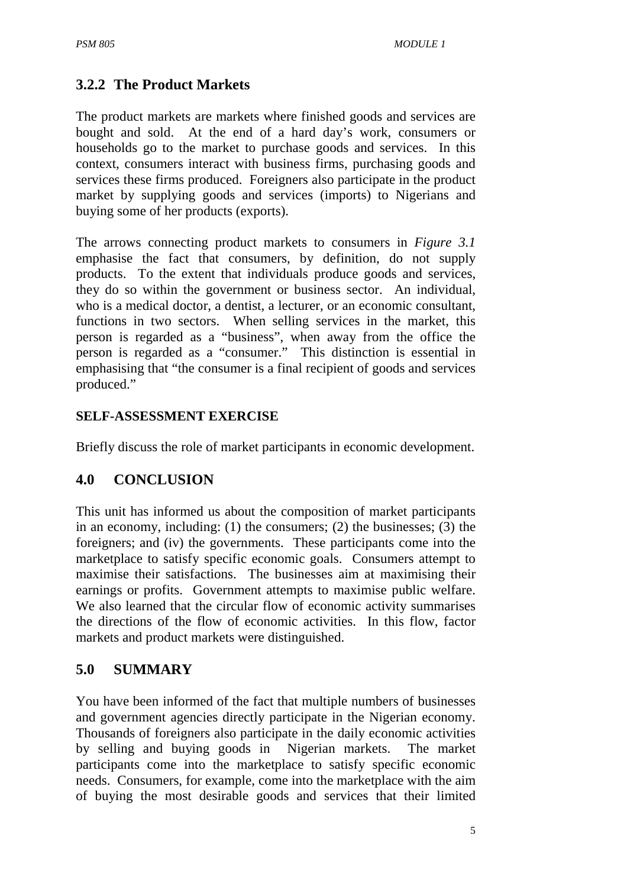### 3.2.2 The Product Markets

The product markets are markets where finished goods and services are bought and sold. At the end of a hard day's work, consumers or households go to the market to purchase goods and services. In this context, consumers interact with business firms, purchasing goods and services these firms produced. Foreigners also participate in the product market by supplying goods and services (imports) to Nigerians and buying some of her products (exports).

The arrows connecting product markets to consumers in *Figure 3.1* emphasise the fact that consumers, by definition, do not supply products. To the extent that individuals produce goods and services, they do so within the government or business sector. An individual, who is a medical doctor, a dentist, a lecturer, or an economic consultant, functions in two sectors. When selling services in the market, this person is regarded as a "business", when away from the office the person is regarded as a "consumer." This distinction is essential in emphasising that "the consumer is a final recipient of goods and services produced."

**SELF-ASSESSMENT EXERCISE**

Briefly discuss the role of market participants in economic development.

## 4.0 CONCLUSION

This unit has informed us about the composition of market participants in an economy, including: (1) the consumers; (2) the businesses; (3) the foreigners; and (iv) the governments. These participants come into the marketplace to satisfy specific economic goals. Consumers attempt to maximise their satisfactions. The businesses aim at maximising their earnings or profits. Government attempts to maximise public welfare. We also learned that the circular flow of economic activity summarises the directions of the flow of economic activities. In this flow, factor markets and product markets were distinguished.

## 5.0 SUMMARY

You have been informed of the fact that multiple numbers of businesses and government agencies directly participate in the Nigerian economy. Thousands of foreigners also participate in the daily economic activities by selling and buying goods in Nigerian markets. The market participants come into the marketplace to satisfy specific economic needs. Consumers, for example, come into the marketplace with the aim of buying the most desirable goods and services that their limited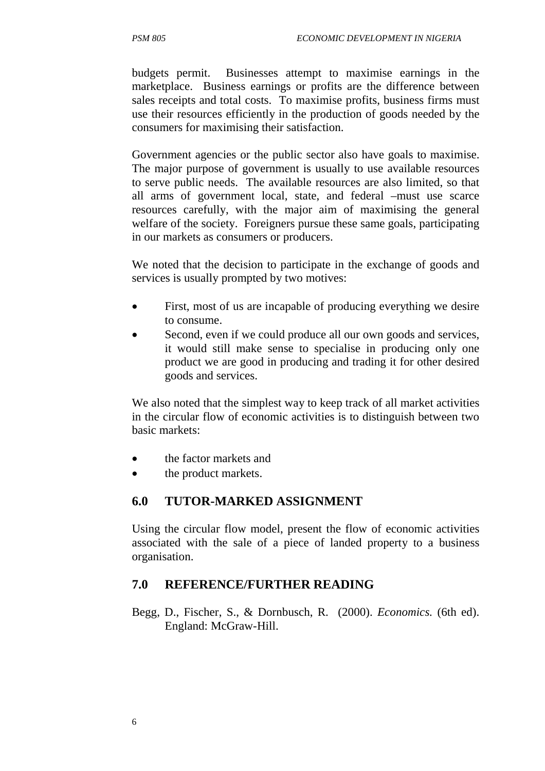budgets permit. Businesses attempt to maximise earnings in the marketplace. Business earnings or profits are the difference between sales receipts and total costs. To maximise profits, business firms must use their resources efficiently in the production of goods needed by the consumers for maximising their satisfaction.

Government agencies or the public sector also have goals to maximise. The major purpose of government is usually to use available resources to serve public needs. The available resources are also limited, so that all arms of government local, state, and federal –must use scarce resources carefully, with the major aim of maximising the general welfare of the society. Foreigners pursue these same goals, participating in our markets as consumers or producers.

We noted that the decision to participate in the exchange of goods and services is usually prompted by two motives:

- First, most of us are incapable of producing everything we desire to consume.
- Second, even if we could produce all our own goods and services, it would still make sense to specialise in producing only one product we are good in producing and trading it for other desired goods and services.

We also noted that the simplest way to keep track of all market activities in the circular flow of economic activities is to distinguish between two basic markets:

- the factor markets and
- the product markets.

## 6.0 TUTOR-MARKED ASSIGNMENT

Using the circular flow model, present the flow of economic activities associated with the sale of a piece of landed property to a business organisation.

## 7.0 REFERENCE/FURTHER READING

Begg, D., Fischer, S., & Dornbusch, R. (2000). *Economics.* (6th ed). England: McGraw-Hill.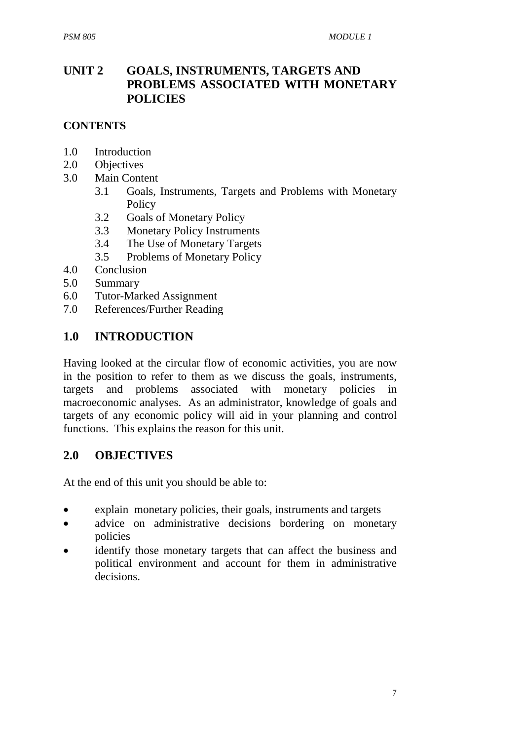# UNIT 2 GOALS, INSTRUMENTS, TARGETS AND PROBLEMS ASSOCIATED WITH MONETARY POLICIES

## CONTENTS

1.0 Introduction
2.0 Objectives
3.0 Main Content
  3.1 Goals, Instruments, Targets and Problems with Monetary Policy
  3.2 Goals of Monetary Policy
  3.3 Monetary Policy Instruments
  3.4 The Use of Monetary Targets
  3.5 Problems of Monetary Policy
4.0 Conclusion
5.0 Summary
6.0 Tutor-Marked Assignment
7.0 References/Further Reading

## 1.0 INTRODUCTION

Having looked at the circular flow of economic activities, you are now in the position to refer to them as we discuss the goals, instruments, targets and problems associated with monetary policies in macroeconomic analyses. As an administrator, knowledge of goals and targets of any economic policy will aid in your planning and control functions. This explains the reason for this unit.

## 2.0 OBJECTIVES

At the end of this unit you should be able to:

- explain monetary policies, their goals, instruments and targets
- advice on administrative decisions bordering on monetary policies
- identify those monetary targets that can affect the business and political environment and account for them in administrative decisions.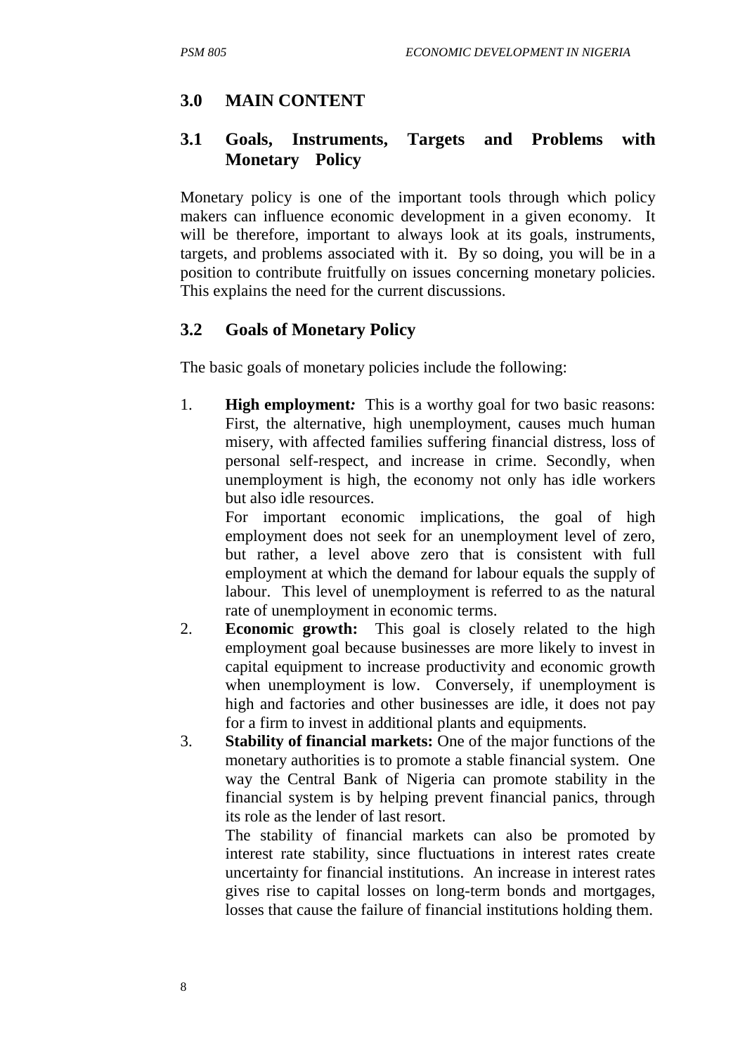## 3.0 MAIN CONTENT

### 3.1 Goals, Instruments, Targets and Problems with Monetary Policy

Monetary policy is one of the important tools through which policy makers can influence economic development in a given economy. It will be therefore, important to always look at its goals, instruments, targets, and problems associated with it. By so doing, you will be in a position to contribute fruitfully on issues concerning monetary policies. This explains the need for the current discussions.

### 3.2 Goals of Monetary Policy

The basic goals of monetary policies include the following:

1. **High employment*:*** This is a worthy goal for two basic reasons: First, the alternative, high unemployment, causes much human misery, with affected families suffering financial distress, loss of personal self-respect, and increase in crime. Secondly, when unemployment is high, the economy not only has idle workers but also idle resources.

   For important economic implications, the goal of high employment does not seek for an unemployment level of zero, but rather, a level above zero that is consistent with full employment at which the demand for labour equals the supply of labour. This level of unemployment is referred to as the natural rate of unemployment in economic terms.
2. **Economic growth:** This goal is closely related to the high employment goal because businesses are more likely to invest in capital equipment to increase productivity and economic growth when unemployment is low. Conversely, if unemployment is high and factories and other businesses are idle, it does not pay for a firm to invest in additional plants and equipments.
3. **Stability of financial markets:** One of the major functions of the monetary authorities is to promote a stable financial system. One way the Central Bank of Nigeria can promote stability in the financial system is by helping prevent financial panics, through its role as the lender of last resort.

   The stability of financial markets can also be promoted by interest rate stability, since fluctuations in interest rates create uncertainty for financial institutions. An increase in interest rates gives rise to capital losses on long-term bonds and mortgages, losses that cause the failure of financial institutions holding them.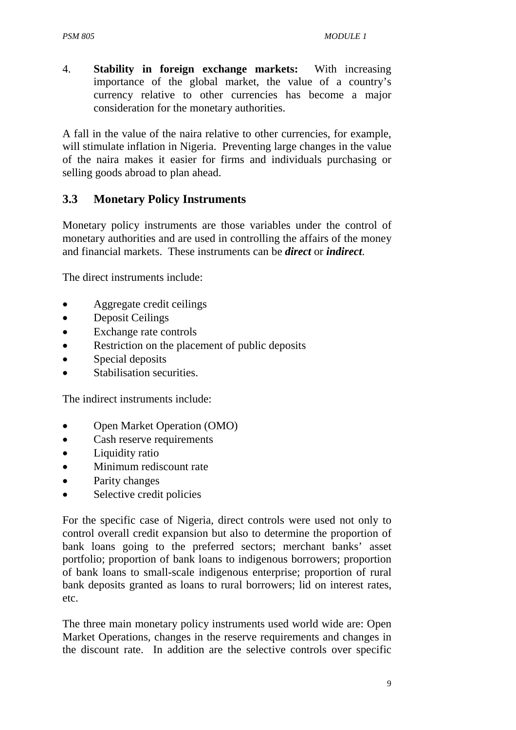4. **Stability in foreign exchange markets:** With increasing importance of the global market, the value of a country's currency relative to other currencies has become a major consideration for the monetary authorities.

A fall in the value of the naira relative to other currencies, for example, will stimulate inflation in Nigeria. Preventing large changes in the value of the naira makes it easier for firms and individuals purchasing or selling goods abroad to plan ahead.

## 3.3 Monetary Policy Instruments

Monetary policy instruments are those variables under the control of monetary authorities and are used in controlling the affairs of the money and financial markets. These instruments can be ***direct*** or ***indirect***.

The direct instruments include:

- Aggregate credit ceilings
- Deposit Ceilings
- Exchange rate controls
- Restriction on the placement of public deposits
- Special deposits
- Stabilisation securities.

The indirect instruments include:

- Open Market Operation (OMO)
- Cash reserve requirements
- Liquidity ratio
- Minimum rediscount rate
- Parity changes
- Selective credit policies

For the specific case of Nigeria, direct controls were used not only to control overall credit expansion but also to determine the proportion of bank loans going to the preferred sectors; merchant banks' asset portfolio; proportion of bank loans to indigenous borrowers; proportion of bank loans to small-scale indigenous enterprise; proportion of rural bank deposits granted as loans to rural borrowers; lid on interest rates, etc.

The three main monetary policy instruments used world wide are: Open Market Operations, changes in the reserve requirements and changes in the discount rate. In addition are the selective controls over specific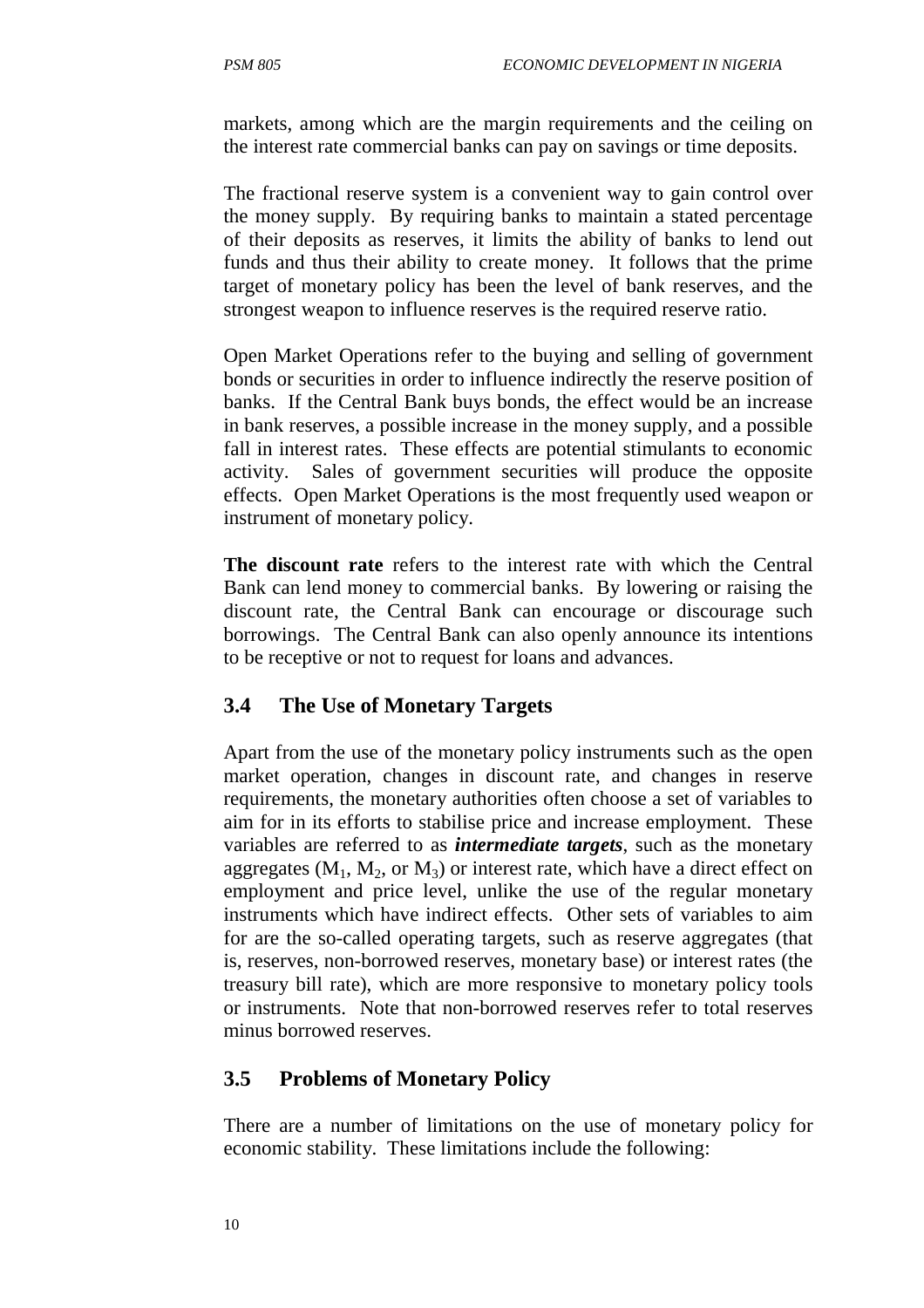markets, among which are the margin requirements and the ceiling on the interest rate commercial banks can pay on savings or time deposits.

The fractional reserve system is a convenient way to gain control over the money supply. By requiring banks to maintain a stated percentage of their deposits as reserves, it limits the ability of banks to lend out funds and thus their ability to create money. It follows that the prime target of monetary policy has been the level of bank reserves, and the strongest weapon to influence reserves is the required reserve ratio.

Open Market Operations refer to the buying and selling of government bonds or securities in order to influence indirectly the reserve position of banks. If the Central Bank buys bonds, the effect would be an increase in bank reserves, a possible increase in the money supply, and a possible fall in interest rates. These effects are potential stimulants to economic activity. Sales of government securities will produce the opposite effects. Open Market Operations is the most frequently used weapon or instrument of monetary policy.

**The discount rate** refers to the interest rate with which the Central Bank can lend money to commercial banks. By lowering or raising the discount rate, the Central Bank can encourage or discourage such borrowings. The Central Bank can also openly announce its intentions to be receptive or not to request for loans and advances.

## 3.4 The Use of Monetary Targets

Apart from the use of the monetary policy instruments such as the open market operation, changes in discount rate, and changes in reserve requirements, the monetary authorities often choose a set of variables to aim for in its efforts to stabilise price and increase employment. These variables are referred to as ***intermediate targets***, such as the monetary aggregates ($M_1$, $M_2$, or $M_3$) or interest rate, which have a direct effect on employment and price level, unlike the use of the regular monetary instruments which have indirect effects. Other sets of variables to aim for are the so-called operating targets, such as reserve aggregates (that is, reserves, non-borrowed reserves, monetary base) or interest rates (the treasury bill rate), which are more responsive to monetary policy tools or instruments. Note that non-borrowed reserves refer to total reserves minus borrowed reserves.

## 3.5 Problems of Monetary Policy

There are a number of limitations on the use of monetary policy for economic stability. These limitations include the following: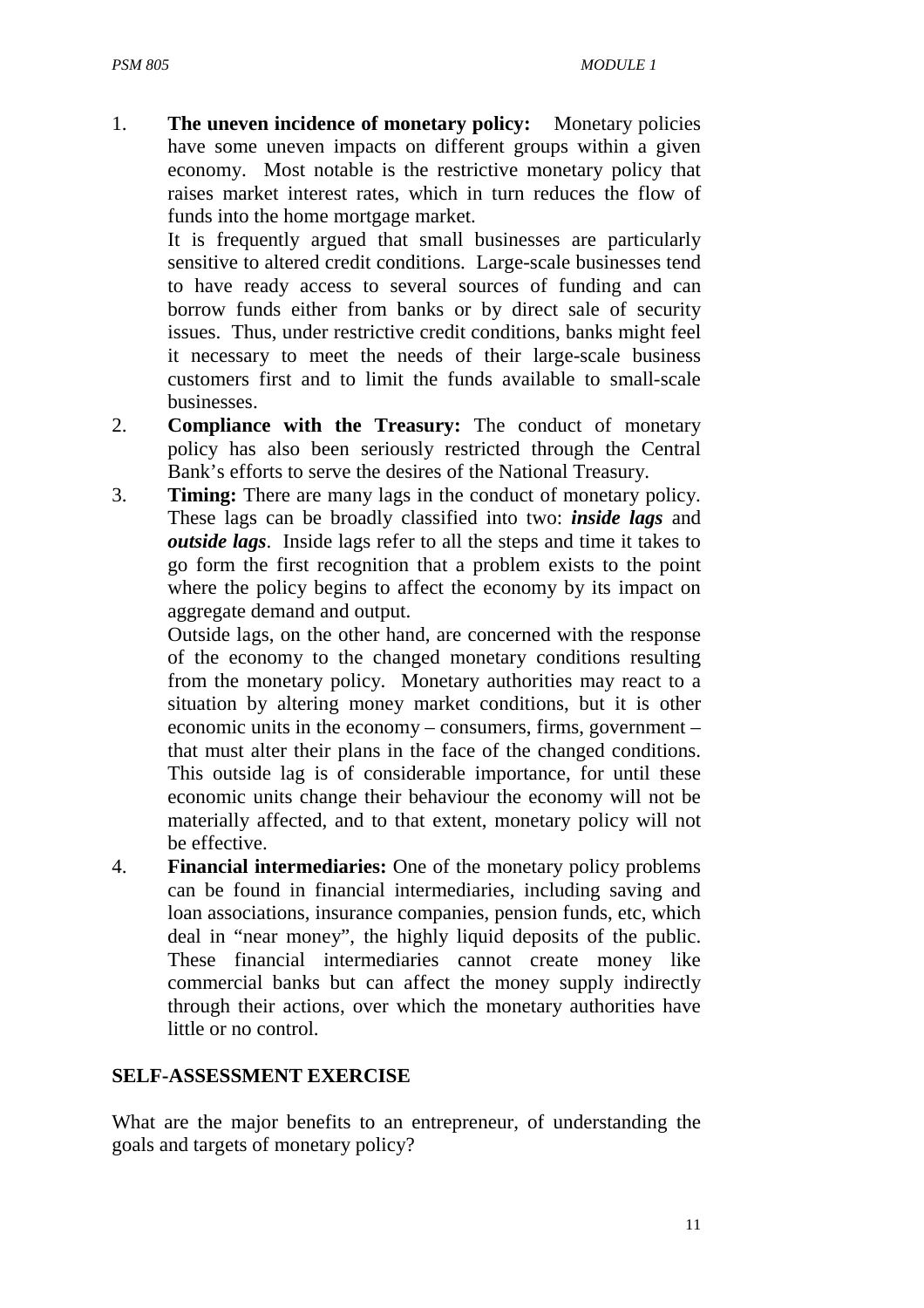1. **The uneven incidence of monetary policy:** Monetary policies have some uneven impacts on different groups within a given economy. Most notable is the restrictive monetary policy that raises market interest rates, which in turn reduces the flow of funds into the home mortgage market.

   It is frequently argued that small businesses are particularly sensitive to altered credit conditions. Large-scale businesses tend to have ready access to several sources of funding and can borrow funds either from banks or by direct sale of security issues. Thus, under restrictive credit conditions, banks might feel it necessary to meet the needs of their large-scale business customers first and to limit the funds available to small-scale businesses.

2. **Compliance with the Treasury:** The conduct of monetary policy has also been seriously restricted through the Central Bank's efforts to serve the desires of the National Treasury.

3. **Timing:** There are many lags in the conduct of monetary policy. These lags can be broadly classified into two: ***inside lags*** and ***outside lags***. Inside lags refer to all the steps and time it takes to go form the first recognition that a problem exists to the point where the policy begins to affect the economy by its impact on aggregate demand and output.

   Outside lags, on the other hand, are concerned with the response of the economy to the changed monetary conditions resulting from the monetary policy. Monetary authorities may react to a situation by altering money market conditions, but it is other economic units in the economy – consumers, firms, government – that must alter their plans in the face of the changed conditions. This outside lag is of considerable importance, for until these economic units change their behaviour the economy will not be materially affected, and to that extent, monetary policy will not be effective.

4. **Financial intermediaries:** One of the monetary policy problems can be found in financial intermediaries, including saving and loan associations, insurance companies, pension funds, etc, which deal in "near money", the highly liquid deposits of the public. These financial intermediaries cannot create money like commercial banks but can affect the money supply indirectly through their actions, over which the monetary authorities have little or no control.

## SELF-ASSESSMENT EXERCISE

What are the major benefits to an entrepreneur, of understanding the goals and targets of monetary policy?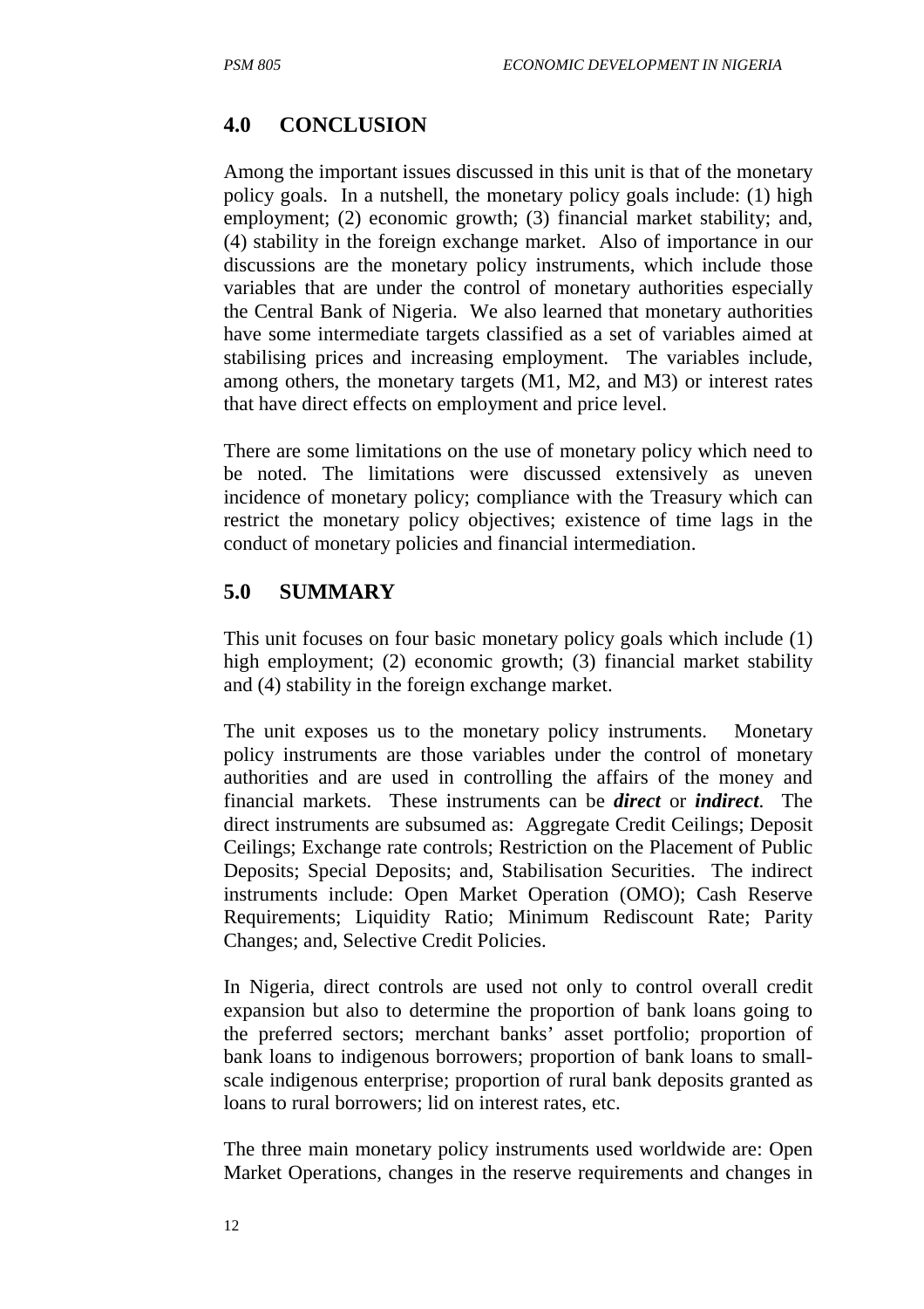## 4.0 CONCLUSION

Among the important issues discussed in this unit is that of the monetary policy goals. In a nutshell, the monetary policy goals include: (1) high employment; (2) economic growth; (3) financial market stability; and, (4) stability in the foreign exchange market. Also of importance in our discussions are the monetary policy instruments, which include those variables that are under the control of monetary authorities especially the Central Bank of Nigeria. We also learned that monetary authorities have some intermediate targets classified as a set of variables aimed at stabilising prices and increasing employment. The variables include, among others, the monetary targets (M1, M2, and M3) or interest rates that have direct effects on employment and price level.

There are some limitations on the use of monetary policy which need to be noted. The limitations were discussed extensively as uneven incidence of monetary policy; compliance with the Treasury which can restrict the monetary policy objectives; existence of time lags in the conduct of monetary policies and financial intermediation.

## 5.0 SUMMARY

This unit focuses on four basic monetary policy goals which include (1) high employment; (2) economic growth; (3) financial market stability and (4) stability in the foreign exchange market.

The unit exposes us to the monetary policy instruments. Monetary policy instruments are those variables under the control of monetary authorities and are used in controlling the affairs of the money and financial markets. These instruments can be ***direct*** or ***indirect***. The direct instruments are subsumed as: Aggregate Credit Ceilings; Deposit Ceilings; Exchange rate controls; Restriction on the Placement of Public Deposits; Special Deposits; and, Stabilisation Securities. The indirect instruments include: Open Market Operation (OMO); Cash Reserve Requirements; Liquidity Ratio; Minimum Rediscount Rate; Parity Changes; and, Selective Credit Policies.

In Nigeria, direct controls are used not only to control overall credit expansion but also to determine the proportion of bank loans going to the preferred sectors; merchant banks' asset portfolio; proportion of bank loans to indigenous borrowers; proportion of bank loans to small-scale indigenous enterprise; proportion of rural bank deposits granted as loans to rural borrowers; lid on interest rates, etc.

The three main monetary policy instruments used worldwide are: Open Market Operations, changes in the reserve requirements and changes in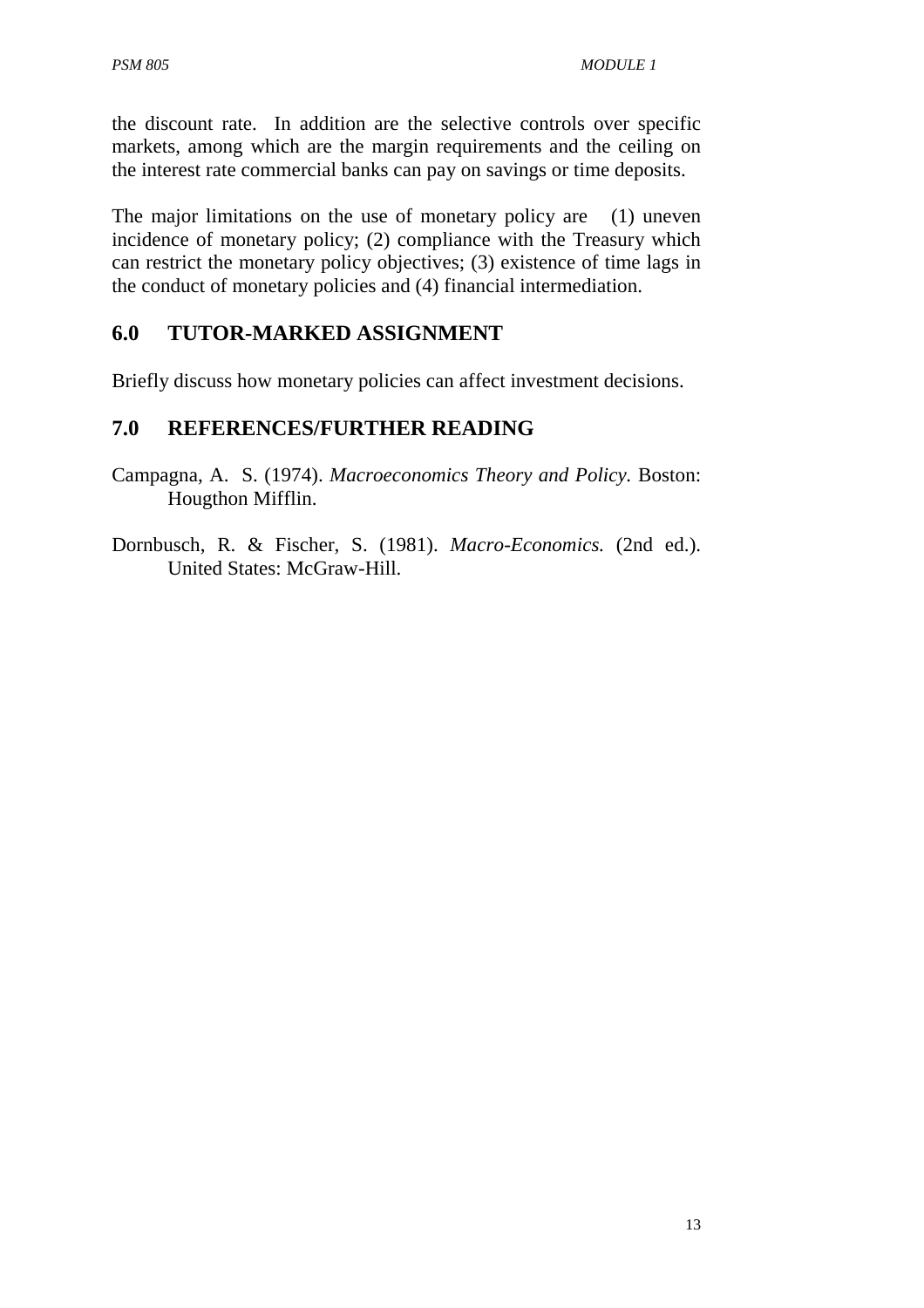the discount rate. In addition are the selective controls over specific markets, among which are the margin requirements and the ceiling on the interest rate commercial banks can pay on savings or time deposits.

The major limitations on the use of monetary policy are (1) uneven incidence of monetary policy; (2) compliance with the Treasury which can restrict the monetary policy objectives; (3) existence of time lags in the conduct of monetary policies and (4) financial intermediation.

## 6.0 TUTOR-MARKED ASSIGNMENT

Briefly discuss how monetary policies can affect investment decisions.

## 7.0 REFERENCES/FURTHER READING

Campagna, A. S. (1974). *Macroeconomics Theory and Policy.* Boston: Hougthon Mifflin.

Dornbusch, R. & Fischer, S. (1981). *Macro-Economics.* (2nd ed.). United States: McGraw-Hill.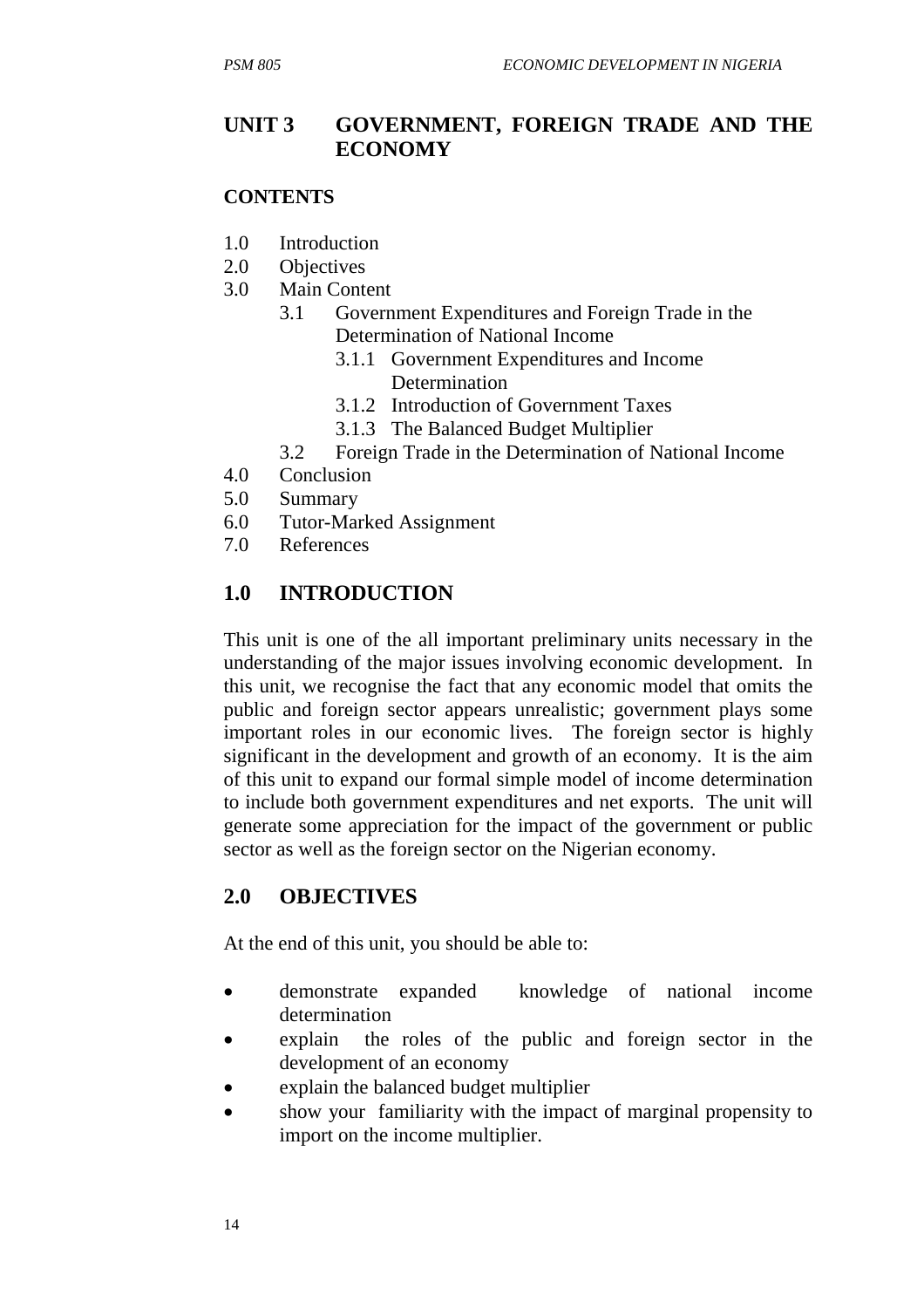## UNIT 3 GOVERNMENT, FOREIGN TRADE AND THE ECONOMY

**CONTENTS**

- 1.0 Introduction
- 2.0 Objectives
- 3.0 Main Content
  - 3.1 Government Expenditures and Foreign Trade in the Determination of National Income
    - 3.1.1 Government Expenditures and Income Determination
    - 3.1.2 Introduction of Government Taxes
    - 3.1.3 The Balanced Budget Multiplier
  - 3.2 Foreign Trade in the Determination of National Income
- 4.0 Conclusion
- 5.0 Summary
- 6.0 Tutor-Marked Assignment
- 7.0 References

## 1.0 INTRODUCTION

This unit is one of the all important preliminary units necessary in the understanding of the major issues involving economic development. In this unit, we recognise the fact that any economic model that omits the public and foreign sector appears unrealistic; government plays some important roles in our economic lives. The foreign sector is highly significant in the development and growth of an economy. It is the aim of this unit to expand our formal simple model of income determination to include both government expenditures and net exports. The unit will generate some appreciation for the impact of the government or public sector as well as the foreign sector on the Nigerian economy.

## 2.0 OBJECTIVES

At the end of this unit, you should be able to:

- demonstrate expanded knowledge of national income determination
- explain the roles of the public and foreign sector in the development of an economy
- explain the balanced budget multiplier
- show your familiarity with the impact of marginal propensity to import on the income multiplier.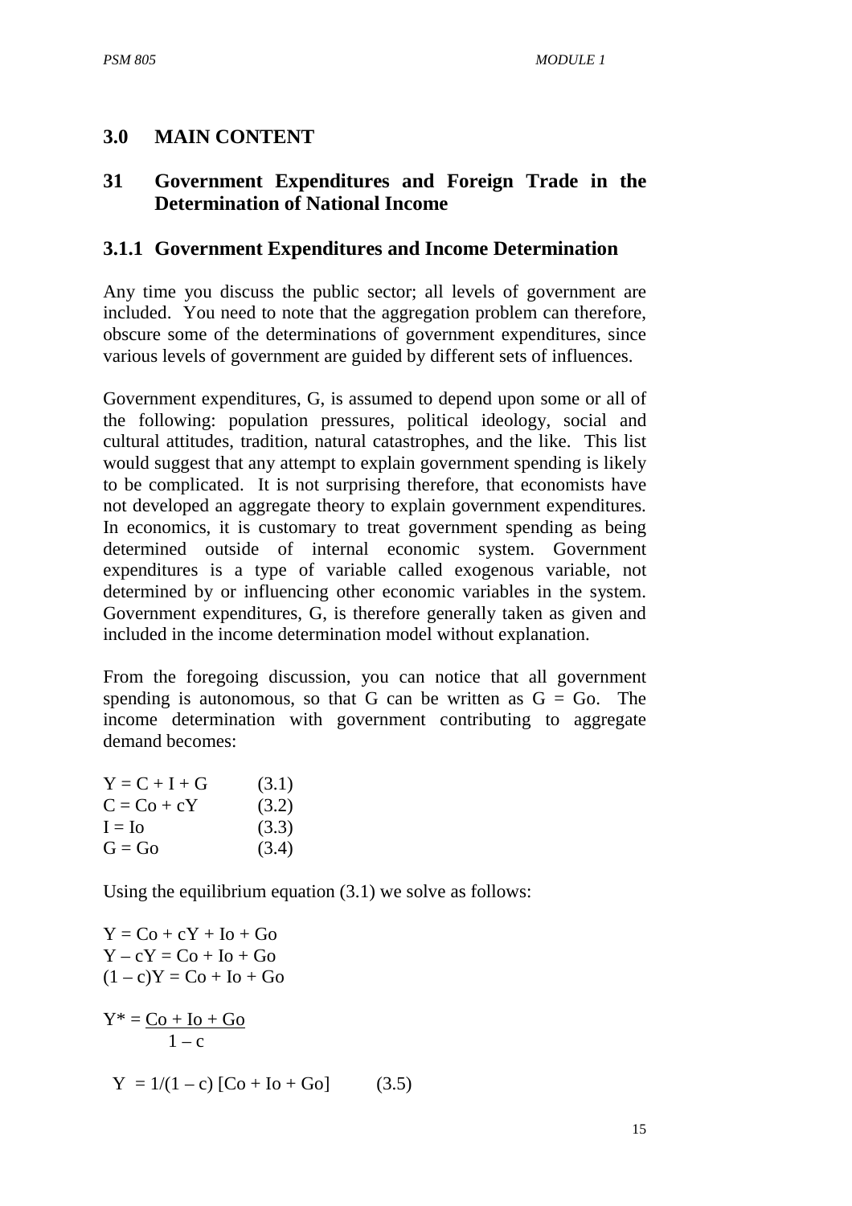## 3.0 MAIN CONTENT

## 31 Government Expenditures and Foreign Trade in the Determination of National Income

### 3.1.1 Government Expenditures and Income Determination

Any time you discuss the public sector; all levels of government are included. You need to note that the aggregation problem can therefore, obscure some of the determinations of government expenditures, since various levels of government are guided by different sets of influences.

Government expenditures, G, is assumed to depend upon some or all of the following: population pressures, political ideology, social and cultural attitudes, tradition, natural catastrophes, and the like. This list would suggest that any attempt to explain government spending is likely to be complicated. It is not surprising therefore, that economists have not developed an aggregate theory to explain government expenditures. In economics, it is customary to treat government spending as being determined outside of internal economic system. Government expenditures is a type of variable called exogenous variable, not determined by or influencing other economic variables in the system. Government expenditures, G, is therefore generally taken as given and included in the income determination model without explanation.

From the foregoing discussion, you can notice that all government spending is autonomous, so that G can be written as $G = Go$. The income determination with government contributing to aggregate demand becomes:

$$Y = C + I + G \qquad (3.1)$$

$$C = Co + cY \qquad (3.2)$$

$$I = Io \qquad (3.3)$$

$$G = Go \qquad (3.4)$$

Using the equilibrium equation (3.1) we solve as follows:

$$Y = Co + cY + Io + Go$$

$$Y - cY = Co + Io + Go$$

$$(1 - c)Y = Co + Io + Go$$

$$Y^* = \frac{Co + Io + Go}{1 - c}$$

$$Y = 1/(1 - c)\,[Co + Io + Go] \qquad (3.5)$$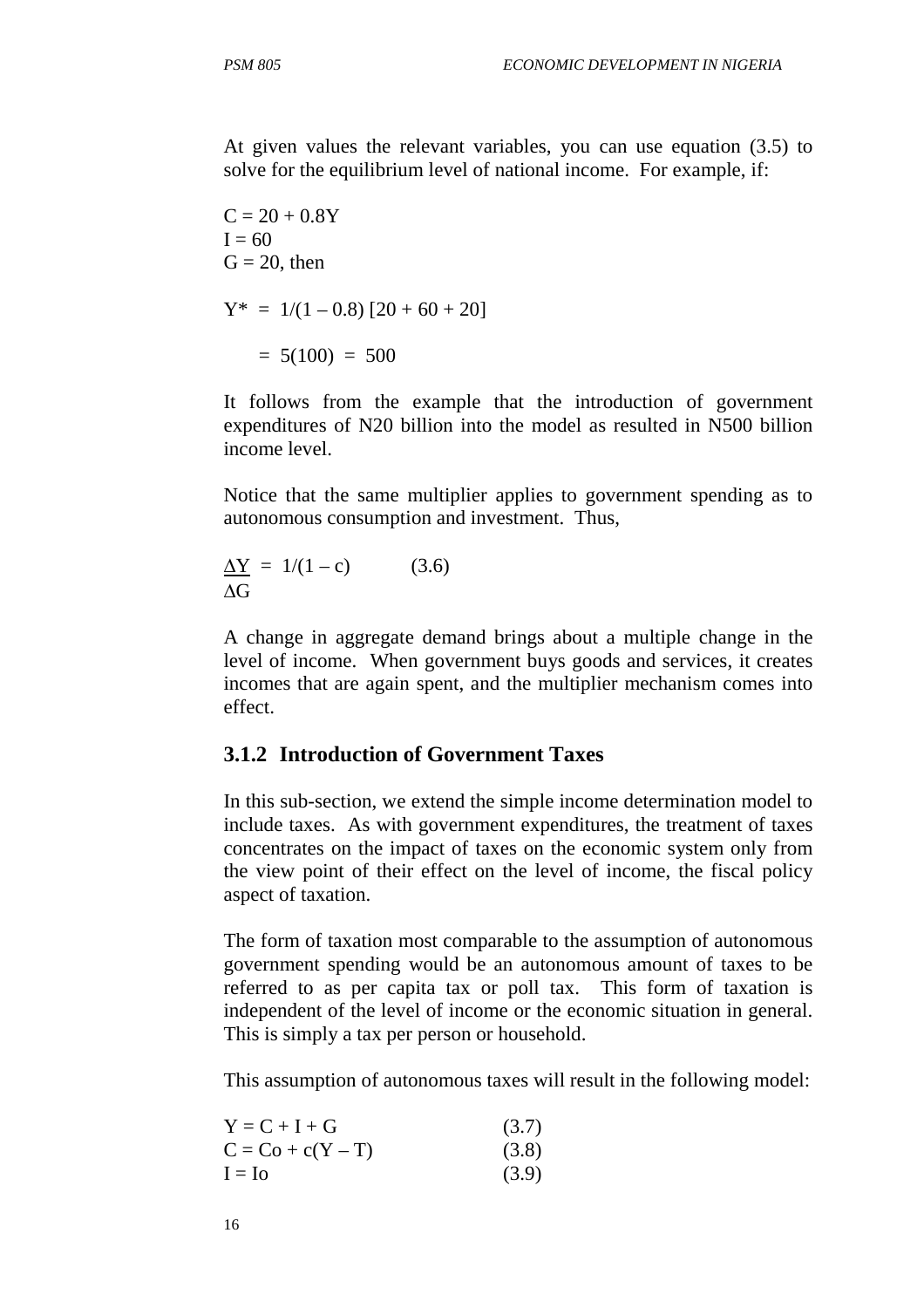At given values the relevant variables, you can use equation (3.5) to solve for the equilibrium level of national income. For example, if:

$C = 20 + 0.8Y$
$I = 60$
$G = 20$, then

$$Y^* = 1/(1 - 0.8)\,[20 + 60 + 20]$$

$$= 5(100) = 500$$

It follows from the example that the introduction of government expenditures of N20 billion into the model as resulted in N500 billion income level.

Notice that the same multiplier applies to government spending as to autonomous consumption and investment. Thus,

$$\frac{\Delta Y}{\Delta G} = 1/(1 - c) \qquad (3.6)$$

A change in aggregate demand brings about a multiple change in the level of income. When government buys goods and services, it creates incomes that are again spent, and the multiplier mechanism comes into effect.

### 3.1.2 Introduction of Government Taxes

In this sub-section, we extend the simple income determination model to include taxes. As with government expenditures, the treatment of taxes concentrates on the impact of taxes on the economic system only from the view point of their effect on the level of income, the fiscal policy aspect of taxation.

The form of taxation most comparable to the assumption of autonomous government spending would be an autonomous amount of taxes to be referred to as per capita tax or poll tax. This form of taxation is independent of the level of income or the economic situation in general. This is simply a tax per person or household.

This assumption of autonomous taxes will result in the following model:

$$Y = C + I + G \qquad (3.7)$$
$$C = C_o + c(Y - T) \qquad (3.8)$$
$$I = I_o \qquad (3.9)$$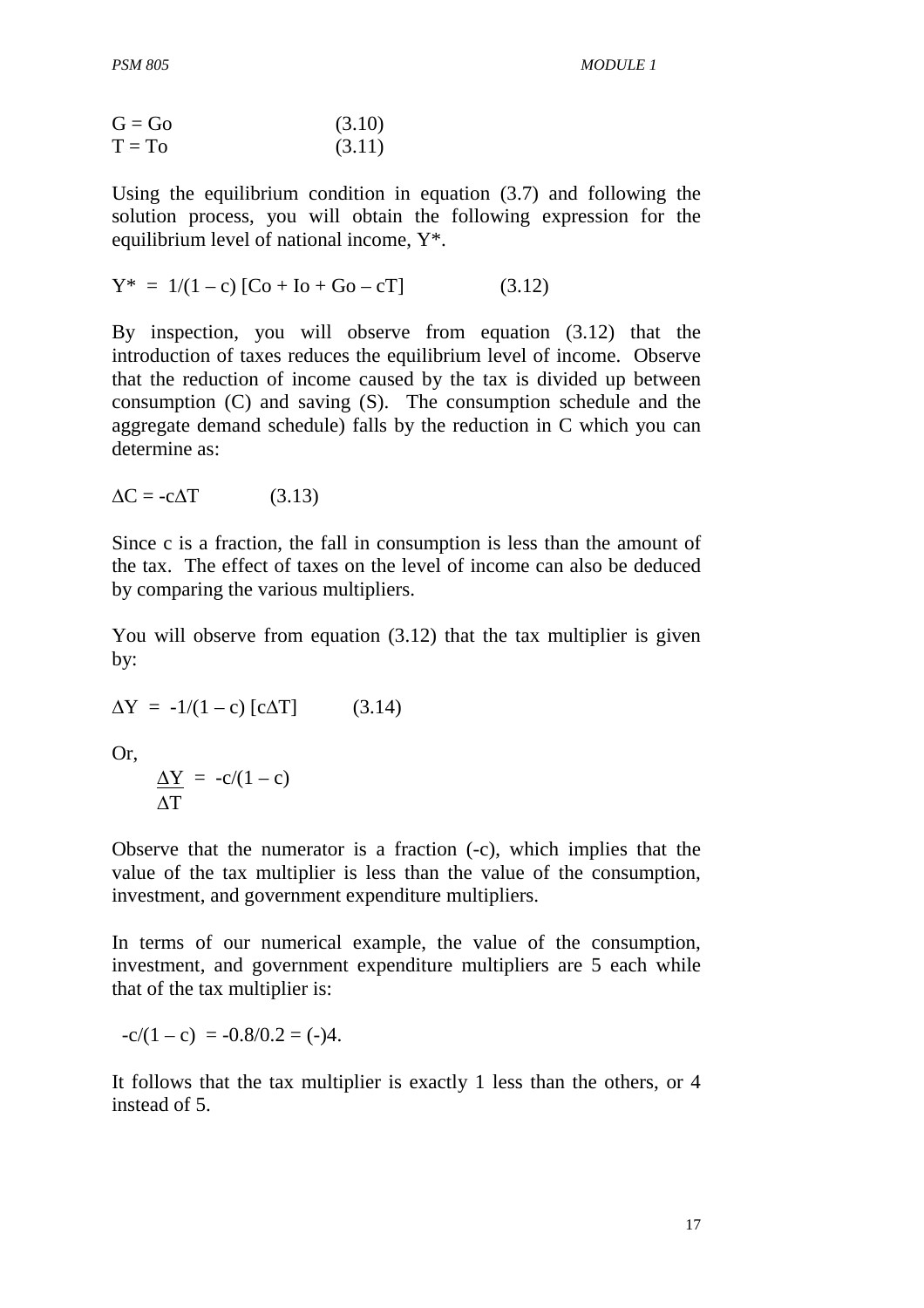$$G = Go \qquad (3.10)$$
$$T = To \qquad (3.11)$$

Using the equilibrium condition in equation (3.7) and following the solution process, you will obtain the following expression for the equilibrium level of national income, Y*.

$$Y^* = 1/(1 - c)\ [Co + Io + Go - cT] \qquad (3.12)$$

By inspection, you will observe from equation (3.12) that the introduction of taxes reduces the equilibrium level of income. Observe that the reduction of income caused by the tax is divided up between consumption (C) and saving (S). The consumption schedule and the aggregate demand schedule) falls by the reduction in C which you can determine as:

$$\Delta C = -c\Delta T \qquad (3.13)$$

Since c is a fraction, the fall in consumption is less than the amount of the tax. The effect of taxes on the level of income can also be deduced by comparing the various multipliers.

You will observe from equation (3.12) that the tax multiplier is given by:

$$\Delta Y = -1/(1 - c)\ [c\Delta T] \qquad (3.14)$$

Or,

$$\frac{\Delta Y}{\Delta T} = -c/(1 - c)$$

Observe that the numerator is a fraction (-c), which implies that the value of the tax multiplier is less than the value of the consumption, investment, and government expenditure multipliers.

In terms of our numerical example, the value of the consumption, investment, and government expenditure multipliers are 5 each while that of the tax multiplier is:

$$-c/(1 - c) = -0.8/0.2 = (-)4.$$

It follows that the tax multiplier is exactly 1 less than the others, or 4 instead of 5.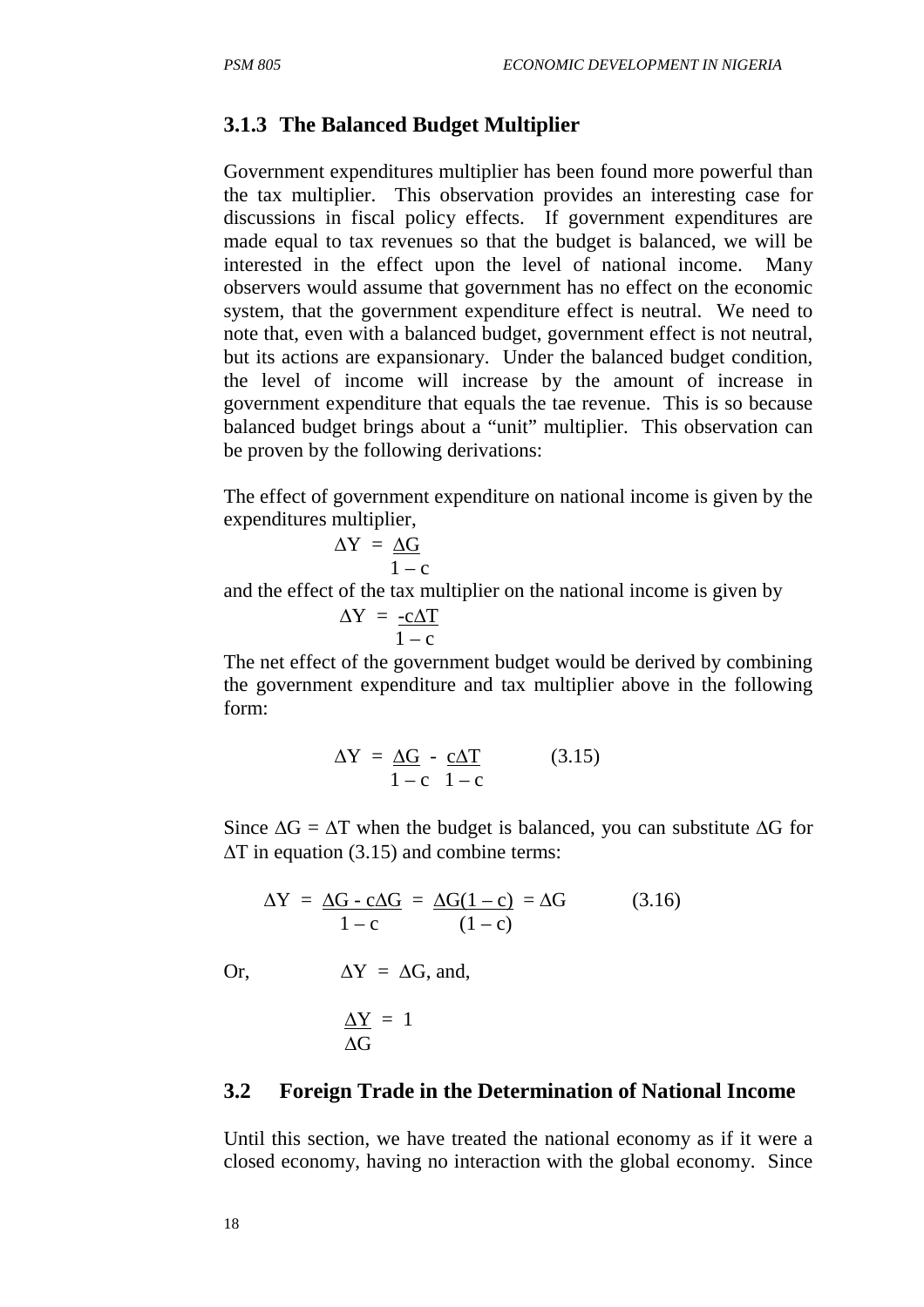### 3.1.3 The Balanced Budget Multiplier

Government expenditures multiplier has been found more powerful than the tax multiplier. This observation provides an interesting case for discussions in fiscal policy effects. If government expenditures are made equal to tax revenues so that the budget is balanced, we will be interested in the effect upon the level of national income. Many observers would assume that government has no effect on the economic system, that the government expenditure effect is neutral. We need to note that, even with a balanced budget, government effect is not neutral, but its actions are expansionary. Under the balanced budget condition, the level of income will increase by the amount of increase in government expenditure that equals the tae revenue. This is so because balanced budget brings about a "unit" multiplier. This observation can be proven by the following derivations:

The effect of government expenditure on national income is given by the expenditures multiplier,

$$\Delta Y = \frac{\Delta G}{1 - c}$$

and the effect of the tax multiplier on the national income is given by

$$\Delta Y = \frac{-c\Delta T}{1 - c}$$

The net effect of the government budget would be derived by combining the government expenditure and tax multiplier above in the following form:

$$\Delta Y = \frac{\Delta G}{1 - c} - \frac{c\Delta T}{1 - c} \qquad (3.15)$$

Since $\Delta G = \Delta T$ when the budget is balanced, you can substitute $\Delta G$ for $\Delta T$ in equation (3.15) and combine terms:

$$\Delta Y = \frac{\Delta G - c\Delta G}{1 - c} = \frac{\Delta G(1 - c)}{(1 - c)} = \Delta G \qquad (3.16)$$

Or, $\Delta Y = \Delta G$, and,

$$\frac{\Delta Y}{\Delta G} = 1$$

## 3.2 Foreign Trade in the Determination of National Income

Until this section, we have treated the national economy as if it were a closed economy, having no interaction with the global economy. Since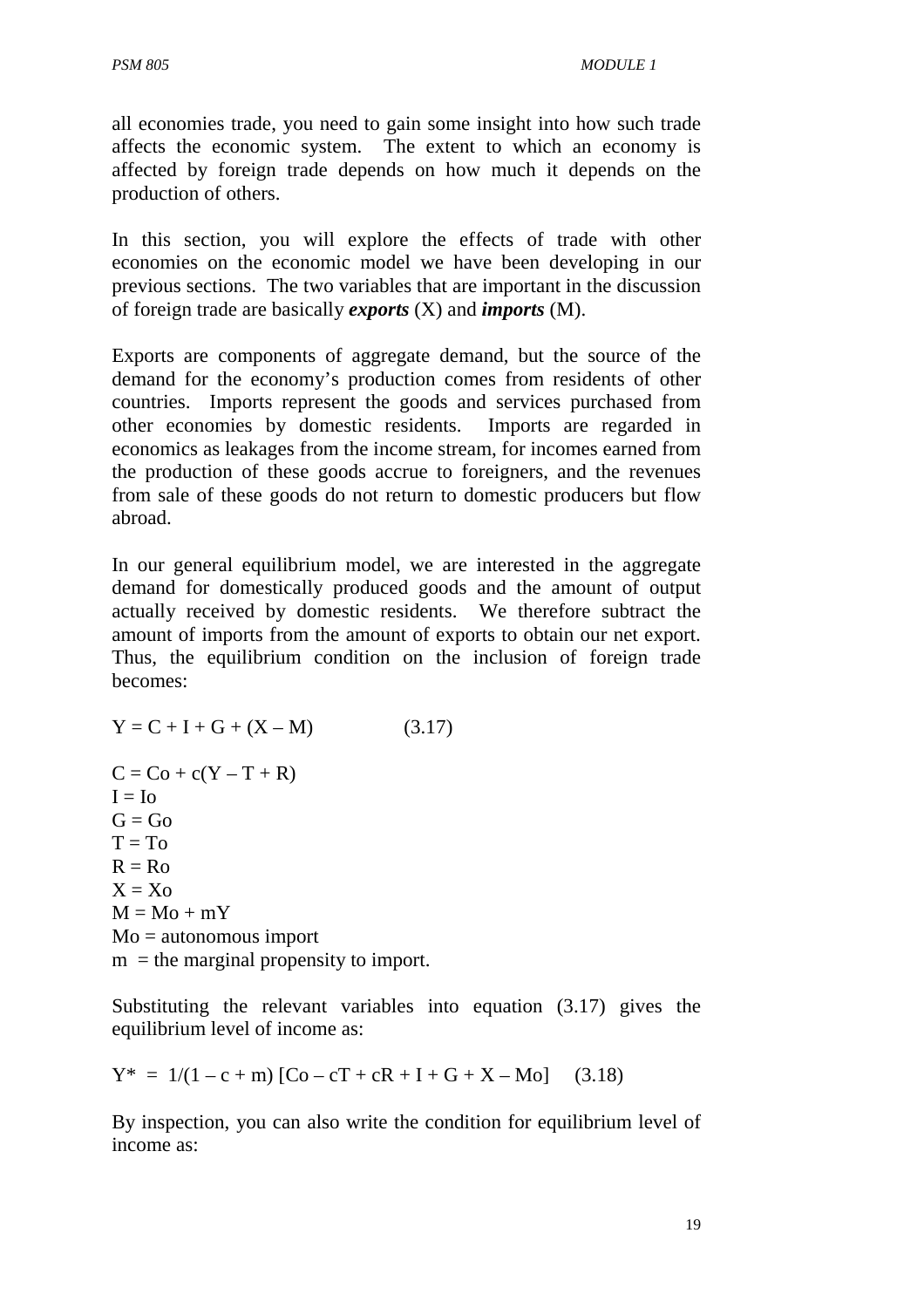all economies trade, you need to gain some insight into how such trade affects the economic system. The extent to which an economy is affected by foreign trade depends on how much it depends on the production of others.

In this section, you will explore the effects of trade with other economies on the economic model we have been developing in our previous sections. The two variables that are important in the discussion of foreign trade are basically ***exports*** (X) and ***imports*** (M).

Exports are components of aggregate demand, but the source of the demand for the economy's production comes from residents of other countries. Imports represent the goods and services purchased from other economies by domestic residents. Imports are regarded in economics as leakages from the income stream, for incomes earned from the production of these goods accrue to foreigners, and the revenues from sale of these goods do not return to domestic producers but flow abroad.

In our general equilibrium model, we are interested in the aggregate demand for domestically produced goods and the amount of output actually received by domestic residents. We therefore subtract the amount of imports from the amount of exports to obtain our net export. Thus, the equilibrium condition on the inclusion of foreign trade becomes:

$$Y = C + I + G + (X - M) \qquad (3.17)$$

$C = Co + c(Y - T + R)$
$I = Io$
$G = Go$
$T = To$
$R = Ro$
$X = Xo$
$M = Mo + mY$
$Mo$ = autonomous import
$m$ = the marginal propensity to import.

Substituting the relevant variables into equation (3.17) gives the equilibrium level of income as:

$$Y^* = 1/(1 - c + m)\,[Co - cT + cR + I + G + X - Mo] \qquad (3.18)$$

By inspection, you can also write the condition for equilibrium level of income as: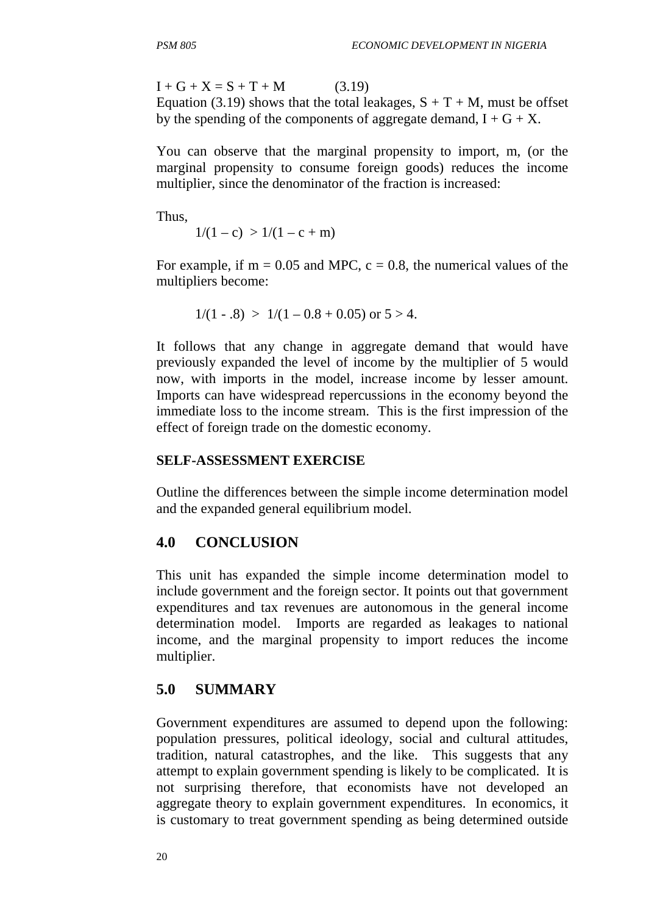$$I + G + X = S + T + M \qquad (3.19)$$

Equation (3.19) shows that the total leakages, $S + T + M$, must be offset by the spending of the components of aggregate demand, $I + G + X$.

You can observe that the marginal propensity to import, m, (or the marginal propensity to consume foreign goods) reduces the income multiplier, since the denominator of the fraction is increased:

Thus,

$$1/(1 – c) > 1/(1 – c + m)$$

For example, if $m = 0.05$ and MPC, $c = 0.8$, the numerical values of the multipliers become:

$$1/(1 - .8) > 1/(1 – 0.8 + 0.05) \text{ or } 5 > 4.$$

It follows that any change in aggregate demand that would have previously expanded the level of income by the multiplier of 5 would now, with imports in the model, increase income by lesser amount. Imports can have widespread repercussions in the economy beyond the immediate loss to the income stream. This is the first impression of the effect of foreign trade on the domestic economy.

**SELF-ASSESSMENT EXERCISE**

Outline the differences between the simple income determination model and the expanded general equilibrium model.

## 4.0 CONCLUSION

This unit has expanded the simple income determination model to include government and the foreign sector. It points out that government expenditures and tax revenues are autonomous in the general income determination model. Imports are regarded as leakages to national income, and the marginal propensity to import reduces the income multiplier.

## 5.0 SUMMARY

Government expenditures are assumed to depend upon the following: population pressures, political ideology, social and cultural attitudes, tradition, natural catastrophes, and the like. This suggests that any attempt to explain government spending is likely to be complicated. It is not surprising therefore, that economists have not developed an aggregate theory to explain government expenditures. In economics, it is customary to treat government spending as being determined outside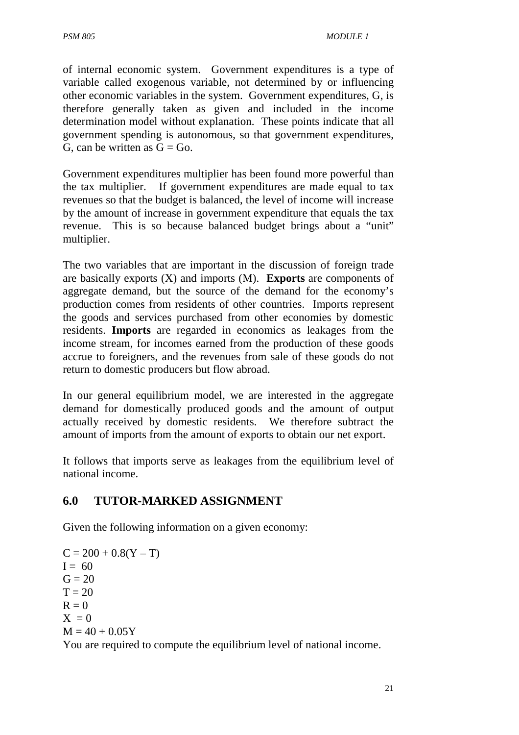of internal economic system. Government expenditures is a type of variable called exogenous variable, not determined by or influencing other economic variables in the system. Government expenditures, G, is therefore generally taken as given and included in the income determination model without explanation. These points indicate that all government spending is autonomous, so that government expenditures, G, can be written as $G = Go$.

Government expenditures multiplier has been found more powerful than the tax multiplier. If government expenditures are made equal to tax revenues so that the budget is balanced, the level of income will increase by the amount of increase in government expenditure that equals the tax revenue. This is so because balanced budget brings about a "unit" multiplier.

The two variables that are important in the discussion of foreign trade are basically exports (X) and imports (M). **Exports** are components of aggregate demand, but the source of the demand for the economy's production comes from residents of other countries. Imports represent the goods and services purchased from other economies by domestic residents. **Imports** are regarded in economics as leakages from the income stream, for incomes earned from the production of these goods accrue to foreigners, and the revenues from sale of these goods do not return to domestic producers but flow abroad.

In our general equilibrium model, we are interested in the aggregate demand for domestically produced goods and the amount of output actually received by domestic residents. We therefore subtract the amount of imports from the amount of exports to obtain our net export.

It follows that imports serve as leakages from the equilibrium level of national income.

## 6.0 TUTOR-MARKED ASSIGNMENT

Given the following information on a given economy:

$C = 200 + 0.8(Y – T)$
$I = 60$
$G = 20$
$T = 20$
$R = 0$
$X = 0$
$M = 40 + 0.05Y$

You are required to compute the equilibrium level of national income.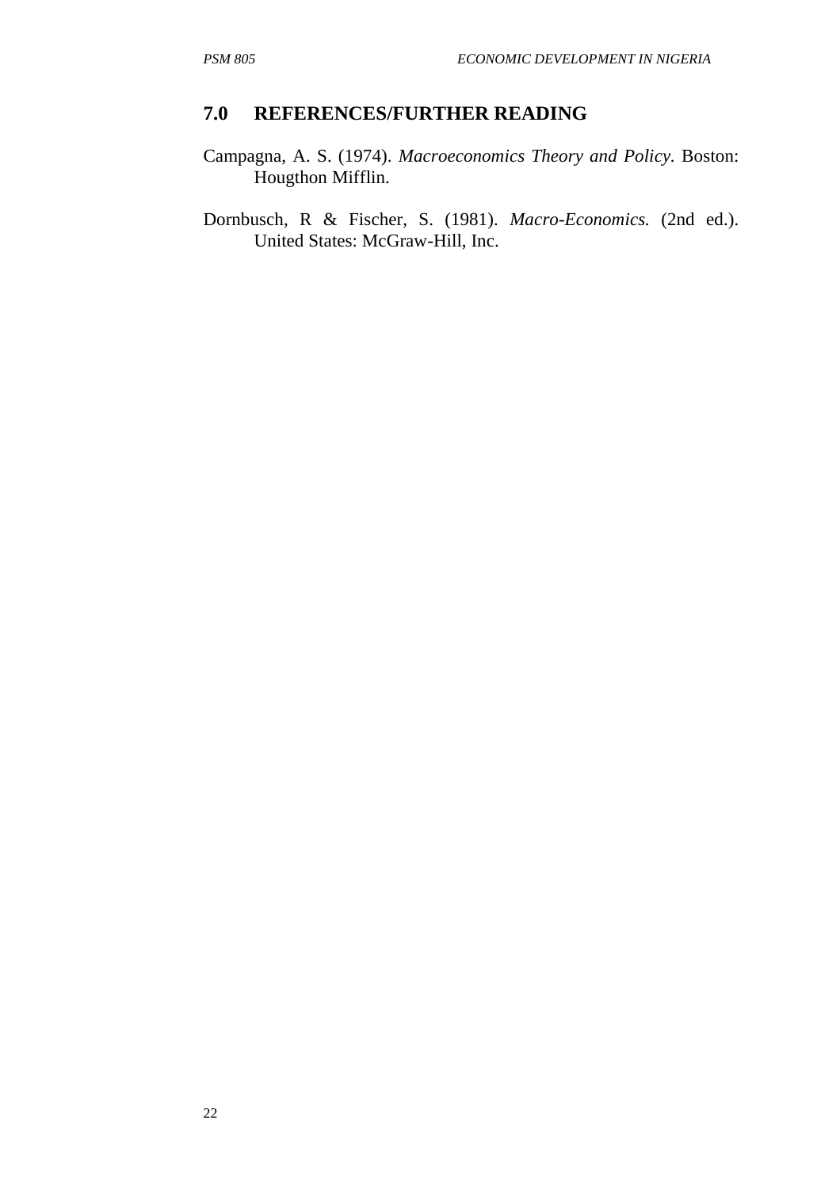## 7.0 REFERENCES/FURTHER READING

Campagna, A. S. (1974). *Macroeconomics Theory and Policy.* Boston: Hougthon Mifflin.

Dornbusch, R & Fischer, S. (1981). *Macro-Economics.* (2nd ed.). United States: McGraw-Hill, Inc.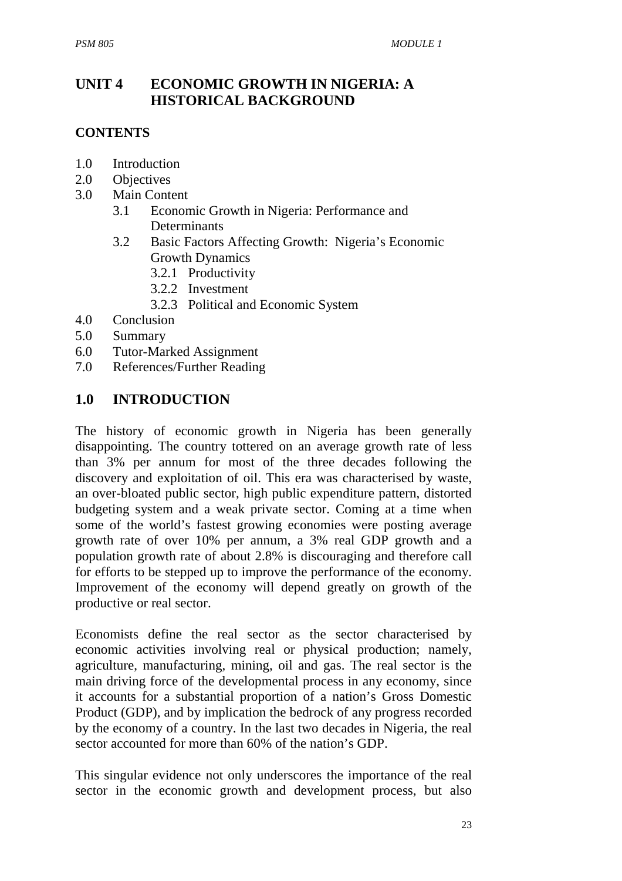# UNIT 4 ECONOMIC GROWTH IN NIGERIA: A HISTORICAL BACKGROUND

**CONTENTS**

- 1.0 Introduction
- 2.0 Objectives
- 3.0 Main Content
  - 3.1 Economic Growth in Nigeria: Performance and Determinants
  - 3.2 Basic Factors Affecting Growth: Nigeria's Economic Growth Dynamics
    - 3.2.1 Productivity
    - 3.2.2 Investment
    - 3.2.3 Political and Economic System
- 4.0 Conclusion
- 5.0 Summary
- 6.0 Tutor-Marked Assignment
- 7.0 References/Further Reading

## 1.0 INTRODUCTION

The history of economic growth in Nigeria has been generally disappointing. The country tottered on an average growth rate of less than 3% per annum for most of the three decades following the discovery and exploitation of oil. This era was characterised by waste, an over-bloated public sector, high public expenditure pattern, distorted budgeting system and a weak private sector. Coming at a time when some of the world's fastest growing economies were posting average growth rate of over 10% per annum, a 3% real GDP growth and a population growth rate of about 2.8% is discouraging and therefore call for efforts to be stepped up to improve the performance of the economy. Improvement of the economy will depend greatly on growth of the productive or real sector.

Economists define the real sector as the sector characterised by economic activities involving real or physical production; namely, agriculture, manufacturing, mining, oil and gas. The real sector is the main driving force of the developmental process in any economy, since it accounts for a substantial proportion of a nation's Gross Domestic Product (GDP), and by implication the bedrock of any progress recorded by the economy of a country. In the last two decades in Nigeria, the real sector accounted for more than 60% of the nation's GDP.

This singular evidence not only underscores the importance of the real sector in the economic growth and development process, but also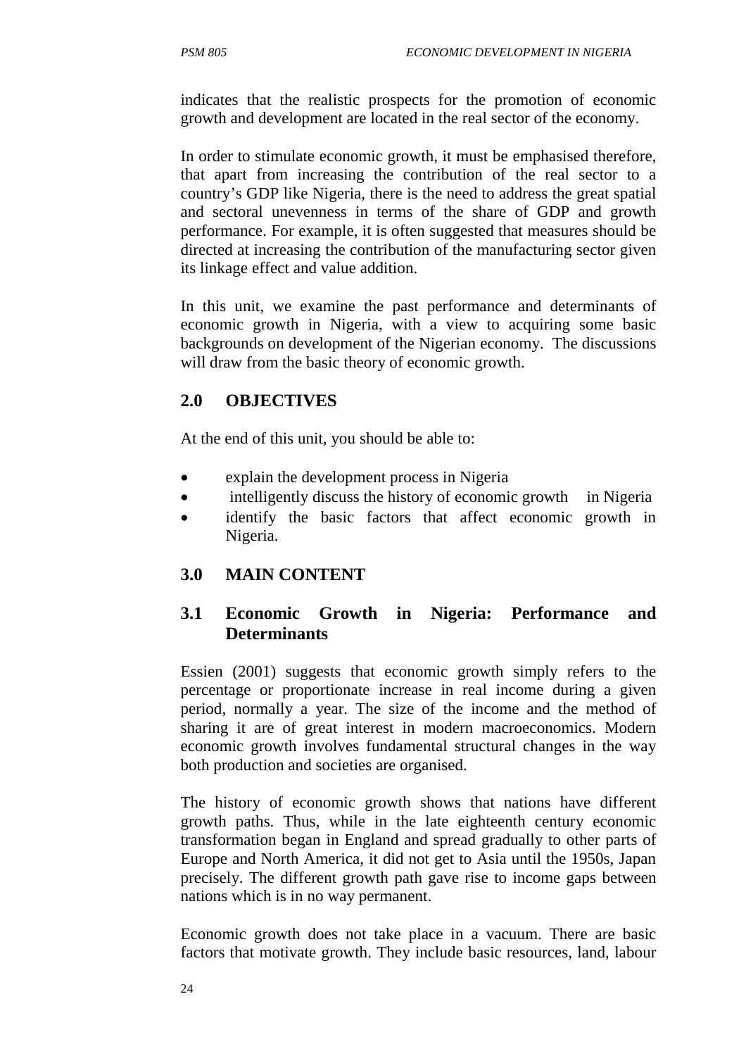indicates that the realistic prospects for the promotion of economic growth and development are located in the real sector of the economy.

In order to stimulate economic growth, it must be emphasised therefore, that apart from increasing the contribution of the real sector to a country's GDP like Nigeria, there is the need to address the great spatial and sectoral unevenness in terms of the share of GDP and growth performance. For example, it is often suggested that measures should be directed at increasing the contribution of the manufacturing sector given its linkage effect and value addition.

In this unit, we examine the past performance and determinants of economic growth in Nigeria, with a view to acquiring some basic backgrounds on development of the Nigerian economy. The discussions will draw from the basic theory of economic growth.

## 2.0 OBJECTIVES

At the end of this unit, you should be able to:

- explain the development process in Nigeria
- intelligently discuss the history of economic growth in Nigeria
- identify the basic factors that affect economic growth in Nigeria.

## 3.0 MAIN CONTENT

### 3.1 Economic Growth in Nigeria: Performance and Determinants

Essien (2001) suggests that economic growth simply refers to the percentage or proportionate increase in real income during a given period, normally a year. The size of the income and the method of sharing it are of great interest in modern macroeconomics. Modern economic growth involves fundamental structural changes in the way both production and societies are organised.

The history of economic growth shows that nations have different growth paths. Thus, while in the late eighteenth century economic transformation began in England and spread gradually to other parts of Europe and North America, it did not get to Asia until the 1950s, Japan precisely. The different growth path gave rise to income gaps between nations which is in no way permanent.

Economic growth does not take place in a vacuum. There are basic factors that motivate growth. They include basic resources, land, labour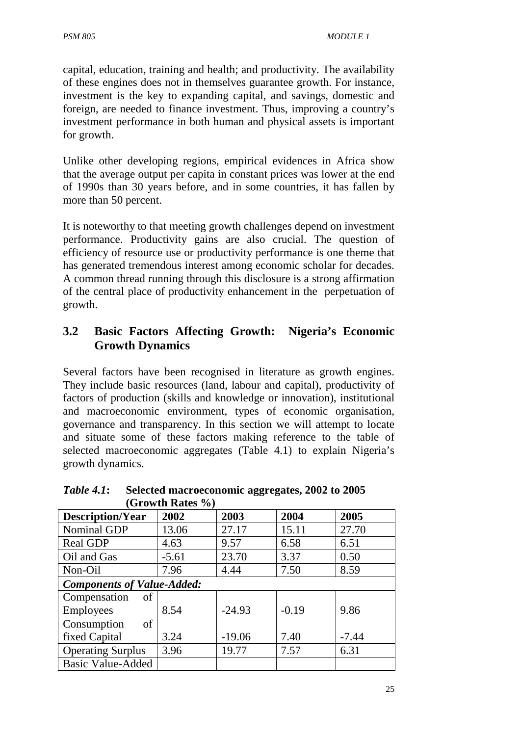capital, education, training and health; and productivity. The availability of these engines does not in themselves guarantee growth. For instance, investment is the key to expanding capital, and savings, domestic and foreign, are needed to finance investment. Thus, improving a country's investment performance in both human and physical assets is important for growth.

Unlike other developing regions, empirical evidences in Africa show that the average output per capita in constant prices was lower at the end of 1990s than 30 years before, and in some countries, it has fallen by more than 50 percent.

It is noteworthy to that meeting growth challenges depend on investment performance. Productivity gains are also crucial. The question of efficiency of resource use or productivity performance is one theme that has generated tremendous interest among economic scholar for decades. A common thread running through this disclosure is a strong affirmation of the central place of productivity enhancement in the perpetuation of growth.

## 3.2 Basic Factors Affecting Growth: Nigeria's Economic Growth Dynamics

Several factors have been recognised in literature as growth engines. They include basic resources (land, labour and capital), productivity of factors of production (skills and knowledge or innovation), institutional and macroeconomic environment, types of economic organisation, governance and transparency. In this section we will attempt to locate and situate some of these factors making reference to the table of selected macroeconomic aggregates (Table 4.1) to explain Nigeria's growth dynamics.

***Table 4.1*: Selected macroeconomic aggregates, 2002 to 2005 (Growth Rates %)**

| Description/Year | 2002 | 2003 | 2004 | 2005 |
|---|---|---|---|---|
| Nominal GDP | 13.06 | 27.17 | 15.11 | 27.70 |
| Real GDP | 4.63 | 9.57 | 6.58 | 6.51 |
| Oil and Gas | -5.61 | 23.70 | 3.37 | 0.50 |
| Non-Oil | 7.96 | 4.44 | 7.50 | 8.59 |
| ***Components of Value-Added:*** | | | | |
| Compensation of Employees | 8.54 | -24.93 | -0.19 | 9.86 |
| Consumption of fixed Capital | 3.24 | -19.06 | 7.40 | -7.44 |
| Operating Surplus | 3.96 | 19.77 | 7.57 | 6.31 |
| Basic Value-Added | | | | |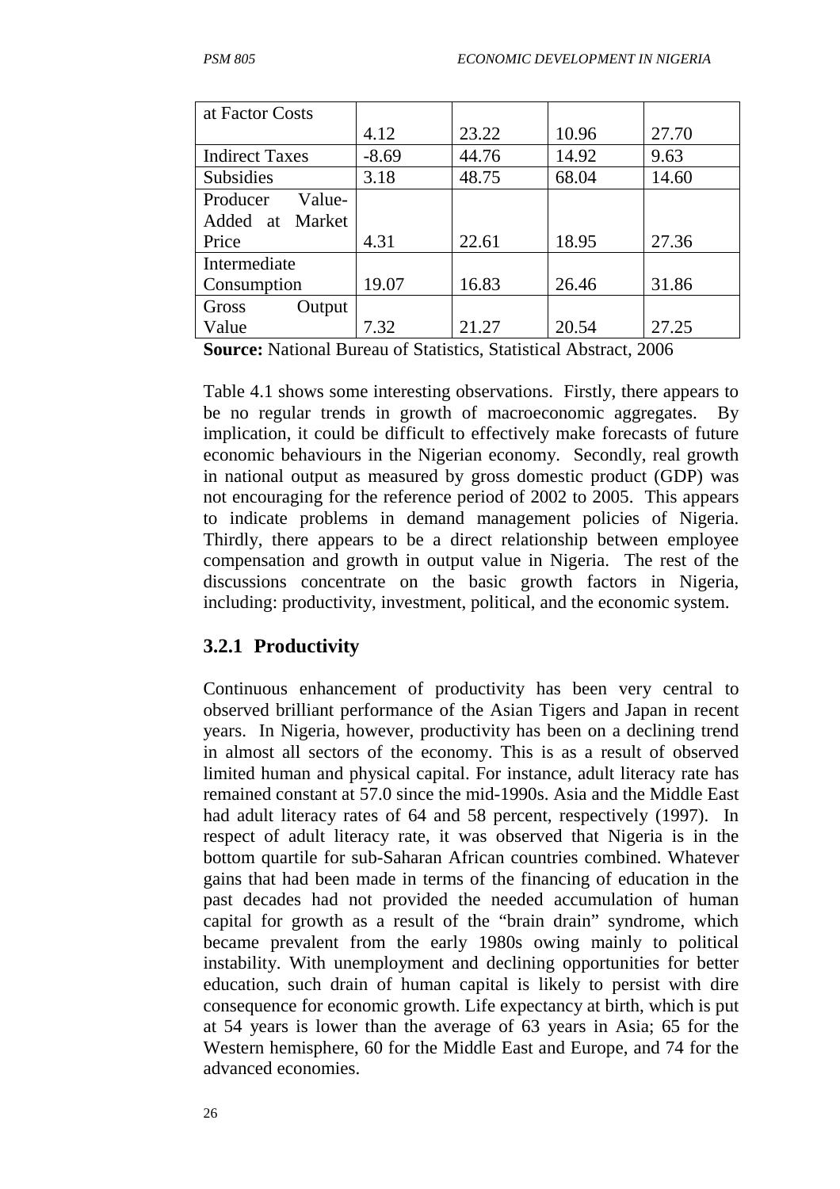| at Factor Costs | 4.12 | 23.22 | 10.96 | 27.70 |
|---|---|---|---|---|
| Indirect Taxes | -8.69 | 44.76 | 14.92 | 9.63 |
| Subsidies | 3.18 | 48.75 | 68.04 | 14.60 |
| Producer Value-Added at Market Price | 4.31 | 22.61 | 18.95 | 27.36 |
| Intermediate Consumption | 19.07 | 16.83 | 26.46 | 31.86 |
| Gross Output Value | 7.32 | 21.27 | 20.54 | 27.25 |

**Source:** National Bureau of Statistics, Statistical Abstract, 2006

Table 4.1 shows some interesting observations. Firstly, there appears to be no regular trends in growth of macroeconomic aggregates. By implication, it could be difficult to effectively make forecasts of future economic behaviours in the Nigerian economy. Secondly, real growth in national output as measured by gross domestic product (GDP) was not encouraging for the reference period of 2002 to 2005. This appears to indicate problems in demand management policies of Nigeria. Thirdly, there appears to be a direct relationship between employee compensation and growth in output value in Nigeria. The rest of the discussions concentrate on the basic growth factors in Nigeria, including: productivity, investment, political, and the economic system.

### 3.2.1 Productivity

Continuous enhancement of productivity has been very central to observed brilliant performance of the Asian Tigers and Japan in recent years. In Nigeria, however, productivity has been on a declining trend in almost all sectors of the economy. This is as a result of observed limited human and physical capital. For instance, adult literacy rate has remained constant at 57.0 since the mid-1990s. Asia and the Middle East had adult literacy rates of 64 and 58 percent, respectively (1997). In respect of adult literacy rate, it was observed that Nigeria is in the bottom quartile for sub-Saharan African countries combined. Whatever gains that had been made in terms of the financing of education in the past decades had not provided the needed accumulation of human capital for growth as a result of the "brain drain" syndrome, which became prevalent from the early 1980s owing mainly to political instability. With unemployment and declining opportunities for better education, such drain of human capital is likely to persist with dire consequence for economic growth. Life expectancy at birth, which is put at 54 years is lower than the average of 63 years in Asia; 65 for the Western hemisphere, 60 for the Middle East and Europe, and 74 for the advanced economies.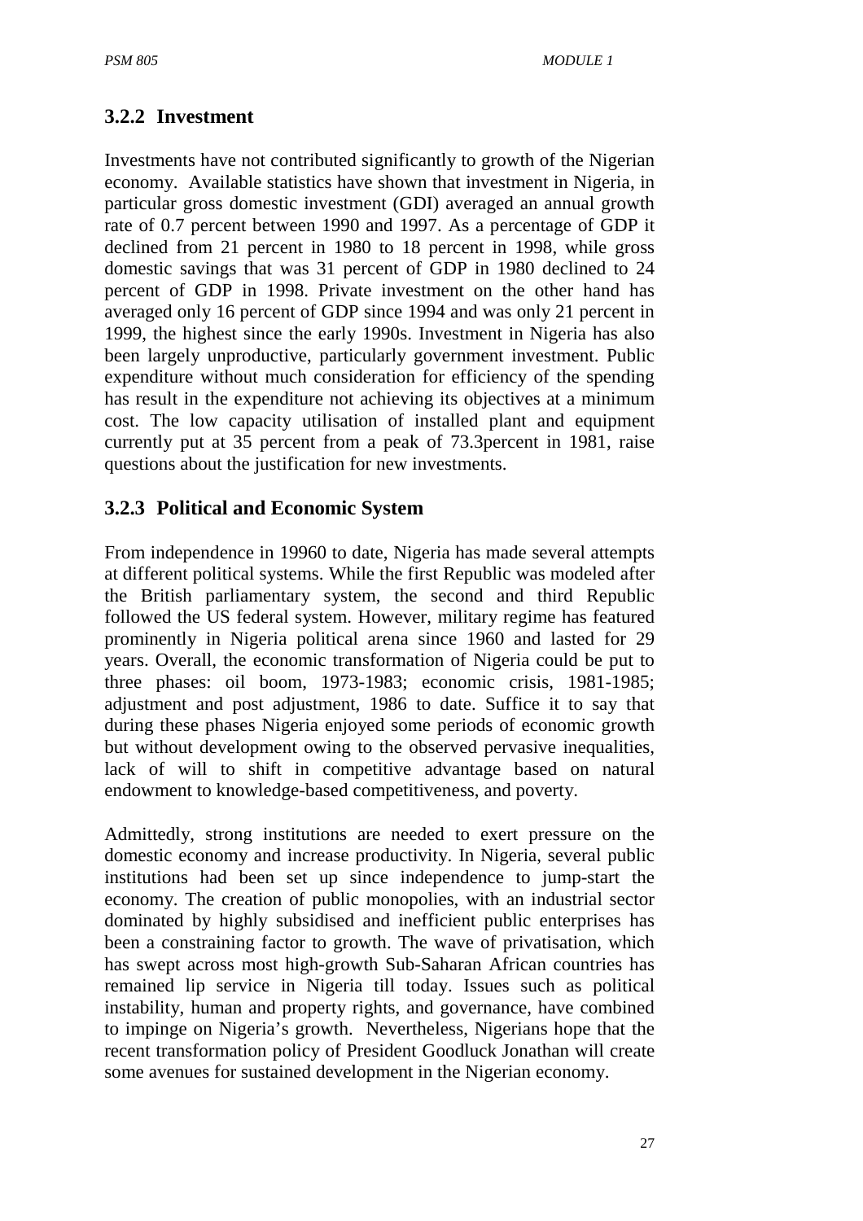### 3.2.2 Investment

Investments have not contributed significantly to growth of the Nigerian economy. Available statistics have shown that investment in Nigeria, in particular gross domestic investment (GDI) averaged an annual growth rate of 0.7 percent between 1990 and 1997. As a percentage of GDP it declined from 21 percent in 1980 to 18 percent in 1998, while gross domestic savings that was 31 percent of GDP in 1980 declined to 24 percent of GDP in 1998. Private investment on the other hand has averaged only 16 percent of GDP since 1994 and was only 21 percent in 1999, the highest since the early 1990s. Investment in Nigeria has also been largely unproductive, particularly government investment. Public expenditure without much consideration for efficiency of the spending has result in the expenditure not achieving its objectives at a minimum cost. The low capacity utilisation of installed plant and equipment currently put at 35 percent from a peak of 73.3percent in 1981, raise questions about the justification for new investments.

### 3.2.3 Political and Economic System

From independence in 19960 to date, Nigeria has made several attempts at different political systems. While the first Republic was modeled after the British parliamentary system, the second and third Republic followed the US federal system. However, military regime has featured prominently in Nigeria political arena since 1960 and lasted for 29 years. Overall, the economic transformation of Nigeria could be put to three phases: oil boom, 1973-1983; economic crisis, 1981-1985; adjustment and post adjustment, 1986 to date. Suffice it to say that during these phases Nigeria enjoyed some periods of economic growth but without development owing to the observed pervasive inequalities, lack of will to shift in competitive advantage based on natural endowment to knowledge-based competitiveness, and poverty.

Admittedly, strong institutions are needed to exert pressure on the domestic economy and increase productivity. In Nigeria, several public institutions had been set up since independence to jump-start the economy. The creation of public monopolies, with an industrial sector dominated by highly subsidised and inefficient public enterprises has been a constraining factor to growth. The wave of privatisation, which has swept across most high-growth Sub-Saharan African countries has remained lip service in Nigeria till today. Issues such as political instability, human and property rights, and governance, have combined to impinge on Nigeria's growth. Nevertheless, Nigerians hope that the recent transformation policy of President Goodluck Jonathan will create some avenues for sustained development in the Nigerian economy.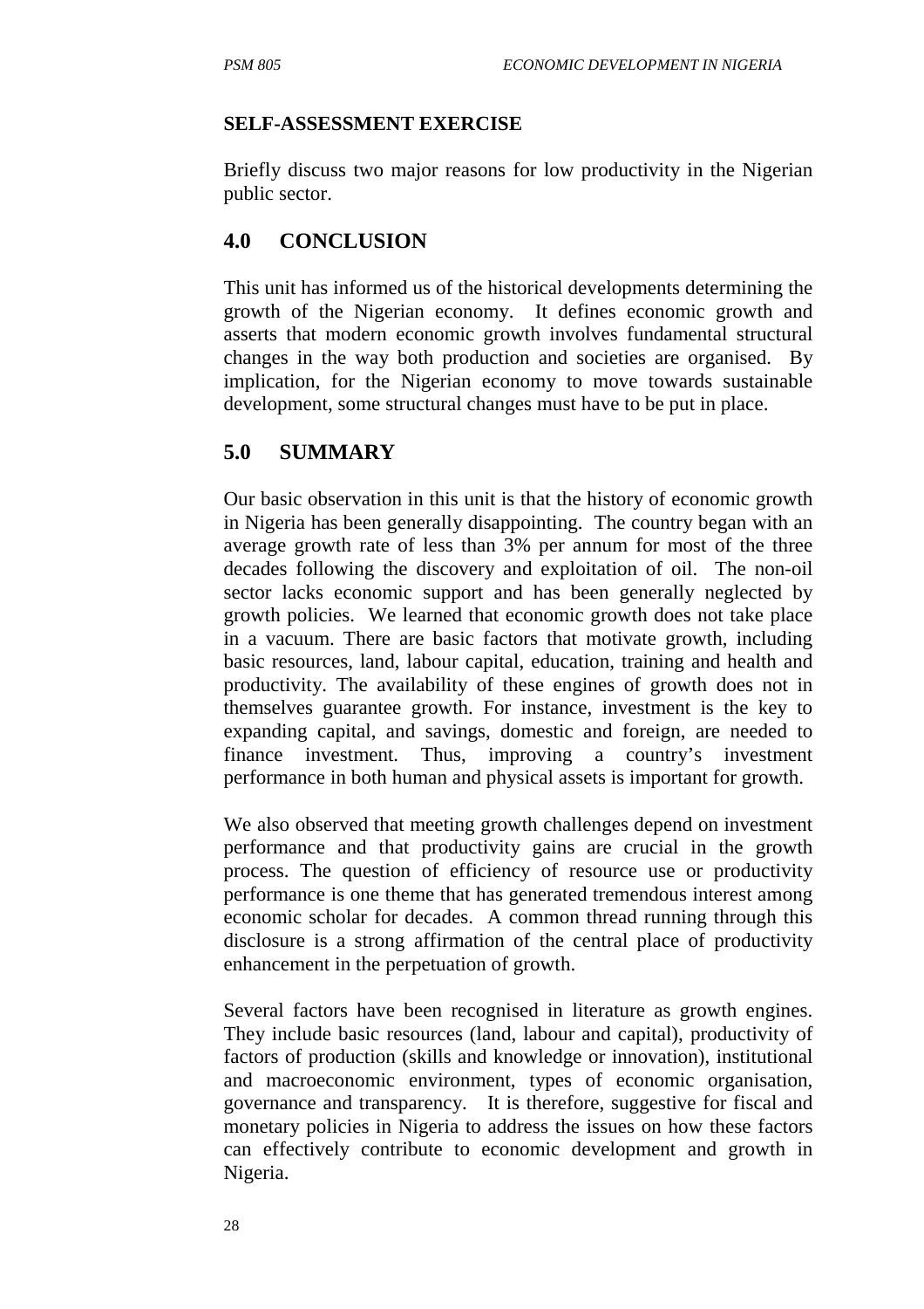**SELF-ASSESSMENT EXERCISE**

Briefly discuss two major reasons for low productivity in the Nigerian public sector.

## 4.0 CONCLUSION

This unit has informed us of the historical developments determining the growth of the Nigerian economy. It defines economic growth and asserts that modern economic growth involves fundamental structural changes in the way both production and societies are organised. By implication, for the Nigerian economy to move towards sustainable development, some structural changes must have to be put in place.

## 5.0 SUMMARY

Our basic observation in this unit is that the history of economic growth in Nigeria has been generally disappointing. The country began with an average growth rate of less than 3% per annum for most of the three decades following the discovery and exploitation of oil. The non-oil sector lacks economic support and has been generally neglected by growth policies. We learned that economic growth does not take place in a vacuum. There are basic factors that motivate growth, including basic resources, land, labour capital, education, training and health and productivity. The availability of these engines of growth does not in themselves guarantee growth. For instance, investment is the key to expanding capital, and savings, domestic and foreign, are needed to finance investment. Thus, improving a country's investment performance in both human and physical assets is important for growth.

We also observed that meeting growth challenges depend on investment performance and that productivity gains are crucial in the growth process. The question of efficiency of resource use or productivity performance is one theme that has generated tremendous interest among economic scholar for decades. A common thread running through this disclosure is a strong affirmation of the central place of productivity enhancement in the perpetuation of growth.

Several factors have been recognised in literature as growth engines. They include basic resources (land, labour and capital), productivity of factors of production (skills and knowledge or innovation), institutional and macroeconomic environment, types of economic organisation, governance and transparency. It is therefore, suggestive for fiscal and monetary policies in Nigeria to address the issues on how these factors can effectively contribute to economic development and growth in Nigeria.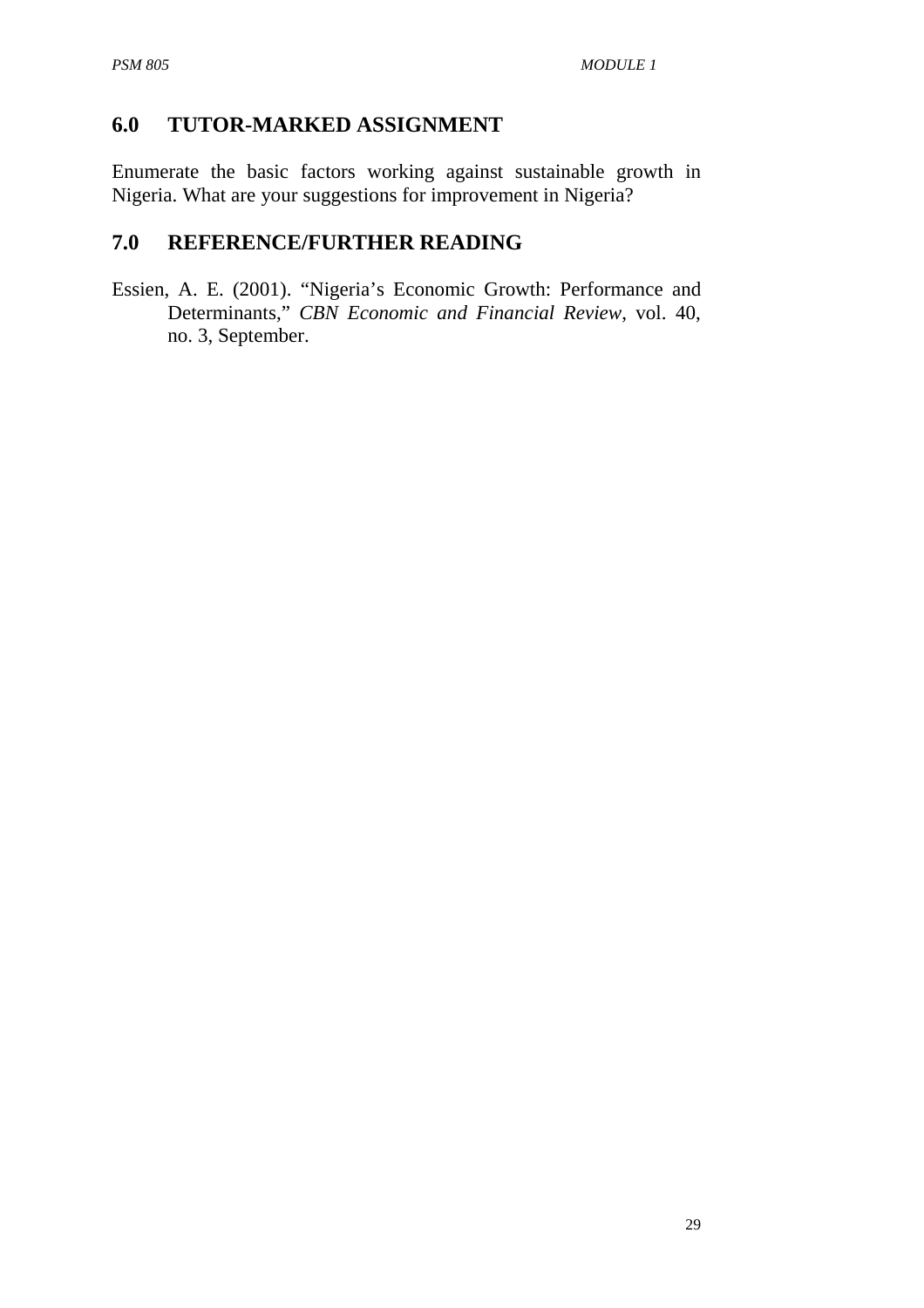## 6.0 TUTOR-MARKED ASSIGNMENT

Enumerate the basic factors working against sustainable growth in Nigeria. What are your suggestions for improvement in Nigeria?

## 7.0 REFERENCE/FURTHER READING

Essien, A. E. (2001). "Nigeria's Economic Growth: Performance and Determinants," *CBN Economic and Financial Review*, vol. 40, no. 3, September.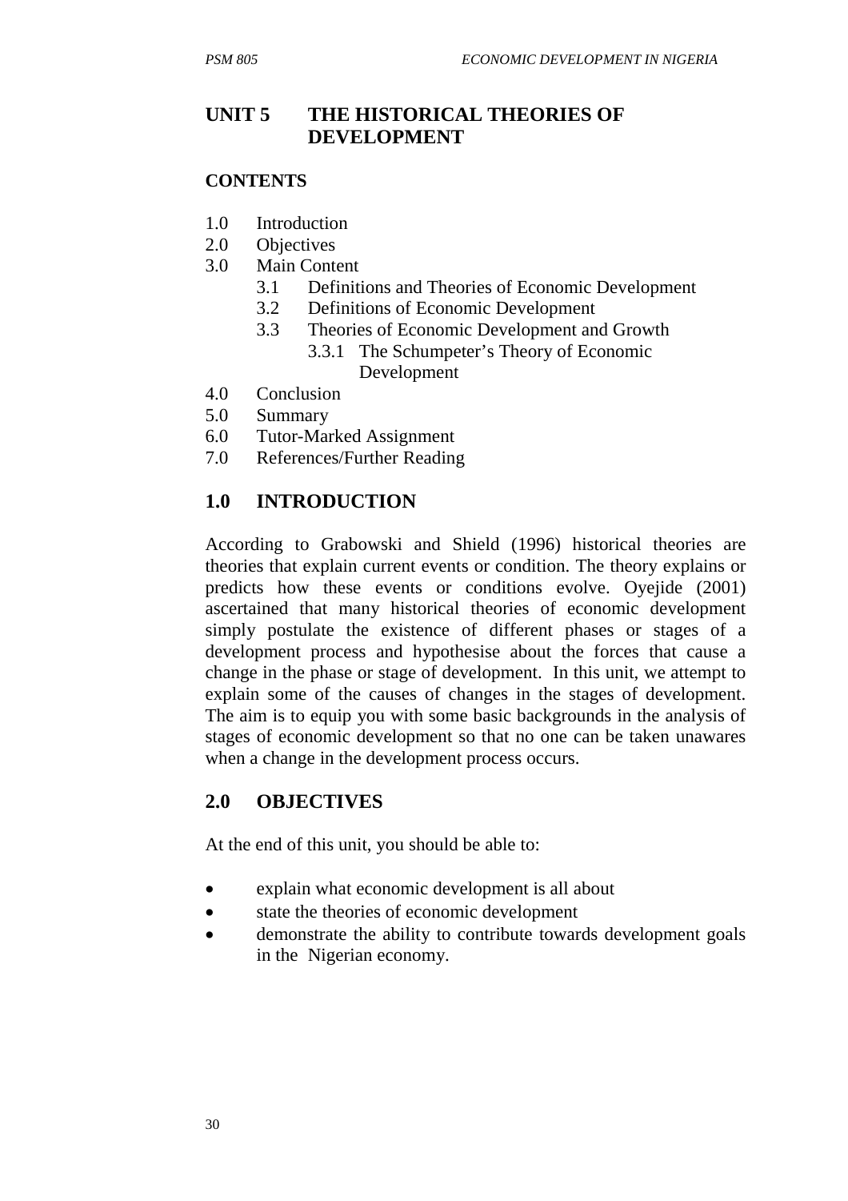# UNIT 5 THE HISTORICAL THEORIES OF DEVELOPMENT

**CONTENTS**

1.0 Introduction
2.0 Objectives
3.0 Main Content
   3.1 Definitions and Theories of Economic Development
   3.2 Definitions of Economic Development
   3.3 Theories of Economic Development and Growth
      3.3.1 The Schumpeter's Theory of Economic Development
4.0 Conclusion
5.0 Summary
6.0 Tutor-Marked Assignment
7.0 References/Further Reading

## 1.0 INTRODUCTION

According to Grabowski and Shield (1996) historical theories are theories that explain current events or condition. The theory explains or predicts how these events or conditions evolve. Oyejide (2001) ascertained that many historical theories of economic development simply postulate the existence of different phases or stages of a development process and hypothesise about the forces that cause a change in the phase or stage of development. In this unit, we attempt to explain some of the causes of changes in the stages of development. The aim is to equip you with some basic backgrounds in the analysis of stages of economic development so that no one can be taken unawares when a change in the development process occurs.

## 2.0 OBJECTIVES

At the end of this unit, you should be able to:

- explain what economic development is all about
- state the theories of economic development
- demonstrate the ability to contribute towards development goals in the Nigerian economy.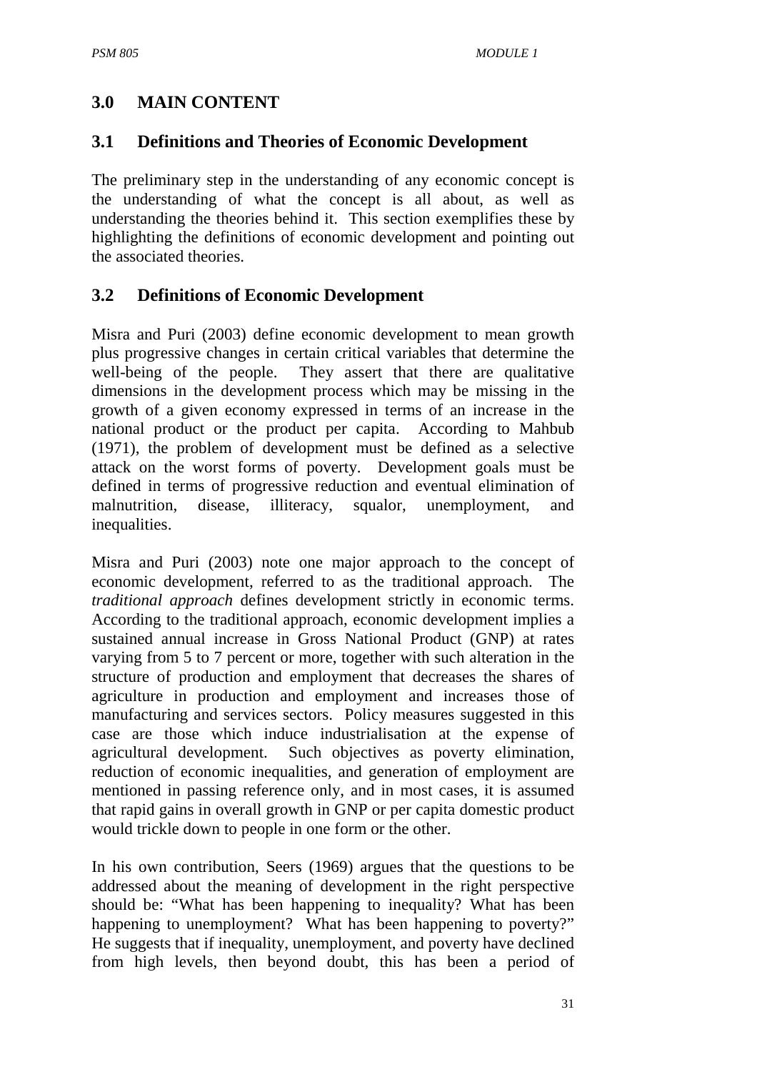## 3.0 MAIN CONTENT

### 3.1 Definitions and Theories of Economic Development

The preliminary step in the understanding of any economic concept is the understanding of what the concept is all about, as well as understanding the theories behind it. This section exemplifies these by highlighting the definitions of economic development and pointing out the associated theories.

### 3.2 Definitions of Economic Development

Misra and Puri (2003) define economic development to mean growth plus progressive changes in certain critical variables that determine the well-being of the people. They assert that there are qualitative dimensions in the development process which may be missing in the growth of a given economy expressed in terms of an increase in the national product or the product per capita. According to Mahbub (1971), the problem of development must be defined as a selective attack on the worst forms of poverty. Development goals must be defined in terms of progressive reduction and eventual elimination of malnutrition, disease, illiteracy, squalor, unemployment, and inequalities.

Misra and Puri (2003) note one major approach to the concept of economic development, referred to as the traditional approach. The *traditional approach* defines development strictly in economic terms. According to the traditional approach, economic development implies a sustained annual increase in Gross National Product (GNP) at rates varying from 5 to 7 percent or more, together with such alteration in the structure of production and employment that decreases the shares of agriculture in production and employment and increases those of manufacturing and services sectors. Policy measures suggested in this case are those which induce industrialisation at the expense of agricultural development. Such objectives as poverty elimination, reduction of economic inequalities, and generation of employment are mentioned in passing reference only, and in most cases, it is assumed that rapid gains in overall growth in GNP or per capita domestic product would trickle down to people in one form or the other.

In his own contribution, Seers (1969) argues that the questions to be addressed about the meaning of development in the right perspective should be: "What has been happening to inequality? What has been happening to unemployment? What has been happening to poverty?" He suggests that if inequality, unemployment, and poverty have declined from high levels, then beyond doubt, this has been a period of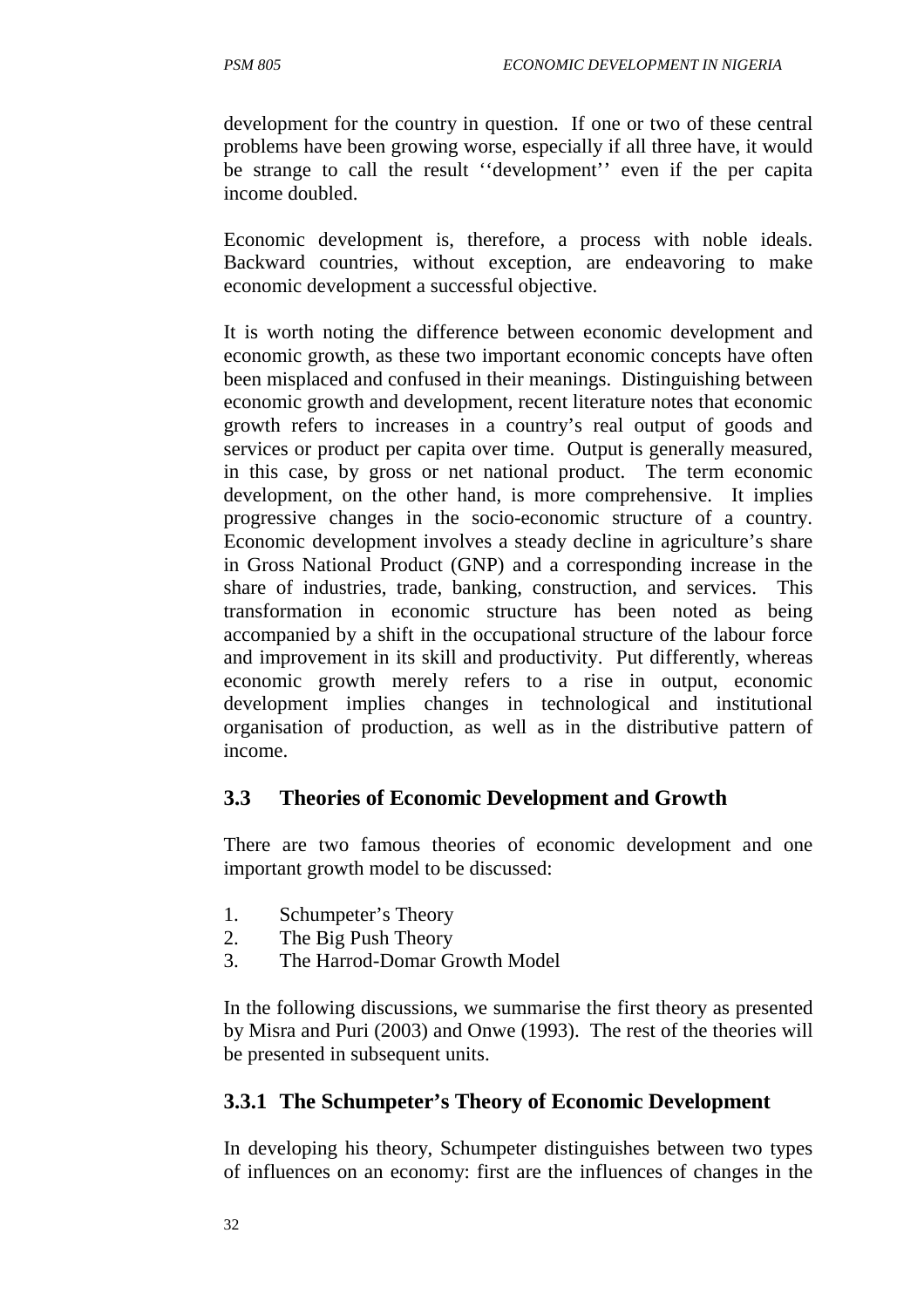development for the country in question. If one or two of these central problems have been growing worse, especially if all three have, it would be strange to call the result ‘‘development’’ even if the per capita income doubled.

Economic development is, therefore, a process with noble ideals. Backward countries, without exception, are endeavoring to make economic development a successful objective.

It is worth noting the difference between economic development and economic growth, as these two important economic concepts have often been misplaced and confused in their meanings. Distinguishing between economic growth and development, recent literature notes that economic growth refers to increases in a country’s real output of goods and services or product per capita over time. Output is generally measured, in this case, by gross or net national product. The term economic development, on the other hand, is more comprehensive. It implies progressive changes in the socio-economic structure of a country. Economic development involves a steady decline in agriculture’s share in Gross National Product (GNP) and a corresponding increase in the share of industries, trade, banking, construction, and services. This transformation in economic structure has been noted as being accompanied by a shift in the occupational structure of the labour force and improvement in its skill and productivity. Put differently, whereas economic growth merely refers to a rise in output, economic development implies changes in technological and institutional organisation of production, as well as in the distributive pattern of income.

## 3.3 Theories of Economic Development and Growth

There are two famous theories of economic development and one important growth model to be discussed:

1. Schumpeter’s Theory
2. The Big Push Theory
3. The Harrod-Domar Growth Model

In the following discussions, we summarise the first theory as presented by Misra and Puri (2003) and Onwe (1993). The rest of the theories will be presented in subsequent units.

### 3.3.1 The Schumpeter’s Theory of Economic Development

In developing his theory, Schumpeter distinguishes between two types of influences on an economy: first are the influences of changes in the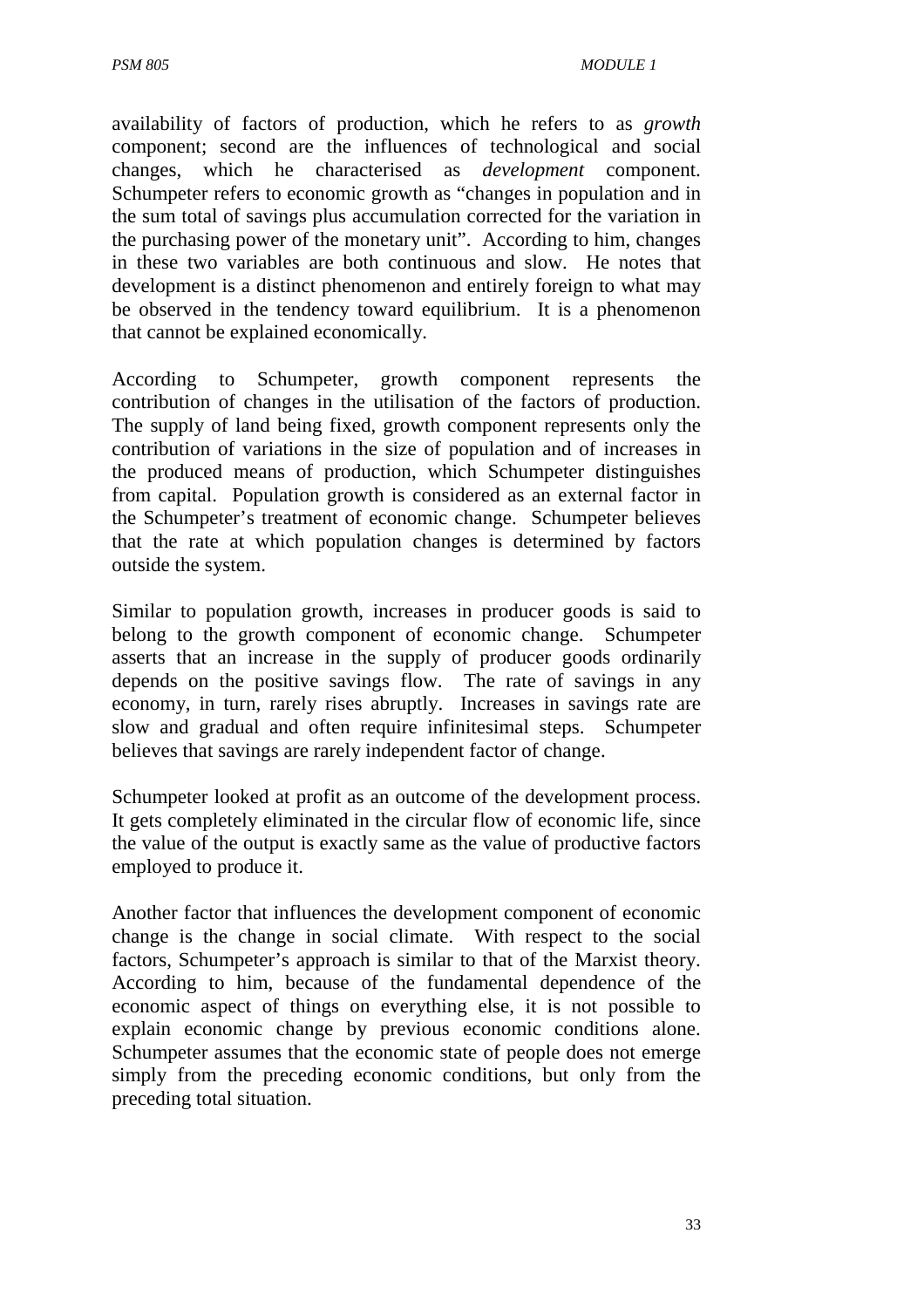availability of factors of production, which he refers to as *growth* component; second are the influences of technological and social changes, which he characterised as *development* component. Schumpeter refers to economic growth as "changes in population and in the sum total of savings plus accumulation corrected for the variation in the purchasing power of the monetary unit". According to him, changes in these two variables are both continuous and slow. He notes that development is a distinct phenomenon and entirely foreign to what may be observed in the tendency toward equilibrium. It is a phenomenon that cannot be explained economically.

According to Schumpeter, growth component represents the contribution of changes in the utilisation of the factors of production. The supply of land being fixed, growth component represents only the contribution of variations in the size of population and of increases in the produced means of production, which Schumpeter distinguishes from capital. Population growth is considered as an external factor in the Schumpeter's treatment of economic change. Schumpeter believes that the rate at which population changes is determined by factors outside the system.

Similar to population growth, increases in producer goods is said to belong to the growth component of economic change. Schumpeter asserts that an increase in the supply of producer goods ordinarily depends on the positive savings flow. The rate of savings in any economy, in turn, rarely rises abruptly. Increases in savings rate are slow and gradual and often require infinitesimal steps. Schumpeter believes that savings are rarely independent factor of change.

Schumpeter looked at profit as an outcome of the development process. It gets completely eliminated in the circular flow of economic life, since the value of the output is exactly same as the value of productive factors employed to produce it.

Another factor that influences the development component of economic change is the change in social climate. With respect to the social factors, Schumpeter's approach is similar to that of the Marxist theory. According to him, because of the fundamental dependence of the economic aspect of things on everything else, it is not possible to explain economic change by previous economic conditions alone. Schumpeter assumes that the economic state of people does not emerge simply from the preceding economic conditions, but only from the preceding total situation.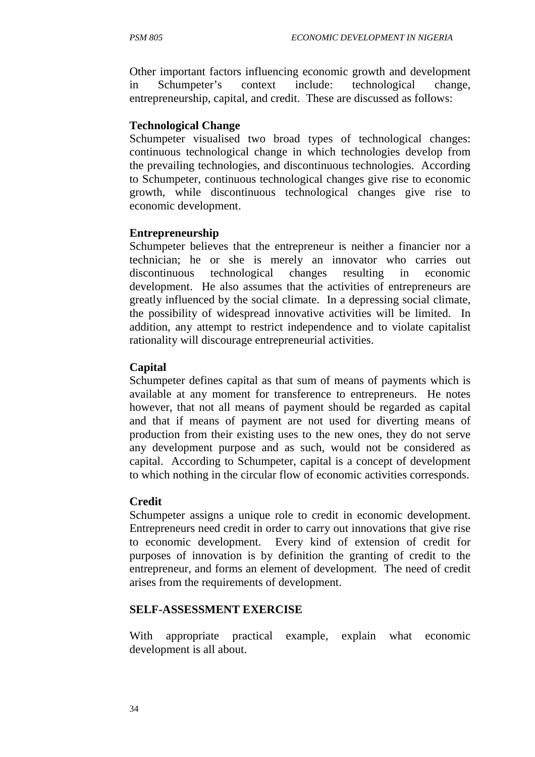Other important factors influencing economic growth and development in Schumpeter's context include: technological change, entrepreneurship, capital, and credit. These are discussed as follows:

**Technological Change**

Schumpeter visualised two broad types of technological changes: continuous technological change in which technologies develop from the prevailing technologies, and discontinuous technologies. According to Schumpeter, continuous technological changes give rise to economic growth, while discontinuous technological changes give rise to economic development.

**Entrepreneurship**

Schumpeter believes that the entrepreneur is neither a financier nor a technician; he or she is merely an innovator who carries out discontinuous technological changes resulting in economic development. He also assumes that the activities of entrepreneurs are greatly influenced by the social climate. In a depressing social climate, the possibility of widespread innovative activities will be limited. In addition, any attempt to restrict independence and to violate capitalist rationality will discourage entrepreneurial activities.

**Capital**

Schumpeter defines capital as that sum of means of payments which is available at any moment for transference to entrepreneurs. He notes however, that not all means of payment should be regarded as capital and that if means of payment are not used for diverting means of production from their existing uses to the new ones, they do not serve any development purpose and as such, would not be considered as capital. According to Schumpeter, capital is a concept of development to which nothing in the circular flow of economic activities corresponds.

**Credit**

Schumpeter assigns a unique role to credit in economic development. Entrepreneurs need credit in order to carry out innovations that give rise to economic development. Every kind of extension of credit for purposes of innovation is by definition the granting of credit to the entrepreneur, and forms an element of development. The need of credit arises from the requirements of development.

**SELF-ASSESSMENT EXERCISE**

With appropriate practical example, explain what economic development is all about.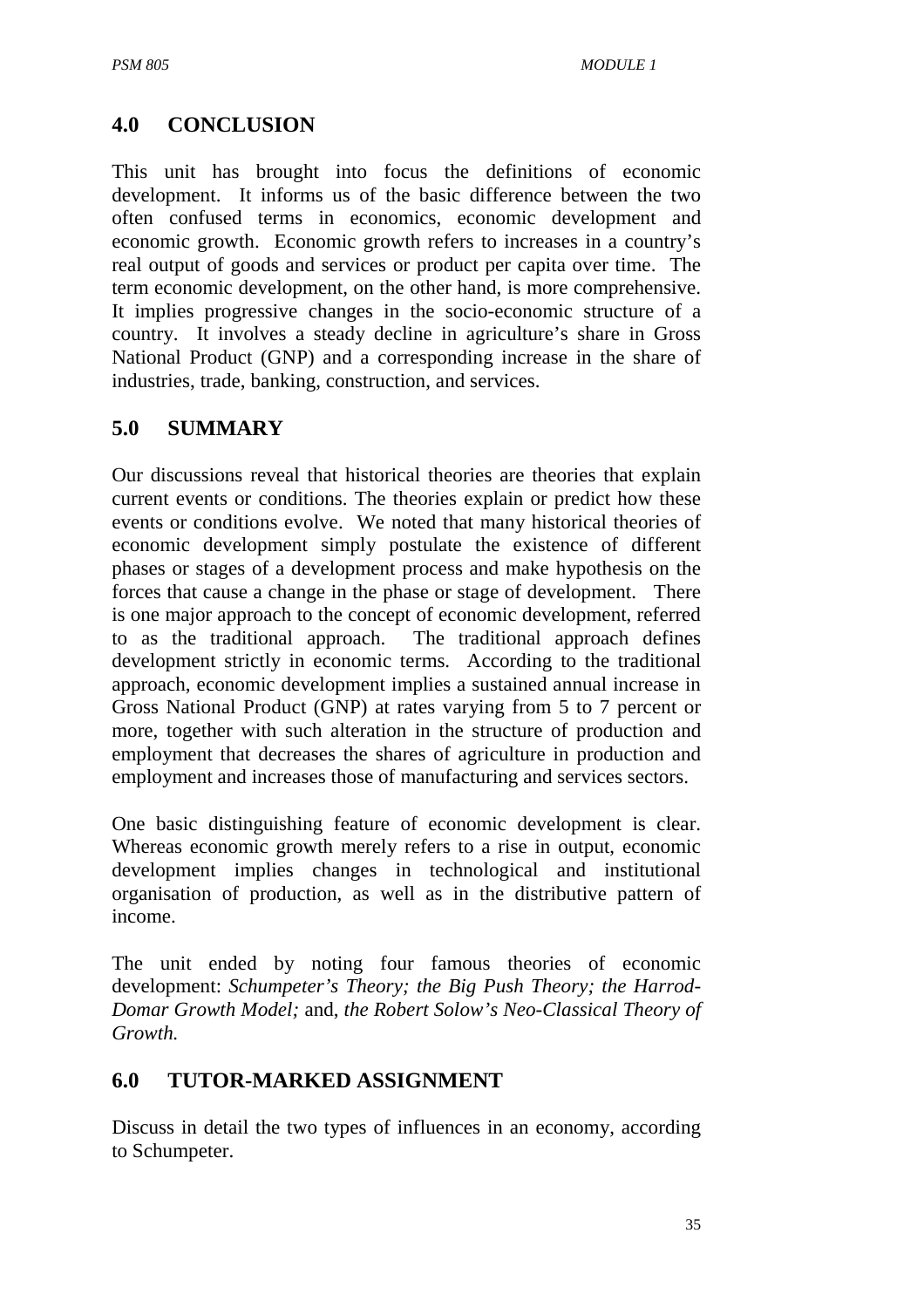## 4.0 CONCLUSION

This unit has brought into focus the definitions of economic development. It informs us of the basic difference between the two often confused terms in economics, economic development and economic growth. Economic growth refers to increases in a country's real output of goods and services or product per capita over time. The term economic development, on the other hand, is more comprehensive. It implies progressive changes in the socio-economic structure of a country. It involves a steady decline in agriculture's share in Gross National Product (GNP) and a corresponding increase in the share of industries, trade, banking, construction, and services.

## 5.0 SUMMARY

Our discussions reveal that historical theories are theories that explain current events or conditions. The theories explain or predict how these events or conditions evolve. We noted that many historical theories of economic development simply postulate the existence of different phases or stages of a development process and make hypothesis on the forces that cause a change in the phase or stage of development. There is one major approach to the concept of economic development, referred to as the traditional approach. The traditional approach defines development strictly in economic terms. According to the traditional approach, economic development implies a sustained annual increase in Gross National Product (GNP) at rates varying from 5 to 7 percent or more, together with such alteration in the structure of production and employment that decreases the shares of agriculture in production and employment and increases those of manufacturing and services sectors.

One basic distinguishing feature of economic development is clear. Whereas economic growth merely refers to a rise in output, economic development implies changes in technological and institutional organisation of production, as well as in the distributive pattern of income.

The unit ended by noting four famous theories of economic development: *Schumpeter's Theory; the Big Push Theory; the Harrod-Domar Growth Model;* and, *the Robert Solow's Neo-Classical Theory of Growth.*

## 6.0 TUTOR-MARKED ASSIGNMENT

Discuss in detail the two types of influences in an economy, according to Schumpeter.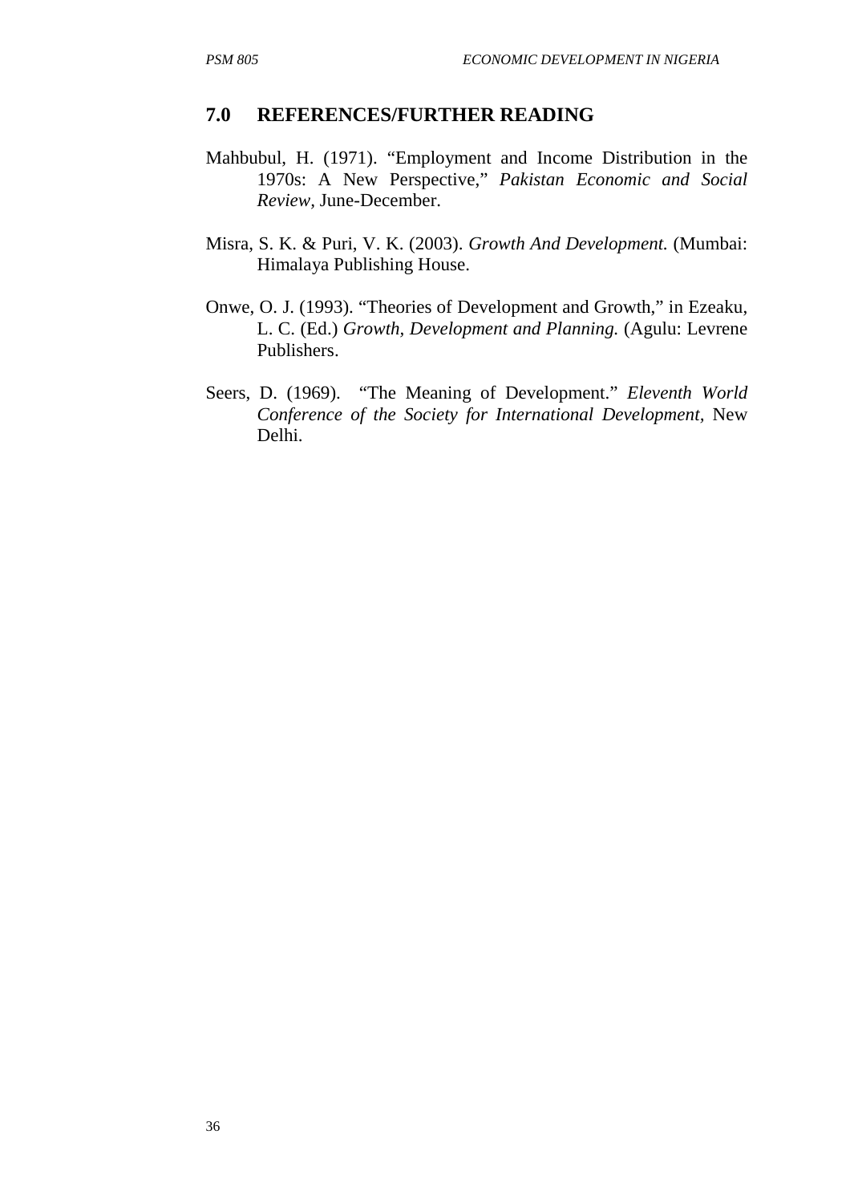## 7.0 REFERENCES/FURTHER READING

Mahbubul, H. (1971). "Employment and Income Distribution in the 1970s: A New Perspective," *Pakistan Economic and Social Review*, June-December.

Misra, S. K. & Puri, V. K. (2003). *Growth And Development.* (Mumbai: Himalaya Publishing House.

Onwe, O. J. (1993). "Theories of Development and Growth," in Ezeaku, L. C. (Ed.) *Growth, Development and Planning.* (Agulu: Levrene Publishers.

Seers, D. (1969). "The Meaning of Development." *Eleventh World Conference of the Society for International Development,* New Delhi.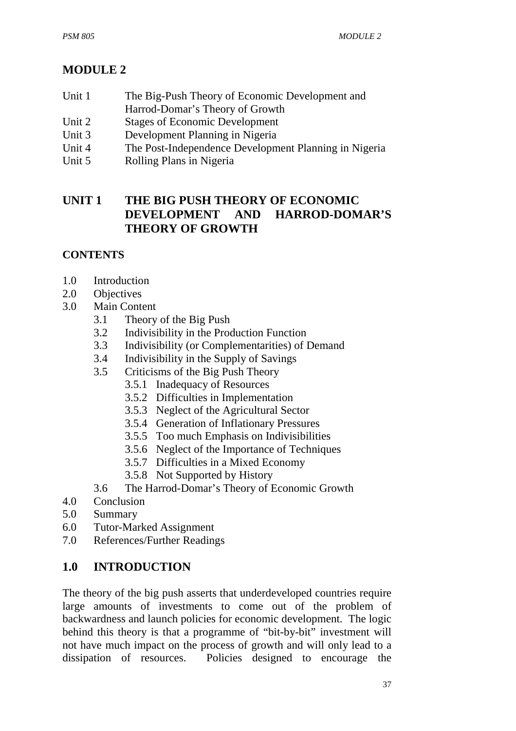# MODULE 2

| | |
|---|---|
| Unit 1 | The Big-Push Theory of Economic Development and Harrod-Domar's Theory of Growth |
| Unit 2 | Stages of Economic Development |
| Unit 3 | Development Planning in Nigeria |
| Unit 4 | The Post-Independence Development Planning in Nigeria |
| Unit 5 | Rolling Plans in Nigeria |

## UNIT 1 THE BIG PUSH THEORY OF ECONOMIC DEVELOPMENT AND HARROD-DOMAR'S THEORY OF GROWTH

### CONTENTS

- 1.0 Introduction
- 2.0 Objectives
- 3.0 Main Content
    - 3.1 Theory of the Big Push
    - 3.2 Indivisibility in the Production Function
    - 3.3 Indivisibility (or Complementarities) of Demand
    - 3.4 Indivisibility in the Supply of Savings
    - 3.5 Criticisms of the Big Push Theory
        - 3.5.1 Inadequacy of Resources
        - 3.5.2 Difficulties in Implementation
        - 3.5.3 Neglect of the Agricultural Sector
        - 3.5.4 Generation of Inflationary Pressures
        - 3.5.5 Too much Emphasis on Indivisibilities
        - 3.5.6 Neglect of the Importance of Techniques
        - 3.5.7 Difficulties in a Mixed Economy
        - 3.5.8 Not Supported by History
    - 3.6 The Harrod-Domar's Theory of Economic Growth
- 4.0 Conclusion
- 5.0 Summary
- 6.0 Tutor-Marked Assignment
- 7.0 References/Further Readings

## 1.0 INTRODUCTION

The theory of the big push asserts that underdeveloped countries require large amounts of investments to come out of the problem of backwardness and launch policies for economic development. The logic behind this theory is that a programme of "bit-by-bit" investment will not have much impact on the process of growth and will only lead to a dissipation of resources. Policies designed to encourage the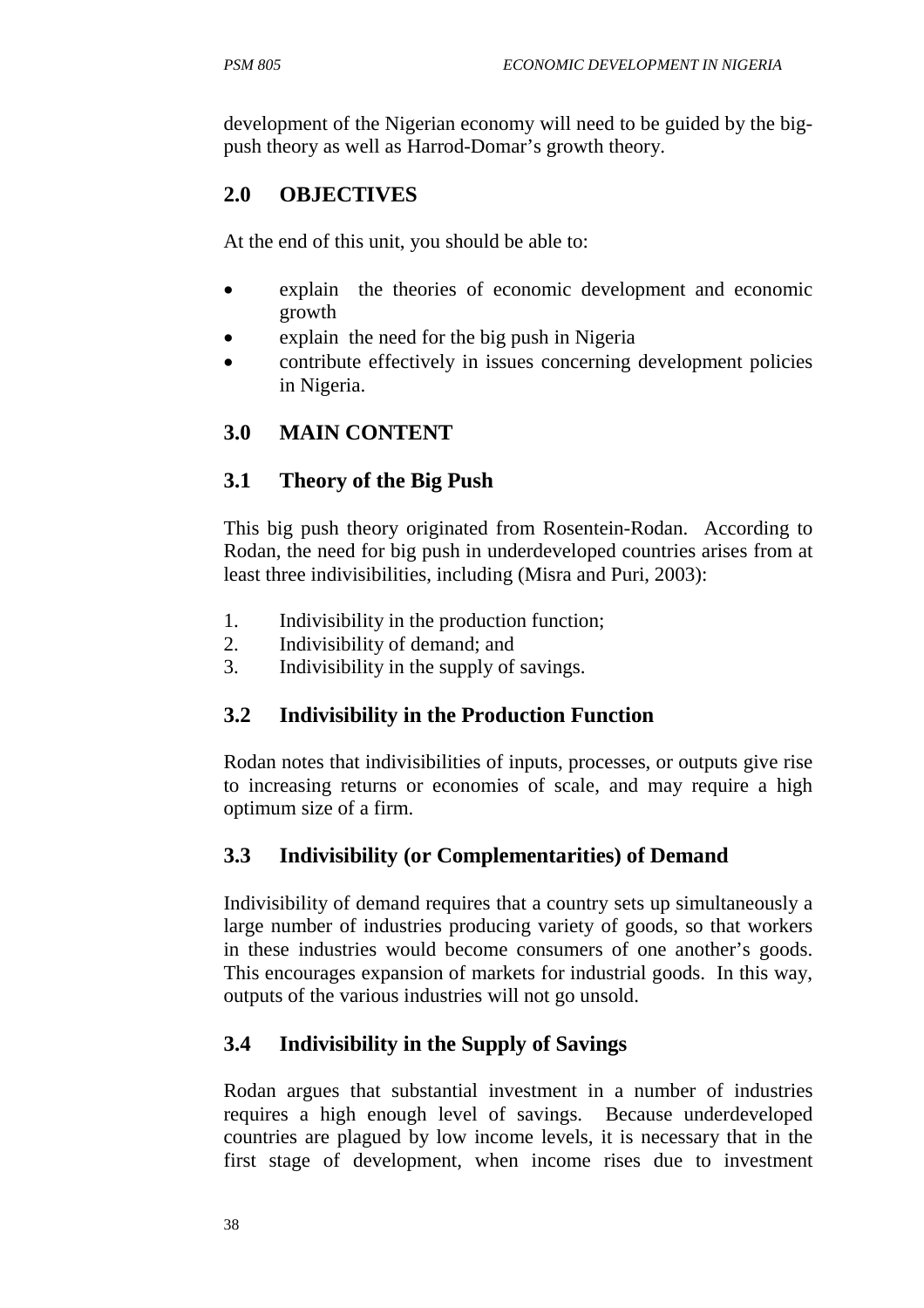development of the Nigerian economy will need to be guided by the big-push theory as well as Harrod-Domar's growth theory.

## 2.0 OBJECTIVES

At the end of this unit, you should be able to:

- explain the theories of economic development and economic growth
- explain the need for the big push in Nigeria
- contribute effectively in issues concerning development policies in Nigeria.

## 3.0 MAIN CONTENT

### 3.1 Theory of the Big Push

This big push theory originated from Rosentein-Rodan. According to Rodan, the need for big push in underdeveloped countries arises from at least three indivisibilities, including (Misra and Puri, 2003):

1. Indivisibility in the production function;
2. Indivisibility of demand; and
3. Indivisibility in the supply of savings.

### 3.2 Indivisibility in the Production Function

Rodan notes that indivisibilities of inputs, processes, or outputs give rise to increasing returns or economies of scale, and may require a high optimum size of a firm.

### 3.3 Indivisibility (or Complementarities) of Demand

Indivisibility of demand requires that a country sets up simultaneously a large number of industries producing variety of goods, so that workers in these industries would become consumers of one another's goods. This encourages expansion of markets for industrial goods. In this way, outputs of the various industries will not go unsold.

### 3.4 Indivisibility in the Supply of Savings

Rodan argues that substantial investment in a number of industries requires a high enough level of savings. Because underdeveloped countries are plagued by low income levels, it is necessary that in the first stage of development, when income rises due to investment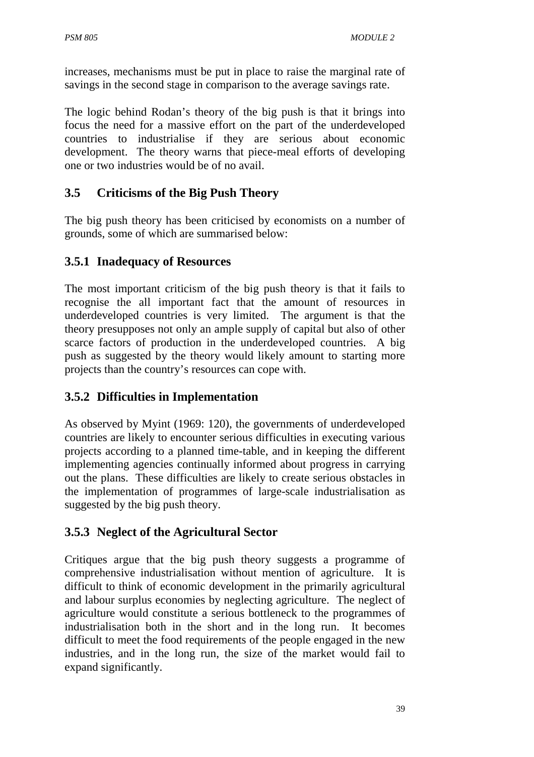increases, mechanisms must be put in place to raise the marginal rate of savings in the second stage in comparison to the average savings rate.

The logic behind Rodan's theory of the big push is that it brings into focus the need for a massive effort on the part of the underdeveloped countries to industrialise if they are serious about economic development. The theory warns that piece-meal efforts of developing one or two industries would be of no avail.

## 3.5 Criticisms of the Big Push Theory

The big push theory has been criticised by economists on a number of grounds, some of which are summarised below:

### 3.5.1 Inadequacy of Resources

The most important criticism of the big push theory is that it fails to recognise the all important fact that the amount of resources in underdeveloped countries is very limited. The argument is that the theory presupposes not only an ample supply of capital but also of other scarce factors of production in the underdeveloped countries. A big push as suggested by the theory would likely amount to starting more projects than the country's resources can cope with.

### 3.5.2 Difficulties in Implementation

As observed by Myint (1969: 120), the governments of underdeveloped countries are likely to encounter serious difficulties in executing various projects according to a planned time-table, and in keeping the different implementing agencies continually informed about progress in carrying out the plans. These difficulties are likely to create serious obstacles in the implementation of programmes of large-scale industrialisation as suggested by the big push theory.

### 3.5.3 Neglect of the Agricultural Sector

Critiques argue that the big push theory suggests a programme of comprehensive industrialisation without mention of agriculture. It is difficult to think of economic development in the primarily agricultural and labour surplus economies by neglecting agriculture. The neglect of agriculture would constitute a serious bottleneck to the programmes of industrialisation both in the short and in the long run. It becomes difficult to meet the food requirements of the people engaged in the new industries, and in the long run, the size of the market would fail to expand significantly.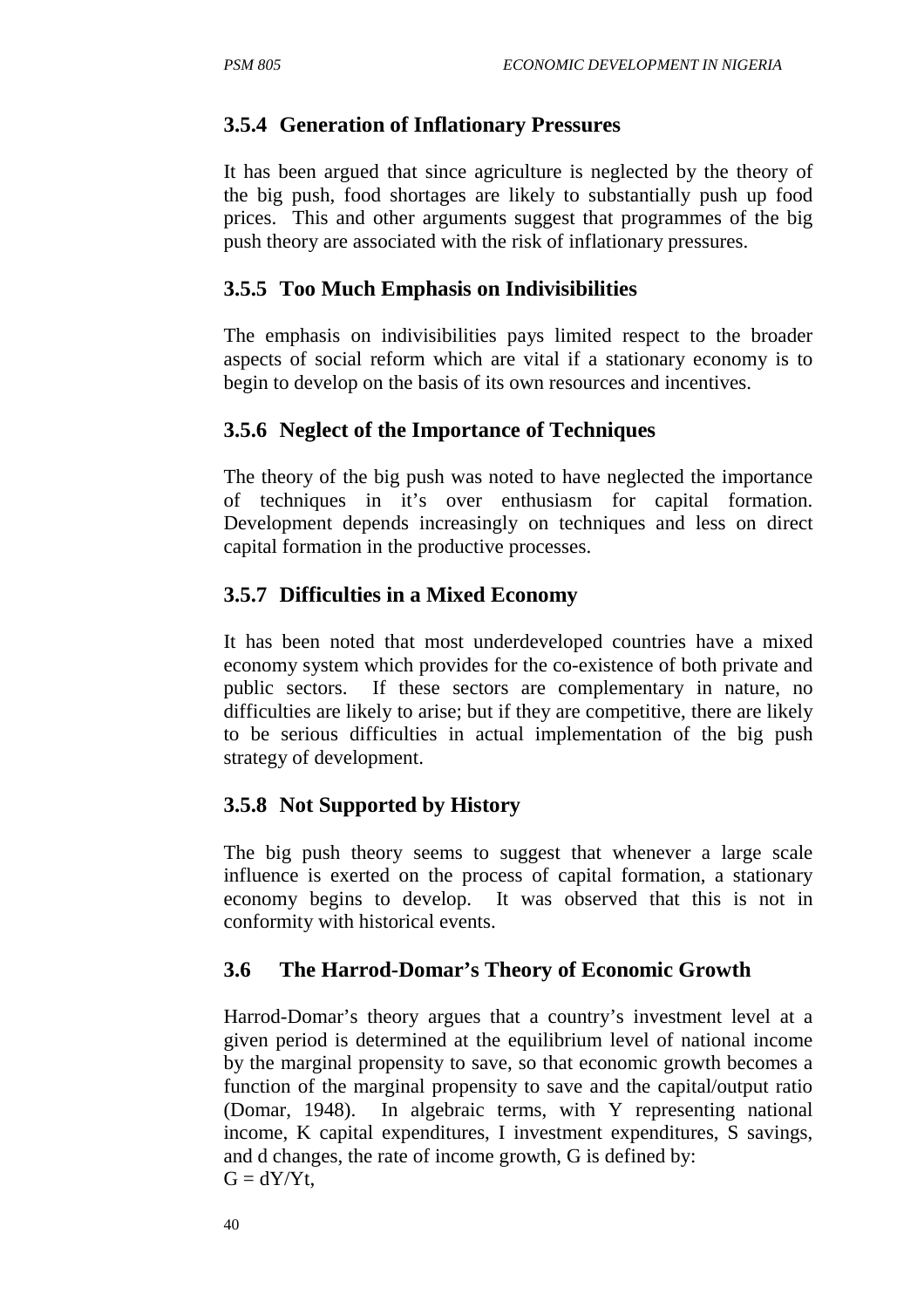### 3.5.4 Generation of Inflationary Pressures

It has been argued that since agriculture is neglected by the theory of the big push, food shortages are likely to substantially push up food prices. This and other arguments suggest that programmes of the big push theory are associated with the risk of inflationary pressures.

### 3.5.5 Too Much Emphasis on Indivisibilities

The emphasis on indivisibilities pays limited respect to the broader aspects of social reform which are vital if a stationary economy is to begin to develop on the basis of its own resources and incentives.

### 3.5.6 Neglect of the Importance of Techniques

The theory of the big push was noted to have neglected the importance of techniques in it's over enthusiasm for capital formation. Development depends increasingly on techniques and less on direct capital formation in the productive processes.

### 3.5.7 Difficulties in a Mixed Economy

It has been noted that most underdeveloped countries have a mixed economy system which provides for the co-existence of both private and public sectors. If these sectors are complementary in nature, no difficulties are likely to arise; but if they are competitive, there are likely to be serious difficulties in actual implementation of the big push strategy of development.

### 3.5.8 Not Supported by History

The big push theory seems to suggest that whenever a large scale influence is exerted on the process of capital formation, a stationary economy begins to develop. It was observed that this is not in conformity with historical events.

## 3.6 The Harrod-Domar's Theory of Economic Growth

Harrod-Domar's theory argues that a country's investment level at a given period is determined at the equilibrium level of national income by the marginal propensity to save, so that economic growth becomes a function of the marginal propensity to save and the capital/output ratio (Domar, 1948). In algebraic terms, with Y representing national income, K capital expenditures, I investment expenditures, S savings, and d changes, the rate of income growth, G is defined by:
$G = dY/Yt$,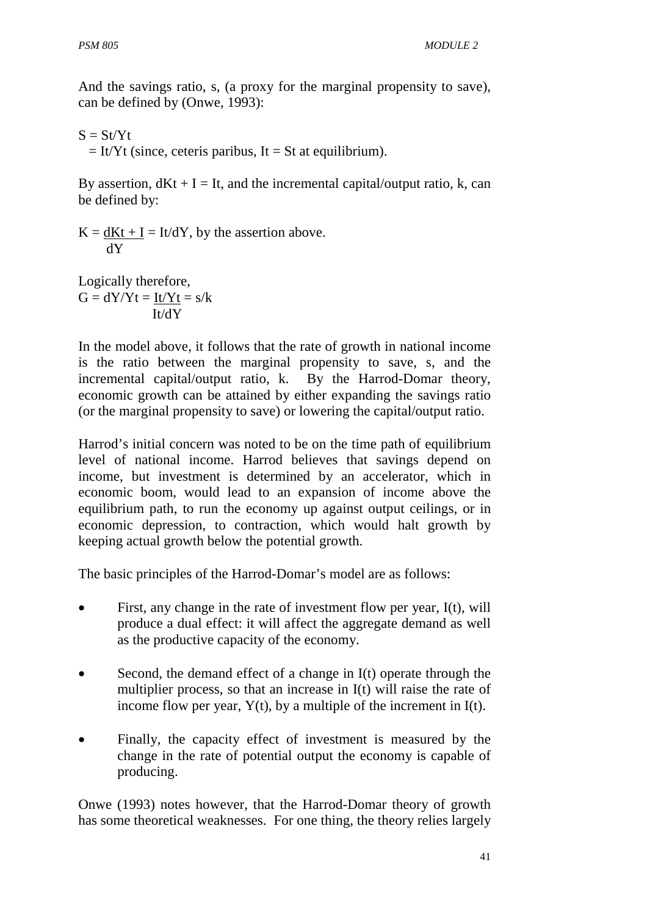And the savings ratio, s, (a proxy for the marginal propensity to save), can be defined by (Onwe, 1993):

$S = St/Yt$

$= It/Yt$ (since, ceteris paribus, $It = St$ at equilibrium).

By assertion, $dKt + I = It$, and the incremental capital/output ratio, k, can be defined by:

$$K = \frac{dKt + I}{dY} = It/dY$$, by the assertion above.

Logically therefore,

$$G = dY/Yt = \frac{It/Yt}{It/dY} = s/k$$

In the model above, it follows that the rate of growth in national income is the ratio between the marginal propensity to save, s, and the incremental capital/output ratio, k. By the Harrod-Domar theory, economic growth can be attained by either expanding the savings ratio (or the marginal propensity to save) or lowering the capital/output ratio.

Harrod's initial concern was noted to be on the time path of equilibrium level of national income. Harrod believes that savings depend on income, but investment is determined by an accelerator, which in economic boom, would lead to an expansion of income above the equilibrium path, to run the economy up against output ceilings, or in economic depression, to contraction, which would halt growth by keeping actual growth below the potential growth.

The basic principles of the Harrod-Domar's model are as follows:

- First, any change in the rate of investment flow per year, I(t), will produce a dual effect: it will affect the aggregate demand as well as the productive capacity of the economy.
- Second, the demand effect of a change in I(t) operate through the multiplier process, so that an increase in I(t) will raise the rate of income flow per year, Y(t), by a multiple of the increment in I(t).
- Finally, the capacity effect of investment is measured by the change in the rate of potential output the economy is capable of producing.

Onwe (1993) notes however, that the Harrod-Domar theory of growth has some theoretical weaknesses. For one thing, the theory relies largely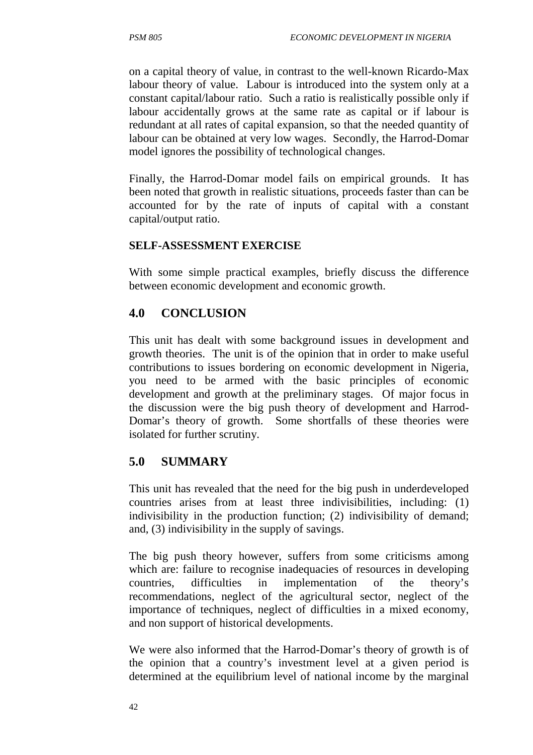on a capital theory of value, in contrast to the well-known Ricardo-Max labour theory of value. Labour is introduced into the system only at a constant capital/labour ratio. Such a ratio is realistically possible only if labour accidentally grows at the same rate as capital or if labour is redundant at all rates of capital expansion, so that the needed quantity of labour can be obtained at very low wages. Secondly, the Harrod-Domar model ignores the possibility of technological changes.

Finally, the Harrod-Domar model fails on empirical grounds. It has been noted that growth in realistic situations, proceeds faster than can be accounted for by the rate of inputs of capital with a constant capital/output ratio.

**SELF-ASSESSMENT EXERCISE**

With some simple practical examples, briefly discuss the difference between economic development and economic growth.

## 4.0 CONCLUSION

This unit has dealt with some background issues in development and growth theories. The unit is of the opinion that in order to make useful contributions to issues bordering on economic development in Nigeria, you need to be armed with the basic principles of economic development and growth at the preliminary stages. Of major focus in the discussion were the big push theory of development and Harrod-Domar's theory of growth. Some shortfalls of these theories were isolated for further scrutiny.

## 5.0 SUMMARY

This unit has revealed that the need for the big push in underdeveloped countries arises from at least three indivisibilities, including: (1) indivisibility in the production function; (2) indivisibility of demand; and, (3) indivisibility in the supply of savings.

The big push theory however, suffers from some criticisms among which are: failure to recognise inadequacies of resources in developing countries, difficulties in implementation of the theory's recommendations, neglect of the agricultural sector, neglect of the importance of techniques, neglect of difficulties in a mixed economy, and non support of historical developments.

We were also informed that the Harrod-Domar's theory of growth is of the opinion that a country's investment level at a given period is determined at the equilibrium level of national income by the marginal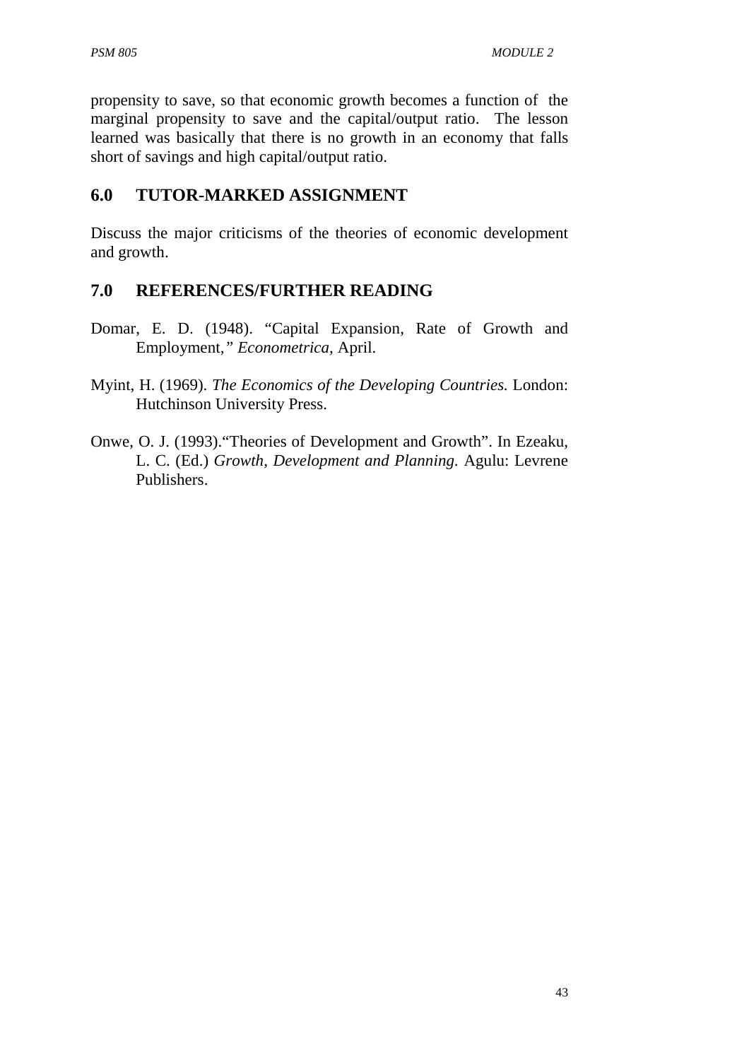propensity to save, so that economic growth becomes a function of the marginal propensity to save and the capital/output ratio. The lesson learned was basically that there is no growth in an economy that falls short of savings and high capital/output ratio.

## 6.0 TUTOR-MARKED ASSIGNMENT

Discuss the major criticisms of the theories of economic development and growth.

## 7.0 REFERENCES/FURTHER READING

Domar, E. D. (1948). "Capital Expansion, Rate of Growth and Employment," *Econometrica*, April.

Myint, H. (1969). *The Economics of the Developing Countries.* London: Hutchinson University Press.

Onwe, O. J. (1993)."Theories of Development and Growth". In Ezeaku, L. C. (Ed.) *Growth, Development and Planning.* Agulu: Levrene Publishers.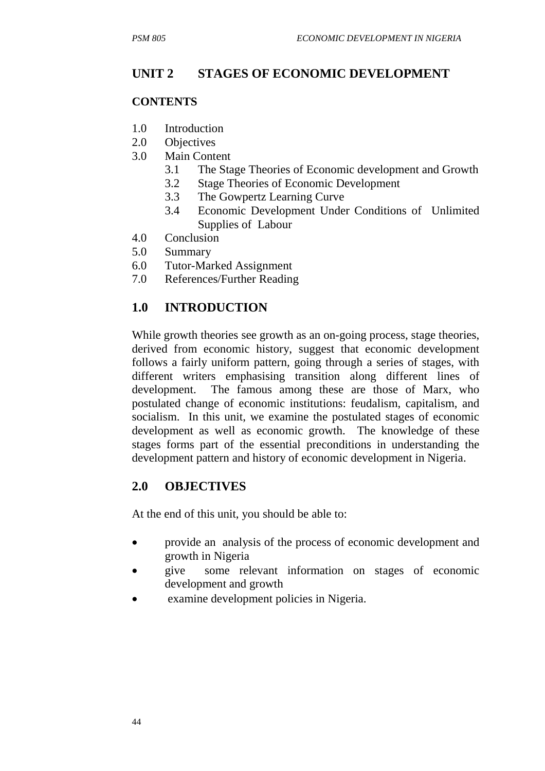## UNIT 2 STAGES OF ECONOMIC DEVELOPMENT

### CONTENTS

1.0 Introduction
2.0 Objectives
3.0 Main Content
  3.1 The Stage Theories of Economic development and Growth
  3.2 Stage Theories of Economic Development
  3.3 The Gowpertz Learning Curve
  3.4 Economic Development Under Conditions of Unlimited Supplies of Labour
4.0 Conclusion
5.0 Summary
6.0 Tutor-Marked Assignment
7.0 References/Further Reading

## 1.0 INTRODUCTION

While growth theories see growth as an on-going process, stage theories, derived from economic history, suggest that economic development follows a fairly uniform pattern, going through a series of stages, with different writers emphasising transition along different lines of development. The famous among these are those of Marx, who postulated change of economic institutions: feudalism, capitalism, and socialism. In this unit, we examine the postulated stages of economic development as well as economic growth. The knowledge of these stages forms part of the essential preconditions in understanding the development pattern and history of economic development in Nigeria.

## 2.0 OBJECTIVES

At the end of this unit, you should be able to:

- provide an analysis of the process of economic development and growth in Nigeria
- give some relevant information on stages of economic development and growth
- examine development policies in Nigeria.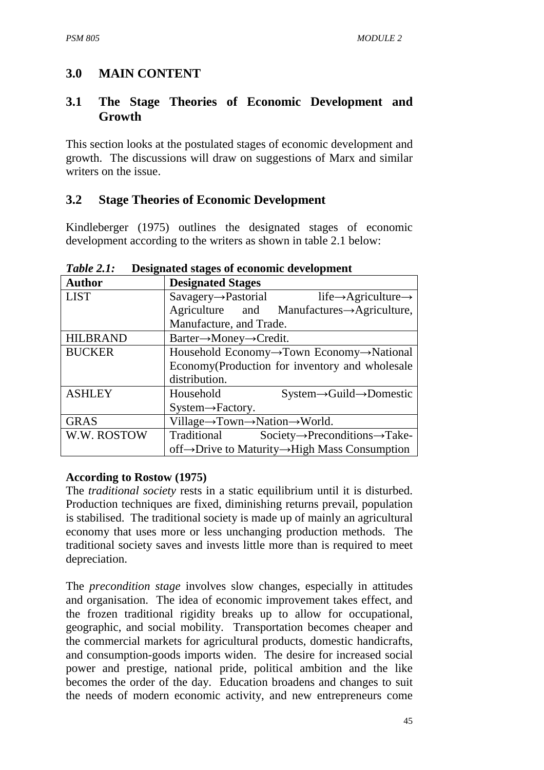## 3.0 MAIN CONTENT

### 3.1 The Stage Theories of Economic Development and Growth

This section looks at the postulated stages of economic development and growth. The discussions will draw on suggestions of Marx and similar writers on the issue.

### 3.2 Stage Theories of Economic Development

Kindleberger (1975) outlines the designated stages of economic development according to the writers as shown in table 2.1 below:

*Table 2.1:* **Designated stages of economic development**

| Author | Designated Stages |
|---|---|
| LIST | Savagery→Pastorial life→Agriculture→ Agriculture and Manufactures→Agriculture, Manufacture, and Trade. |
| HILBRAND | Barter→Money→Credit. |
| BUCKER | Household Economy→Town Economy→National Economy(Production for inventory and wholesale distribution. |
| ASHLEY | Household System→Guild→Domestic System→Factory. |
| GRAS | Village→Town→Nation→World. |
| W.W. ROSTOW | Traditional Society→Preconditions→Take-off→Drive to Maturity→High Mass Consumption |

**According to Rostow (1975)**

The *traditional society* rests in a static equilibrium until it is disturbed. Production techniques are fixed, diminishing returns prevail, population is stabilised. The traditional society is made up of mainly an agricultural economy that uses more or less unchanging production methods. The traditional society saves and invests little more than is required to meet depreciation.

The *precondition stage* involves slow changes, especially in attitudes and organisation. The idea of economic improvement takes effect, and the frozen traditional rigidity breaks up to allow for occupational, geographic, and social mobility. Transportation becomes cheaper and the commercial markets for agricultural products, domestic handicrafts, and consumption-goods imports widen. The desire for increased social power and prestige, national pride, political ambition and the like becomes the order of the day. Education broadens and changes to suit the needs of modern economic activity, and new entrepreneurs come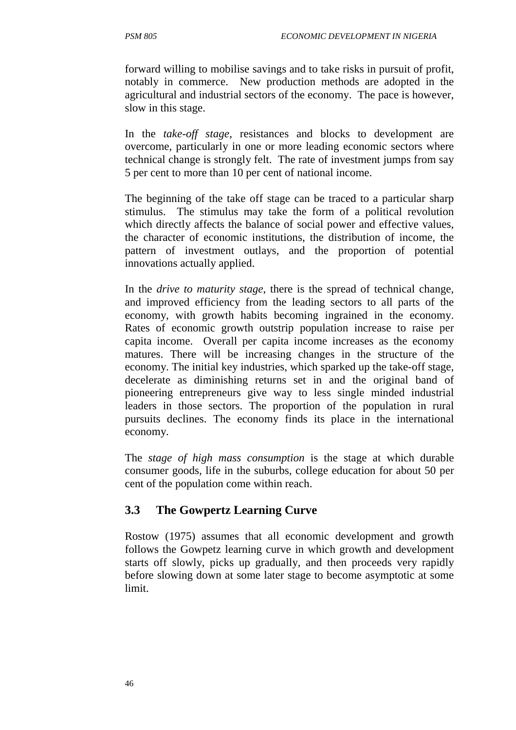forward willing to mobilise savings and to take risks in pursuit of profit, notably in commerce. New production methods are adopted in the agricultural and industrial sectors of the economy. The pace is however, slow in this stage.

In the *take-off stage*, resistances and blocks to development are overcome, particularly in one or more leading economic sectors where technical change is strongly felt. The rate of investment jumps from say 5 per cent to more than 10 per cent of national income.

The beginning of the take off stage can be traced to a particular sharp stimulus. The stimulus may take the form of a political revolution which directly affects the balance of social power and effective values, the character of economic institutions, the distribution of income, the pattern of investment outlays, and the proportion of potential innovations actually applied.

In the *drive to maturity stage*, there is the spread of technical change, and improved efficiency from the leading sectors to all parts of the economy, with growth habits becoming ingrained in the economy. Rates of economic growth outstrip population increase to raise per capita income. Overall per capita income increases as the economy matures. There will be increasing changes in the structure of the economy. The initial key industries, which sparked up the take-off stage, decelerate as diminishing returns set in and the original band of pioneering entrepreneurs give way to less single minded industrial leaders in those sectors. The proportion of the population in rural pursuits declines. The economy finds its place in the international economy.

The *stage of high mass consumption* is the stage at which durable consumer goods, life in the suburbs, college education for about 50 per cent of the population come within reach.

## 3.3 The Gowpertz Learning Curve

Rostow (1975) assumes that all economic development and growth follows the Gowpetz learning curve in which growth and development starts off slowly, picks up gradually, and then proceeds very rapidly before slowing down at some later stage to become asymptotic at some limit.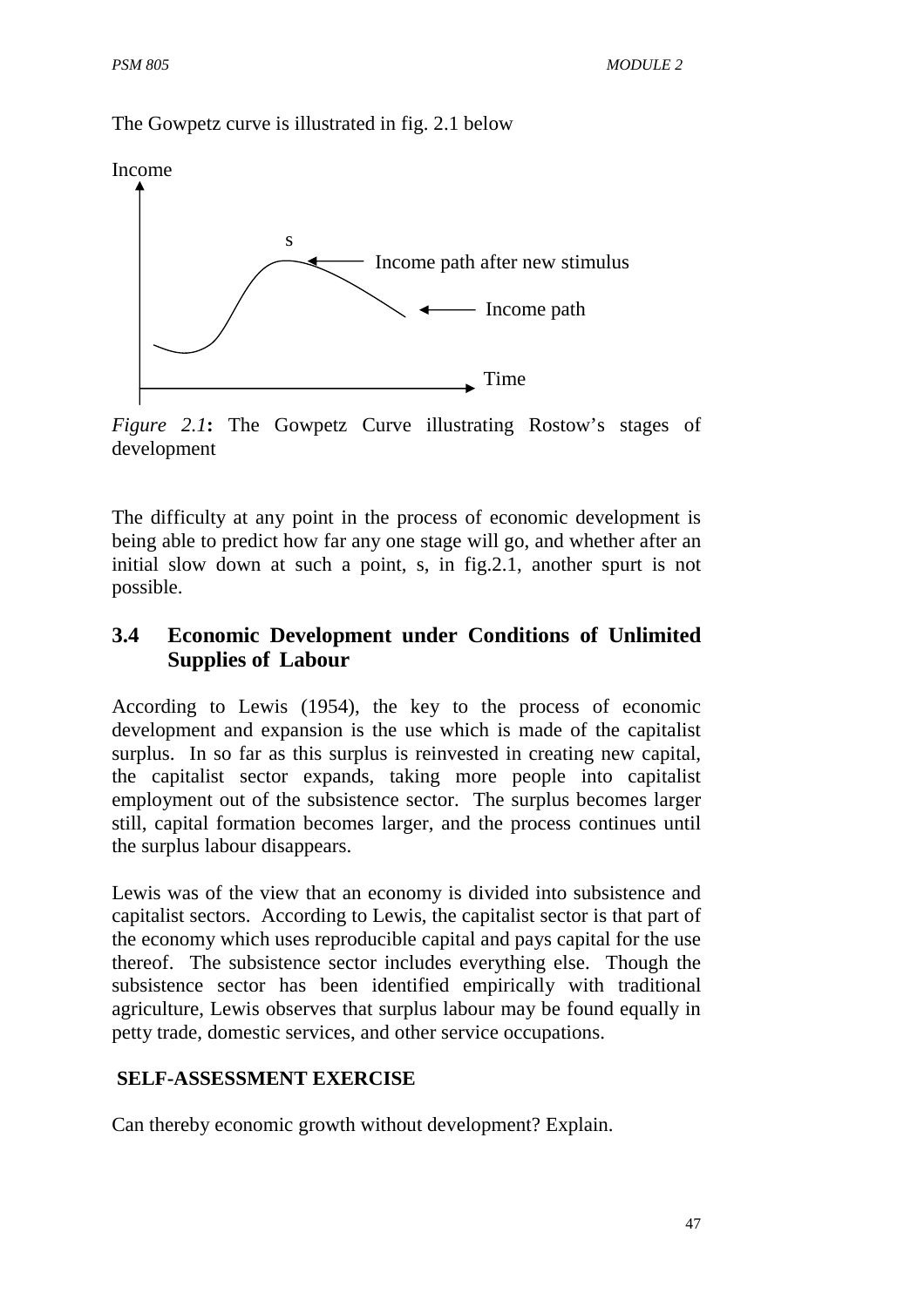The Gowpetz curve is illustrated in fig. 2.1 below

*Figure 2.1***:** The Gowpetz Curve illustrating Rostow's stages of development

The difficulty at any point in the process of economic development is being able to predict how far any one stage will go, and whether after an initial slow down at such a point, s, in fig.2.1, another spurt is not possible.

## 3.4 Economic Development under Conditions of Unlimited Supplies of Labour

According to Lewis (1954), the key to the process of economic development and expansion is the use which is made of the capitalist surplus. In so far as this surplus is reinvested in creating new capital, the capitalist sector expands, taking more people into capitalist employment out of the subsistence sector. The surplus becomes larger still, capital formation becomes larger, and the process continues until the surplus labour disappears.

Lewis was of the view that an economy is divided into subsistence and capitalist sectors. According to Lewis, the capitalist sector is that part of the economy which uses reproducible capital and pays capital for the use thereof. The subsistence sector includes everything else. Though the subsistence sector has been identified empirically with traditional agriculture, Lewis observes that surplus labour may be found equally in petty trade, domestic services, and other service occupations.

**SELF-ASSESSMENT EXERCISE**

Can thereby economic growth without development? Explain.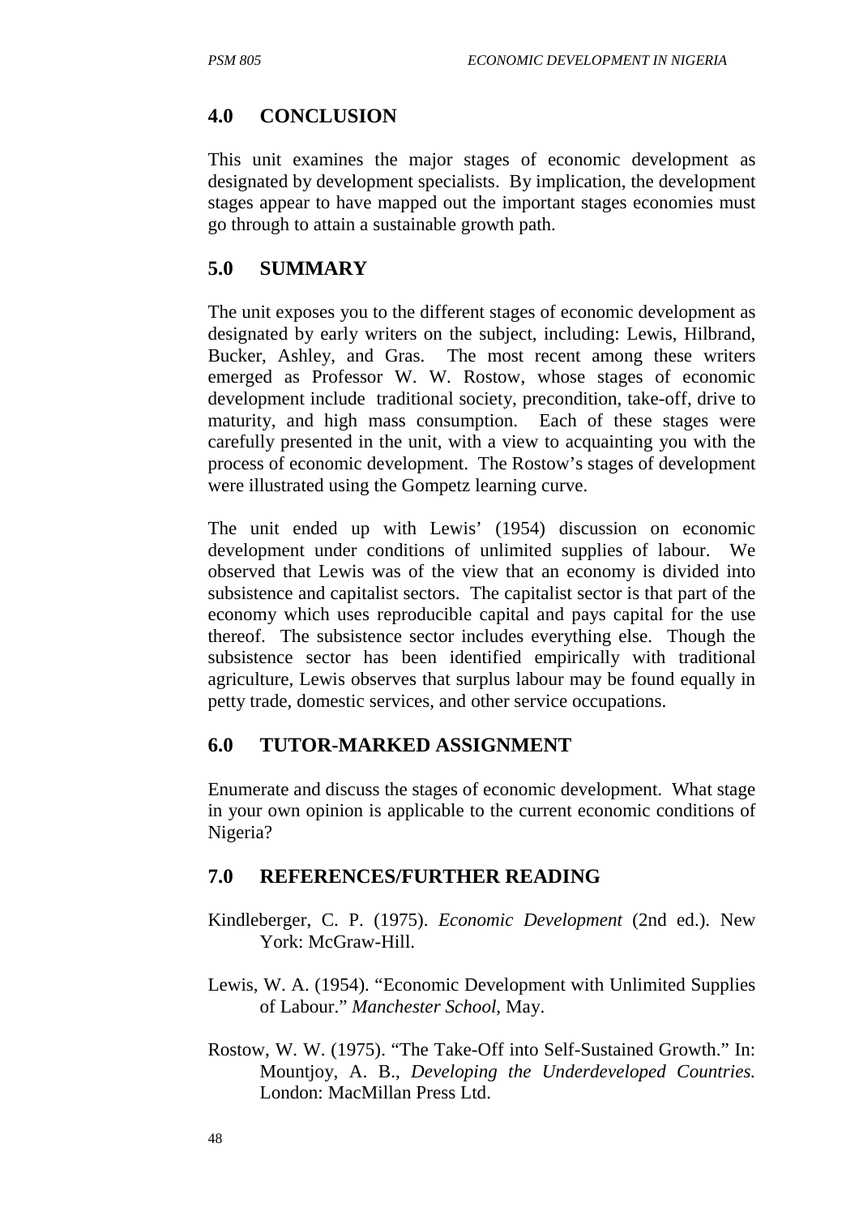## 4.0 CONCLUSION

This unit examines the major stages of economic development as designated by development specialists. By implication, the development stages appear to have mapped out the important stages economies must go through to attain a sustainable growth path.

## 5.0 SUMMARY

The unit exposes you to the different stages of economic development as designated by early writers on the subject, including: Lewis, Hilbrand, Bucker, Ashley, and Gras. The most recent among these writers emerged as Professor W. W. Rostow, whose stages of economic development include traditional society, precondition, take-off, drive to maturity, and high mass consumption. Each of these stages were carefully presented in the unit, with a view to acquainting you with the process of economic development. The Rostow's stages of development were illustrated using the Gompetz learning curve.

The unit ended up with Lewis' (1954) discussion on economic development under conditions of unlimited supplies of labour. We observed that Lewis was of the view that an economy is divided into subsistence and capitalist sectors. The capitalist sector is that part of the economy which uses reproducible capital and pays capital for the use thereof. The subsistence sector includes everything else. Though the subsistence sector has been identified empirically with traditional agriculture, Lewis observes that surplus labour may be found equally in petty trade, domestic services, and other service occupations.

## 6.0 TUTOR-MARKED ASSIGNMENT

Enumerate and discuss the stages of economic development. What stage in your own opinion is applicable to the current economic conditions of Nigeria?

## 7.0 REFERENCES/FURTHER READING

Kindleberger, C. P. (1975). *Economic Development* (2nd ed.). New York: McGraw-Hill.

Lewis, W. A. (1954). "Economic Development with Unlimited Supplies of Labour." *Manchester School*, May.

Rostow, W. W. (1975). "The Take-Off into Self-Sustained Growth." In: Mountjoy, A. B., *Developing the Underdeveloped Countries.* London: MacMillan Press Ltd.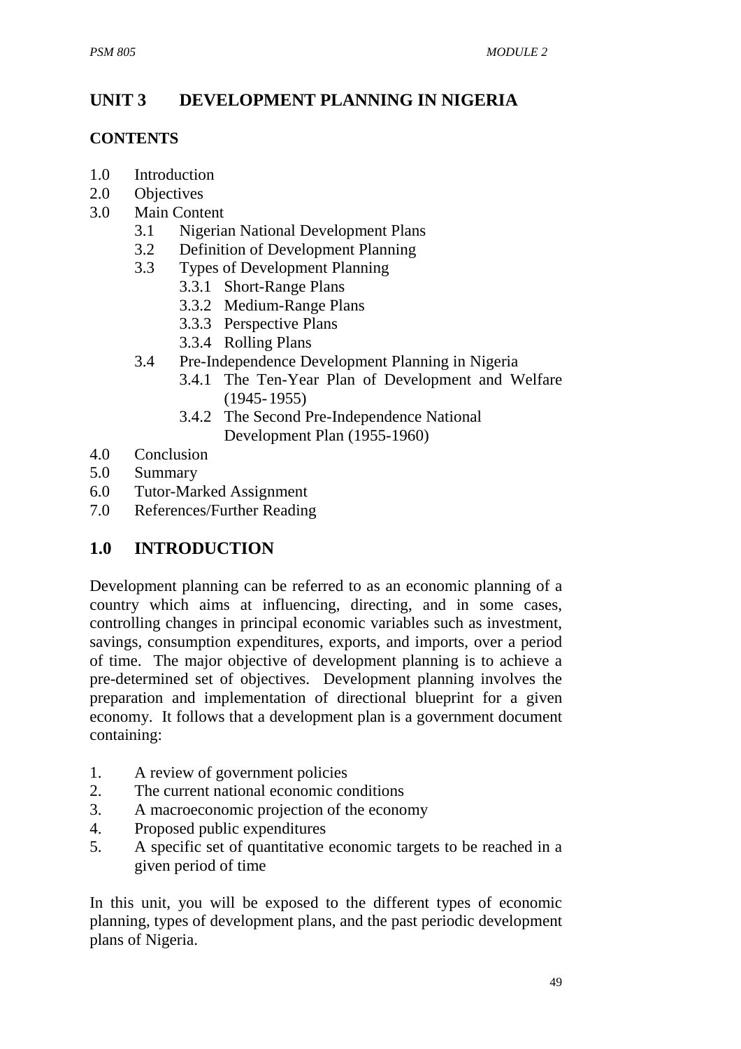# UNIT 3 DEVELOPMENT PLANNING IN NIGERIA

## CONTENTS

1.0 Introduction
2.0 Objectives
3.0 Main Content
    3.1 Nigerian National Development Plans
    3.2 Definition of Development Planning
    3.3 Types of Development Planning
        3.3.1 Short-Range Plans
        3.3.2 Medium-Range Plans
        3.3.3 Perspective Plans
        3.3.4 Rolling Plans
    3.4 Pre-Independence Development Planning in Nigeria
        3.4.1 The Ten-Year Plan of Development and Welfare (1945-1955)
        3.4.2 The Second Pre-Independence National Development Plan (1955-1960)
4.0 Conclusion
5.0 Summary
6.0 Tutor-Marked Assignment
7.0 References/Further Reading

## 1.0 INTRODUCTION

Development planning can be referred to as an economic planning of a country which aims at influencing, directing, and in some cases, controlling changes in principal economic variables such as investment, savings, consumption expenditures, exports, and imports, over a period of time. The major objective of development planning is to achieve a pre-determined set of objectives. Development planning involves the preparation and implementation of directional blueprint for a given economy. It follows that a development plan is a government document containing:

1. A review of government policies
2. The current national economic conditions
3. A macroeconomic projection of the economy
4. Proposed public expenditures
5. A specific set of quantitative economic targets to be reached in a given period of time

In this unit, you will be exposed to the different types of economic planning, types of development plans, and the past periodic development plans of Nigeria.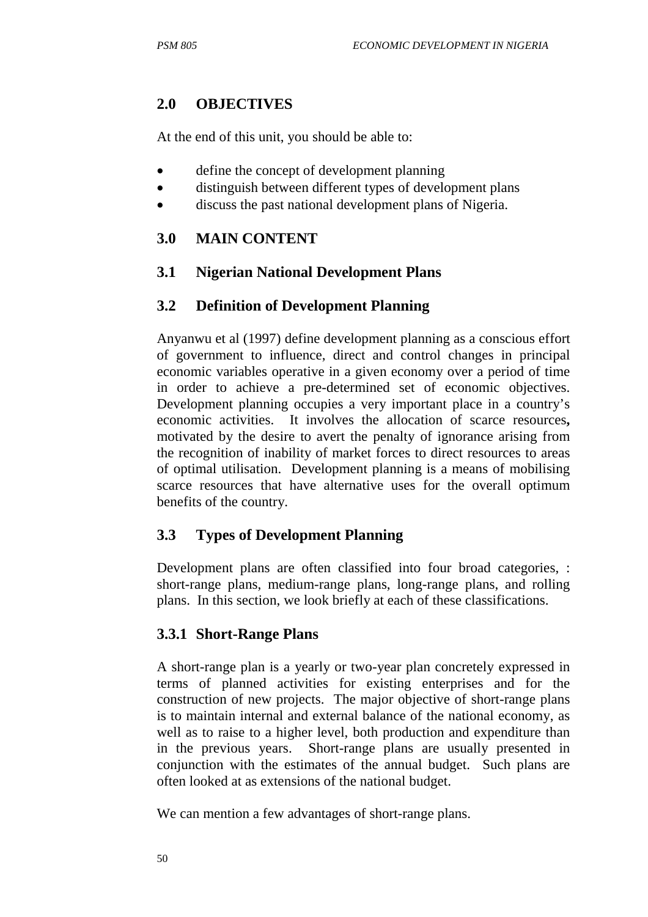## 2.0 OBJECTIVES

At the end of this unit, you should be able to:

- define the concept of development planning
- distinguish between different types of development plans
- discuss the past national development plans of Nigeria.

## 3.0 MAIN CONTENT

### 3.1 Nigerian National Development Plans

### 3.2 Definition of Development Planning

Anyanwu et al (1997) define development planning as a conscious effort of government to influence, direct and control changes in principal economic variables operative in a given economy over a period of time in order to achieve a pre-determined set of economic objectives. Development planning occupies a very important place in a country's economic activities. It involves the allocation of scarce resources**,** motivated by the desire to avert the penalty of ignorance arising from the recognition of inability of market forces to direct resources to areas of optimal utilisation. Development planning is a means of mobilising scarce resources that have alternative uses for the overall optimum benefits of the country.

### 3.3 Types of Development Planning

Development plans are often classified into four broad categories, : short-range plans, medium-range plans, long-range plans, and rolling plans. In this section, we look briefly at each of these classifications.

#### 3.3.1 Short-Range Plans

A short-range plan is a yearly or two-year plan concretely expressed in terms of planned activities for existing enterprises and for the construction of new projects. The major objective of short-range plans is to maintain internal and external balance of the national economy, as well as to raise to a higher level, both production and expenditure than in the previous years. Short-range plans are usually presented in conjunction with the estimates of the annual budget. Such plans are often looked at as extensions of the national budget.

We can mention a few advantages of short-range plans.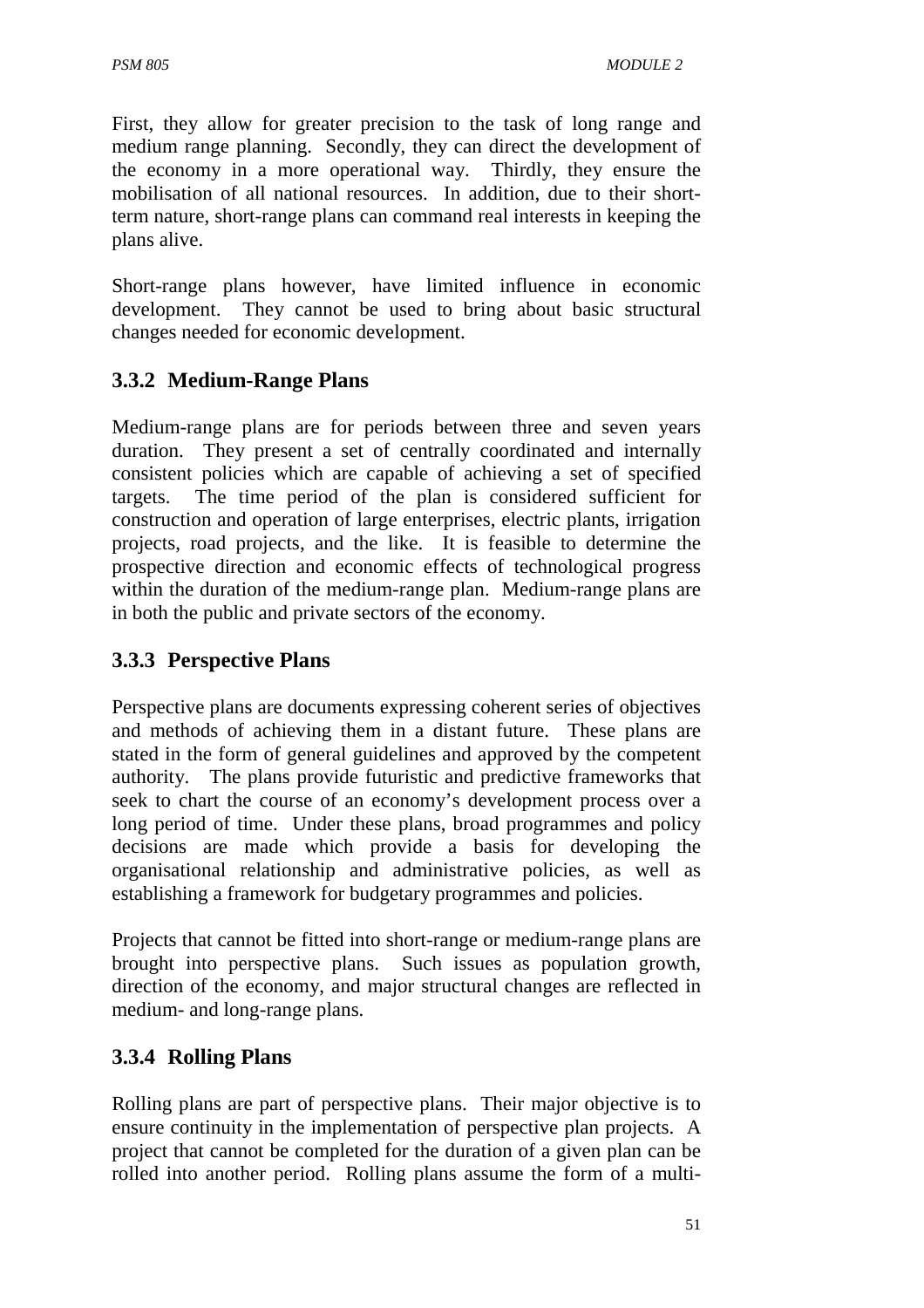First, they allow for greater precision to the task of long range and medium range planning. Secondly, they can direct the development of the economy in a more operational way. Thirdly, they ensure the mobilisation of all national resources. In addition, due to their short-term nature, short-range plans can command real interests in keeping the plans alive.

Short-range plans however, have limited influence in economic development. They cannot be used to bring about basic structural changes needed for economic development.

### 3.3.2 Medium-Range Plans

Medium-range plans are for periods between three and seven years duration. They present a set of centrally coordinated and internally consistent policies which are capable of achieving a set of specified targets. The time period of the plan is considered sufficient for construction and operation of large enterprises, electric plants, irrigation projects, road projects, and the like. It is feasible to determine the prospective direction and economic effects of technological progress within the duration of the medium-range plan. Medium-range plans are in both the public and private sectors of the economy.

### 3.3.3 Perspective Plans

Perspective plans are documents expressing coherent series of objectives and methods of achieving them in a distant future. These plans are stated in the form of general guidelines and approved by the competent authority. The plans provide futuristic and predictive frameworks that seek to chart the course of an economy's development process over a long period of time. Under these plans, broad programmes and policy decisions are made which provide a basis for developing the organisational relationship and administrative policies, as well as establishing a framework for budgetary programmes and policies.

Projects that cannot be fitted into short-range or medium-range plans are brought into perspective plans. Such issues as population growth, direction of the economy, and major structural changes are reflected in medium- and long-range plans.

### 3.3.4 Rolling Plans

Rolling plans are part of perspective plans. Their major objective is to ensure continuity in the implementation of perspective plan projects. A project that cannot be completed for the duration of a given plan can be rolled into another period. Rolling plans assume the form of a multi-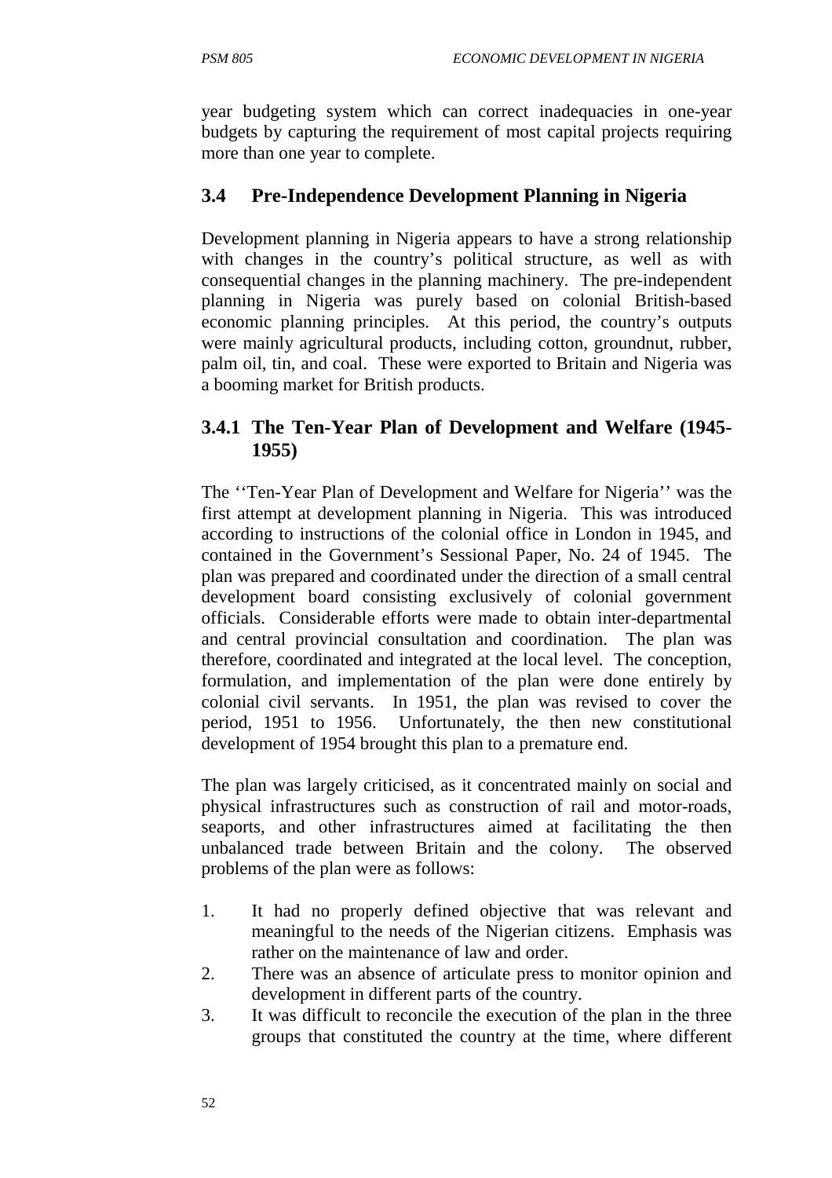year budgeting system which can correct inadequacies in one-year budgets by capturing the requirement of most capital projects requiring more than one year to complete.

## 3.4 Pre-Independence Development Planning in Nigeria

Development planning in Nigeria appears to have a strong relationship with changes in the country's political structure, as well as with consequential changes in the planning machinery. The pre-independent planning in Nigeria was purely based on colonial British-based economic planning principles. At this period, the country's outputs were mainly agricultural products, including cotton, groundnut, rubber, palm oil, tin, and coal. These were exported to Britain and Nigeria was a booming market for British products.

### 3.4.1 The Ten-Year Plan of Development and Welfare (1945-1955)

The ''Ten-Year Plan of Development and Welfare for Nigeria'' was the first attempt at development planning in Nigeria. This was introduced according to instructions of the colonial office in London in 1945, and contained in the Government's Sessional Paper, No. 24 of 1945. The plan was prepared and coordinated under the direction of a small central development board consisting exclusively of colonial government officials. Considerable efforts were made to obtain inter-departmental and central provincial consultation and coordination. The plan was therefore, coordinated and integrated at the local level. The conception, formulation, and implementation of the plan were done entirely by colonial civil servants. In 1951, the plan was revised to cover the period, 1951 to 1956. Unfortunately, the then new constitutional development of 1954 brought this plan to a premature end.

The plan was largely criticised, as it concentrated mainly on social and physical infrastructures such as construction of rail and motor-roads, seaports, and other infrastructures aimed at facilitating the then unbalanced trade between Britain and the colony. The observed problems of the plan were as follows:

1. It had no properly defined objective that was relevant and meaningful to the needs of the Nigerian citizens. Emphasis was rather on the maintenance of law and order.
2. There was an absence of articulate press to monitor opinion and development in different parts of the country.
3. It was difficult to reconcile the execution of the plan in the three groups that constituted the country at the time, where different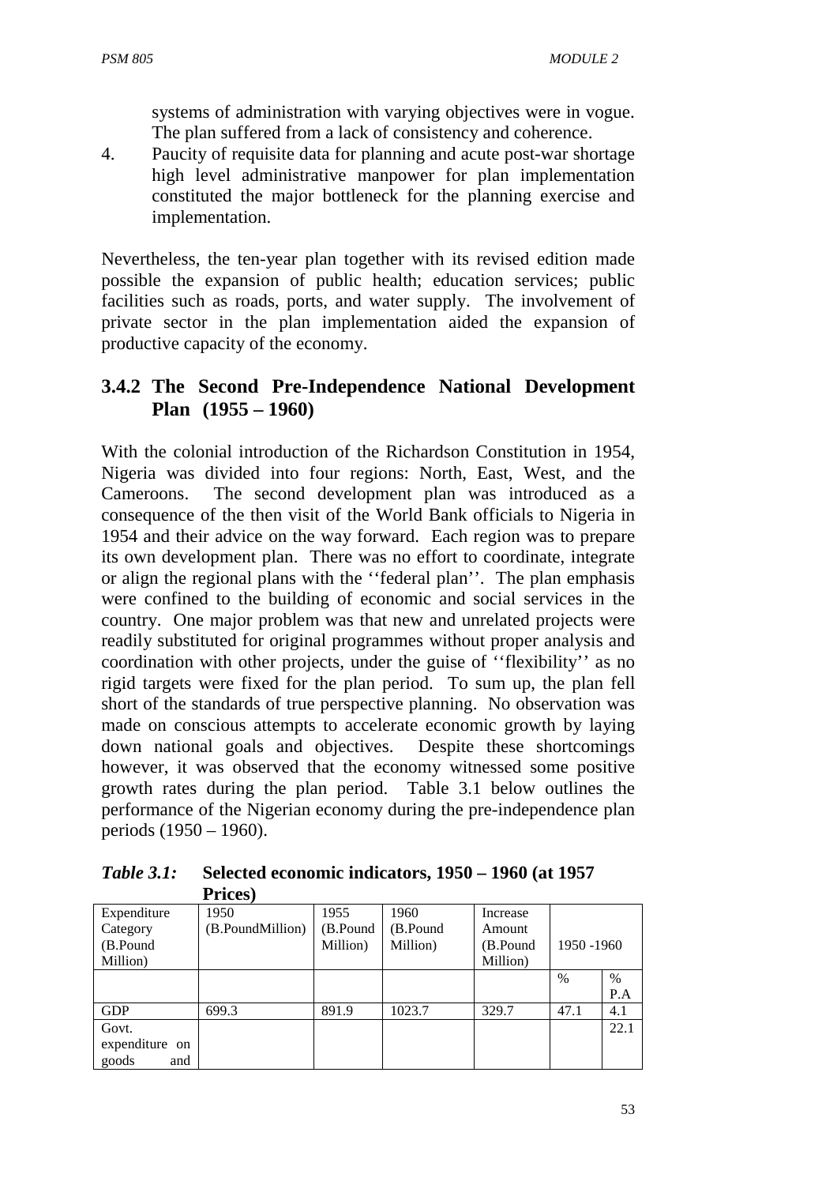systems of administration with varying objectives were in vogue. The plan suffered from a lack of consistency and coherence.

4. Paucity of requisite data for planning and acute post-war shortage high level administrative manpower for plan implementation constituted the major bottleneck for the planning exercise and implementation.

Nevertheless, the ten-year plan together with its revised edition made possible the expansion of public health; education services; public facilities such as roads, ports, and water supply. The involvement of private sector in the plan implementation aided the expansion of productive capacity of the economy.

### 3.4.2 The Second Pre-Independence National Development Plan (1955 – 1960)

With the colonial introduction of the Richardson Constitution in 1954, Nigeria was divided into four regions: North, East, West, and the Cameroons. The second development plan was introduced as a consequence of the then visit of the World Bank officials to Nigeria in 1954 and their advice on the way forward. Each region was to prepare its own development plan. There was no effort to coordinate, integrate or align the regional plans with the ''federal plan''. The plan emphasis were confined to the building of economic and social services in the country. One major problem was that new and unrelated projects were readily substituted for original programmes without proper analysis and coordination with other projects, under the guise of ''flexibility'' as no rigid targets were fixed for the plan period. To sum up, the plan fell short of the standards of true perspective planning. No observation was made on conscious attempts to accelerate economic growth by laying down national goals and objectives. Despite these shortcomings however, it was observed that the economy witnessed some positive growth rates during the plan period. Table 3.1 below outlines the performance of the Nigerian economy during the pre-independence plan periods (1950 – 1960).

***Table 3.1:*** **Selected economic indicators, 1950 – 1960 (at 1957 Prices)**

| Expenditure Category (B.Pound Million) | 1950 (B.PoundMillion) | 1955 (B.Pound Million) | 1960 (B.Pound Million) | Increase Amount (B.Pound Million) | 1950 -1960 | |
|---|---|---|---|---|---|---|
| | | | | | % | % P.A |
| GDP | 699.3 | 891.9 | 1023.7 | 329.7 | 47.1 | 4.1 |
| Govt. expenditure on goods and | | | | | | 22.1 |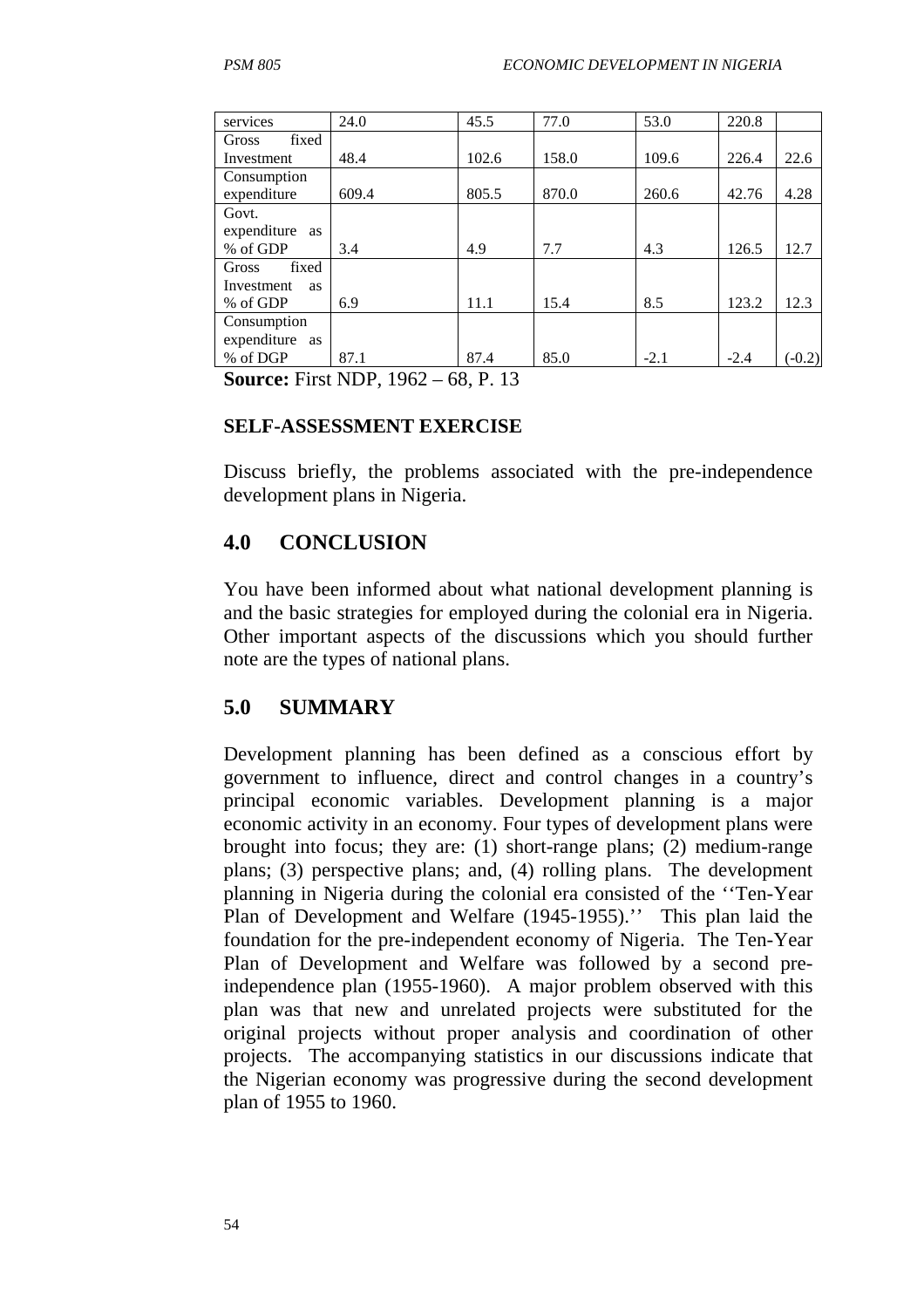| | | | | | | |
|---|---|---|---|---|---|---|
| services | 24.0 | 45.5 | 77.0 | 53.0 | 220.8 | |
| Gross fixed Investment | 48.4 | 102.6 | 158.0 | 109.6 | 226.4 | 22.6 |
| Consumption expenditure | 609.4 | 805.5 | 870.0 | 260.6 | 42.76 | 4.28 |
| Govt. expenditure as % of GDP | 3.4 | 4.9 | 7.7 | 4.3 | 126.5 | 12.7 |
| Gross fixed Investment as % of GDP | 6.9 | 11.1 | 15.4 | 8.5 | 123.2 | 12.3 |
| Consumption expenditure as % of DGP | 87.1 | 87.4 | 85.0 | -2.1 | -2.4 | (-0.2) |

**Source:** First NDP, 1962 – 68, P. 13

#### SELF-ASSESSMENT EXERCISE

Discuss briefly, the problems associated with the pre-independence development plans in Nigeria.

## 4.0 CONCLUSION

You have been informed about what national development planning is and the basic strategies for employed during the colonial era in Nigeria. Other important aspects of the discussions which you should further note are the types of national plans.

## 5.0 SUMMARY

Development planning has been defined as a conscious effort by government to influence, direct and control changes in a country's principal economic variables. Development planning is a major economic activity in an economy. Four types of development plans were brought into focus; they are: (1) short-range plans; (2) medium-range plans; (3) perspective plans; and, (4) rolling plans. The development planning in Nigeria during the colonial era consisted of the ''Ten-Year Plan of Development and Welfare (1945-1955).'' This plan laid the foundation for the pre-independent economy of Nigeria. The Ten-Year Plan of Development and Welfare was followed by a second pre-independence plan (1955-1960). A major problem observed with this plan was that new and unrelated projects were substituted for the original projects without proper analysis and coordination of other projects. The accompanying statistics in our discussions indicate that the Nigerian economy was progressive during the second development plan of 1955 to 1960.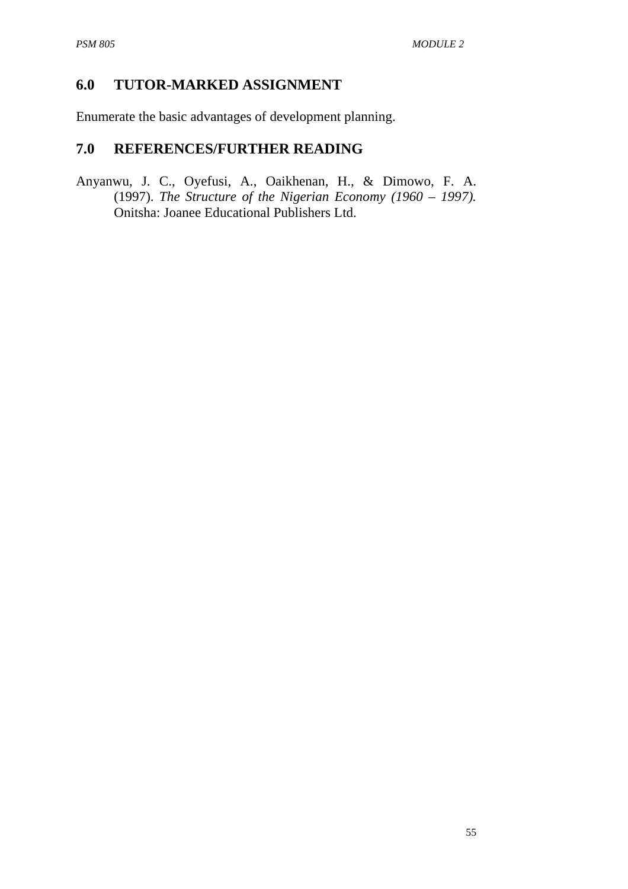## 6.0 TUTOR-MARKED ASSIGNMENT

Enumerate the basic advantages of development planning.

## 7.0 REFERENCES/FURTHER READING

Anyanwu, J. C., Oyefusi, A., Oaikhenan, H., & Dimowo, F. A. (1997). *The Structure of the Nigerian Economy (1960 – 1997).* Onitsha: Joanee Educational Publishers Ltd.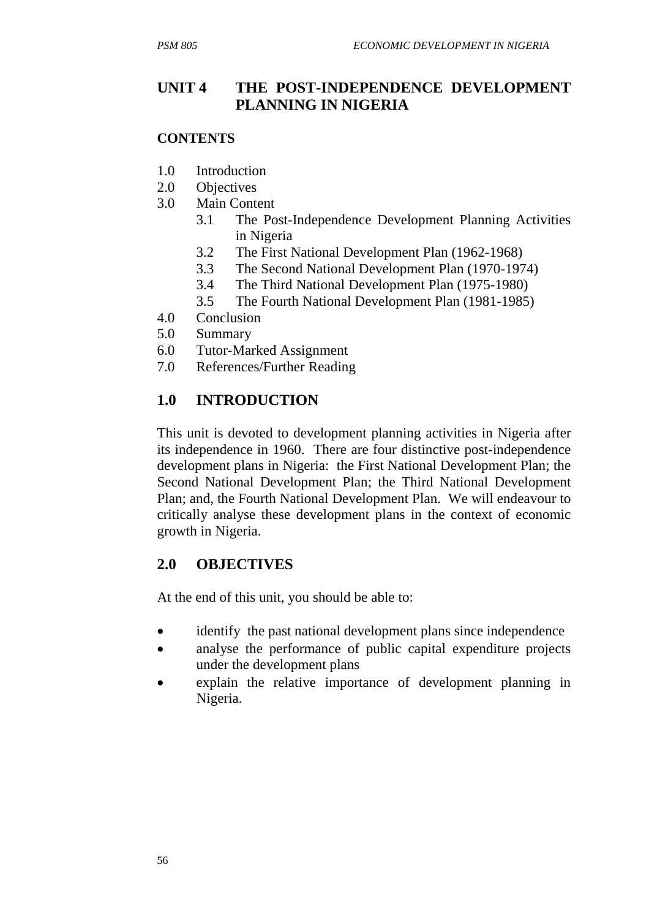# UNIT 4 THE POST-INDEPENDENCE DEVELOPMENT PLANNING IN NIGERIA

**CONTENTS**

- 1.0 Introduction
- 2.0 Objectives
- 3.0 Main Content
    - 3.1 The Post-Independence Development Planning Activities in Nigeria
    - 3.2 The First National Development Plan (1962-1968)
    - 3.3 The Second National Development Plan (1970-1974)
    - 3.4 The Third National Development Plan (1975-1980)
    - 3.5 The Fourth National Development Plan (1981-1985)
- 4.0 Conclusion
- 5.0 Summary
- 6.0 Tutor-Marked Assignment
- 7.0 References/Further Reading

## 1.0 INTRODUCTION

This unit is devoted to development planning activities in Nigeria after its independence in 1960. There are four distinctive post-independence development plans in Nigeria: the First National Development Plan; the Second National Development Plan; the Third National Development Plan; and, the Fourth National Development Plan. We will endeavour to critically analyse these development plans in the context of economic growth in Nigeria.

## 2.0 OBJECTIVES

At the end of this unit, you should be able to:

- identify the past national development plans since independence
- analyse the performance of public capital expenditure projects under the development plans
- explain the relative importance of development planning in Nigeria.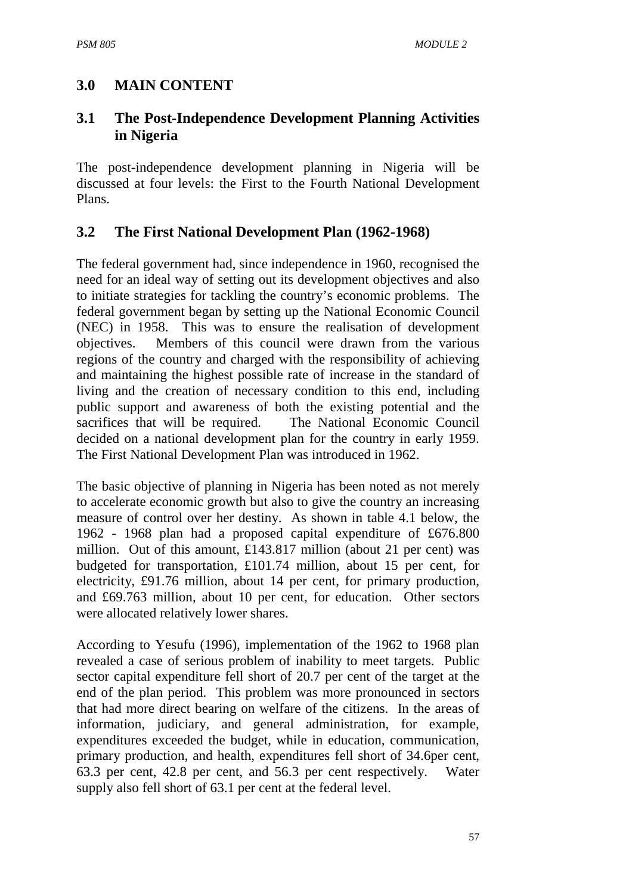## 3.0 MAIN CONTENT

### 3.1 The Post-Independence Development Planning Activities in Nigeria

The post-independence development planning in Nigeria will be discussed at four levels: the First to the Fourth National Development Plans.

### 3.2 The First National Development Plan (1962-1968)

The federal government had, since independence in 1960, recognised the need for an ideal way of setting out its development objectives and also to initiate strategies for tackling the country's economic problems. The federal government began by setting up the National Economic Council (NEC) in 1958. This was to ensure the realisation of development objectives. Members of this council were drawn from the various regions of the country and charged with the responsibility of achieving and maintaining the highest possible rate of increase in the standard of living and the creation of necessary condition to this end, including public support and awareness of both the existing potential and the sacrifices that will be required. The National Economic Council decided on a national development plan for the country in early 1959. The First National Development Plan was introduced in 1962.

The basic objective of planning in Nigeria has been noted as not merely to accelerate economic growth but also to give the country an increasing measure of control over her destiny. As shown in table 4.1 below, the 1962 - 1968 plan had a proposed capital expenditure of £676.800 million. Out of this amount, £143.817 million (about 21 per cent) was budgeted for transportation, £101.74 million, about 15 per cent, for electricity, £91.76 million, about 14 per cent, for primary production, and £69.763 million, about 10 per cent, for education. Other sectors were allocated relatively lower shares.

According to Yesufu (1996), implementation of the 1962 to 1968 plan revealed a case of serious problem of inability to meet targets. Public sector capital expenditure fell short of 20.7 per cent of the target at the end of the plan period. This problem was more pronounced in sectors that had more direct bearing on welfare of the citizens. In the areas of information, judiciary, and general administration, for example, expenditures exceeded the budget, while in education, communication, primary production, and health, expenditures fell short of 34.6per cent, 63.3 per cent, 42.8 per cent, and 56.3 per cent respectively. Water supply also fell short of 63.1 per cent at the federal level.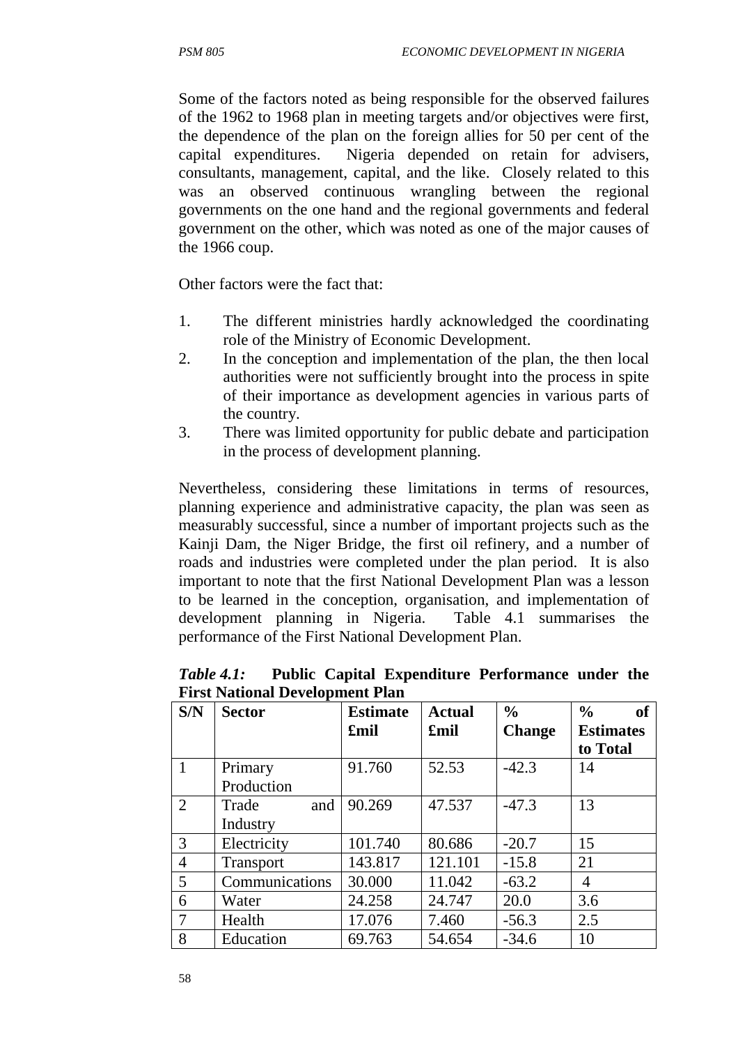Some of the factors noted as being responsible for the observed failures of the 1962 to 1968 plan in meeting targets and/or objectives were first, the dependence of the plan on the foreign allies for 50 per cent of the capital expenditures. Nigeria depended on retain for advisers, consultants, management, capital, and the like. Closely related to this was an observed continuous wrangling between the regional governments on the one hand and the regional governments and federal government on the other, which was noted as one of the major causes of the 1966 coup.

Other factors were the fact that:

1. The different ministries hardly acknowledged the coordinating role of the Ministry of Economic Development.
2. In the conception and implementation of the plan, the then local authorities were not sufficiently brought into the process in spite of their importance as development agencies in various parts of the country.
3. There was limited opportunity for public debate and participation in the process of development planning.

Nevertheless, considering these limitations in terms of resources, planning experience and administrative capacity, the plan was seen as measurably successful, since a number of important projects such as the Kainji Dam, the Niger Bridge, the first oil refinery, and a number of roads and industries were completed under the plan period. It is also important to note that the first National Development Plan was a lesson to be learned in the conception, organisation, and implementation of development planning in Nigeria. Table 4.1 summarises the performance of the First National Development Plan.

***Table 4.1:*** **Public Capital Expenditure Performance under the First National Development Plan**

| S/N | Sector | Estimate £mil | Actual £mil | % Change | % of Estimates to Total |
|---|---|---|---|---|---|
| 1 | Primary Production | 91.760 | 52.53 | -42.3 | 14 |
| 2 | Trade and Industry | 90.269 | 47.537 | -47.3 | 13 |
| 3 | Electricity | 101.740 | 80.686 | -20.7 | 15 |
| 4 | Transport | 143.817 | 121.101 | -15.8 | 21 |
| 5 | Communications | 30.000 | 11.042 | -63.2 | 4 |
| 6 | Water | 24.258 | 24.747 | 20.0 | 3.6 |
| 7 | Health | 17.076 | 7.460 | -56.3 | 2.5 |
| 8 | Education | 69.763 | 54.654 | -34.6 | 10 |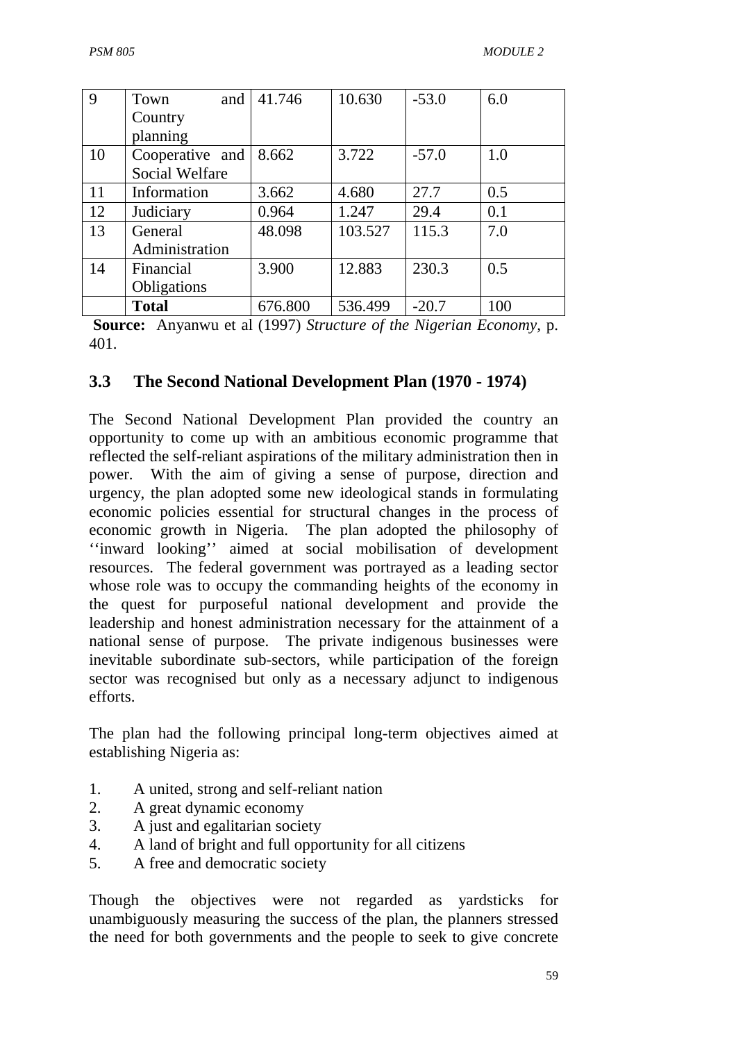| 9 | Town and Country planning | 41.746 | 10.630 | -53.0 | 6.0 |
|---|---|---|---|---|---|
| 10 | Cooperative and Social Welfare | 8.662 | 3.722 | -57.0 | 1.0 |
| 11 | Information | 3.662 | 4.680 | 27.7 | 0.5 |
| 12 | Judiciary | 0.964 | 1.247 | 29.4 | 0.1 |
| 13 | General Administration | 48.098 | 103.527 | 115.3 | 7.0 |
| 14 | Financial Obligations | 3.900 | 12.883 | 230.3 | 0.5 |
| | **Total** | 676.800 | 536.499 | -20.7 | 100 |

**Source:** Anyanwu et al (1997) *Structure of the Nigerian Economy*, p. 401.

## 3.3 The Second National Development Plan (1970 - 1974)

The Second National Development Plan provided the country an opportunity to come up with an ambitious economic programme that reflected the self-reliant aspirations of the military administration then in power. With the aim of giving a sense of purpose, direction and urgency, the plan adopted some new ideological stands in formulating economic policies essential for structural changes in the process of economic growth in Nigeria. The plan adopted the philosophy of ''inward looking'' aimed at social mobilisation of development resources. The federal government was portrayed as a leading sector whose role was to occupy the commanding heights of the economy in the quest for purposeful national development and provide the leadership and honest administration necessary for the attainment of a national sense of purpose. The private indigenous businesses were inevitable subordinate sub-sectors, while participation of the foreign sector was recognised but only as a necessary adjunct to indigenous efforts.

The plan had the following principal long-term objectives aimed at establishing Nigeria as:

1. A united, strong and self-reliant nation
2. A great dynamic economy
3. A just and egalitarian society
4. A land of bright and full opportunity for all citizens
5. A free and democratic society

Though the objectives were not regarded as yardsticks for unambiguously measuring the success of the plan, the planners stressed the need for both governments and the people to seek to give concrete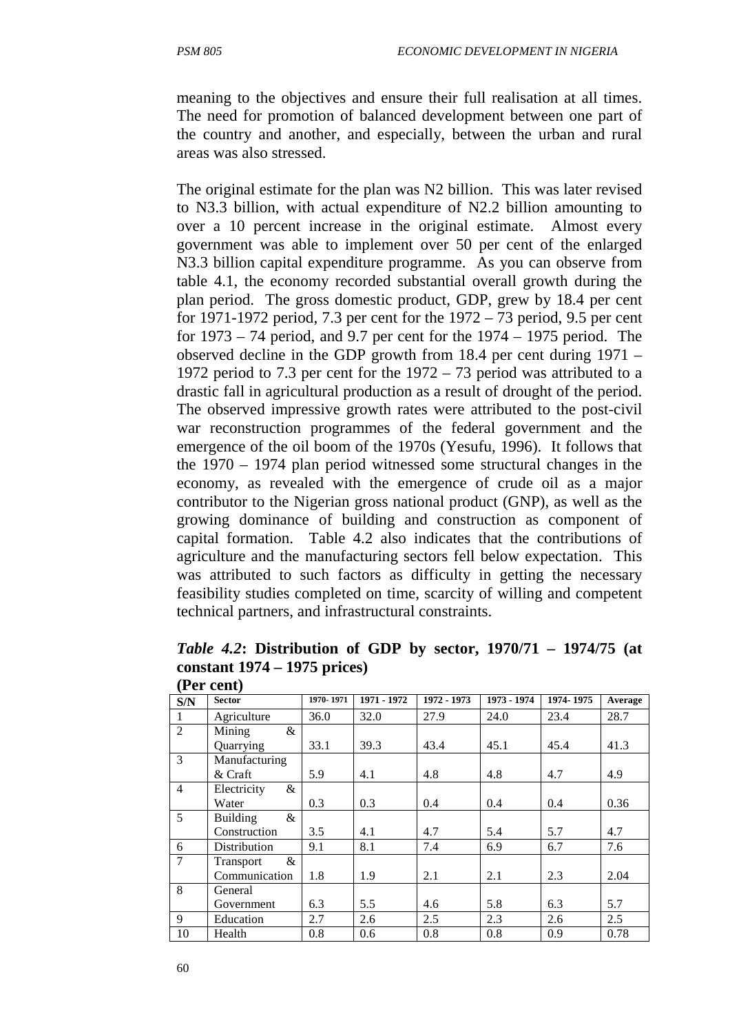meaning to the objectives and ensure their full realisation at all times. The need for promotion of balanced development between one part of the country and another, and especially, between the urban and rural areas was also stressed.

The original estimate for the plan was N2 billion. This was later revised to N3.3 billion, with actual expenditure of N2.2 billion amounting to over a 10 percent increase in the original estimate. Almost every government was able to implement over 50 per cent of the enlarged N3.3 billion capital expenditure programme. As you can observe from table 4.1, the economy recorded substantial overall growth during the plan period. The gross domestic product, GDP, grew by 18.4 per cent for 1971-1972 period, 7.3 per cent for the 1972 – 73 period, 9.5 per cent for 1973 – 74 period, and 9.7 per cent for the 1974 – 1975 period. The observed decline in the GDP growth from 18.4 per cent during 1971 – 1972 period to 7.3 per cent for the 1972 – 73 period was attributed to a drastic fall in agricultural production as a result of drought of the period. The observed impressive growth rates were attributed to the post-civil war reconstruction programmes of the federal government and the emergence of the oil boom of the 1970s (Yesufu, 1996). It follows that the 1970 – 1974 plan period witnessed some structural changes in the economy, as revealed with the emergence of crude oil as a major contributor to the Nigerian gross national product (GNP), as well as the growing dominance of building and construction as component of capital formation. Table 4.2 also indicates that the contributions of agriculture and the manufacturing sectors fell below expectation. This was attributed to such factors as difficulty in getting the necessary feasibility studies completed on time, scarcity of willing and competent technical partners, and infrastructural constraints.

***Table 4.2*: Distribution of GDP by sector, 1970/71 – 1974/75 (at constant 1974 – 1975 prices)**
**(Per cent)**

| S/N | Sector | 1970- 1971 | 1971 - 1972 | 1972 - 1973 | 1973 - 1974 | 1974- 1975 | Average |
|---|---|---|---|---|---|---|---|
| 1 | Agriculture | 36.0 | 32.0 | 27.9 | 24.0 | 23.4 | 28.7 |
| 2 | Mining & Quarrying | 33.1 | 39.3 | 43.4 | 45.1 | 45.4 | 41.3 |
| 3 | Manufacturing & Craft | 5.9 | 4.1 | 4.8 | 4.8 | 4.7 | 4.9 |
| 4 | Electricity & Water | 0.3 | 0.3 | 0.4 | 0.4 | 0.4 | 0.36 |
| 5 | Building & Construction | 3.5 | 4.1 | 4.7 | 5.4 | 5.7 | 4.7 |
| 6 | Distribution | 9.1 | 8.1 | 7.4 | 6.9 | 6.7 | 7.6 |
| 7 | Transport & Communication | 1.8 | 1.9 | 2.1 | 2.1 | 2.3 | 2.04 |
| 8 | General Government | 6.3 | 5.5 | 4.6 | 5.8 | 6.3 | 5.7 |
| 9 | Education | 2.7 | 2.6 | 2.5 | 2.3 | 2.6 | 2.5 |
| 10 | Health | 0.8 | 0.6 | 0.8 | 0.8 | 0.9 | 0.78 |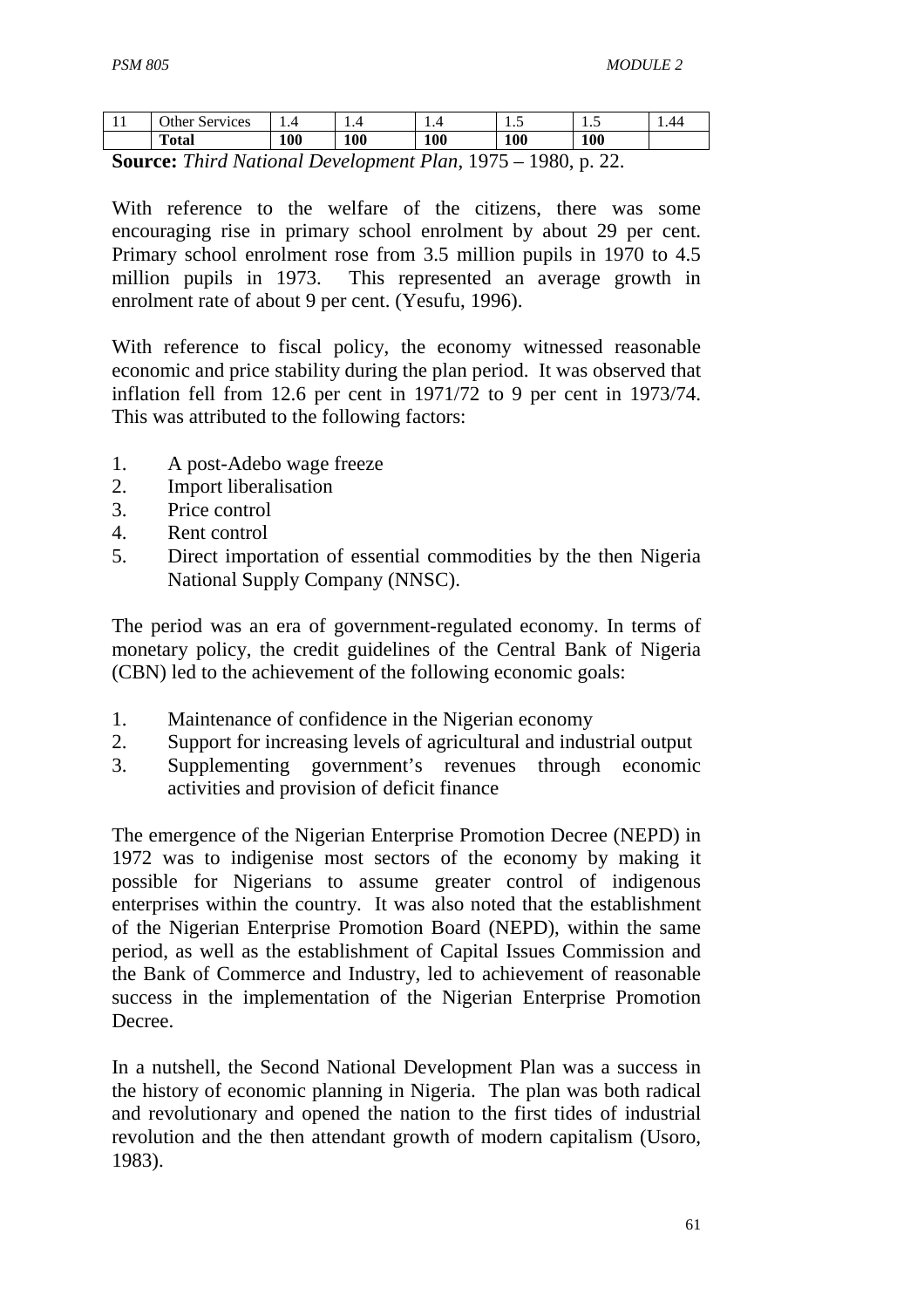| 11 | Other Services | 1.4 | 1.4 | 1.4 | 1.5 | 1.5 | 1.44 |
|---|---|---|---|---|---|---|---|
| | **Total** | **100** | **100** | **100** | **100** | **100** | |

**Source:** *Third National Development Plan*, 1975 – 1980, p. 22.

With reference to the welfare of the citizens, there was some encouraging rise in primary school enrolment by about 29 per cent. Primary school enrolment rose from 3.5 million pupils in 1970 to 4.5 million pupils in 1973. This represented an average growth in enrolment rate of about 9 per cent. (Yesufu, 1996).

With reference to fiscal policy, the economy witnessed reasonable economic and price stability during the plan period. It was observed that inflation fell from 12.6 per cent in 1971/72 to 9 per cent in 1973/74. This was attributed to the following factors:

1. A post-Adebo wage freeze
2. Import liberalisation
3. Price control
4. Rent control
5. Direct importation of essential commodities by the then Nigeria National Supply Company (NNSC).

The period was an era of government-regulated economy. In terms of monetary policy, the credit guidelines of the Central Bank of Nigeria (CBN) led to the achievement of the following economic goals:

1. Maintenance of confidence in the Nigerian economy
2. Support for increasing levels of agricultural and industrial output
3. Supplementing government's revenues through economic activities and provision of deficit finance

The emergence of the Nigerian Enterprise Promotion Decree (NEPD) in 1972 was to indigenise most sectors of the economy by making it possible for Nigerians to assume greater control of indigenous enterprises within the country. It was also noted that the establishment of the Nigerian Enterprise Promotion Board (NEPD), within the same period, as well as the establishment of Capital Issues Commission and the Bank of Commerce and Industry, led to achievement of reasonable success in the implementation of the Nigerian Enterprise Promotion Decree.

In a nutshell, the Second National Development Plan was a success in the history of economic planning in Nigeria. The plan was both radical and revolutionary and opened the nation to the first tides of industrial revolution and the then attendant growth of modern capitalism (Usoro, 1983).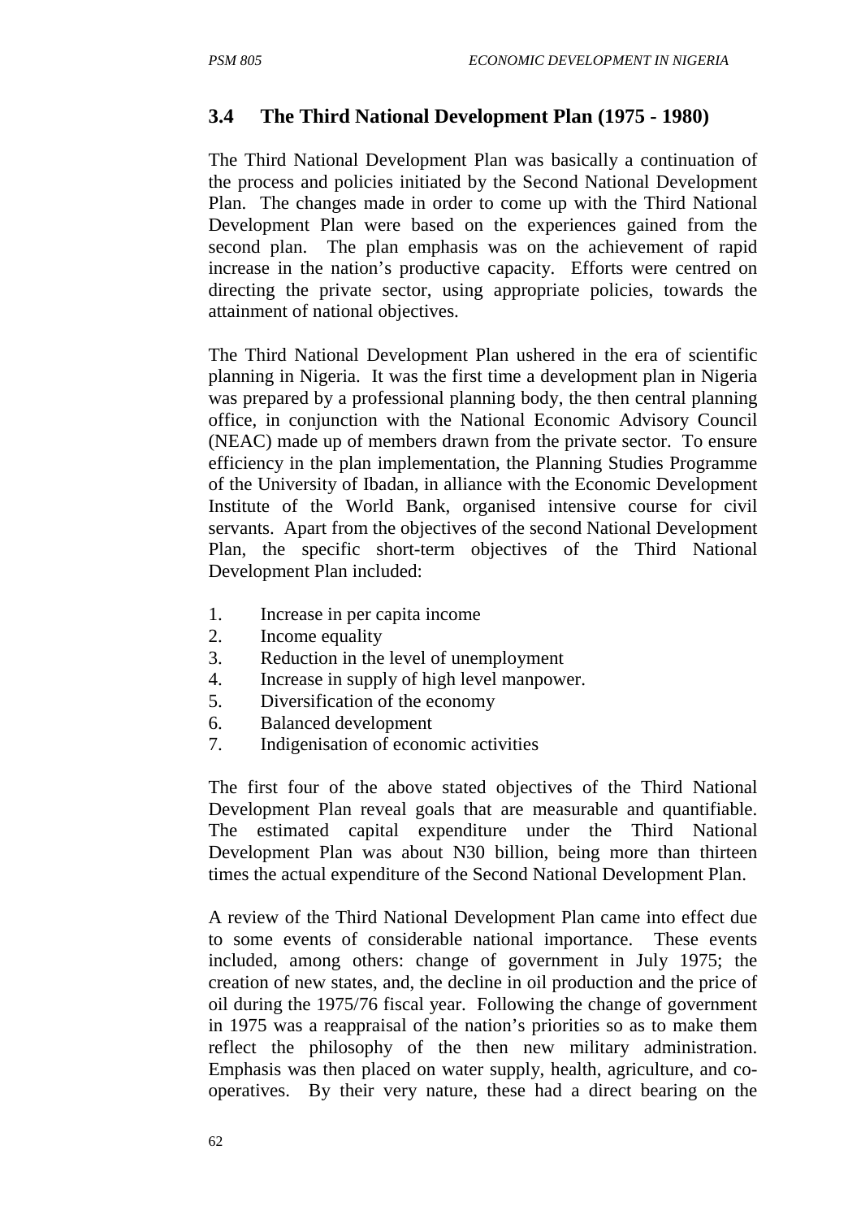## 3.4 The Third National Development Plan (1975 - 1980)

The Third National Development Plan was basically a continuation of the process and policies initiated by the Second National Development Plan. The changes made in order to come up with the Third National Development Plan were based on the experiences gained from the second plan. The plan emphasis was on the achievement of rapid increase in the nation's productive capacity. Efforts were centred on directing the private sector, using appropriate policies, towards the attainment of national objectives.

The Third National Development Plan ushered in the era of scientific planning in Nigeria. It was the first time a development plan in Nigeria was prepared by a professional planning body, the then central planning office, in conjunction with the National Economic Advisory Council (NEAC) made up of members drawn from the private sector. To ensure efficiency in the plan implementation, the Planning Studies Programme of the University of Ibadan, in alliance with the Economic Development Institute of the World Bank, organised intensive course for civil servants. Apart from the objectives of the second National Development Plan, the specific short-term objectives of the Third National Development Plan included:

1. Increase in per capita income
2. Income equality
3. Reduction in the level of unemployment
4. Increase in supply of high level manpower.
5. Diversification of the economy
6. Balanced development
7. Indigenisation of economic activities

The first four of the above stated objectives of the Third National Development Plan reveal goals that are measurable and quantifiable. The estimated capital expenditure under the Third National Development Plan was about N30 billion, being more than thirteen times the actual expenditure of the Second National Development Plan.

A review of the Third National Development Plan came into effect due to some events of considerable national importance. These events included, among others: change of government in July 1975; the creation of new states, and, the decline in oil production and the price of oil during the 1975/76 fiscal year. Following the change of government in 1975 was a reappraisal of the nation's priorities so as to make them reflect the philosophy of the then new military administration. Emphasis was then placed on water supply, health, agriculture, and co-operatives. By their very nature, these had a direct bearing on the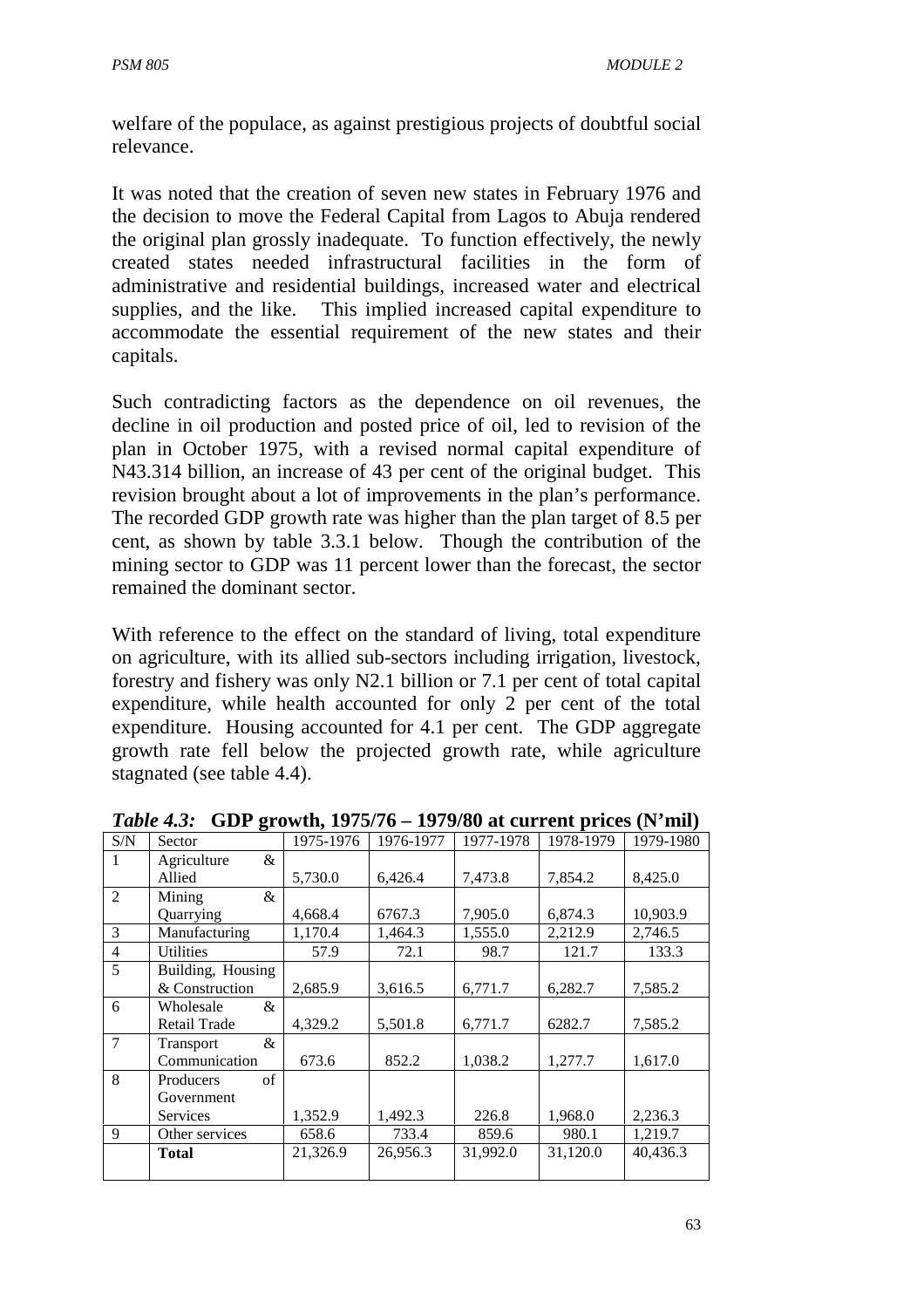welfare of the populace, as against prestigious projects of doubtful social relevance.

It was noted that the creation of seven new states in February 1976 and the decision to move the Federal Capital from Lagos to Abuja rendered the original plan grossly inadequate. To function effectively, the newly created states needed infrastructural facilities in the form of administrative and residential buildings, increased water and electrical supplies, and the like. This implied increased capital expenditure to accommodate the essential requirement of the new states and their capitals.

Such contradicting factors as the dependence on oil revenues, the decline in oil production and posted price of oil, led to revision of the plan in October 1975, with a revised normal capital expenditure of N43.314 billion, an increase of 43 per cent of the original budget. This revision brought about a lot of improvements in the plan's performance. The recorded GDP growth rate was higher than the plan target of 8.5 per cent, as shown by table 3.3.1 below. Though the contribution of the mining sector to GDP was 11 percent lower than the forecast, the sector remained the dominant sector.

With reference to the effect on the standard of living, total expenditure on agriculture, with its allied sub-sectors including irrigation, livestock, forestry and fishery was only N2.1 billion or 7.1 per cent of total capital expenditure, while health accounted for only 2 per cent of the total expenditure. Housing accounted for 4.1 per cent. The GDP aggregate growth rate fell below the projected growth rate, while agriculture stagnated (see table 4.4).

***Table 4.3:*** **GDP growth, 1975/76 – 1979/80 at current prices (N'mil)**

| S/N | Sector | 1975-1976 | 1976-1977 | 1977-1978 | 1978-1979 | 1979-1980 |
|---|---|---|---|---|---|---|
| 1 | Agriculture & Allied | 5,730.0 | 6,426.4 | 7,473.8 | 7,854.2 | 8,425.0 |
| 2 | Mining & Quarrying | 4,668.4 | 6767.3 | 7,905.0 | 6,874.3 | 10,903.9 |
| 3 | Manufacturing | 1,170.4 | 1,464.3 | 1,555.0 | 2,212.9 | 2,746.5 |
| 4 | Utilities | 57.9 | 72.1 | 98.7 | 121.7 | 133.3 |
| 5 | Building, Housing & Construction | 2,685.9 | 3,616.5 | 6,771.7 | 6,282.7 | 7,585.2 |
| 6 | Wholesale & Retail Trade | 4,329.2 | 5,501.8 | 6,771.7 | 6282.7 | 7,585.2 |
| 7 | Transport & Communication | 673.6 | 852.2 | 1,038.2 | 1,277.7 | 1,617.0 |
| 8 | Producers of Government Services | 1,352.9 | 1,492.3 | 226.8 | 1,968.0 | 2,236.3 |
| 9 | Other services | 658.6 | 733.4 | 859.6 | 980.1 | 1,219.7 |
| | **Total** | 21,326.9 | 26,956.3 | 31,992.0 | 31,120.0 | 40,436.3 |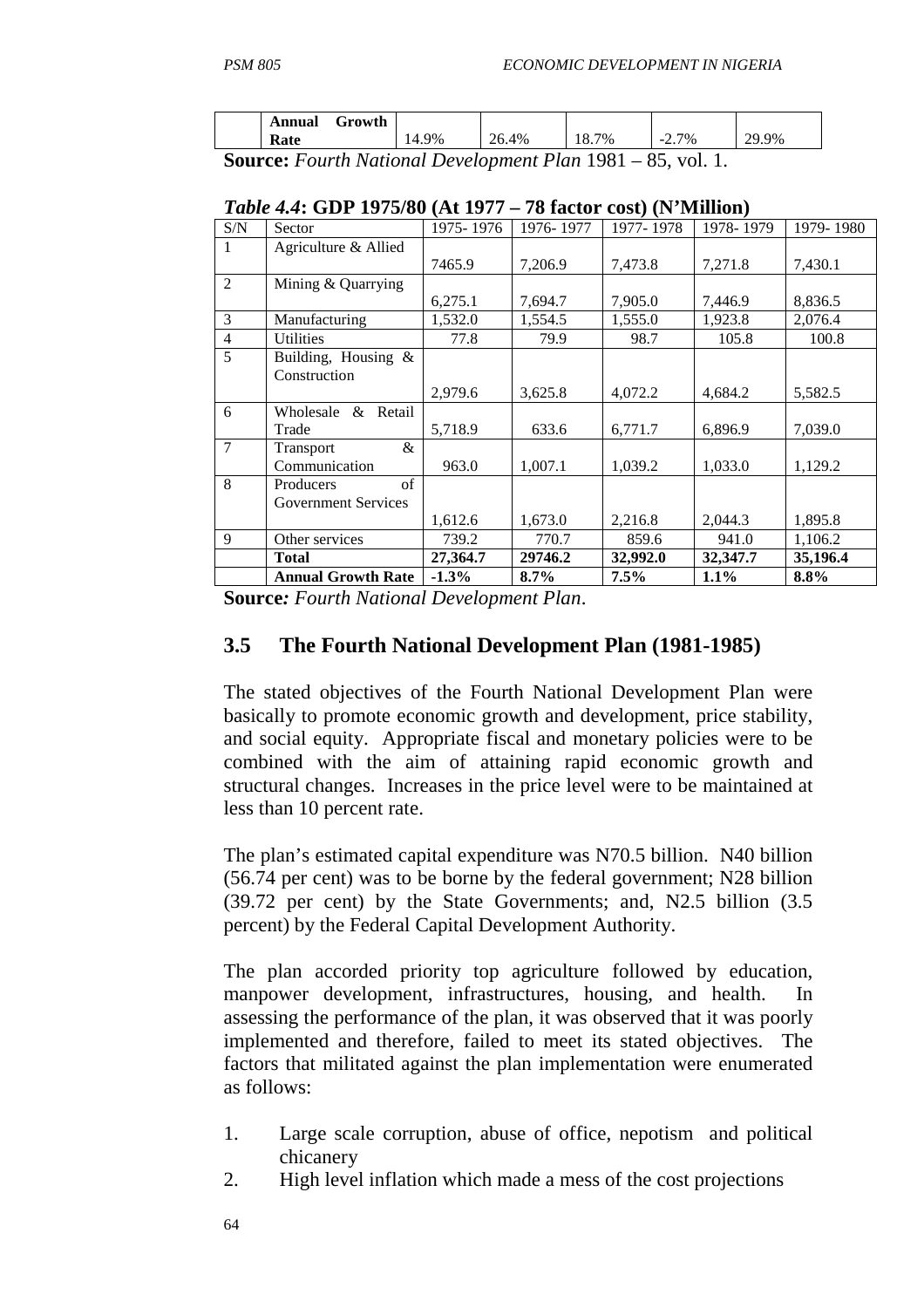|  | Annual Growth Rate | 14.9% | 26.4% | 18.7% | -2.7% | 29.9% |
|---|---|---|---|---|---|---|

**Source:** *Fourth National Development Plan* 1981 – 85, vol. 1.

***Table 4.4*: GDP 1975/80 (At 1977 – 78 factor cost) (N'Million)**

| S/N | Sector | 1975- 1976 | 1976- 1977 | 1977- 1978 | 1978- 1979 | 1979- 1980 |
|---|---|---|---|---|---|---|
| 1 | Agriculture & Allied | 7465.9 | 7,206.9 | 7,473.8 | 7,271.8 | 7,430.1 |
| 2 | Mining & Quarrying | 6,275.1 | 7,694.7 | 7,905.0 | 7,446.9 | 8,836.5 |
| 3 | Manufacturing | 1,532.0 | 1,554.5 | 1,555.0 | 1,923.8 | 2,076.4 |
| 4 | Utilities | 77.8 | 79.9 | 98.7 | 105.8 | 100.8 |
| 5 | Building, Housing & Construction | 2,979.6 | 3,625.8 | 4,072.2 | 4,684.2 | 5,582.5 |
| 6 | Wholesale & Retail Trade | 5,718.9 | 633.6 | 6,771.7 | 6,896.9 | 7,039.0 |
| 7 | Transport & Communication | 963.0 | 1,007.1 | 1,039.2 | 1,033.0 | 1,129.2 |
| 8 | Producers of Government Services | 1,612.6 | 1,673.0 | 2,216.8 | 2,044.3 | 1,895.8 |
| 9 | Other services | 739.2 | 770.7 | 859.6 | 941.0 | 1,106.2 |
|  | **Total** | **27,364.7** | **29746.2** | **32,992.0** | **32,347.7** | **35,196.4** |
|  | **Annual Growth Rate** | **-1.3%** | **8.7%** | **7.5%** | **1.1%** | **8.8%** |

**Source***: Fourth National Development Plan*.

## 3.5 The Fourth National Development Plan (1981-1985)

The stated objectives of the Fourth National Development Plan were basically to promote economic growth and development, price stability, and social equity. Appropriate fiscal and monetary policies were to be combined with the aim of attaining rapid economic growth and structural changes. Increases in the price level were to be maintained at less than 10 percent rate.

The plan's estimated capital expenditure was N70.5 billion. N40 billion (56.74 per cent) was to be borne by the federal government; N28 billion (39.72 per cent) by the State Governments; and, N2.5 billion (3.5 percent) by the Federal Capital Development Authority.

The plan accorded priority top agriculture followed by education, manpower development, infrastructures, housing, and health. In assessing the performance of the plan, it was observed that it was poorly implemented and therefore, failed to meet its stated objectives. The factors that militated against the plan implementation were enumerated as follows:

1. Large scale corruption, abuse of office, nepotism and political chicanery
2. High level inflation which made a mess of the cost projections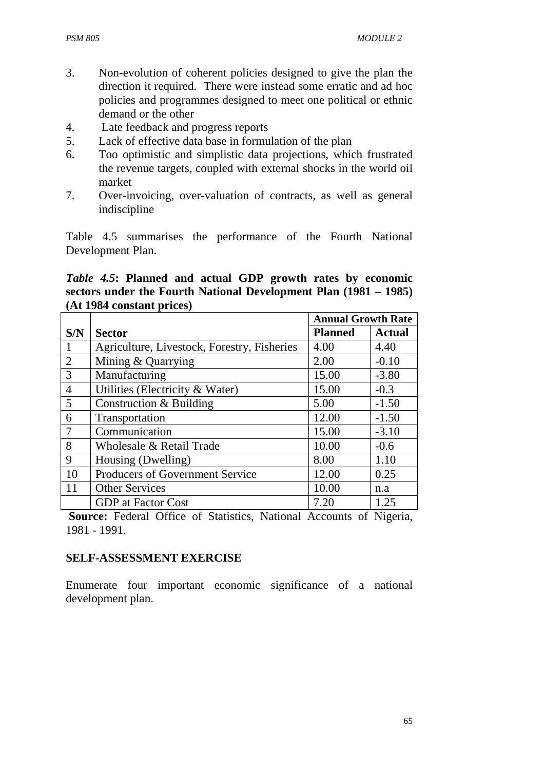3. Non-evolution of coherent policies designed to give the plan the direction it required. There were instead some erratic and ad hoc policies and programmes designed to meet one political or ethnic demand or the other
4. Late feedback and progress reports
5. Lack of effective data base in formulation of the plan
6. Too optimistic and simplistic data projections, which frustrated the revenue targets, coupled with external shocks in the world oil market
7. Over-invoicing, over-valuation of contracts, as well as general indiscipline

Table 4.5 summarises the performance of the Fourth National Development Plan.

***Table 4.5*: Planned and actual GDP growth rates by economic sectors under the Fourth National Development Plan (1981 – 1985) (At 1984 constant prices)**

| | | **Annual Growth Rate** | |
|---|---|---|---|
| **S/N** | **Sector** | **Planned** | **Actual** |
| 1 | Agriculture, Livestock, Forestry, Fisheries | 4.00 | 4.40 |
| 2 | Mining & Quarrying | 2.00 | -0.10 |
| 3 | Manufacturing | 15.00 | -3.80 |
| 4 | Utilities (Electricity & Water) | 15.00 | -0.3 |
| 5 | Construction & Building | 5.00 | -1.50 |
| 6 | Transportation | 12.00 | -1.50 |
| 7 | Communication | 15.00 | -3.10 |
| 8 | Wholesale & Retail Trade | 10.00 | -0.6 |
| 9 | Housing (Dwelling) | 8.00 | 1.10 |
| 10 | Producers of Government Service | 12.00 | 0.25 |
| 11 | Other Services | 10.00 | n.a |
| | GDP at Factor Cost | 7.20 | 1.25 |

**Source:** Federal Office of Statistics, National Accounts of Nigeria, 1981 - 1991.

**SELF-ASSESSMENT EXERCISE**

Enumerate four important economic significance of a national development plan.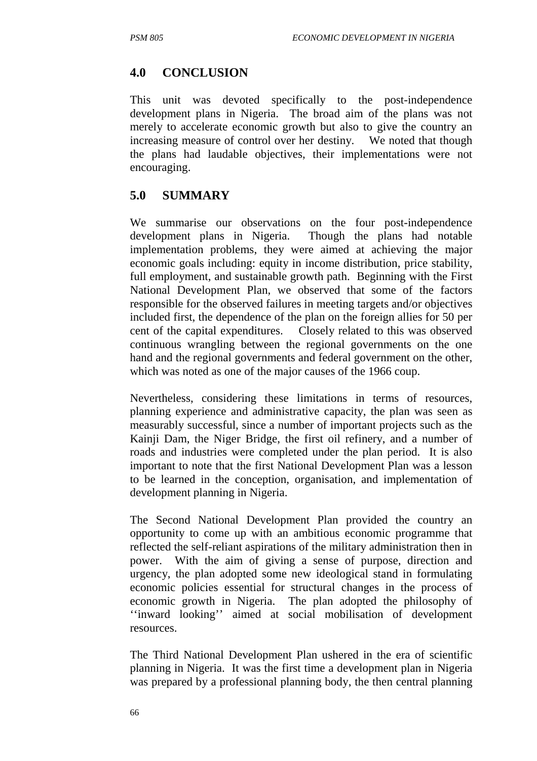## 4.0 CONCLUSION

This unit was devoted specifically to the post-independence development plans in Nigeria. The broad aim of the plans was not merely to accelerate economic growth but also to give the country an increasing measure of control over her destiny. We noted that though the plans had laudable objectives, their implementations were not encouraging.

## 5.0 SUMMARY

We summarise our observations on the four post-independence development plans in Nigeria. Though the plans had notable implementation problems, they were aimed at achieving the major economic goals including: equity in income distribution, price stability, full employment, and sustainable growth path. Beginning with the First National Development Plan, we observed that some of the factors responsible for the observed failures in meeting targets and/or objectives included first, the dependence of the plan on the foreign allies for 50 per cent of the capital expenditures. Closely related to this was observed continuous wrangling between the regional governments on the one hand and the regional governments and federal government on the other, which was noted as one of the major causes of the 1966 coup.

Nevertheless, considering these limitations in terms of resources, planning experience and administrative capacity, the plan was seen as measurably successful, since a number of important projects such as the Kainji Dam, the Niger Bridge, the first oil refinery, and a number of roads and industries were completed under the plan period. It is also important to note that the first National Development Plan was a lesson to be learned in the conception, organisation, and implementation of development planning in Nigeria.

The Second National Development Plan provided the country an opportunity to come up with an ambitious economic programme that reflected the self-reliant aspirations of the military administration then in power. With the aim of giving a sense of purpose, direction and urgency, the plan adopted some new ideological stand in formulating economic policies essential for structural changes in the process of economic growth in Nigeria. The plan adopted the philosophy of ‘‘inward looking’’ aimed at social mobilisation of development resources.

The Third National Development Plan ushered in the era of scientific planning in Nigeria. It was the first time a development plan in Nigeria was prepared by a professional planning body, the then central planning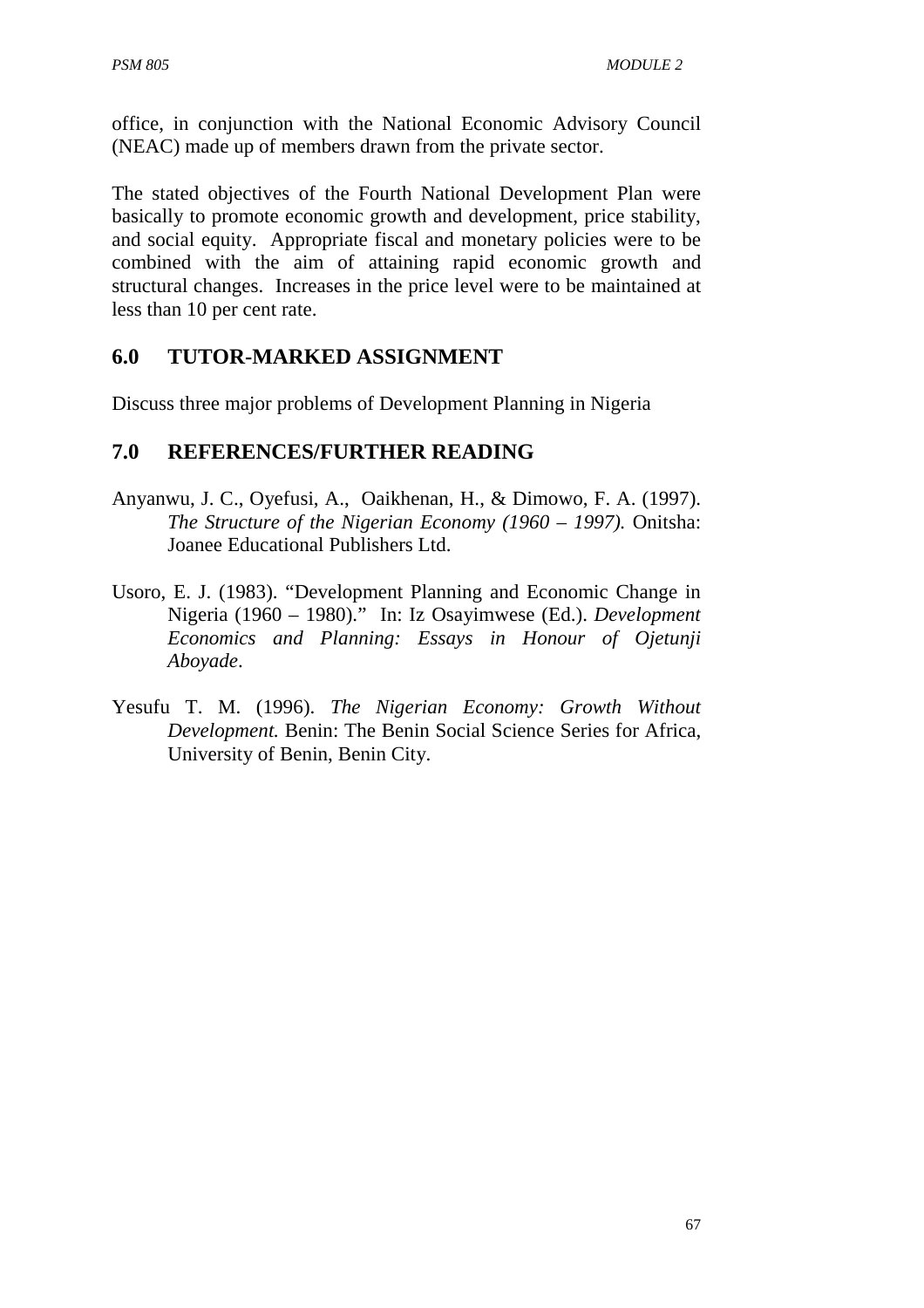office, in conjunction with the National Economic Advisory Council (NEAC) made up of members drawn from the private sector.

The stated objectives of the Fourth National Development Plan were basically to promote economic growth and development, price stability, and social equity. Appropriate fiscal and monetary policies were to be combined with the aim of attaining rapid economic growth and structural changes. Increases in the price level were to be maintained at less than 10 per cent rate.

## 6.0 TUTOR-MARKED ASSIGNMENT

Discuss three major problems of Development Planning in Nigeria

## 7.0 REFERENCES/FURTHER READING

Anyanwu, J. C., Oyefusi, A., Oaikhenan, H., & Dimowo, F. A. (1997). *The Structure of the Nigerian Economy (1960 – 1997).* Onitsha: Joanee Educational Publishers Ltd.

Usoro, E. J. (1983). "Development Planning and Economic Change in Nigeria (1960 – 1980)." In: Iz Osayimwese (Ed.). *Development Economics and Planning: Essays in Honour of Ojetunji Aboyade*.

Yesufu T. M. (1996). *The Nigerian Economy: Growth Without Development.* Benin: The Benin Social Science Series for Africa, University of Benin, Benin City.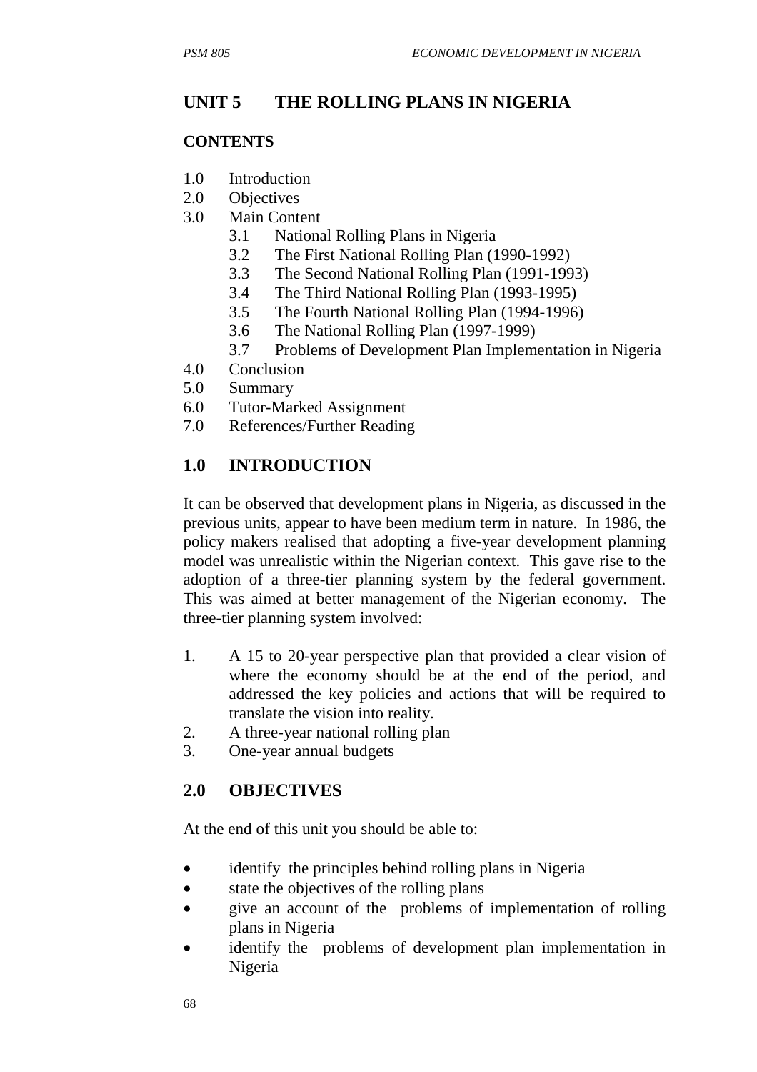# UNIT 5 THE ROLLING PLANS IN NIGERIA

## CONTENTS

1.0 Introduction
2.0 Objectives
3.0 Main Content
   3.1 National Rolling Plans in Nigeria
   3.2 The First National Rolling Plan (1990-1992)
   3.3 The Second National Rolling Plan (1991-1993)
   3.4 The Third National Rolling Plan (1993-1995)
   3.5 The Fourth National Rolling Plan (1994-1996)
   3.6 The National Rolling Plan (1997-1999)
   3.7 Problems of Development Plan Implementation in Nigeria
4.0 Conclusion
5.0 Summary
6.0 Tutor-Marked Assignment
7.0 References/Further Reading

## 1.0 INTRODUCTION

It can be observed that development plans in Nigeria, as discussed in the previous units, appear to have been medium term in nature. In 1986, the policy makers realised that adopting a five-year development planning model was unrealistic within the Nigerian context. This gave rise to the adoption of a three-tier planning system by the federal government. This was aimed at better management of the Nigerian economy. The three-tier planning system involved:

1. A 15 to 20-year perspective plan that provided a clear vision of where the economy should be at the end of the period, and addressed the key policies and actions that will be required to translate the vision into reality.
2. A three-year national rolling plan
3. One-year annual budgets

## 2.0 OBJECTIVES

At the end of this unit you should be able to:

- identify the principles behind rolling plans in Nigeria
- state the objectives of the rolling plans
- give an account of the problems of implementation of rolling plans in Nigeria
- identify the problems of development plan implementation in Nigeria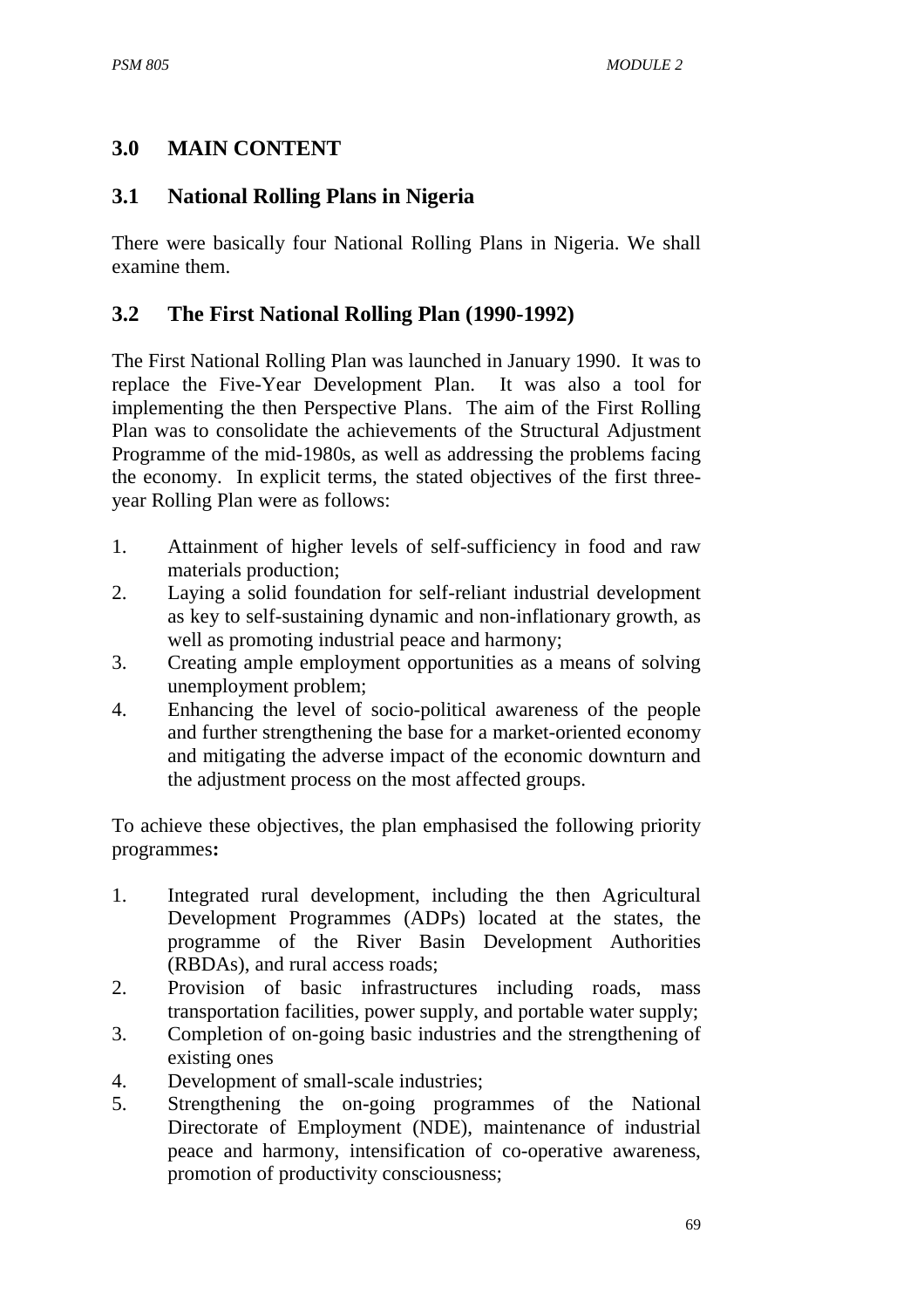## 3.0 MAIN CONTENT

### 3.1 National Rolling Plans in Nigeria

There were basically four National Rolling Plans in Nigeria. We shall examine them.

### 3.2 The First National Rolling Plan (1990-1992)

The First National Rolling Plan was launched in January 1990. It was to replace the Five-Year Development Plan. It was also a tool for implementing the then Perspective Plans. The aim of the First Rolling Plan was to consolidate the achievements of the Structural Adjustment Programme of the mid-1980s, as well as addressing the problems facing the economy. In explicit terms, the stated objectives of the first three-year Rolling Plan were as follows:

1. Attainment of higher levels of self-sufficiency in food and raw materials production;
2. Laying a solid foundation for self-reliant industrial development as key to self-sustaining dynamic and non-inflationary growth, as well as promoting industrial peace and harmony;
3. Creating ample employment opportunities as a means of solving unemployment problem;
4. Enhancing the level of socio-political awareness of the people and further strengthening the base for a market-oriented economy and mitigating the adverse impact of the economic downturn and the adjustment process on the most affected groups.

To achieve these objectives, the plan emphasised the following priority programmes**:**

1. Integrated rural development, including the then Agricultural Development Programmes (ADPs) located at the states, the programme of the River Basin Development Authorities (RBDAs), and rural access roads;
2. Provision of basic infrastructures including roads, mass transportation facilities, power supply, and portable water supply;
3. Completion of on-going basic industries and the strengthening of existing ones
4. Development of small-scale industries;
5. Strengthening the on-going programmes of the National Directorate of Employment (NDE), maintenance of industrial peace and harmony, intensification of co-operative awareness, promotion of productivity consciousness;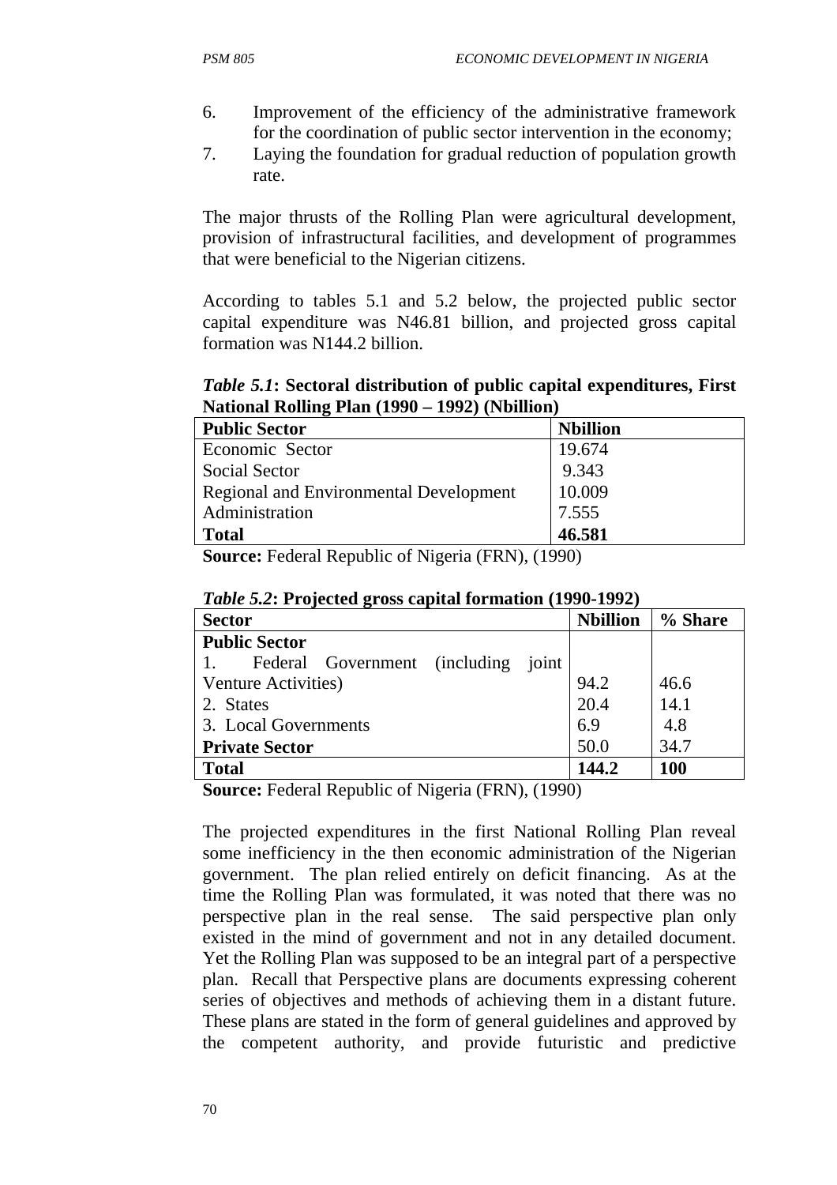6. Improvement of the efficiency of the administrative framework for the coordination of public sector intervention in the economy;
7. Laying the foundation for gradual reduction of population growth rate.

The major thrusts of the Rolling Plan were agricultural development, provision of infrastructural facilities, and development of programmes that were beneficial to the Nigerian citizens.

According to tables 5.1 and 5.2 below, the projected public sector capital expenditure was N46.81 billion, and projected gross capital formation was N144.2 billion.

***Table 5.1*: Sectoral distribution of public capital expenditures, First National Rolling Plan (1990 – 1992) (Nbillion)**

| **Public Sector** | **Nbillion** |
|---|---|
| Economic Sector | 19.674 |
| Social Sector | 9.343 |
| Regional and Environmental Development | 10.009 |
| Administration | 7.555 |
| **Total** | **46.581** |

**Source:** Federal Republic of Nigeria (FRN), (1990)

***Table 5.2*: Projected gross capital formation (1990-1992)**

| **Sector** | **Nbillion** | **% Share** |
|---|---|---|
| **Public Sector** | | |
| 1. Federal Government (including joint Venture Activities) | 94.2 | 46.6 |
| 2. States | 20.4 | 14.1 |
| 3. Local Governments | 6.9 | 4.8 |
| **Private Sector** | 50.0 | 34.7 |
| **Total** | **144.2** | **100** |

**Source:** Federal Republic of Nigeria (FRN), (1990)

The projected expenditures in the first National Rolling Plan reveal some inefficiency in the then economic administration of the Nigerian government. The plan relied entirely on deficit financing. As at the time the Rolling Plan was formulated, it was noted that there was no perspective plan in the real sense. The said perspective plan only existed in the mind of government and not in any detailed document. Yet the Rolling Plan was supposed to be an integral part of a perspective plan. Recall that Perspective plans are documents expressing coherent series of objectives and methods of achieving them in a distant future. These plans are stated in the form of general guidelines and approved by the competent authority, and provide futuristic and predictive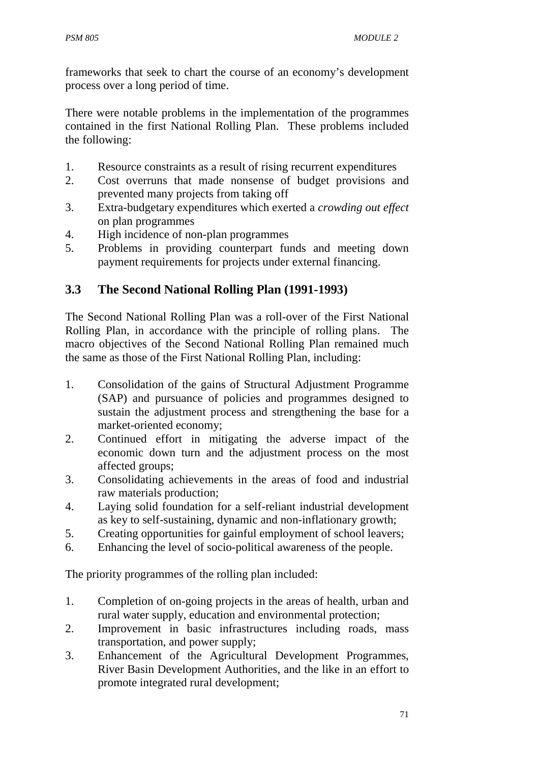frameworks that seek to chart the course of an economy's development process over a long period of time.

There were notable problems in the implementation of the programmes contained in the first National Rolling Plan. These problems included the following:

1. Resource constraints as a result of rising recurrent expenditures
2. Cost overruns that made nonsense of budget provisions and prevented many projects from taking off
3. Extra-budgetary expenditures which exerted a *crowding out effect* on plan programmes
4. High incidence of non-plan programmes
5. Problems in providing counterpart funds and meeting down payment requirements for projects under external financing.

### 3.3 The Second National Rolling Plan (1991-1993)

The Second National Rolling Plan was a roll-over of the First National Rolling Plan, in accordance with the principle of rolling plans. The macro objectives of the Second National Rolling Plan remained much the same as those of the First National Rolling Plan, including:

1. Consolidation of the gains of Structural Adjustment Programme (SAP) and pursuance of policies and programmes designed to sustain the adjustment process and strengthening the base for a market-oriented economy;
2. Continued effort in mitigating the adverse impact of the economic down turn and the adjustment process on the most affected groups;
3. Consolidating achievements in the areas of food and industrial raw materials production;
4. Laying solid foundation for a self-reliant industrial development as key to self-sustaining, dynamic and non-inflationary growth;
5. Creating opportunities for gainful employment of school leavers;
6. Enhancing the level of socio-political awareness of the people.

The priority programmes of the rolling plan included:

1. Completion of on-going projects in the areas of health, urban and rural water supply, education and environmental protection;
2. Improvement in basic infrastructures including roads, mass transportation, and power supply;
3. Enhancement of the Agricultural Development Programmes, River Basin Development Authorities, and the like in an effort to promote integrated rural development;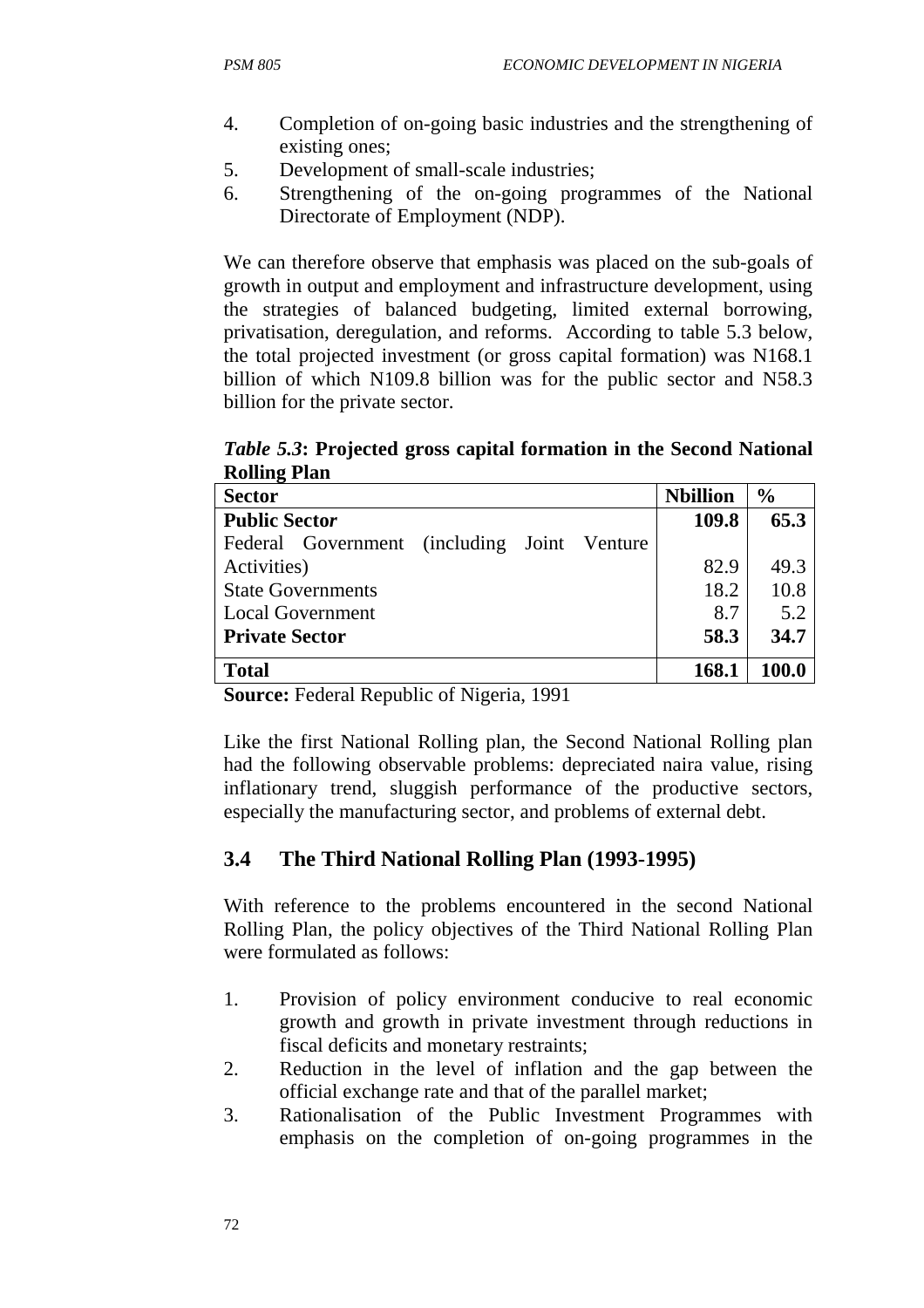4. Completion of on-going basic industries and the strengthening of existing ones;
5. Development of small-scale industries;
6. Strengthening of the on-going programmes of the National Directorate of Employment (NDP).

We can therefore observe that emphasis was placed on the sub-goals of growth in output and employment and infrastructure development, using the strategies of balanced budgeting, limited external borrowing, privatisation, deregulation, and reforms. According to table 5.3 below, the total projected investment (or gross capital formation) was N168.1 billion of which N109.8 billion was for the public sector and N58.3 billion for the private sector.

***Table 5.3*: Projected gross capital formation in the Second National Rolling Plan**

| **Sector** | **Nbillion** | **%** |
|---|---|---|
| **Public Sector** | **109.8** | **65.3** |
| Federal Government (including Joint Venture Activities) | 82.9 | 49.3 |
| State Governments | 18.2 | 10.8 |
| Local Government | 8.7 | 5.2 |
| **Private Sector** | **58.3** | **34.7** |
| **Total** | **168.1** | **100.0** |

**Source:** Federal Republic of Nigeria, 1991

Like the first National Rolling plan, the Second National Rolling plan had the following observable problems: depreciated naira value, rising inflationary trend, sluggish performance of the productive sectors, especially the manufacturing sector, and problems of external debt.

## 3.4 The Third National Rolling Plan (1993-1995)

With reference to the problems encountered in the second National Rolling Plan, the policy objectives of the Third National Rolling Plan were formulated as follows:

1. Provision of policy environment conducive to real economic growth and growth in private investment through reductions in fiscal deficits and monetary restraints;
2. Reduction in the level of inflation and the gap between the official exchange rate and that of the parallel market;
3. Rationalisation of the Public Investment Programmes with emphasis on the completion of on-going programmes in the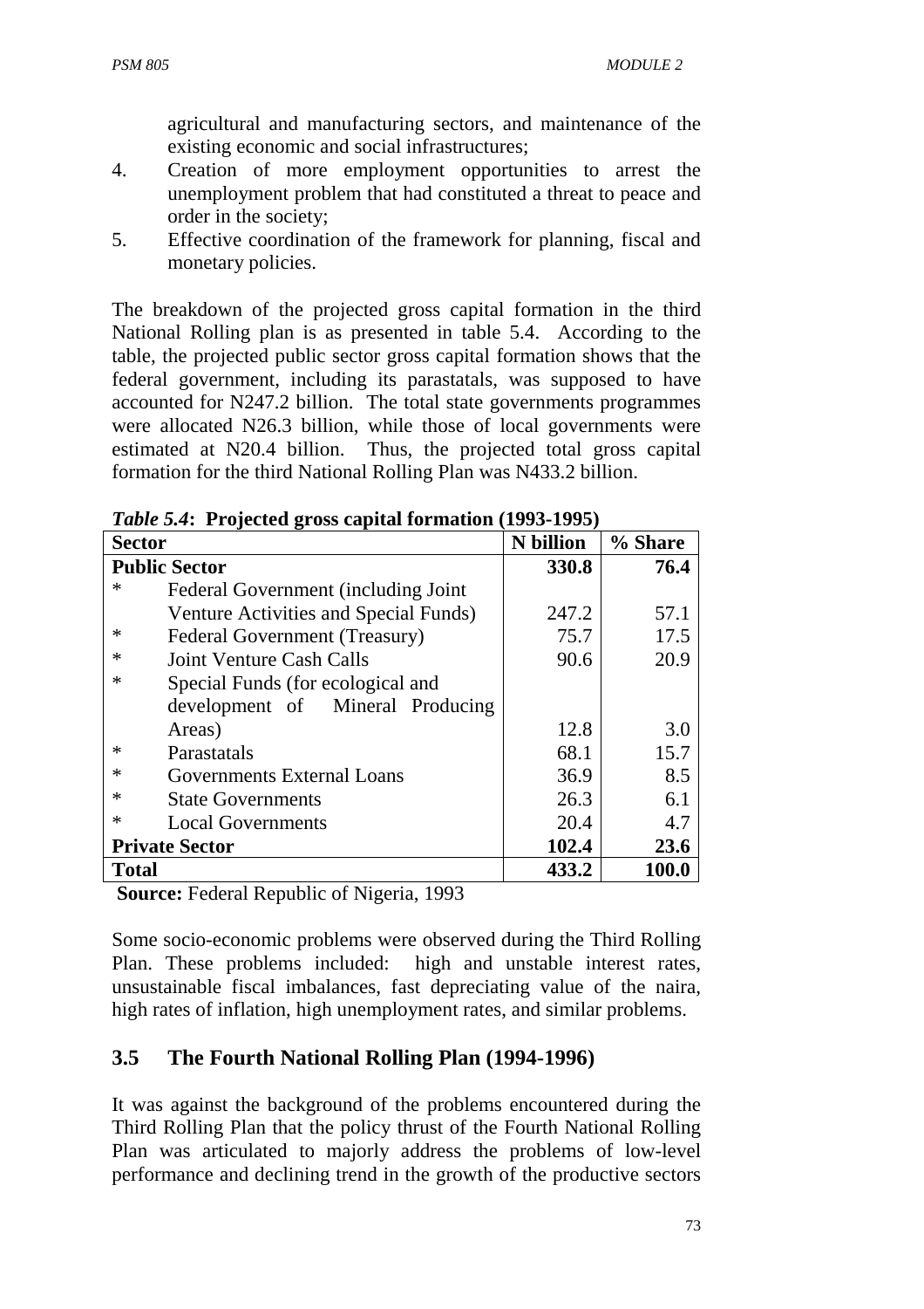agricultural and manufacturing sectors, and maintenance of the existing economic and social infrastructures;

4. Creation of more employment opportunities to arrest the unemployment problem that had constituted a threat to peace and order in the society;
5. Effective coordination of the framework for planning, fiscal and monetary policies.

The breakdown of the projected gross capital formation in the third National Rolling plan is as presented in table 5.4. According to the table, the projected public sector gross capital formation shows that the federal government, including its parastatals, was supposed to have accounted for N247.2 billion. The total state governments programmes were allocated N26.3 billion, while those of local governments were estimated at N20.4 billion. Thus, the projected total gross capital formation for the third National Rolling Plan was N433.2 billion.

***Table 5.4*: Projected gross capital formation (1993-1995)**

| Sector | N billion | % Share |
|---|---|---|
| **Public Sector** | **330.8** | **76.4** |
| * Federal Government (including Joint Venture Activities and Special Funds) | 247.2 | 57.1 |
| * Federal Government (Treasury) | 75.7 | 17.5 |
| * Joint Venture Cash Calls | 90.6 | 20.9 |
| * Special Funds (for ecological and development of Mineral Producing Areas) | 12.8 | 3.0 |
| * Parastatals | 68.1 | 15.7 |
| * Governments External Loans | 36.9 | 8.5 |
| * State Governments | 26.3 | 6.1 |
| * Local Governments | 20.4 | 4.7 |
| **Private Sector** | **102.4** | **23.6** |
| **Total** | **433.2** | **100.0** |

**Source:** Federal Republic of Nigeria, 1993

Some socio-economic problems were observed during the Third Rolling Plan. These problems included: high and unstable interest rates, unsustainable fiscal imbalances, fast depreciating value of the naira, high rates of inflation, high unemployment rates, and similar problems.

## 3.5 The Fourth National Rolling Plan (1994-1996)

It was against the background of the problems encountered during the Third Rolling Plan that the policy thrust of the Fourth National Rolling Plan was articulated to majorly address the problems of low-level performance and declining trend in the growth of the productive sectors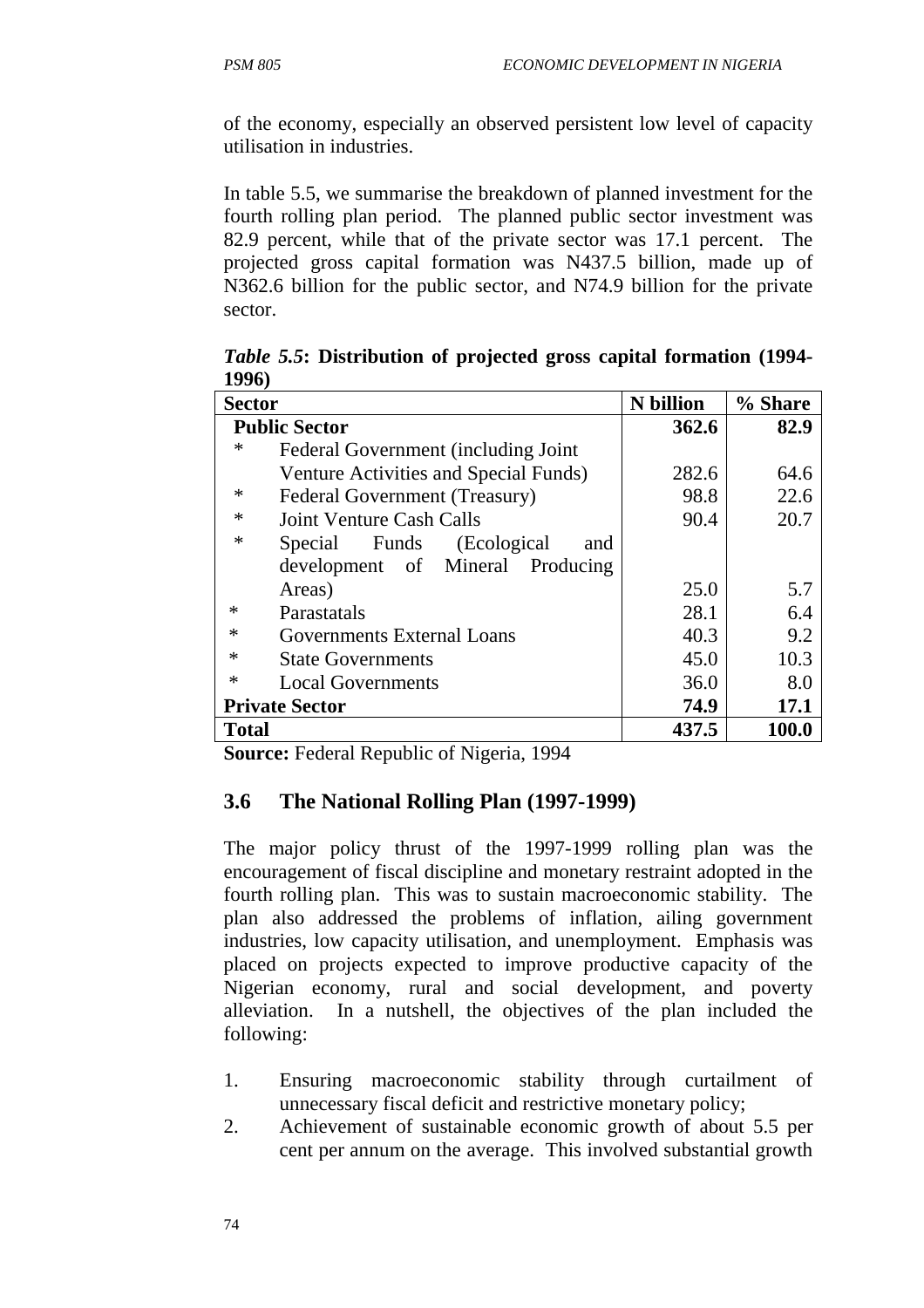of the economy, especially an observed persistent low level of capacity utilisation in industries.

In table 5.5, we summarise the breakdown of planned investment for the fourth rolling plan period. The planned public sector investment was 82.9 percent, while that of the private sector was 17.1 percent. The projected gross capital formation was N437.5 billion, made up of N362.6 billion for the public sector, and N74.9 billion for the private sector.

***Table 5.5*: Distribution of projected gross capital formation (1994-1996)**

| Sector | N billion | % Share |
|---|---|---|
| **Public Sector** | **362.6** | **82.9** |
| * Federal Government (including Joint Venture Activities and Special Funds) | 282.6 | 64.6 |
| * Federal Government (Treasury) | 98.8 | 22.6 |
| * Joint Venture Cash Calls | 90.4 | 20.7 |
| * Special Funds (Ecological and development of Mineral Producing Areas) | 25.0 | 5.7 |
| * Parastatals | 28.1 | 6.4 |
| * Governments External Loans | 40.3 | 9.2 |
| * State Governments | 45.0 | 10.3 |
| * Local Governments | 36.0 | 8.0 |
| **Private Sector** | **74.9** | **17.1** |
| **Total** | **437.5** | **100.0** |

**Source:** Federal Republic of Nigeria, 1994

## 3.6 The National Rolling Plan (1997-1999)

The major policy thrust of the 1997-1999 rolling plan was the encouragement of fiscal discipline and monetary restraint adopted in the fourth rolling plan. This was to sustain macroeconomic stability. The plan also addressed the problems of inflation, ailing government industries, low capacity utilisation, and unemployment. Emphasis was placed on projects expected to improve productive capacity of the Nigerian economy, rural and social development, and poverty alleviation. In a nutshell, the objectives of the plan included the following:

1. Ensuring macroeconomic stability through curtailment of unnecessary fiscal deficit and restrictive monetary policy;
2. Achievement of sustainable economic growth of about 5.5 per cent per annum on the average. This involved substantial growth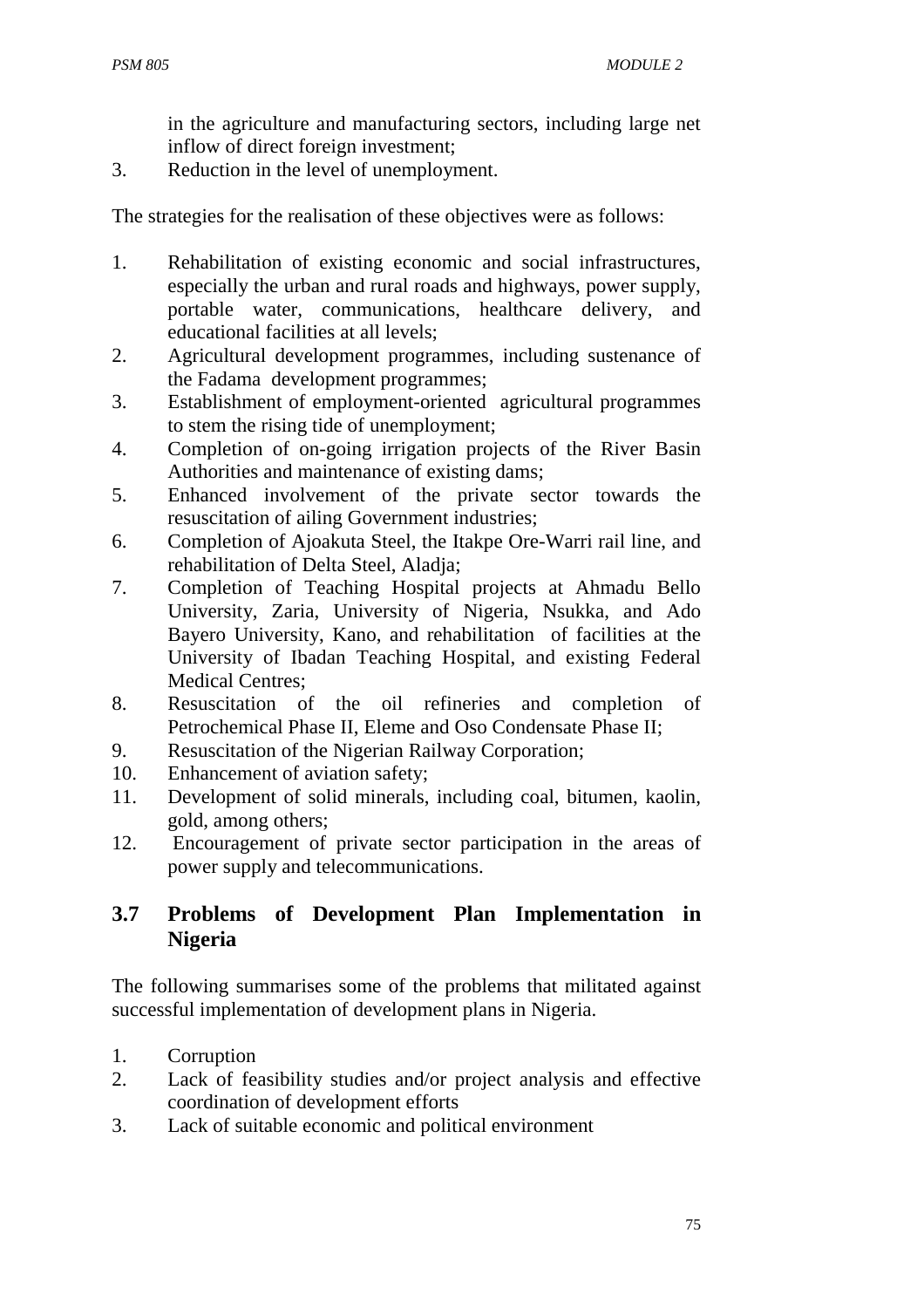in the agriculture and manufacturing sectors, including large net inflow of direct foreign investment;

3. Reduction in the level of unemployment.

The strategies for the realisation of these objectives were as follows:

1. Rehabilitation of existing economic and social infrastructures, especially the urban and rural roads and highways, power supply, portable water, communications, healthcare delivery, and educational facilities at all levels;
2. Agricultural development programmes, including sustenance of the Fadama development programmes;
3. Establishment of employment-oriented agricultural programmes to stem the rising tide of unemployment;
4. Completion of on-going irrigation projects of the River Basin Authorities and maintenance of existing dams;
5. Enhanced involvement of the private sector towards the resuscitation of ailing Government industries;
6. Completion of Ajoakuta Steel, the Itakpe Ore-Warri rail line, and rehabilitation of Delta Steel, Aladja;
7. Completion of Teaching Hospital projects at Ahmadu Bello University, Zaria, University of Nigeria, Nsukka, and Ado Bayero University, Kano, and rehabilitation of facilities at the University of Ibadan Teaching Hospital, and existing Federal Medical Centres;
8. Resuscitation of the oil refineries and completion of Petrochemical Phase II, Eleme and Oso Condensate Phase II;
9. Resuscitation of the Nigerian Railway Corporation;
10. Enhancement of aviation safety;
11. Development of solid minerals, including coal, bitumen, kaolin, gold, among others;
12. Encouragement of private sector participation in the areas of power supply and telecommunications.

## 3.7 Problems of Development Plan Implementation in Nigeria

The following summarises some of the problems that militated against successful implementation of development plans in Nigeria.

1. Corruption
2. Lack of feasibility studies and/or project analysis and effective coordination of development efforts
3. Lack of suitable economic and political environment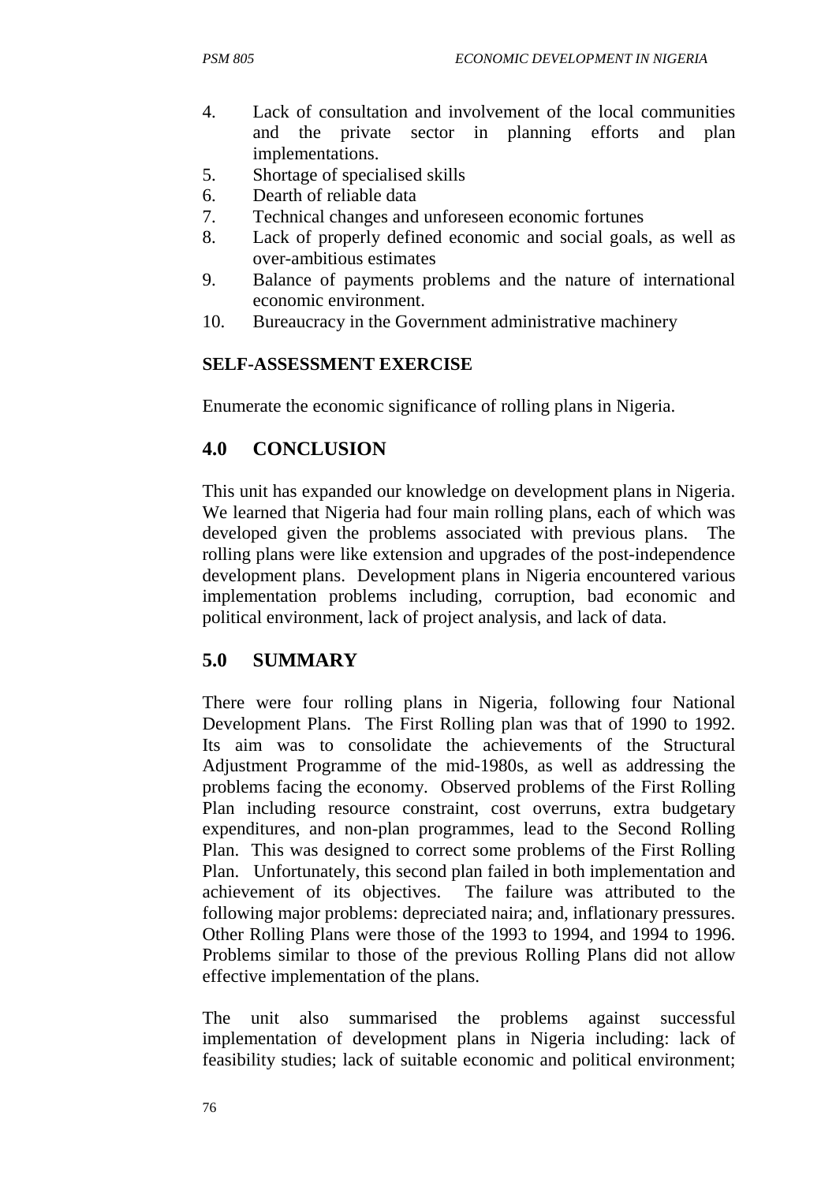4. Lack of consultation and involvement of the local communities and the private sector in planning efforts and plan implementations.
5. Shortage of specialised skills
6. Dearth of reliable data
7. Technical changes and unforeseen economic fortunes
8. Lack of properly defined economic and social goals, as well as over-ambitious estimates
9. Balance of payments problems and the nature of international economic environment.
10. Bureaucracy in the Government administrative machinery

**SELF-ASSESSMENT EXERCISE**

Enumerate the economic significance of rolling plans in Nigeria.

## 4.0 CONCLUSION

This unit has expanded our knowledge on development plans in Nigeria. We learned that Nigeria had four main rolling plans, each of which was developed given the problems associated with previous plans. The rolling plans were like extension and upgrades of the post-independence development plans. Development plans in Nigeria encountered various implementation problems including, corruption, bad economic and political environment, lack of project analysis, and lack of data.

## 5.0 SUMMARY

There were four rolling plans in Nigeria, following four National Development Plans. The First Rolling plan was that of 1990 to 1992. Its aim was to consolidate the achievements of the Structural Adjustment Programme of the mid-1980s, as well as addressing the problems facing the economy. Observed problems of the First Rolling Plan including resource constraint, cost overruns, extra budgetary expenditures, and non-plan programmes, lead to the Second Rolling Plan. This was designed to correct some problems of the First Rolling Plan. Unfortunately, this second plan failed in both implementation and achievement of its objectives. The failure was attributed to the following major problems: depreciated naira; and, inflationary pressures. Other Rolling Plans were those of the 1993 to 1994, and 1994 to 1996. Problems similar to those of the previous Rolling Plans did not allow effective implementation of the plans.

The unit also summarised the problems against successful implementation of development plans in Nigeria including: lack of feasibility studies; lack of suitable economic and political environment;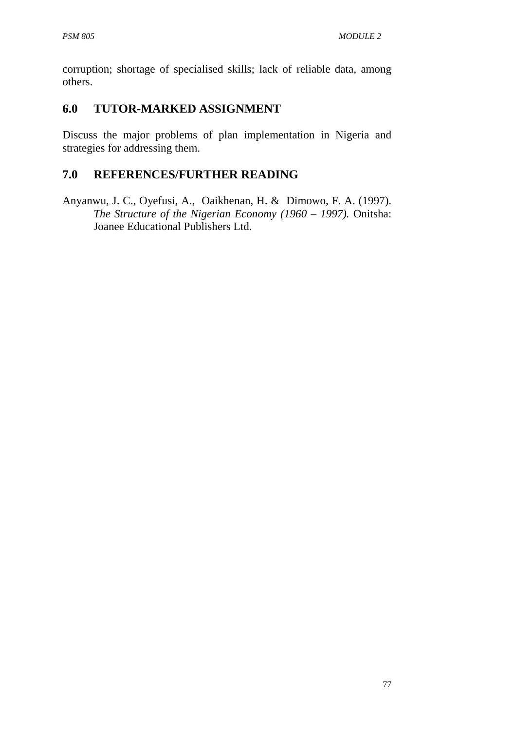corruption; shortage of specialised skills; lack of reliable data, among others.

## 6.0 TUTOR-MARKED ASSIGNMENT

Discuss the major problems of plan implementation in Nigeria and strategies for addressing them.

## 7.0 REFERENCES/FURTHER READING

Anyanwu, J. C., Oyefusi, A., Oaikhenan, H. & Dimowo, F. A. (1997). *The Structure of the Nigerian Economy (1960 – 1997).* Onitsha: Joanee Educational Publishers Ltd.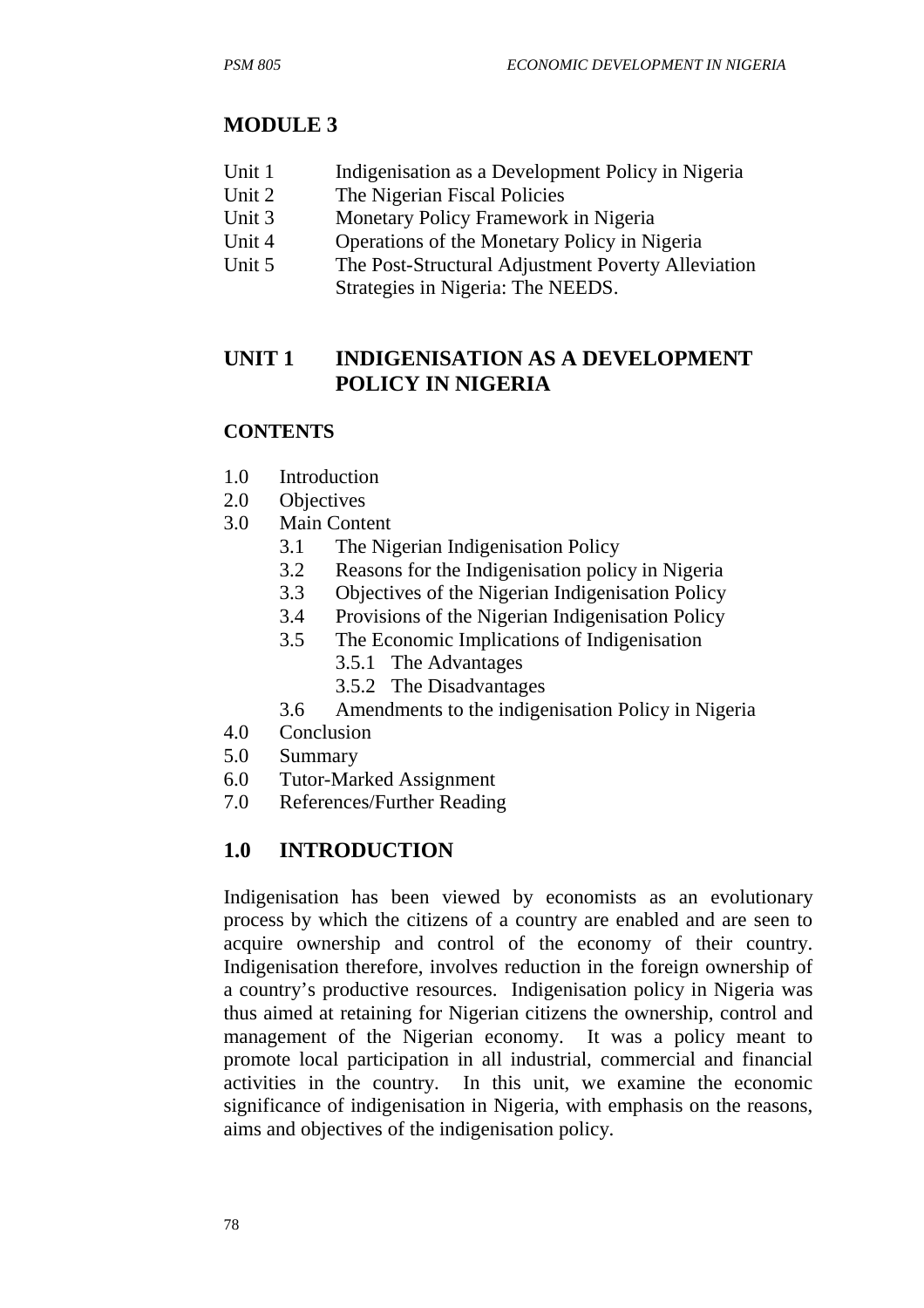# MODULE 3

| | |
|---|---|
| Unit 1 | Indigenisation as a Development Policy in Nigeria |
| Unit 2 | The Nigerian Fiscal Policies |
| Unit 3 | Monetary Policy Framework in Nigeria |
| Unit 4 | Operations of the Monetary Policy in Nigeria |
| Unit 5 | The Post-Structural Adjustment Poverty Alleviation Strategies in Nigeria: The NEEDS. |

## UNIT 1 INDIGENISATION AS A DEVELOPMENT POLICY IN NIGERIA

### CONTENTS

- 1.0 Introduction
- 2.0 Objectives
- 3.0 Main Content
  - 3.1 The Nigerian Indigenisation Policy
  - 3.2 Reasons for the Indigenisation policy in Nigeria
  - 3.3 Objectives of the Nigerian Indigenisation Policy
  - 3.4 Provisions of the Nigerian Indigenisation Policy
  - 3.5 The Economic Implications of Indigenisation
    - 3.5.1 The Advantages
    - 3.5.2 The Disadvantages
  - 3.6 Amendments to the indigenisation Policy in Nigeria
- 4.0 Conclusion
- 5.0 Summary
- 6.0 Tutor-Marked Assignment
- 7.0 References/Further Reading

## 1.0 INTRODUCTION

Indigenisation has been viewed by economists as an evolutionary process by which the citizens of a country are enabled and are seen to acquire ownership and control of the economy of their country. Indigenisation therefore, involves reduction in the foreign ownership of a country's productive resources. Indigenisation policy in Nigeria was thus aimed at retaining for Nigerian citizens the ownership, control and management of the Nigerian economy. It was a policy meant to promote local participation in all industrial, commercial and financial activities in the country. In this unit, we examine the economic significance of indigenisation in Nigeria, with emphasis on the reasons, aims and objectives of the indigenisation policy.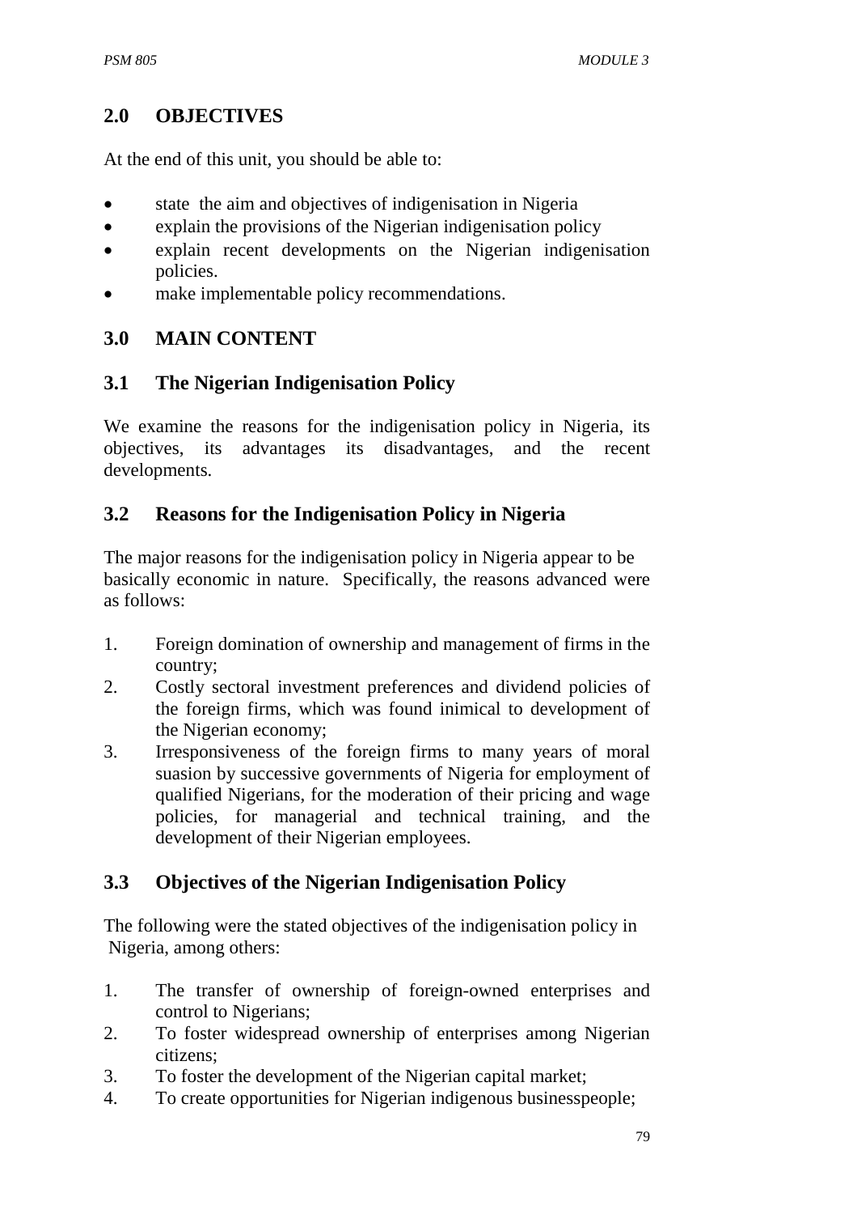## 2.0 OBJECTIVES

At the end of this unit, you should be able to:

- state the aim and objectives of indigenisation in Nigeria
- explain the provisions of the Nigerian indigenisation policy
- explain recent developments on the Nigerian indigenisation policies.
- make implementable policy recommendations.

## 3.0 MAIN CONTENT

### 3.1 The Nigerian Indigenisation Policy

We examine the reasons for the indigenisation policy in Nigeria, its objectives, its advantages its disadvantages, and the recent developments.

### 3.2 Reasons for the Indigenisation Policy in Nigeria

The major reasons for the indigenisation policy in Nigeria appear to be basically economic in nature. Specifically, the reasons advanced were as follows:

1. Foreign domination of ownership and management of firms in the country;
2. Costly sectoral investment preferences and dividend policies of the foreign firms, which was found inimical to development of the Nigerian economy;
3. Irresponsiveness of the foreign firms to many years of moral suasion by successive governments of Nigeria for employment of qualified Nigerians, for the moderation of their pricing and wage policies, for managerial and technical training, and the development of their Nigerian employees.

### 3.3 Objectives of the Nigerian Indigenisation Policy

The following were the stated objectives of the indigenisation policy in Nigeria, among others:

1. The transfer of ownership of foreign-owned enterprises and control to Nigerians;
2. To foster widespread ownership of enterprises among Nigerian citizens;
3. To foster the development of the Nigerian capital market;
4. To create opportunities for Nigerian indigenous businesspeople;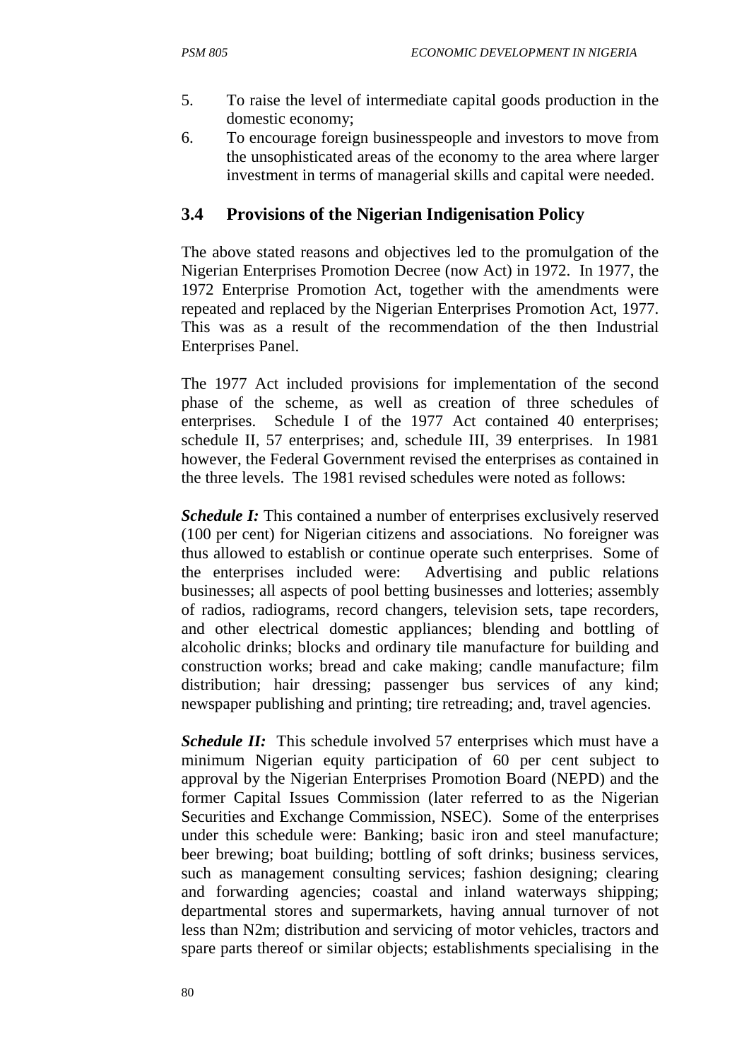5. To raise the level of intermediate capital goods production in the domestic economy;
6. To encourage foreign businesspeople and investors to move from the unsophisticated areas of the economy to the area where larger investment in terms of managerial skills and capital were needed.

## 3.4 Provisions of the Nigerian Indigenisation Policy

The above stated reasons and objectives led to the promulgation of the Nigerian Enterprises Promotion Decree (now Act) in 1972. In 1977, the 1972 Enterprise Promotion Act, together with the amendments were repeated and replaced by the Nigerian Enterprises Promotion Act, 1977. This was as a result of the recommendation of the then Industrial Enterprises Panel.

The 1977 Act included provisions for implementation of the second phase of the scheme, as well as creation of three schedules of enterprises. Schedule I of the 1977 Act contained 40 enterprises; schedule II, 57 enterprises; and, schedule III, 39 enterprises. In 1981 however, the Federal Government revised the enterprises as contained in the three levels. The 1981 revised schedules were noted as follows:

***Schedule I:*** This contained a number of enterprises exclusively reserved (100 per cent) for Nigerian citizens and associations. No foreigner was thus allowed to establish or continue operate such enterprises. Some of the enterprises included were: Advertising and public relations businesses; all aspects of pool betting businesses and lotteries; assembly of radios, radiograms, record changers, television sets, tape recorders, and other electrical domestic appliances; blending and bottling of alcoholic drinks; blocks and ordinary tile manufacture for building and construction works; bread and cake making; candle manufacture; film distribution; hair dressing; passenger bus services of any kind; newspaper publishing and printing; tire retreading; and, travel agencies.

***Schedule II:*** This schedule involved 57 enterprises which must have a minimum Nigerian equity participation of 60 per cent subject to approval by the Nigerian Enterprises Promotion Board (NEPD) and the former Capital Issues Commission (later referred to as the Nigerian Securities and Exchange Commission, NSEC). Some of the enterprises under this schedule were: Banking; basic iron and steel manufacture; beer brewing; boat building; bottling of soft drinks; business services, such as management consulting services; fashion designing; clearing and forwarding agencies; coastal and inland waterways shipping; departmental stores and supermarkets, having annual turnover of not less than N2m; distribution and servicing of motor vehicles, tractors and spare parts thereof or similar objects; establishments specialising in the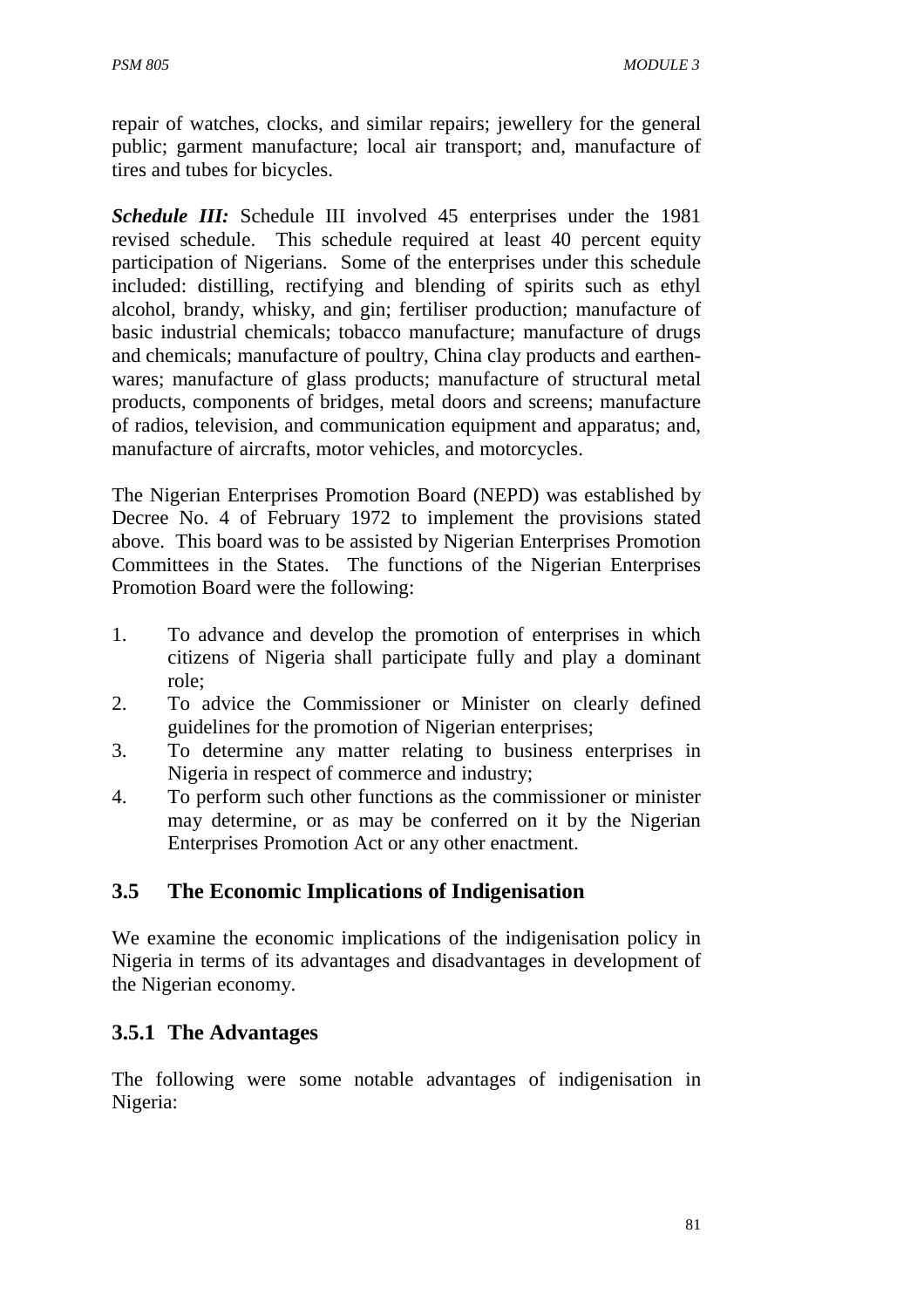repair of watches, clocks, and similar repairs; jewellery for the general public; garment manufacture; local air transport; and, manufacture of tires and tubes for bicycles.

***Schedule III:*** Schedule III involved 45 enterprises under the 1981 revised schedule. This schedule required at least 40 percent equity participation of Nigerians. Some of the enterprises under this schedule included: distilling, rectifying and blending of spirits such as ethyl alcohol, brandy, whisky, and gin; fertiliser production; manufacture of basic industrial chemicals; tobacco manufacture; manufacture of drugs and chemicals; manufacture of poultry, China clay products and earthen-wares; manufacture of glass products; manufacture of structural metal products, components of bridges, metal doors and screens; manufacture of radios, television, and communication equipment and apparatus; and, manufacture of aircrafts, motor vehicles, and motorcycles.

The Nigerian Enterprises Promotion Board (NEPD) was established by Decree No. 4 of February 1972 to implement the provisions stated above. This board was to be assisted by Nigerian Enterprises Promotion Committees in the States. The functions of the Nigerian Enterprises Promotion Board were the following:

1. To advance and develop the promotion of enterprises in which citizens of Nigeria shall participate fully and play a dominant role;
2. To advice the Commissioner or Minister on clearly defined guidelines for the promotion of Nigerian enterprises;
3. To determine any matter relating to business enterprises in Nigeria in respect of commerce and industry;
4. To perform such other functions as the commissioner or minister may determine, or as may be conferred on it by the Nigerian Enterprises Promotion Act or any other enactment.

## 3.5 The Economic Implications of Indigenisation

We examine the economic implications of the indigenisation policy in Nigeria in terms of its advantages and disadvantages in development of the Nigerian economy.

### 3.5.1 The Advantages

The following were some notable advantages of indigenisation in Nigeria: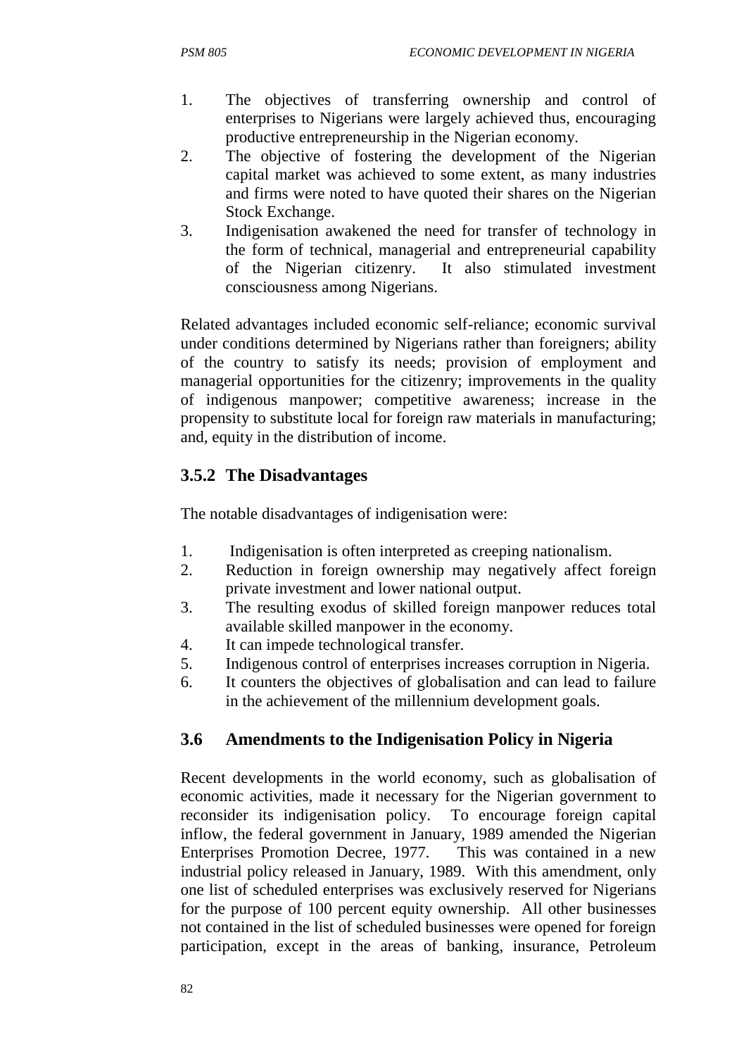1. The objectives of transferring ownership and control of enterprises to Nigerians were largely achieved thus, encouraging productive entrepreneurship in the Nigerian economy.
2. The objective of fostering the development of the Nigerian capital market was achieved to some extent, as many industries and firms were noted to have quoted their shares on the Nigerian Stock Exchange.
3. Indigenisation awakened the need for transfer of technology in the form of technical, managerial and entrepreneurial capability of the Nigerian citizenry. It also stimulated investment consciousness among Nigerians.

Related advantages included economic self-reliance; economic survival under conditions determined by Nigerians rather than foreigners; ability of the country to satisfy its needs; provision of employment and managerial opportunities for the citizenry; improvements in the quality of indigenous manpower; competitive awareness; increase in the propensity to substitute local for foreign raw materials in manufacturing; and, equity in the distribution of income.

### 3.5.2 The Disadvantages

The notable disadvantages of indigenisation were:

1. Indigenisation is often interpreted as creeping nationalism.
2. Reduction in foreign ownership may negatively affect foreign private investment and lower national output.
3. The resulting exodus of skilled foreign manpower reduces total available skilled manpower in the economy.
4. It can impede technological transfer.
5. Indigenous control of enterprises increases corruption in Nigeria.
6. It counters the objectives of globalisation and can lead to failure in the achievement of the millennium development goals.

## 3.6 Amendments to the Indigenisation Policy in Nigeria

Recent developments in the world economy, such as globalisation of economic activities, made it necessary for the Nigerian government to reconsider its indigenisation policy. To encourage foreign capital inflow, the federal government in January, 1989 amended the Nigerian Enterprises Promotion Decree, 1977. This was contained in a new industrial policy released in January, 1989. With this amendment, only one list of scheduled enterprises was exclusively reserved for Nigerians for the purpose of 100 percent equity ownership. All other businesses not contained in the list of scheduled businesses were opened for foreign participation, except in the areas of banking, insurance, Petroleum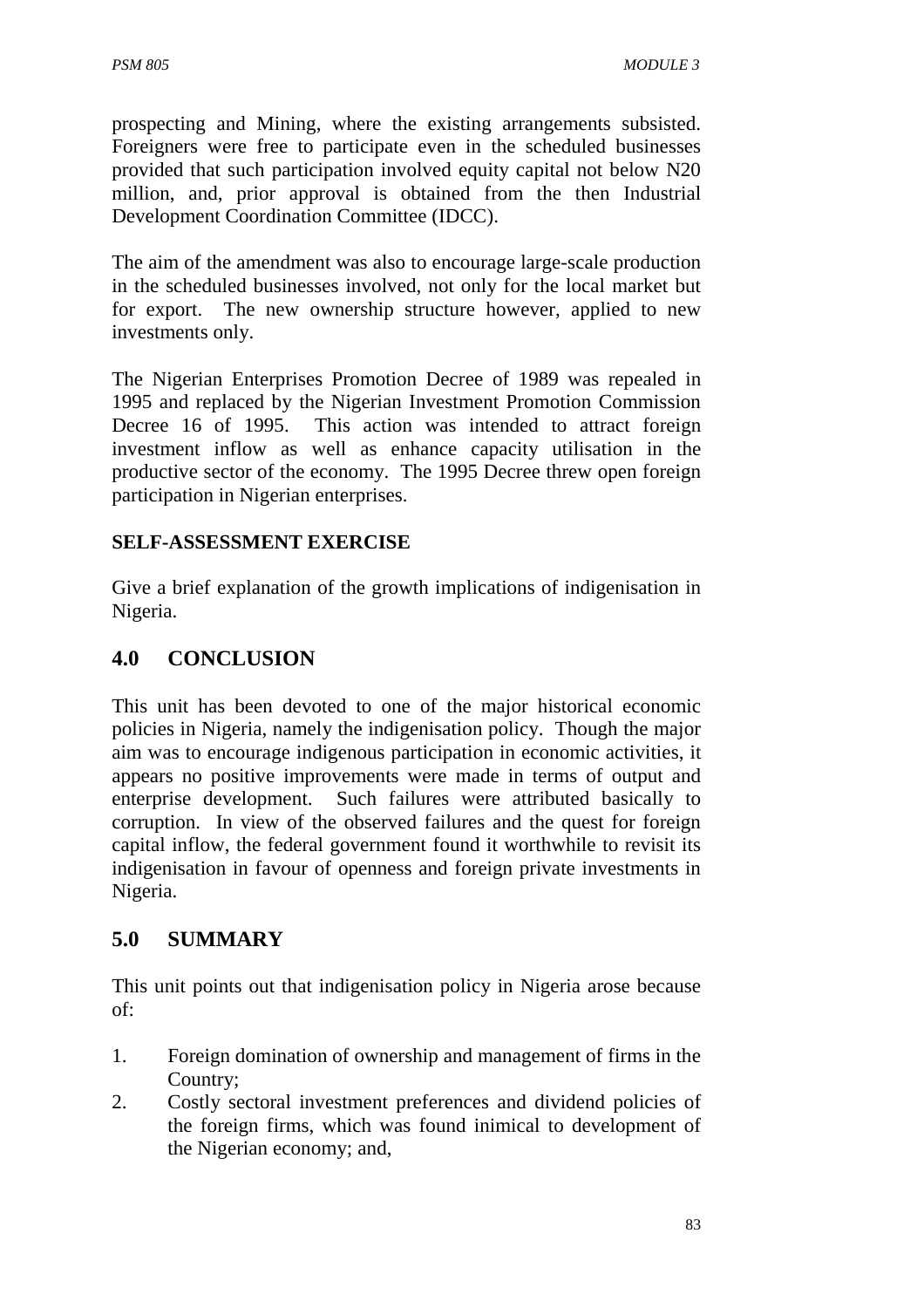prospecting and Mining, where the existing arrangements subsisted. Foreigners were free to participate even in the scheduled businesses provided that such participation involved equity capital not below N20 million, and, prior approval is obtained from the then Industrial Development Coordination Committee (IDCC).

The aim of the amendment was also to encourage large-scale production in the scheduled businesses involved, not only for the local market but for export. The new ownership structure however, applied to new investments only.

The Nigerian Enterprises Promotion Decree of 1989 was repealed in 1995 and replaced by the Nigerian Investment Promotion Commission Decree 16 of 1995. This action was intended to attract foreign investment inflow as well as enhance capacity utilisation in the productive sector of the economy. The 1995 Decree threw open foreign participation in Nigerian enterprises.

**SELF-ASSESSMENT EXERCISE**

Give a brief explanation of the growth implications of indigenisation in Nigeria.

## 4.0 CONCLUSION

This unit has been devoted to one of the major historical economic policies in Nigeria, namely the indigenisation policy. Though the major aim was to encourage indigenous participation in economic activities, it appears no positive improvements were made in terms of output and enterprise development. Such failures were attributed basically to corruption. In view of the observed failures and the quest for foreign capital inflow, the federal government found it worthwhile to revisit its indigenisation in favour of openness and foreign private investments in Nigeria.

## 5.0 SUMMARY

This unit points out that indigenisation policy in Nigeria arose because of:

1. Foreign domination of ownership and management of firms in the Country;
2. Costly sectoral investment preferences and dividend policies of the foreign firms, which was found inimical to development of the Nigerian economy; and,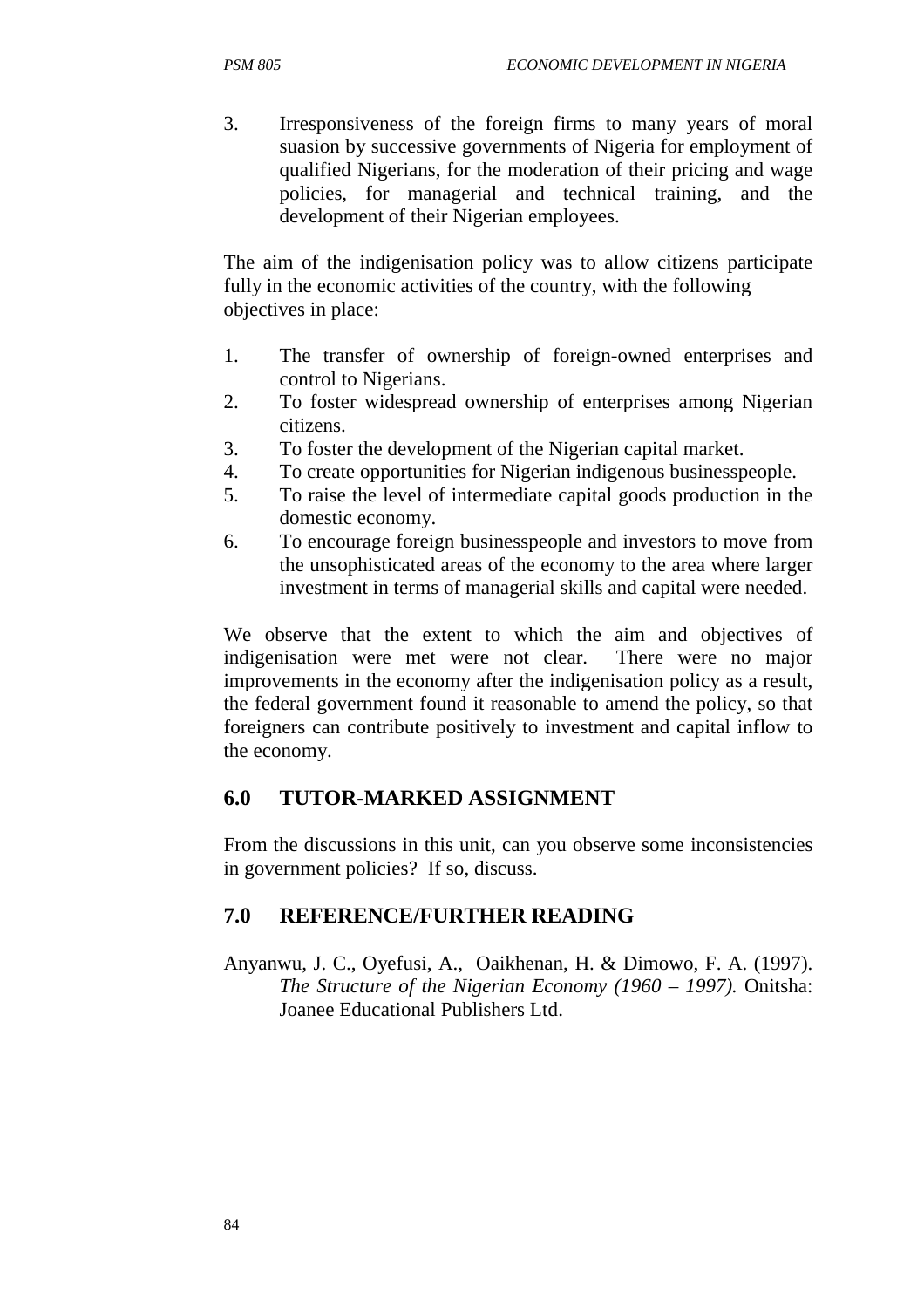3. Irresponsiveness of the foreign firms to many years of moral suasion by successive governments of Nigeria for employment of qualified Nigerians, for the moderation of their pricing and wage policies, for managerial and technical training, and the development of their Nigerian employees.

The aim of the indigenisation policy was to allow citizens participate fully in the economic activities of the country, with the following objectives in place:

1. The transfer of ownership of foreign-owned enterprises and control to Nigerians.
2. To foster widespread ownership of enterprises among Nigerian citizens.
3. To foster the development of the Nigerian capital market.
4. To create opportunities for Nigerian indigenous businesspeople.
5. To raise the level of intermediate capital goods production in the domestic economy.
6. To encourage foreign businesspeople and investors to move from the unsophisticated areas of the economy to the area where larger investment in terms of managerial skills and capital were needed.

We observe that the extent to which the aim and objectives of indigenisation were met were not clear. There were no major improvements in the economy after the indigenisation policy as a result, the federal government found it reasonable to amend the policy, so that foreigners can contribute positively to investment and capital inflow to the economy.

## 6.0 TUTOR-MARKED ASSIGNMENT

From the discussions in this unit, can you observe some inconsistencies in government policies? If so, discuss.

## 7.0 REFERENCE/FURTHER READING

Anyanwu, J. C., Oyefusi, A., Oaikhenan, H. & Dimowo, F. A. (1997). *The Structure of the Nigerian Economy (1960 – 1997).* Onitsha: Joanee Educational Publishers Ltd.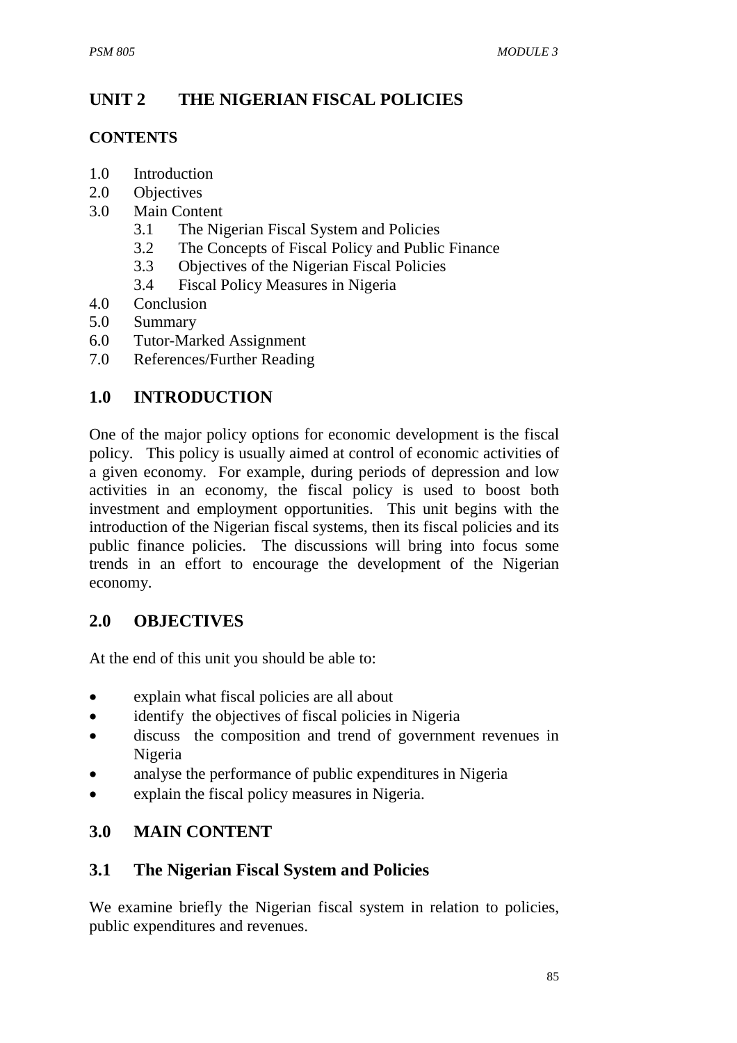# UNIT 2 THE NIGERIAN FISCAL POLICIES

## CONTENTS

1.0 Introduction
2.0 Objectives
3.0 Main Content
 3.1 The Nigerian Fiscal System and Policies
 3.2 The Concepts of Fiscal Policy and Public Finance
 3.3 Objectives of the Nigerian Fiscal Policies
 3.4 Fiscal Policy Measures in Nigeria
4.0 Conclusion
5.0 Summary
6.0 Tutor-Marked Assignment
7.0 References/Further Reading

## 1.0 INTRODUCTION

One of the major policy options for economic development is the fiscal policy. This policy is usually aimed at control of economic activities of a given economy. For example, during periods of depression and low activities in an economy, the fiscal policy is used to boost both investment and employment opportunities. This unit begins with the introduction of the Nigerian fiscal systems, then its fiscal policies and its public finance policies. The discussions will bring into focus some trends in an effort to encourage the development of the Nigerian economy.

## 2.0 OBJECTIVES

At the end of this unit you should be able to:

- explain what fiscal policies are all about
- identify the objectives of fiscal policies in Nigeria
- discuss the composition and trend of government revenues in Nigeria
- analyse the performance of public expenditures in Nigeria
- explain the fiscal policy measures in Nigeria.

## 3.0 MAIN CONTENT

### 3.1 The Nigerian Fiscal System and Policies

We examine briefly the Nigerian fiscal system in relation to policies, public expenditures and revenues.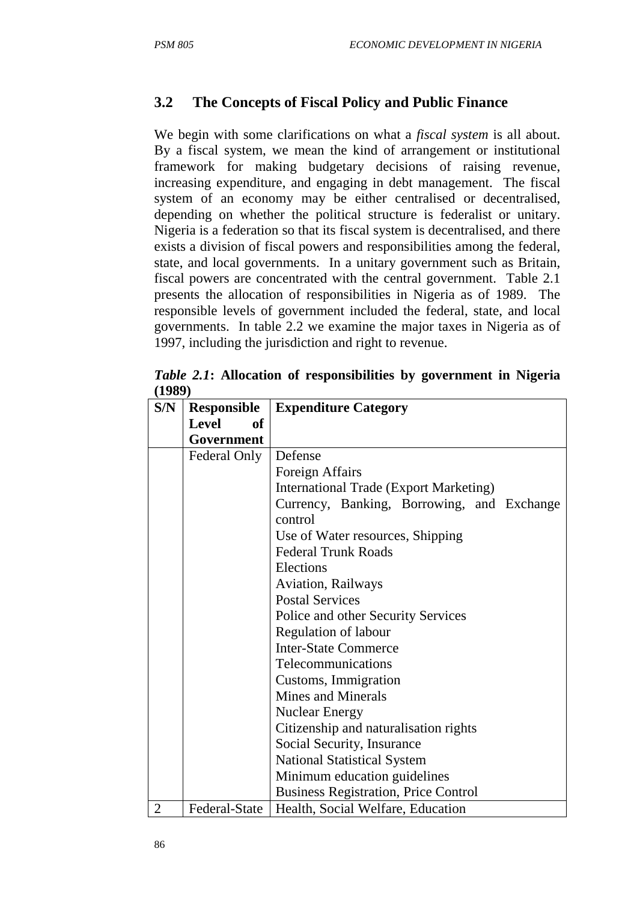## 3.2 The Concepts of Fiscal Policy and Public Finance

We begin with some clarifications on what a *fiscal system* is all about. By a fiscal system, we mean the kind of arrangement or institutional framework for making budgetary decisions of raising revenue, increasing expenditure, and engaging in debt management. The fiscal system of an economy may be either centralised or decentralised, depending on whether the political structure is federalist or unitary. Nigeria is a federation so that its fiscal system is decentralised, and there exists a division of fiscal powers and responsibilities among the federal, state, and local governments. In a unitary government such as Britain, fiscal powers are concentrated with the central government. Table 2.1 presents the allocation of responsibilities in Nigeria as of 1989. The responsible levels of government included the federal, state, and local governments. In table 2.2 we examine the major taxes in Nigeria as of 1997, including the jurisdiction and right to revenue.

***Table 2.1*: Allocation of responsibilities by government in Nigeria (1989)**

| S/N | Responsible Level of Government | Expenditure Category |
|---|---|---|
| | Federal Only | Defense<br>Foreign Affairs<br>International Trade (Export Marketing)<br>Currency, Banking, Borrowing, and Exchange control<br>Use of Water resources, Shipping<br>Federal Trunk Roads<br>Elections<br>Aviation, Railways<br>Postal Services<br>Police and other Security Services<br>Regulation of labour<br>Inter-State Commerce<br>Telecommunications<br>Customs, Immigration<br>Mines and Minerals<br>Nuclear Energy<br>Citizenship and naturalisation rights<br>Social Security, Insurance<br>National Statistical System<br>Minimum education guidelines<br>Business Registration, Price Control |
| 2 | Federal-State | Health, Social Welfare, Education |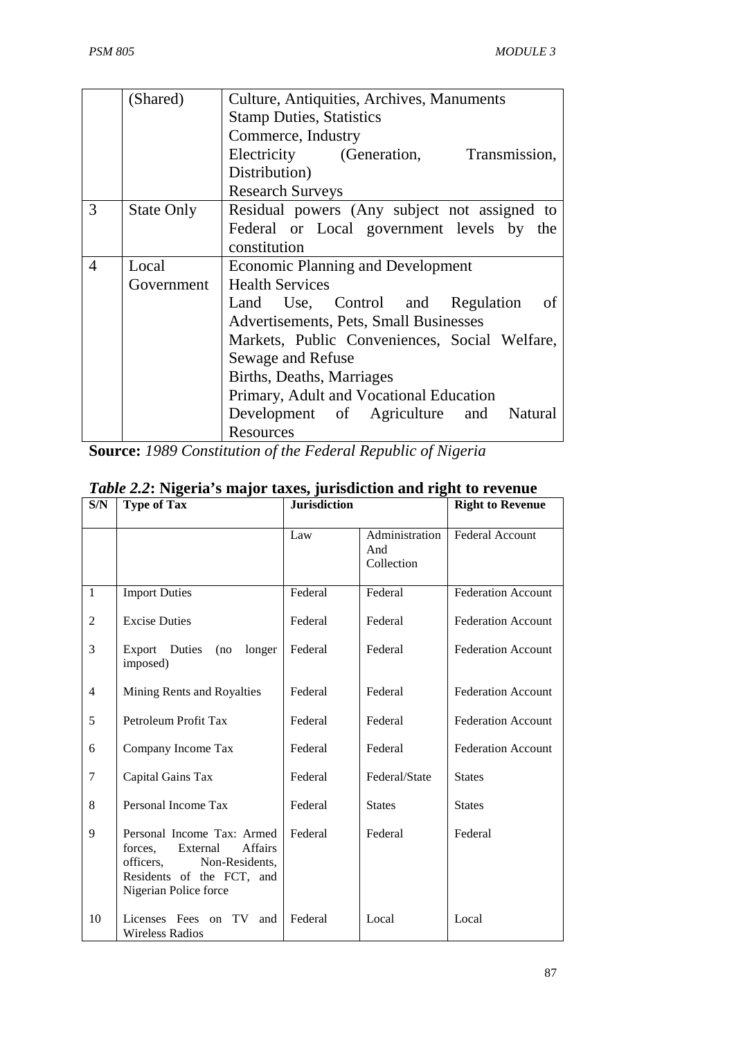|   | (Shared) | Culture, Antiquities, Archives, Manuments<br>Stamp Duties, Statistics<br>Commerce, Industry<br>Electricity (Generation, Transmission, Distribution)<br>Research Surveys |
|---|---|---|
| 3 | State Only | Residual powers (Any subject not assigned to Federal or Local government levels by the constitution |
| 4 | Local Government | Economic Planning and Development<br>Health Services<br>Land Use, Control and Regulation of Advertisements, Pets, Small Businesses<br>Markets, Public Conveniences, Social Welfare, Sewage and Refuse<br>Births, Deaths, Marriages<br>Primary, Adult and Vocational Education<br>Development of Agriculture and Natural Resources |

**Source:** *1989 Constitution of the Federal Republic of Nigeria*

***Table 2.2*: Nigeria's major taxes, jurisdiction and right to revenue**

| S/N | Type of Tax | Jurisdiction | | Right to Revenue |
|---|---|---|---|---|
| | | Law | Administration And Collection | Federal Account |
| 1 | Import Duties | Federal | Federal | Federation Account |
| 2 | Excise Duties | Federal | Federal | Federation Account |
| 3 | Export Duties (no longer imposed) | Federal | Federal | Federation Account |
| 4 | Mining Rents and Royalties | Federal | Federal | Federation Account |
| 5 | Petroleum Profit Tax | Federal | Federal | Federation Account |
| 6 | Company Income Tax | Federal | Federal | Federation Account |
| 7 | Capital Gains Tax | Federal | Federal/State | States |
| 8 | Personal Income Tax | Federal | States | States |
| 9 | Personal Income Tax: Armed forces, External Affairs officers, Non-Residents, Residents of the FCT, and Nigerian Police force | Federal | Federal | Federal |
| 10 | Licenses Fees on TV and Wireless Radios | Federal | Local | Local |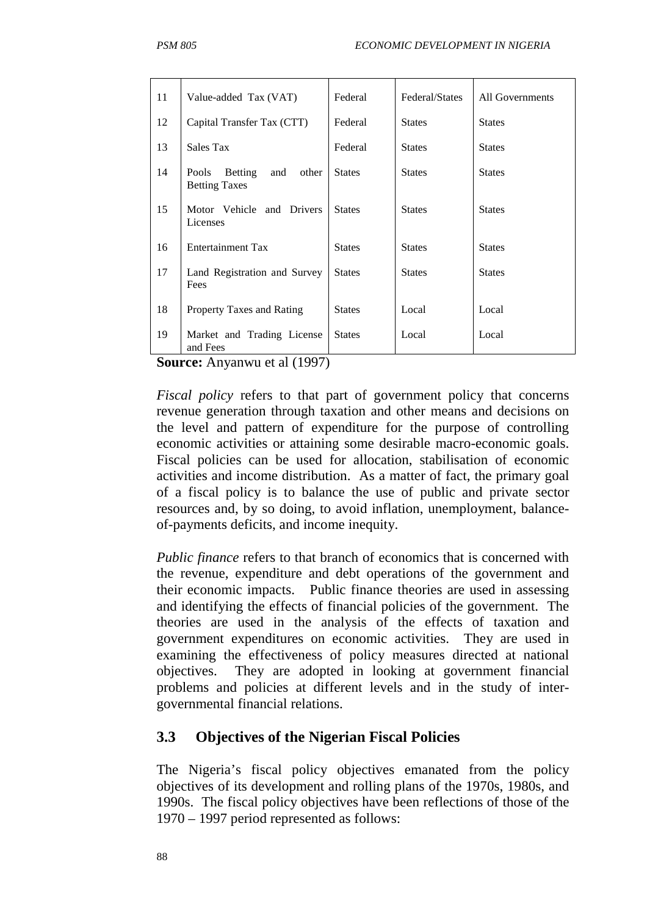| | | | | |
|---|---|---|---|---|
| 11 | Value-added Tax (VAT) | Federal | Federal/States | All Governments |
| 12 | Capital Transfer Tax (CTT) | Federal | States | States |
| 13 | Sales Tax | Federal | States | States |
| 14 | Pools Betting and other Betting Taxes | States | States | States |
| 15 | Motor Vehicle and Drivers Licenses | States | States | States |
| 16 | Entertainment Tax | States | States | States |
| 17 | Land Registration and Survey Fees | States | States | States |
| 18 | Property Taxes and Rating | States | Local | Local |
| 19 | Market and Trading License and Fees | States | Local | Local |

**Source:** Anyanwu et al (1997)

*Fiscal policy* refers to that part of government policy that concerns revenue generation through taxation and other means and decisions on the level and pattern of expenditure for the purpose of controlling economic activities or attaining some desirable macro-economic goals. Fiscal policies can be used for allocation, stabilisation of economic activities and income distribution. As a matter of fact, the primary goal of a fiscal policy is to balance the use of public and private sector resources and, by so doing, to avoid inflation, unemployment, balance-of-payments deficits, and income inequity.

*Public finance* refers to that branch of economics that is concerned with the revenue, expenditure and debt operations of the government and their economic impacts. Public finance theories are used in assessing and identifying the effects of financial policies of the government. The theories are used in the analysis of the effects of taxation and government expenditures on economic activities. They are used in examining the effectiveness of policy measures directed at national objectives. They are adopted in looking at government financial problems and policies at different levels and in the study of inter-governmental financial relations.

## 3.3 Objectives of the Nigerian Fiscal Policies

The Nigeria's fiscal policy objectives emanated from the policy objectives of its development and rolling plans of the 1970s, 1980s, and 1990s. The fiscal policy objectives have been reflections of those of the 1970 – 1997 period represented as follows: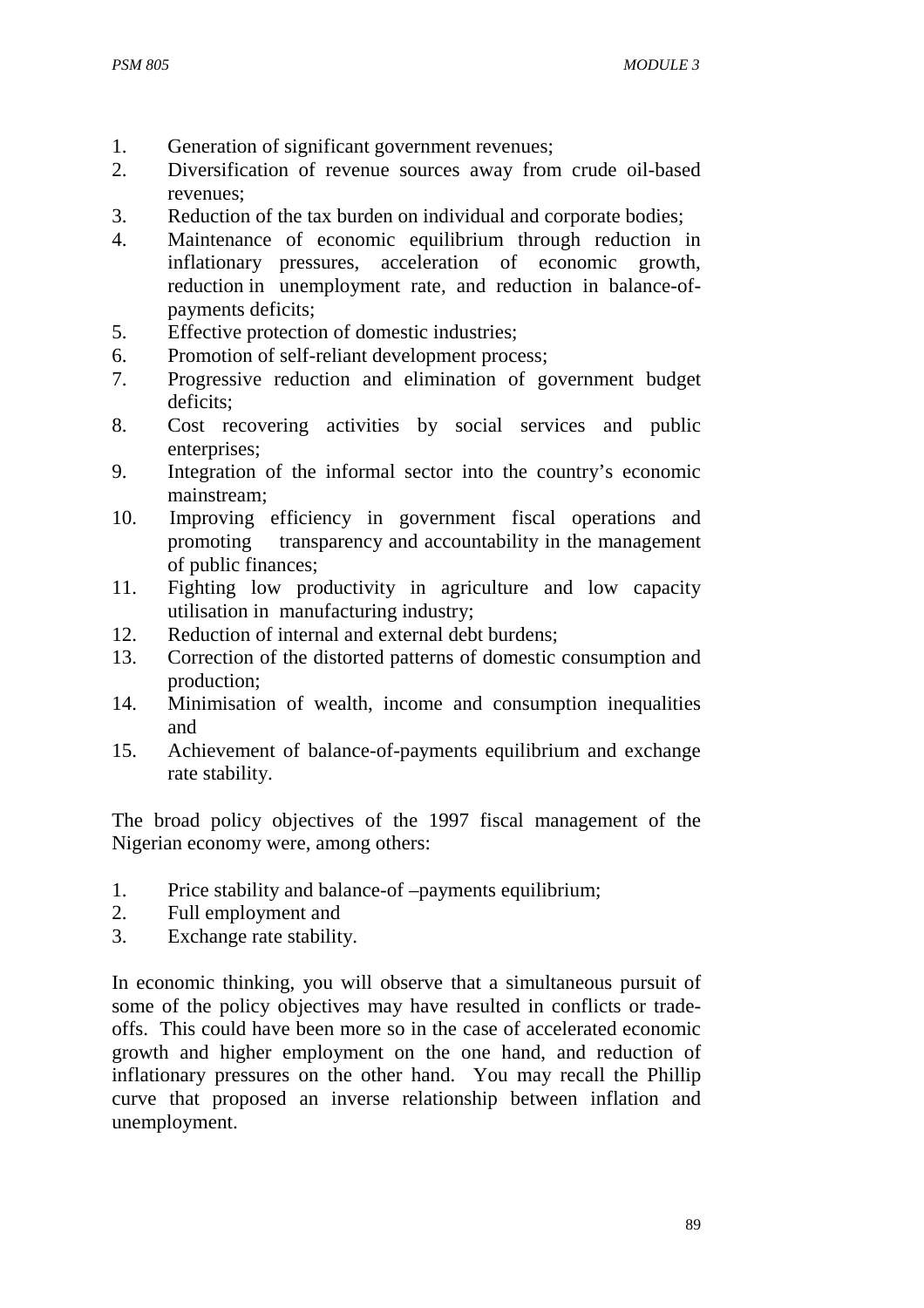1. Generation of significant government revenues;
2. Diversification of revenue sources away from crude oil-based revenues;
3. Reduction of the tax burden on individual and corporate bodies;
4. Maintenance of economic equilibrium through reduction in inflationary pressures, acceleration of economic growth, reduction in unemployment rate, and reduction in balance-of-payments deficits;
5. Effective protection of domestic industries;
6. Promotion of self-reliant development process;
7. Progressive reduction and elimination of government budget deficits;
8. Cost recovering activities by social services and public enterprises;
9. Integration of the informal sector into the country's economic mainstream;
10. Improving efficiency in government fiscal operations and promoting transparency and accountability in the management of public finances;
11. Fighting low productivity in agriculture and low capacity utilisation in manufacturing industry;
12. Reduction of internal and external debt burdens;
13. Correction of the distorted patterns of domestic consumption and production;
14. Minimisation of wealth, income and consumption inequalities and
15. Achievement of balance-of-payments equilibrium and exchange rate stability.

The broad policy objectives of the 1997 fiscal management of the Nigerian economy were, among others:

1. Price stability and balance-of –payments equilibrium;
2. Full employment and
3. Exchange rate stability.

In economic thinking, you will observe that a simultaneous pursuit of some of the policy objectives may have resulted in conflicts or trade-offs. This could have been more so in the case of accelerated economic growth and higher employment on the one hand, and reduction of inflationary pressures on the other hand. You may recall the Phillip curve that proposed an inverse relationship between inflation and unemployment.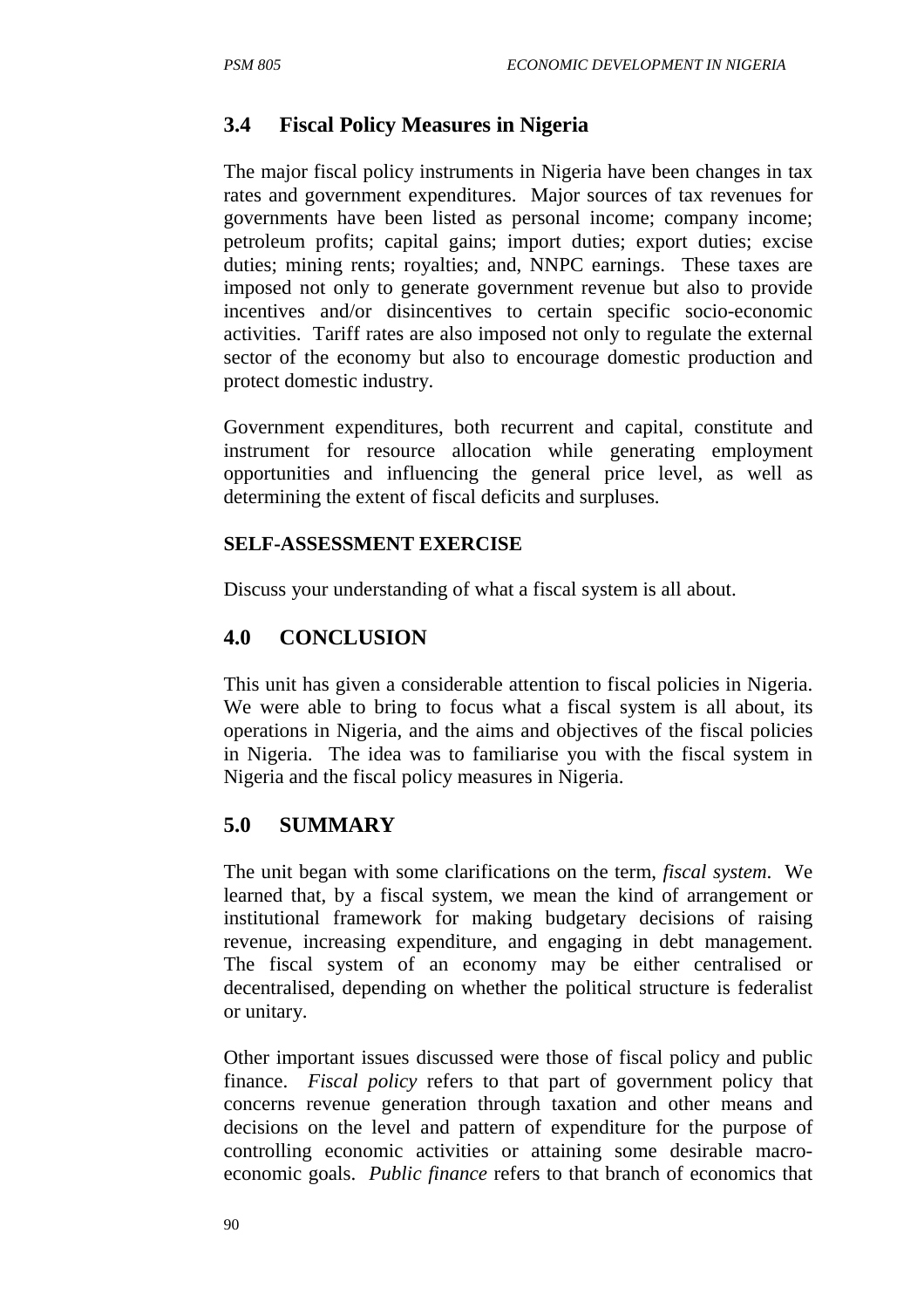## 3.4 Fiscal Policy Measures in Nigeria

The major fiscal policy instruments in Nigeria have been changes in tax rates and government expenditures. Major sources of tax revenues for governments have been listed as personal income; company income; petroleum profits; capital gains; import duties; export duties; excise duties; mining rents; royalties; and, NNPC earnings. These taxes are imposed not only to generate government revenue but also to provide incentives and/or disincentives to certain specific socio-economic activities. Tariff rates are also imposed not only to regulate the external sector of the economy but also to encourage domestic production and protect domestic industry.

Government expenditures, both recurrent and capital, constitute and instrument for resource allocation while generating employment opportunities and influencing the general price level, as well as determining the extent of fiscal deficits and surpluses.

**SELF-ASSESSMENT EXERCISE**

Discuss your understanding of what a fiscal system is all about.

## 4.0 CONCLUSION

This unit has given a considerable attention to fiscal policies in Nigeria. We were able to bring to focus what a fiscal system is all about, its operations in Nigeria, and the aims and objectives of the fiscal policies in Nigeria. The idea was to familiarise you with the fiscal system in Nigeria and the fiscal policy measures in Nigeria.

## 5.0 SUMMARY

The unit began with some clarifications on the term, *fiscal system*. We learned that, by a fiscal system, we mean the kind of arrangement or institutional framework for making budgetary decisions of raising revenue, increasing expenditure, and engaging in debt management. The fiscal system of an economy may be either centralised or decentralised, depending on whether the political structure is federalist or unitary.

Other important issues discussed were those of fiscal policy and public finance. *Fiscal policy* refers to that part of government policy that concerns revenue generation through taxation and other means and decisions on the level and pattern of expenditure for the purpose of controlling economic activities or attaining some desirable macro-economic goals. *Public finance* refers to that branch of economics that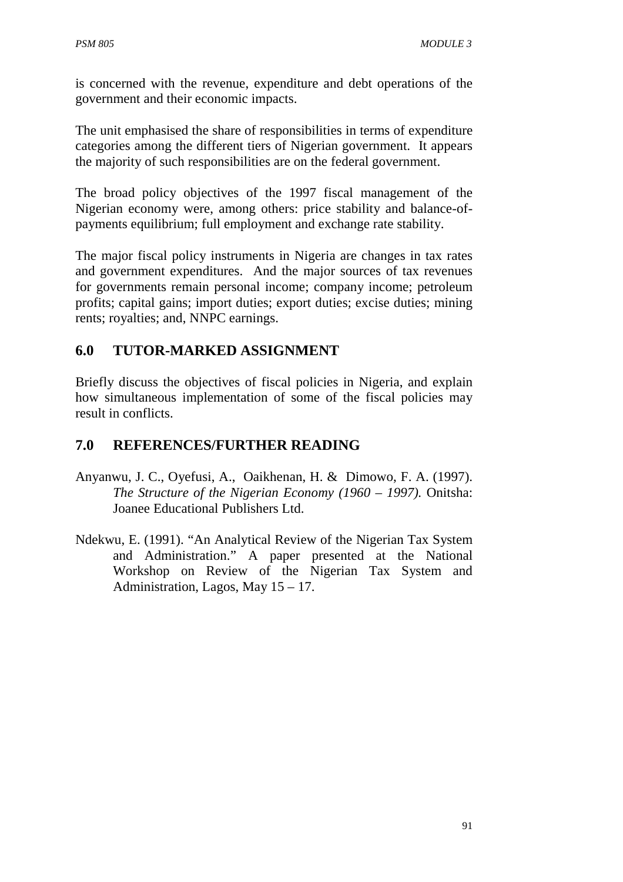is concerned with the revenue, expenditure and debt operations of the government and their economic impacts.

The unit emphasised the share of responsibilities in terms of expenditure categories among the different tiers of Nigerian government. It appears the majority of such responsibilities are on the federal government.

The broad policy objectives of the 1997 fiscal management of the Nigerian economy were, among others: price stability and balance-of-payments equilibrium; full employment and exchange rate stability.

The major fiscal policy instruments in Nigeria are changes in tax rates and government expenditures. And the major sources of tax revenues for governments remain personal income; company income; petroleum profits; capital gains; import duties; export duties; excise duties; mining rents; royalties; and, NNPC earnings.

## 6.0 TUTOR-MARKED ASSIGNMENT

Briefly discuss the objectives of fiscal policies in Nigeria, and explain how simultaneous implementation of some of the fiscal policies may result in conflicts.

## 7.0 REFERENCES/FURTHER READING

Anyanwu, J. C., Oyefusi, A., Oaikhenan, H. & Dimowo, F. A. (1997). *The Structure of the Nigerian Economy (1960 – 1997).* Onitsha: Joanee Educational Publishers Ltd.

Ndekwu, E. (1991). "An Analytical Review of the Nigerian Tax System and Administration." A paper presented at the National Workshop on Review of the Nigerian Tax System and Administration, Lagos, May 15 – 17.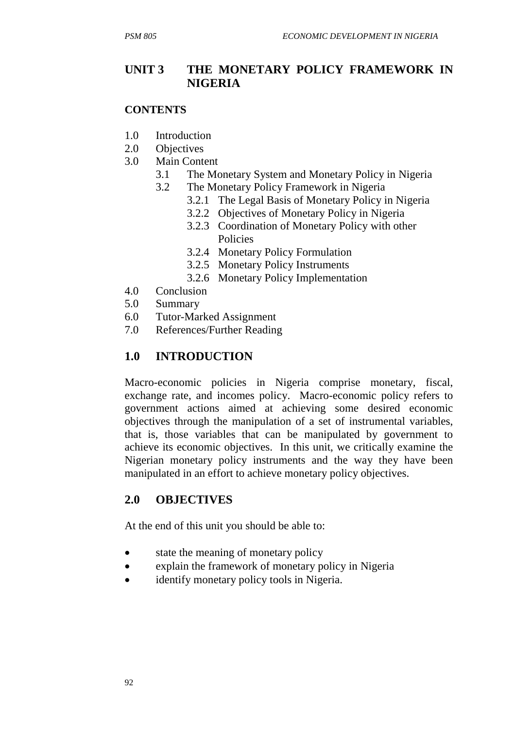# UNIT 3 THE MONETARY POLICY FRAMEWORK IN NIGERIA

**CONTENTS**

1.0 Introduction
2.0 Objectives
3.0 Main Content
   3.1 The Monetary System and Monetary Policy in Nigeria
   3.2 The Monetary Policy Framework in Nigeria
      3.2.1 The Legal Basis of Monetary Policy in Nigeria
      3.2.2 Objectives of Monetary Policy in Nigeria
      3.2.3 Coordination of Monetary Policy with other Policies
      3.2.4 Monetary Policy Formulation
      3.2.5 Monetary Policy Instruments
      3.2.6 Monetary Policy Implementation
4.0 Conclusion
5.0 Summary
6.0 Tutor-Marked Assignment
7.0 References/Further Reading

## 1.0 INTRODUCTION

Macro-economic policies in Nigeria comprise monetary, fiscal, exchange rate, and incomes policy. Macro-economic policy refers to government actions aimed at achieving some desired economic objectives through the manipulation of a set of instrumental variables, that is, those variables that can be manipulated by government to achieve its economic objectives. In this unit, we critically examine the Nigerian monetary policy instruments and the way they have been manipulated in an effort to achieve monetary policy objectives.

## 2.0 OBJECTIVES

At the end of this unit you should be able to:

- state the meaning of monetary policy
- explain the framework of monetary policy in Nigeria
- identify monetary policy tools in Nigeria.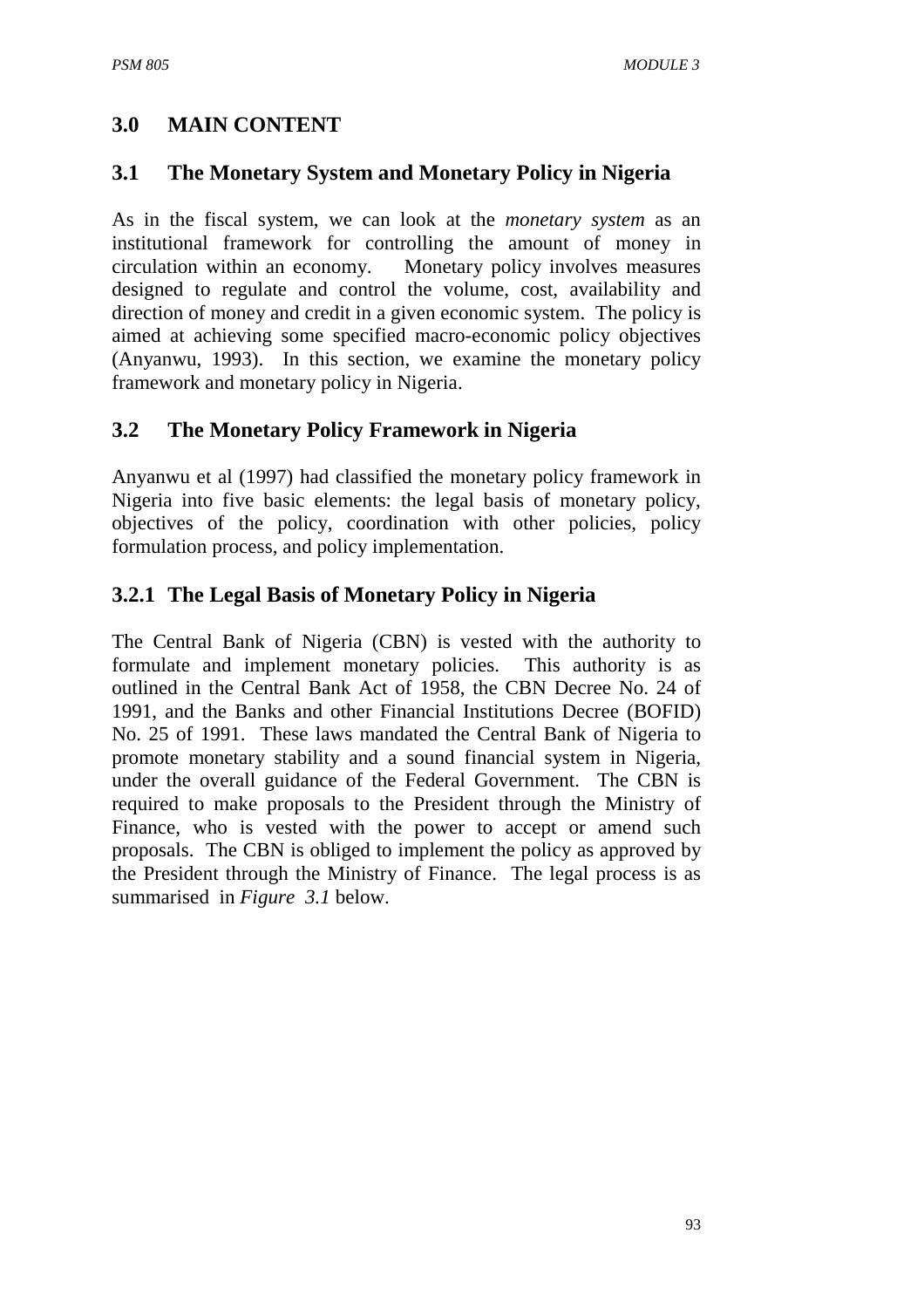## 3.0 MAIN CONTENT

### 3.1 The Monetary System and Monetary Policy in Nigeria

As in the fiscal system, we can look at the *monetary system* as an institutional framework for controlling the amount of money in circulation within an economy. Monetary policy involves measures designed to regulate and control the volume, cost, availability and direction of money and credit in a given economic system. The policy is aimed at achieving some specified macro-economic policy objectives (Anyanwu, 1993). In this section, we examine the monetary policy framework and monetary policy in Nigeria.

### 3.2 The Monetary Policy Framework in Nigeria

Anyanwu et al (1997) had classified the monetary policy framework in Nigeria into five basic elements: the legal basis of monetary policy, objectives of the policy, coordination with other policies, policy formulation process, and policy implementation.

#### 3.2.1 The Legal Basis of Monetary Policy in Nigeria

The Central Bank of Nigeria (CBN) is vested with the authority to formulate and implement monetary policies. This authority is as outlined in the Central Bank Act of 1958, the CBN Decree No. 24 of 1991, and the Banks and other Financial Institutions Decree (BOFID) No. 25 of 1991. These laws mandated the Central Bank of Nigeria to promote monetary stability and a sound financial system in Nigeria, under the overall guidance of the Federal Government. The CBN is required to make proposals to the President through the Ministry of Finance, who is vested with the power to accept or amend such proposals. The CBN is obliged to implement the policy as approved by the President through the Ministry of Finance. The legal process is as summarised in *Figure 3.1* below.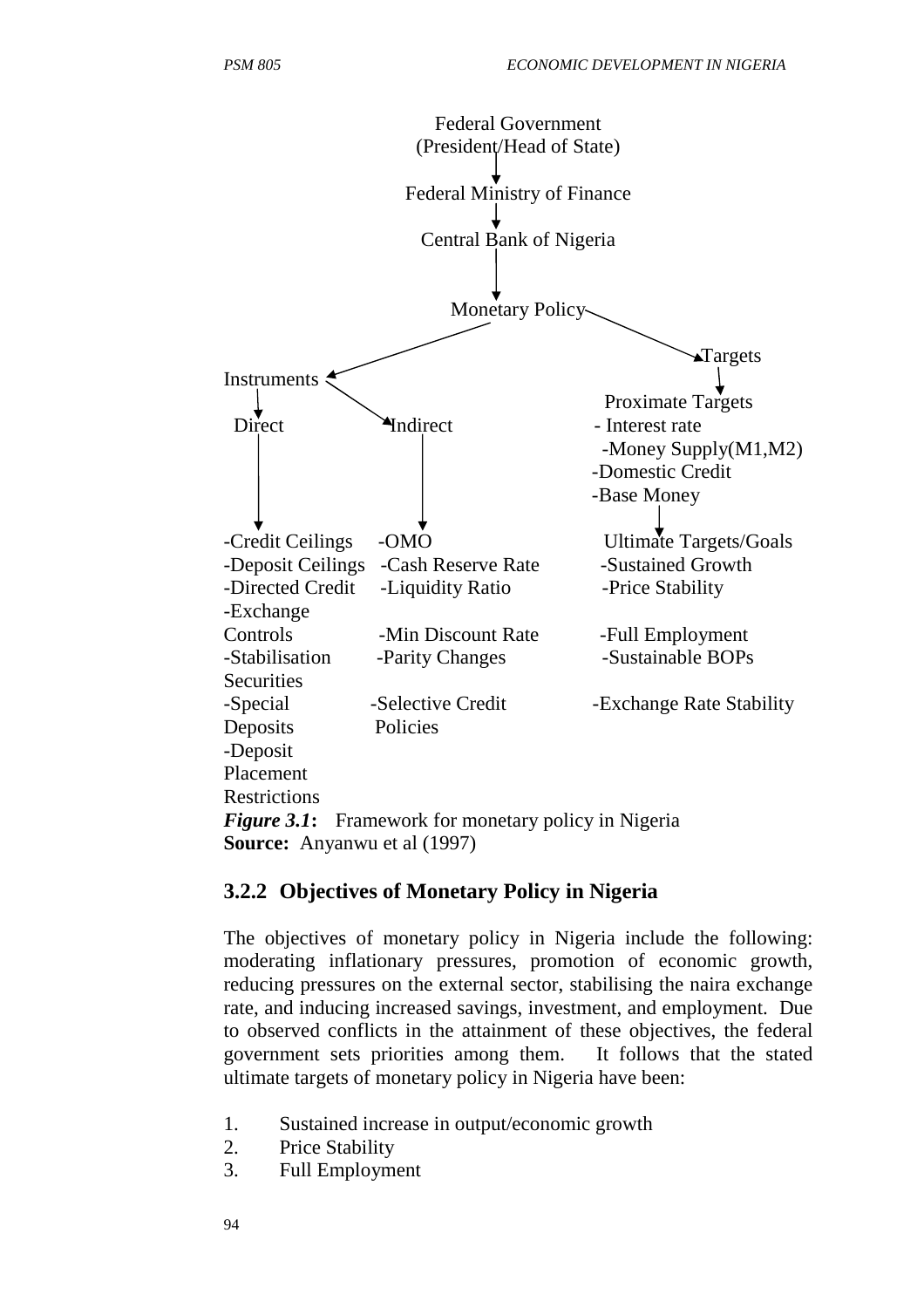Federal Government
(President/Head of State)

↓

Federal Ministry of Finance

↓

Central Bank of Nigeria

↓

Monetary Policy

| Instruments | | Targets |
|---|---|---|
| **Direct** | **Indirect** | **Proximate Targets** |
| -Credit Ceilings | -OMO | - Interest rate |
| -Deposit Ceilings | -Cash Reserve Rate | -Money Supply(M1,M2) |
| -Directed Credit | -Liquidity Ratio | -Domestic Credit |
| -Exchange Controls | -Min Discount Rate | -Base Money |
| -Stabilisation Securities | -Parity Changes | |
| -Special Deposits | -Selective Credit Policies | **Ultimate Targets/Goals** |
| -Deposit Placement Restrictions | | -Sustained Growth |
| | | -Price Stability |
| | | -Full Employment |
| | | -Sustainable BOPs |
| | | -Exchange Rate Stability |

***Figure 3.1*:** Framework for monetary policy in Nigeria
**Source:** Anyanwu et al (1997)

### 3.2.2 Objectives of Monetary Policy in Nigeria

The objectives of monetary policy in Nigeria include the following: moderating inflationary pressures, promotion of economic growth, reducing pressures on the external sector, stabilising the naira exchange rate, and inducing increased savings, investment, and employment. Due to observed conflicts in the attainment of these objectives, the federal government sets priorities among them. It follows that the stated ultimate targets of monetary policy in Nigeria have been:

1. Sustained increase in output/economic growth
2. Price Stability
3. Full Employment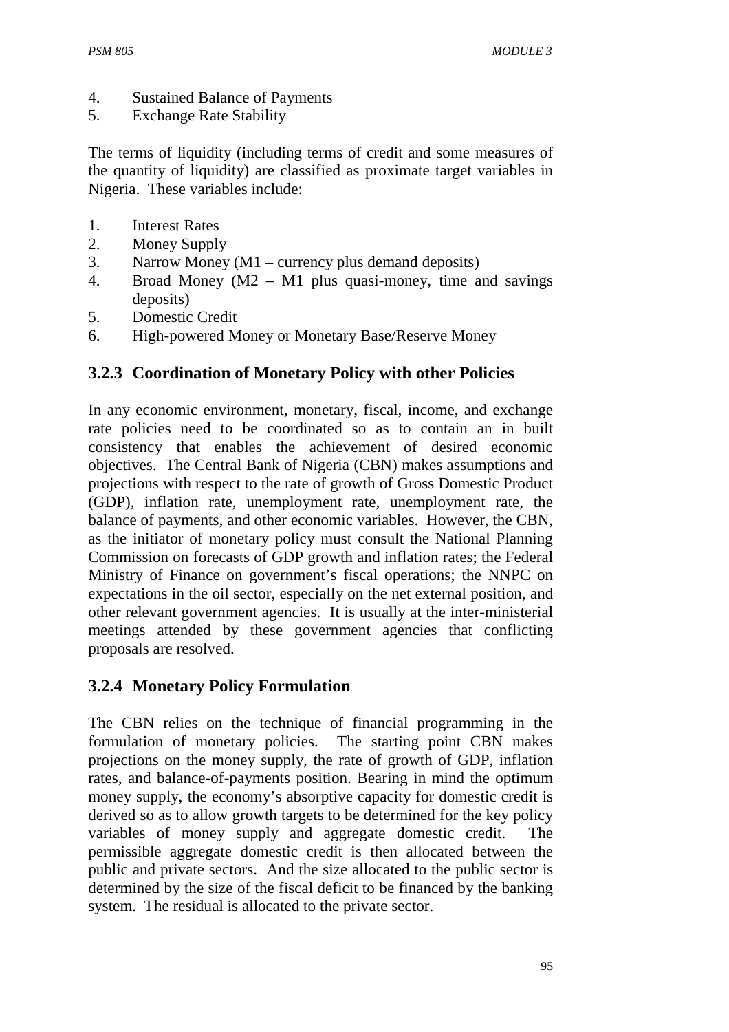4. Sustained Balance of Payments
5. Exchange Rate Stability

The terms of liquidity (including terms of credit and some measures of the quantity of liquidity) are classified as proximate target variables in Nigeria. These variables include:

1. Interest Rates
2. Money Supply
3. Narrow Money (M1 – currency plus demand deposits)
4. Broad Money (M2 – M1 plus quasi-money, time and savings deposits)
5. Domestic Credit
6. High-powered Money or Monetary Base/Reserve Money

### 3.2.3 Coordination of Monetary Policy with other Policies

In any economic environment, monetary, fiscal, income, and exchange rate policies need to be coordinated so as to contain an in built consistency that enables the achievement of desired economic objectives. The Central Bank of Nigeria (CBN) makes assumptions and projections with respect to the rate of growth of Gross Domestic Product (GDP), inflation rate, unemployment rate, unemployment rate, the balance of payments, and other economic variables. However, the CBN, as the initiator of monetary policy must consult the National Planning Commission on forecasts of GDP growth and inflation rates; the Federal Ministry of Finance on government's fiscal operations; the NNPC on expectations in the oil sector, especially on the net external position, and other relevant government agencies. It is usually at the inter-ministerial meetings attended by these government agencies that conflicting proposals are resolved.

### 3.2.4 Monetary Policy Formulation

The CBN relies on the technique of financial programming in the formulation of monetary policies. The starting point CBN makes projections on the money supply, the rate of growth of GDP, inflation rates, and balance-of-payments position. Bearing in mind the optimum money supply, the economy's absorptive capacity for domestic credit is derived so as to allow growth targets to be determined for the key policy variables of money supply and aggregate domestic credit. The permissible aggregate domestic credit is then allocated between the public and private sectors. And the size allocated to the public sector is determined by the size of the fiscal deficit to be financed by the banking system. The residual is allocated to the private sector.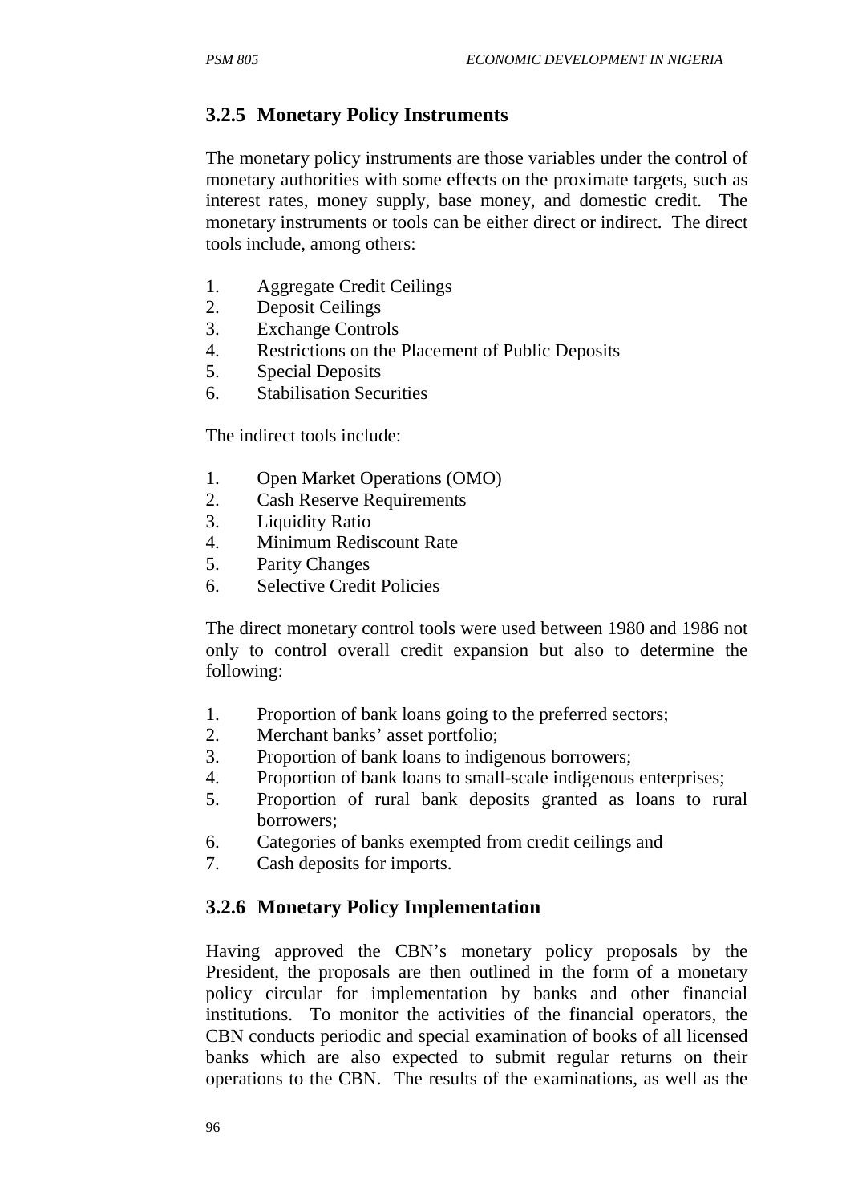### 3.2.5 Monetary Policy Instruments

The monetary policy instruments are those variables under the control of monetary authorities with some effects on the proximate targets, such as interest rates, money supply, base money, and domestic credit. The monetary instruments or tools can be either direct or indirect. The direct tools include, among others:

1. Aggregate Credit Ceilings
2. Deposit Ceilings
3. Exchange Controls
4. Restrictions on the Placement of Public Deposits
5. Special Deposits
6. Stabilisation Securities

The indirect tools include:

1. Open Market Operations (OMO)
2. Cash Reserve Requirements
3. Liquidity Ratio
4. Minimum Rediscount Rate
5. Parity Changes
6. Selective Credit Policies

The direct monetary control tools were used between 1980 and 1986 not only to control overall credit expansion but also to determine the following:

1. Proportion of bank loans going to the preferred sectors;
2. Merchant banks' asset portfolio;
3. Proportion of bank loans to indigenous borrowers;
4. Proportion of bank loans to small-scale indigenous enterprises;
5. Proportion of rural bank deposits granted as loans to rural borrowers;
6. Categories of banks exempted from credit ceilings and
7. Cash deposits for imports.

### 3.2.6 Monetary Policy Implementation

Having approved the CBN's monetary policy proposals by the President, the proposals are then outlined in the form of a monetary policy circular for implementation by banks and other financial institutions. To monitor the activities of the financial operators, the CBN conducts periodic and special examination of books of all licensed banks which are also expected to submit regular returns on their operations to the CBN. The results of the examinations, as well as the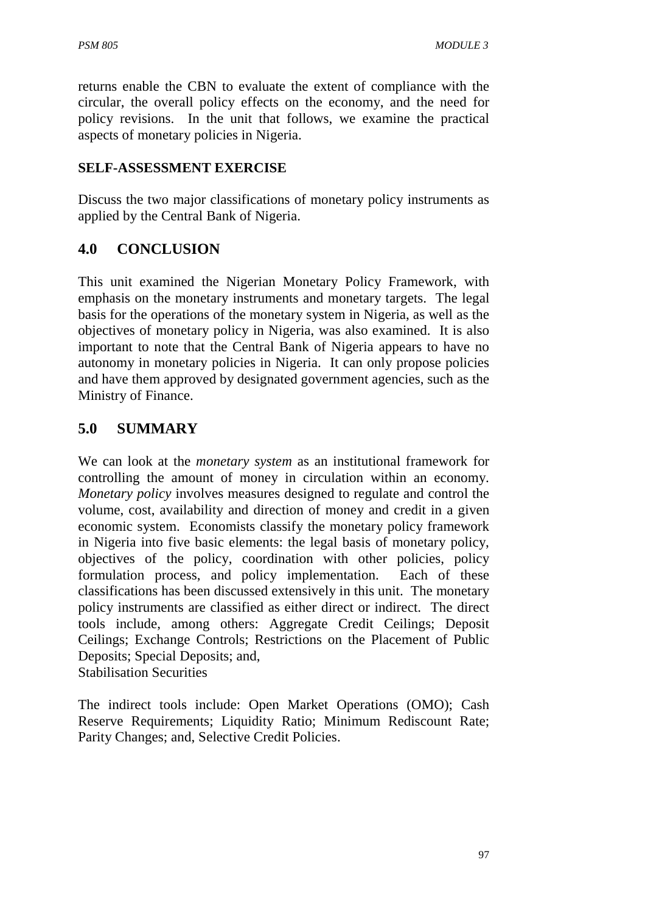returns enable the CBN to evaluate the extent of compliance with the circular, the overall policy effects on the economy, and the need for policy revisions. In the unit that follows, we examine the practical aspects of monetary policies in Nigeria.

**SELF-ASSESSMENT EXERCISE**

Discuss the two major classifications of monetary policy instruments as applied by the Central Bank of Nigeria.

## 4.0 CONCLUSION

This unit examined the Nigerian Monetary Policy Framework, with emphasis on the monetary instruments and monetary targets. The legal basis for the operations of the monetary system in Nigeria, as well as the objectives of monetary policy in Nigeria, was also examined. It is also important to note that the Central Bank of Nigeria appears to have no autonomy in monetary policies in Nigeria. It can only propose policies and have them approved by designated government agencies, such as the Ministry of Finance.

## 5.0 SUMMARY

We can look at the *monetary system* as an institutional framework for controlling the amount of money in circulation within an economy. *Monetary policy* involves measures designed to regulate and control the volume, cost, availability and direction of money and credit in a given economic system. Economists classify the monetary policy framework in Nigeria into five basic elements: the legal basis of monetary policy, objectives of the policy, coordination with other policies, policy formulation process, and policy implementation. Each of these classifications has been discussed extensively in this unit. The monetary policy instruments are classified as either direct or indirect. The direct tools include, among others: Aggregate Credit Ceilings; Deposit Ceilings; Exchange Controls; Restrictions on the Placement of Public Deposits; Special Deposits; and,
Stabilisation Securities

The indirect tools include: Open Market Operations (OMO); Cash Reserve Requirements; Liquidity Ratio; Minimum Rediscount Rate; Parity Changes; and, Selective Credit Policies.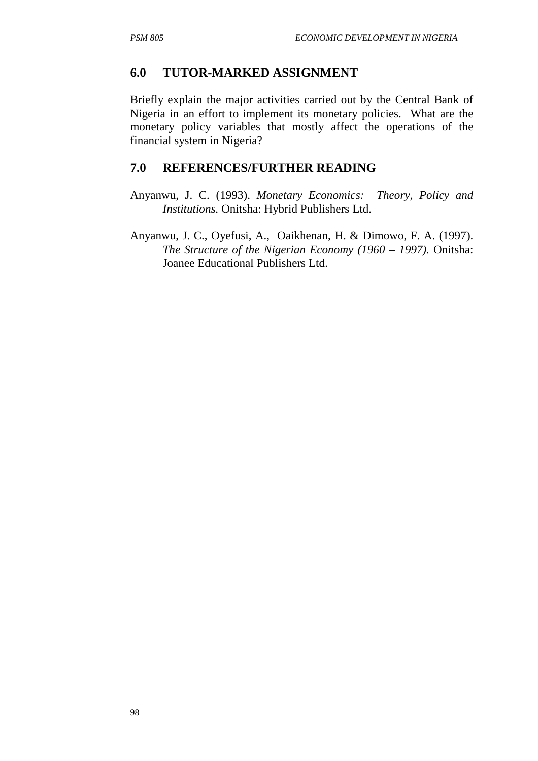## 6.0 TUTOR-MARKED ASSIGNMENT

Briefly explain the major activities carried out by the Central Bank of Nigeria in an effort to implement its monetary policies. What are the monetary policy variables that mostly affect the operations of the financial system in Nigeria?

## 7.0 REFERENCES/FURTHER READING

Anyanwu, J. C. (1993). *Monetary Economics: Theory, Policy and Institutions.* Onitsha: Hybrid Publishers Ltd.

Anyanwu, J. C., Oyefusi, A., Oaikhenan, H. & Dimowo, F. A. (1997). *The Structure of the Nigerian Economy (1960 – 1997).* Onitsha: Joanee Educational Publishers Ltd.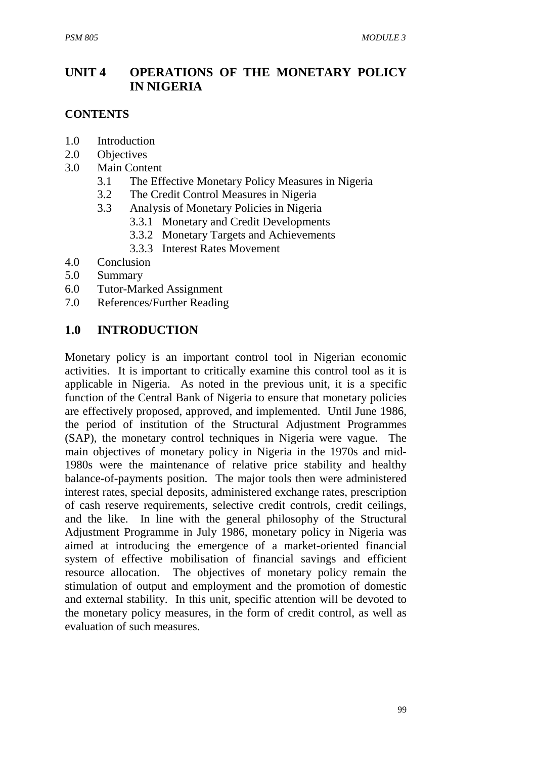# UNIT 4 OPERATIONS OF THE MONETARY POLICY IN NIGERIA

## CONTENTS

- 1.0 Introduction
- 2.0 Objectives
- 3.0 Main Content
    - 3.1 The Effective Monetary Policy Measures in Nigeria
    - 3.2 The Credit Control Measures in Nigeria
    - 3.3 Analysis of Monetary Policies in Nigeria
        - 3.3.1 Monetary and Credit Developments
        - 3.3.2 Monetary Targets and Achievements
        - 3.3.3 Interest Rates Movement
- 4.0 Conclusion
- 5.0 Summary
- 6.0 Tutor-Marked Assignment
- 7.0 References/Further Reading

## 1.0 INTRODUCTION

Monetary policy is an important control tool in Nigerian economic activities. It is important to critically examine this control tool as it is applicable in Nigeria. As noted in the previous unit, it is a specific function of the Central Bank of Nigeria to ensure that monetary policies are effectively proposed, approved, and implemented. Until June 1986, the period of institution of the Structural Adjustment Programmes (SAP), the monetary control techniques in Nigeria were vague. The main objectives of monetary policy in Nigeria in the 1970s and mid-1980s were the maintenance of relative price stability and healthy balance-of-payments position. The major tools then were administered interest rates, special deposits, administered exchange rates, prescription of cash reserve requirements, selective credit controls, credit ceilings, and the like. In line with the general philosophy of the Structural Adjustment Programme in July 1986, monetary policy in Nigeria was aimed at introducing the emergence of a market-oriented financial system of effective mobilisation of financial savings and efficient resource allocation. The objectives of monetary policy remain the stimulation of output and employment and the promotion of domestic and external stability. In this unit, specific attention will be devoted to the monetary policy measures, in the form of credit control, as well as evaluation of such measures.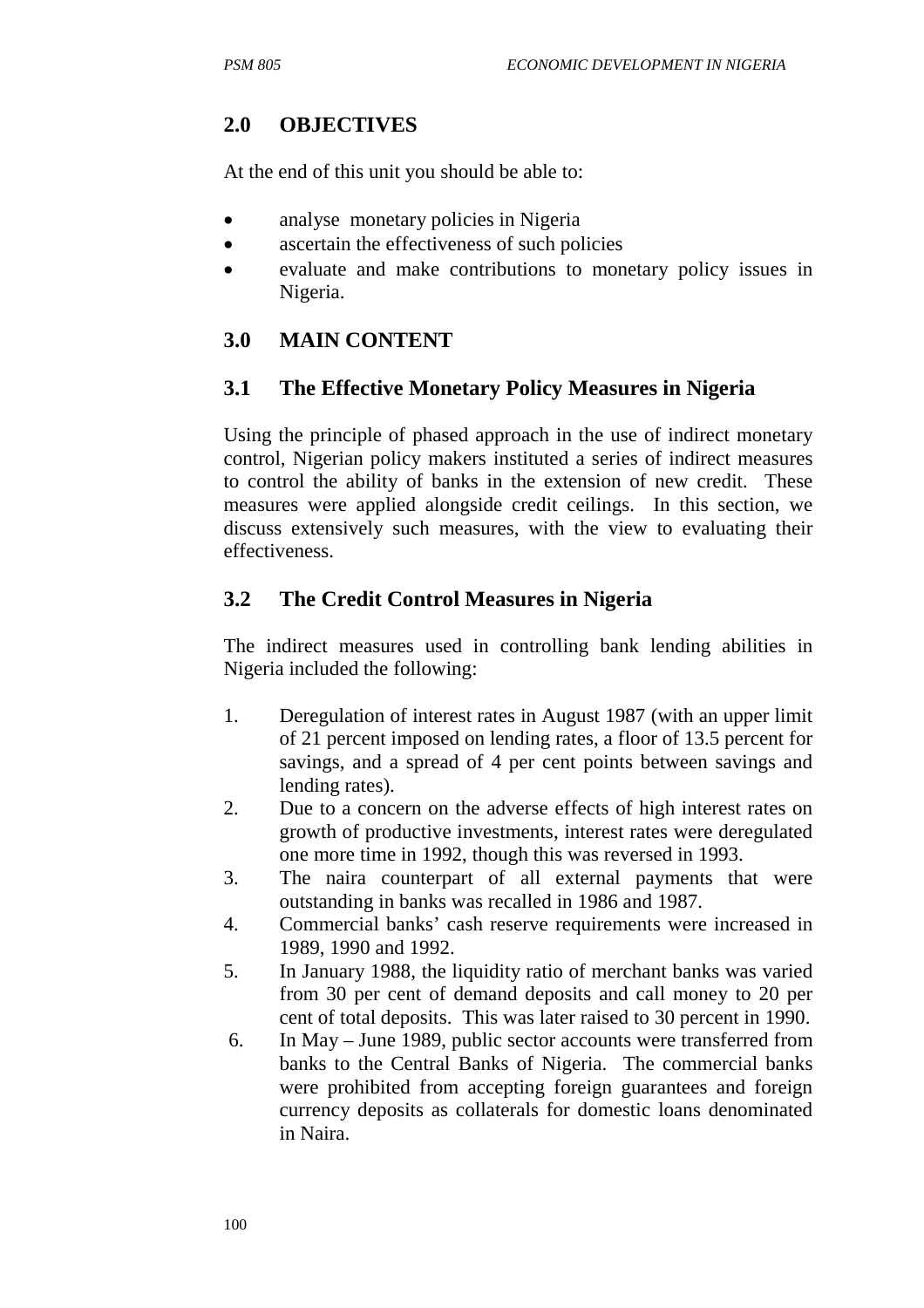## 2.0 OBJECTIVES

At the end of this unit you should be able to:

- analyse monetary policies in Nigeria
- ascertain the effectiveness of such policies
- evaluate and make contributions to monetary policy issues in Nigeria.

## 3.0 MAIN CONTENT

### 3.1 The Effective Monetary Policy Measures in Nigeria

Using the principle of phased approach in the use of indirect monetary control, Nigerian policy makers instituted a series of indirect measures to control the ability of banks in the extension of new credit. These measures were applied alongside credit ceilings. In this section, we discuss extensively such measures, with the view to evaluating their effectiveness.

### 3.2 The Credit Control Measures in Nigeria

The indirect measures used in controlling bank lending abilities in Nigeria included the following:

1. Deregulation of interest rates in August 1987 (with an upper limit of 21 percent imposed on lending rates, a floor of 13.5 percent for savings, and a spread of 4 per cent points between savings and lending rates).
2. Due to a concern on the adverse effects of high interest rates on growth of productive investments, interest rates were deregulated one more time in 1992, though this was reversed in 1993.
3. The naira counterpart of all external payments that were outstanding in banks was recalled in 1986 and 1987.
4. Commercial banks' cash reserve requirements were increased in 1989, 1990 and 1992.
5. In January 1988, the liquidity ratio of merchant banks was varied from 30 per cent of demand deposits and call money to 20 per cent of total deposits. This was later raised to 30 percent in 1990.
6. In May – June 1989, public sector accounts were transferred from banks to the Central Banks of Nigeria. The commercial banks were prohibited from accepting foreign guarantees and foreign currency deposits as collaterals for domestic loans denominated in Naira.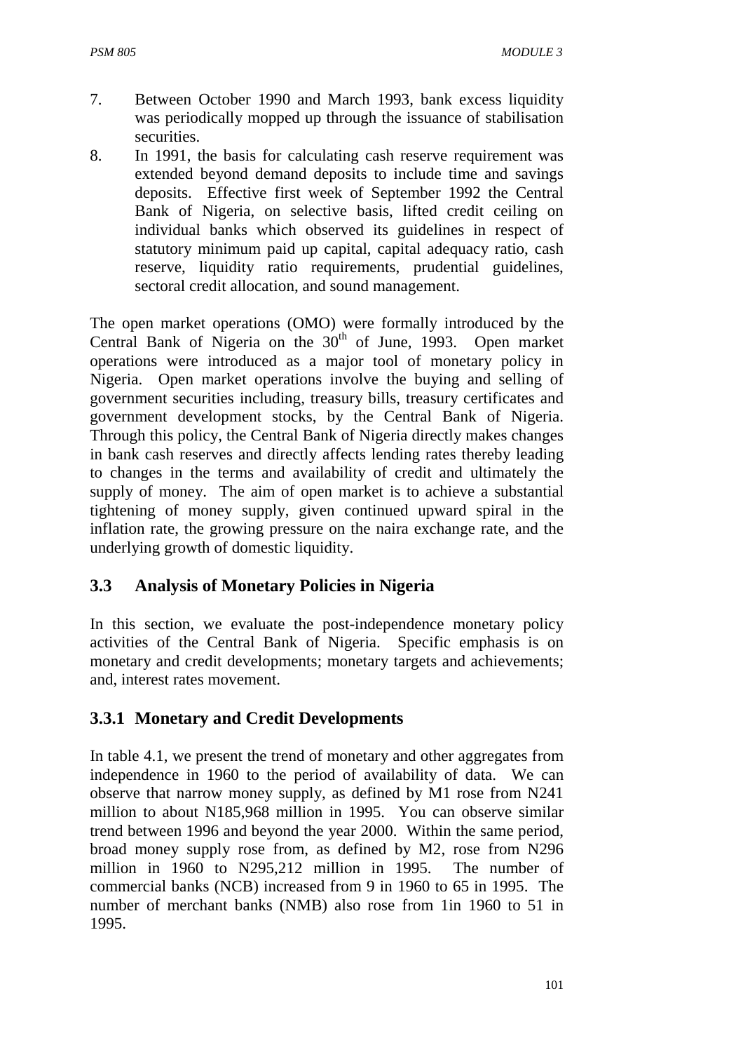7. Between October 1990 and March 1993, bank excess liquidity was periodically mopped up through the issuance of stabilisation securities.
8. In 1991, the basis for calculating cash reserve requirement was extended beyond demand deposits to include time and savings deposits. Effective first week of September 1992 the Central Bank of Nigeria, on selective basis, lifted credit ceiling on individual banks which observed its guidelines in respect of statutory minimum paid up capital, capital adequacy ratio, cash reserve, liquidity ratio requirements, prudential guidelines, sectoral credit allocation, and sound management.

The open market operations (OMO) were formally introduced by the Central Bank of Nigeria on the 30th of June, 1993. Open market operations were introduced as a major tool of monetary policy in Nigeria. Open market operations involve the buying and selling of government securities including, treasury bills, treasury certificates and government development stocks, by the Central Bank of Nigeria. Through this policy, the Central Bank of Nigeria directly makes changes in bank cash reserves and directly affects lending rates thereby leading to changes in the terms and availability of credit and ultimately the supply of money. The aim of open market is to achieve a substantial tightening of money supply, given continued upward spiral in the inflation rate, the growing pressure on the naira exchange rate, and the underlying growth of domestic liquidity.

## 3.3 Analysis of Monetary Policies in Nigeria

In this section, we evaluate the post-independence monetary policy activities of the Central Bank of Nigeria. Specific emphasis is on monetary and credit developments; monetary targets and achievements; and, interest rates movement.

### 3.3.1 Monetary and Credit Developments

In table 4.1, we present the trend of monetary and other aggregates from independence in 1960 to the period of availability of data. We can observe that narrow money supply, as defined by M1 rose from N241 million to about N185,968 million in 1995. You can observe similar trend between 1996 and beyond the year 2000. Within the same period, broad money supply rose from, as defined by M2, rose from N296 million in 1960 to N295,212 million in 1995. The number of commercial banks (NCB) increased from 9 in 1960 to 65 in 1995. The number of merchant banks (NMB) also rose from 1in 1960 to 51 in 1995.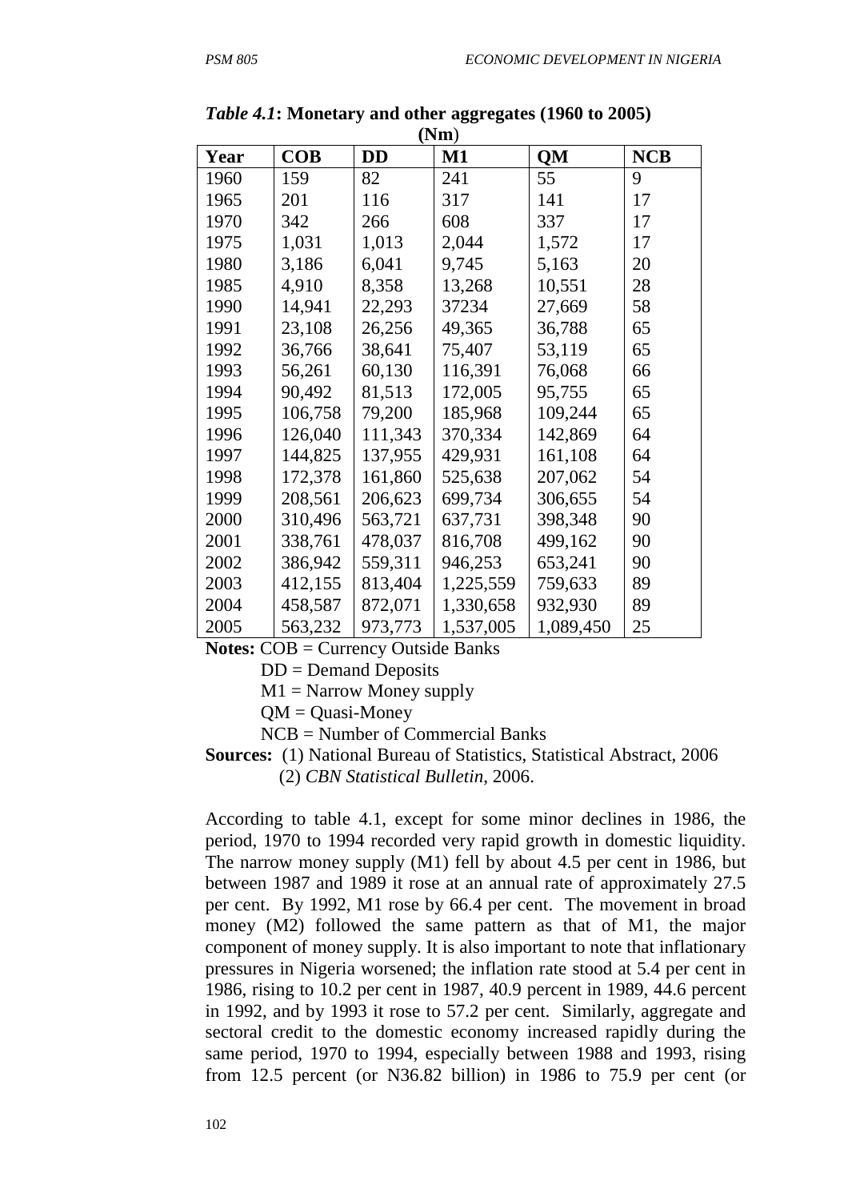*Table 4.1*: **Monetary and other aggregates (1960 to 2005) (Nm)**

| Year | COB | DD | M1 | QM | NCB |
|---|---|---|---|---|---|
| 1960 | 159 | 82 | 241 | 55 | 9 |
| 1965 | 201 | 116 | 317 | 141 | 17 |
| 1970 | 342 | 266 | 608 | 337 | 17 |
| 1975 | 1,031 | 1,013 | 2,044 | 1,572 | 17 |
| 1980 | 3,186 | 6,041 | 9,745 | 5,163 | 20 |
| 1985 | 4,910 | 8,358 | 13,268 | 10,551 | 28 |
| 1990 | 14,941 | 22,293 | 37234 | 27,669 | 58 |
| 1991 | 23,108 | 26,256 | 49,365 | 36,788 | 65 |
| 1992 | 36,766 | 38,641 | 75,407 | 53,119 | 65 |
| 1993 | 56,261 | 60,130 | 116,391 | 76,068 | 66 |
| 1994 | 90,492 | 81,513 | 172,005 | 95,755 | 65 |
| 1995 | 106,758 | 79,200 | 185,968 | 109,244 | 65 |
| 1996 | 126,040 | 111,343 | 370,334 | 142,869 | 64 |
| 1997 | 144,825 | 137,955 | 429,931 | 161,108 | 64 |
| 1998 | 172,378 | 161,860 | 525,638 | 207,062 | 54 |
| 1999 | 208,561 | 206,623 | 699,734 | 306,655 | 54 |
| 2000 | 310,496 | 563,721 | 637,731 | 398,348 | 90 |
| 2001 | 338,761 | 478,037 | 816,708 | 499,162 | 90 |
| 2002 | 386,942 | 559,311 | 946,253 | 653,241 | 90 |
| 2003 | 412,155 | 813,404 | 1,225,559 | 759,633 | 89 |
| 2004 | 458,587 | 872,071 | 1,330,658 | 932,930 | 89 |
| 2005 | 563,232 | 973,773 | 1,537,005 | 1,089,450 | 25 |

**Notes:** COB = Currency Outside Banks
DD = Demand Deposits
M1 = Narrow Money supply
QM = Quasi-Money
NCB = Number of Commercial Banks

**Sources:** (1) National Bureau of Statistics, Statistical Abstract, 2006
(2) *CBN Statistical Bulletin*, 2006.

According to table 4.1, except for some minor declines in 1986, the period, 1970 to 1994 recorded very rapid growth in domestic liquidity. The narrow money supply (M1) fell by about 4.5 per cent in 1986, but between 1987 and 1989 it rose at an annual rate of approximately 27.5 per cent. By 1992, M1 rose by 66.4 per cent. The movement in broad money (M2) followed the same pattern as that of M1, the major component of money supply. It is also important to note that inflationary pressures in Nigeria worsened; the inflation rate stood at 5.4 per cent in 1986, rising to 10.2 per cent in 1987, 40.9 percent in 1989, 44.6 percent in 1992, and by 1993 it rose to 57.2 per cent. Similarly, aggregate and sectoral credit to the domestic economy increased rapidly during the same period, 1970 to 1994, especially between 1988 and 1993, rising from 12.5 percent (or N36.82 billion) in 1986 to 75.9 per cent (or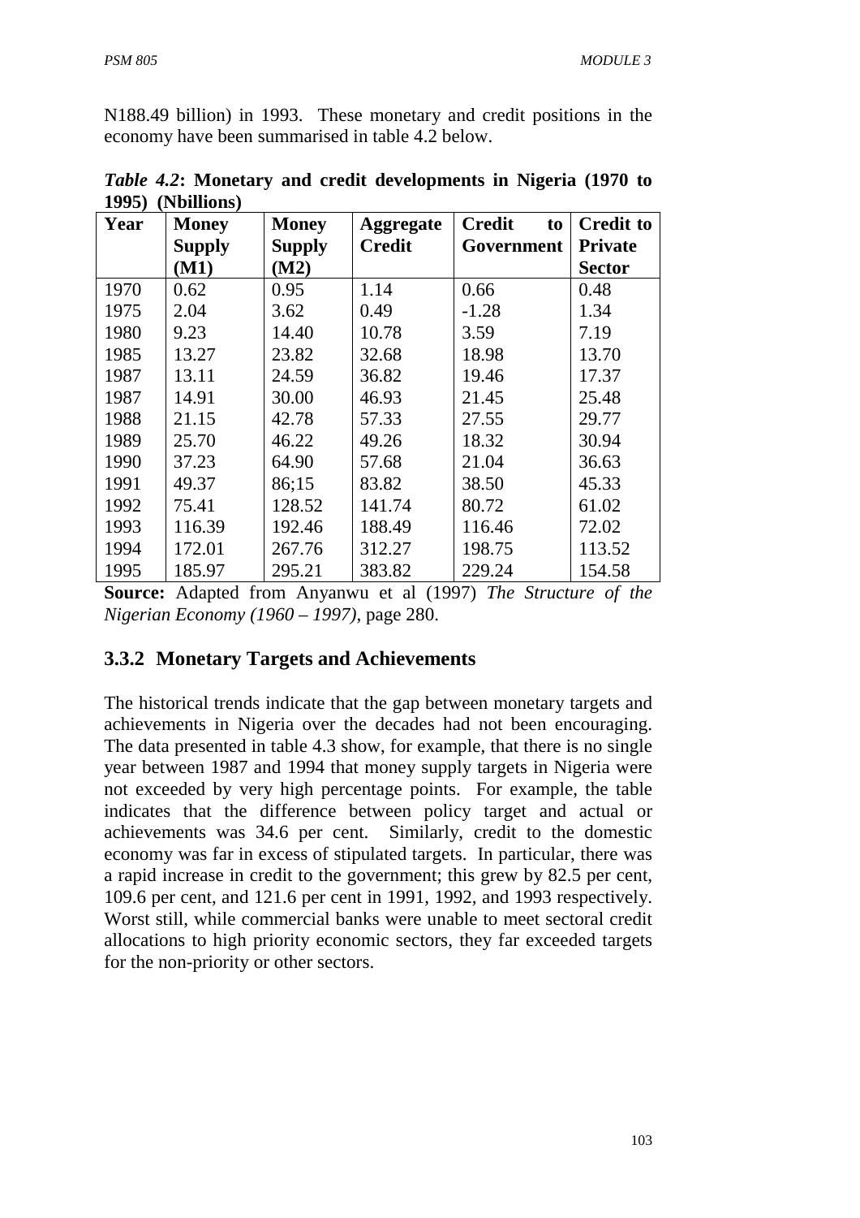N188.49 billion) in 1993. These monetary and credit positions in the economy have been summarised in table 4.2 below.

***Table 4.2*: Monetary and credit developments in Nigeria (1970 to 1995) (Nbillions)**

| Year | Money Supply (M1) | Money Supply (M2) | Aggregate Credit | Credit to Government | Credit to Private Sector |
|---|---|---|---|---|---|
| 1970 | 0.62 | 0.95 | 1.14 | 0.66 | 0.48 |
| 1975 | 2.04 | 3.62 | 0.49 | -1.28 | 1.34 |
| 1980 | 9.23 | 14.40 | 10.78 | 3.59 | 7.19 |
| 1985 | 13.27 | 23.82 | 32.68 | 18.98 | 13.70 |
| 1987 | 13.11 | 24.59 | 36.82 | 19.46 | 17.37 |
| 1987 | 14.91 | 30.00 | 46.93 | 21.45 | 25.48 |
| 1988 | 21.15 | 42.78 | 57.33 | 27.55 | 29.77 |
| 1989 | 25.70 | 46.22 | 49.26 | 18.32 | 30.94 |
| 1990 | 37.23 | 64.90 | 57.68 | 21.04 | 36.63 |
| 1991 | 49.37 | 86;15 | 83.82 | 38.50 | 45.33 |
| 1992 | 75.41 | 128.52 | 141.74 | 80.72 | 61.02 |
| 1993 | 116.39 | 192.46 | 188.49 | 116.46 | 72.02 |
| 1994 | 172.01 | 267.76 | 312.27 | 198.75 | 113.52 |
| 1995 | 185.97 | 295.21 | 383.82 | 229.24 | 154.58 |

**Source:** Adapted from Anyanwu et al (1997) *The Structure of the Nigerian Economy (1960 – 1997)*, page 280.

### 3.3.2 Monetary Targets and Achievements

The historical trends indicate that the gap between monetary targets and achievements in Nigeria over the decades had not been encouraging. The data presented in table 4.3 show, for example, that there is no single year between 1987 and 1994 that money supply targets in Nigeria were not exceeded by very high percentage points. For example, the table indicates that the difference between policy target and actual or achievements was 34.6 per cent. Similarly, credit to the domestic economy was far in excess of stipulated targets. In particular, there was a rapid increase in credit to the government; this grew by 82.5 per cent, 109.6 per cent, and 121.6 per cent in 1991, 1992, and 1993 respectively. Worst still, while commercial banks were unable to meet sectoral credit allocations to high priority economic sectors, they far exceeded targets for the non-priority or other sectors.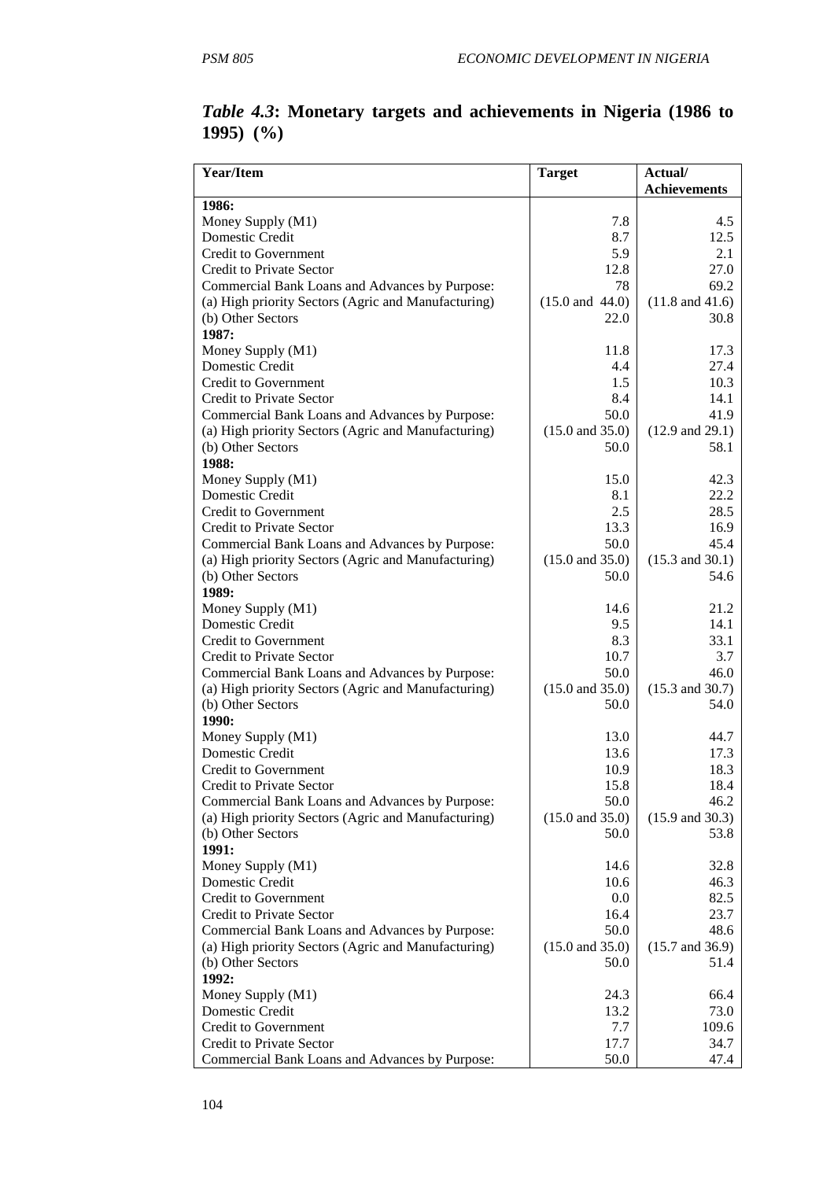*Table 4.3*: **Monetary targets and achievements in Nigeria (1986 to 1995) (%)**

| Year/Item | Target | Actual/ Achievements |
|---|---|---|
| **1986:** | | |
| Money Supply (M1) | 7.8 | 4.5 |
| Domestic Credit | 8.7 | 12.5 |
| Credit to Government | 5.9 | 2.1 |
| Credit to Private Sector | 12.8 | 27.0 |
| Commercial Bank Loans and Advances by Purpose: | 78 | 69.2 |
| (a) High priority Sectors (Agric and Manufacturing) | (15.0 and 44.0) | (11.8 and 41.6) |
| (b) Other Sectors | 22.0 | 30.8 |
| **1987:** | | |
| Money Supply (M1) | 11.8 | 17.3 |
| Domestic Credit | 4.4 | 27.4 |
| Credit to Government | 1.5 | 10.3 |
| Credit to Private Sector | 8.4 | 14.1 |
| Commercial Bank Loans and Advances by Purpose: | 50.0 | 41.9 |
| (a) High priority Sectors (Agric and Manufacturing) | (15.0 and 35.0) | (12.9 and 29.1) |
| (b) Other Sectors | 50.0 | 58.1 |
| **1988:** | | |
| Money Supply (M1) | 15.0 | 42.3 |
| Domestic Credit | 8.1 | 22.2 |
| Credit to Government | 2.5 | 28.5 |
| Credit to Private Sector | 13.3 | 16.9 |
| Commercial Bank Loans and Advances by Purpose: | 50.0 | 45.4 |
| (a) High priority Sectors (Agric and Manufacturing) | (15.0 and 35.0) | (15.3 and 30.1) |
| (b) Other Sectors | 50.0 | 54.6 |
| **1989:** | | |
| Money Supply (M1) | 14.6 | 21.2 |
| Domestic Credit | 9.5 | 14.1 |
| Credit to Government | 8.3 | 33.1 |
| Credit to Private Sector | 10.7 | 3.7 |
| Commercial Bank Loans and Advances by Purpose: | 50.0 | 46.0 |
| (a) High priority Sectors (Agric and Manufacturing) | (15.0 and 35.0) | (15.3 and 30.7) |
| (b) Other Sectors | 50.0 | 54.0 |
| **1990:** | | |
| Money Supply (M1) | 13.0 | 44.7 |
| Domestic Credit | 13.6 | 17.3 |
| Credit to Government | 10.9 | 18.3 |
| Credit to Private Sector | 15.8 | 18.4 |
| Commercial Bank Loans and Advances by Purpose: | 50.0 | 46.2 |
| (a) High priority Sectors (Agric and Manufacturing) | (15.0 and 35.0) | (15.9 and 30.3) |
| (b) Other Sectors | 50.0 | 53.8 |
| **1991:** | | |
| Money Supply (M1) | 14.6 | 32.8 |
| Domestic Credit | 10.6 | 46.3 |
| Credit to Government | 0.0 | 82.5 |
| Credit to Private Sector | 16.4 | 23.7 |
| Commercial Bank Loans and Advances by Purpose: | 50.0 | 48.6 |
| (a) High priority Sectors (Agric and Manufacturing) | (15.0 and 35.0) | (15.7 and 36.9) |
| (b) Other Sectors | 50.0 | 51.4 |
| **1992:** | | |
| Money Supply (M1) | 24.3 | 66.4 |
| Domestic Credit | 13.2 | 73.0 |
| Credit to Government | 7.7 | 109.6 |
| Credit to Private Sector | 17.7 | 34.7 |
| Commercial Bank Loans and Advances by Purpose: | 50.0 | 47.4 |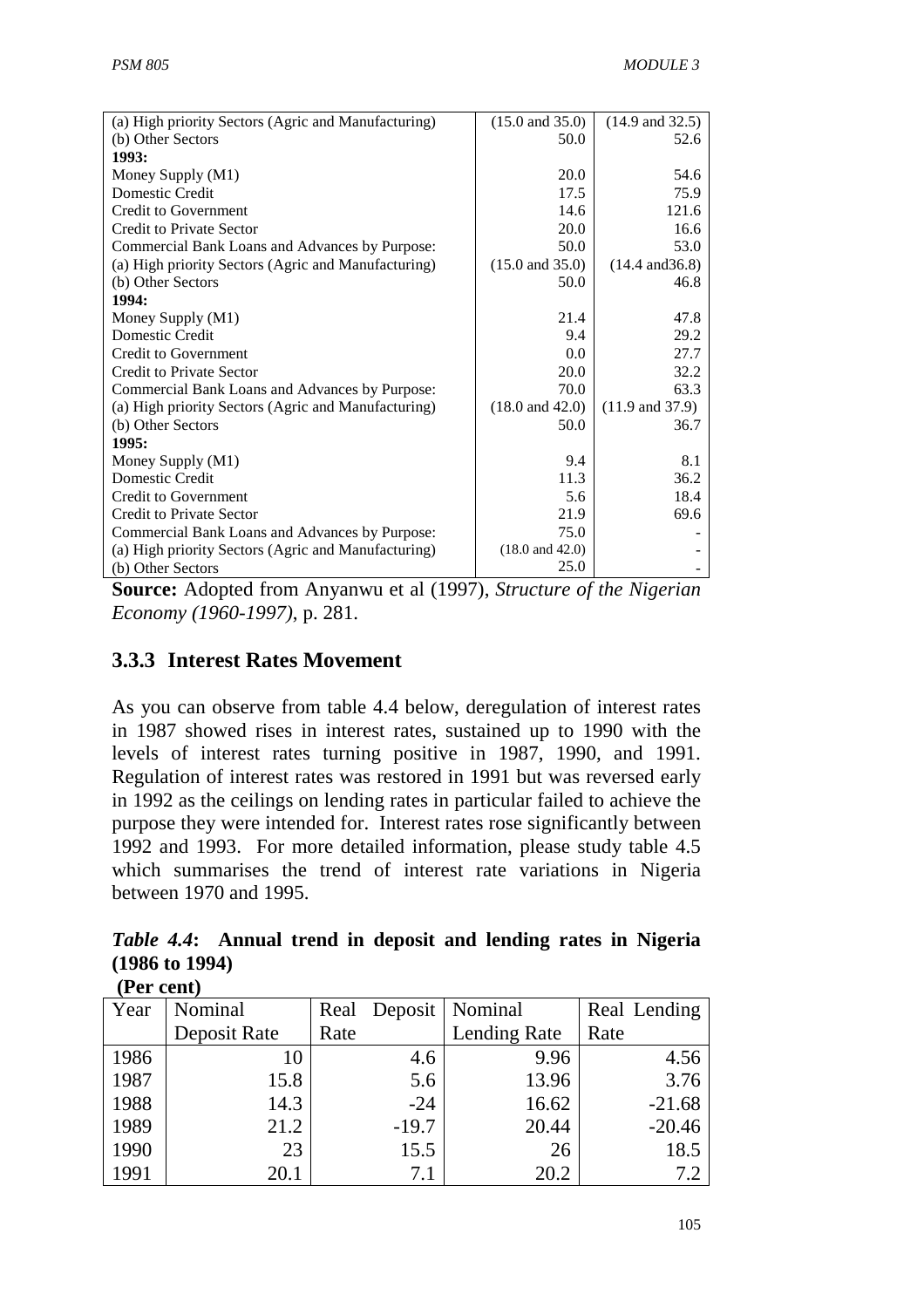| | | |
|---|---|---|
| (a) High priority Sectors (Agric and Manufacturing) | (15.0 and 35.0) | (14.9 and 32.5) |
| (b) Other Sectors | 50.0 | 52.6 |
| **1993:** | | |
| Money Supply (M1) | 20.0 | 54.6 |
| Domestic Credit | 17.5 | 75.9 |
| Credit to Government | 14.6 | 121.6 |
| Credit to Private Sector | 20.0 | 16.6 |
| Commercial Bank Loans and Advances by Purpose: | 50.0 | 53.0 |
| (a) High priority Sectors (Agric and Manufacturing) | (15.0 and 35.0) | (14.4 and36.8) |
| (b) Other Sectors | 50.0 | 46.8 |
| **1994:** | | |
| Money Supply (M1) | 21.4 | 47.8 |
| Domestic Credit | 9.4 | 29.2 |
| Credit to Government | 0.0 | 27.7 |
| Credit to Private Sector | 20.0 | 32.2 |
| Commercial Bank Loans and Advances by Purpose: | 70.0 | 63.3 |
| (a) High priority Sectors (Agric and Manufacturing) | (18.0 and 42.0) | (11.9 and 37.9) |
| (b) Other Sectors | 50.0 | 36.7 |
| **1995:** | | |
| Money Supply (M1) | 9.4 | 8.1 |
| Domestic Credit | 11.3 | 36.2 |
| Credit to Government | 5.6 | 18.4 |
| Credit to Private Sector | 21.9 | 69.6 |
| Commercial Bank Loans and Advances by Purpose: | 75.0 | - |
| (a) High priority Sectors (Agric and Manufacturing) | (18.0 and 42.0) | - |
| (b) Other Sectors | 25.0 | - |

**Source:** Adopted from Anyanwu et al (1997), *Structure of the Nigerian Economy (1960-1997)*, p. 281.

### 3.3.3 Interest Rates Movement

As you can observe from table 4.4 below, deregulation of interest rates in 1987 showed rises in interest rates, sustained up to 1990 with the levels of interest rates turning positive in 1987, 1990, and 1991. Regulation of interest rates was restored in 1991 but was reversed early in 1992 as the ceilings on lending rates in particular failed to achieve the purpose they were intended for. Interest rates rose significantly between 1992 and 1993. For more detailed information, please study table 4.5 which summarises the trend of interest rate variations in Nigeria between 1970 and 1995.

***Table 4.4*: Annual trend in deposit and lending rates in Nigeria (1986 to 1994)**

**(Per cent)**

| Year | Nominal Deposit Rate | Real Deposit Rate | Nominal Lending Rate | Real Lending Rate |
|---|---|---|---|---|
| 1986 | 10 | 4.6 | 9.96 | 4.56 |
| 1987 | 15.8 | 5.6 | 13.96 | 3.76 |
| 1988 | 14.3 | -24 | 16.62 | -21.68 |
| 1989 | 21.2 | -19.7 | 20.44 | -20.46 |
| 1990 | 23 | 15.5 | 26 | 18.5 |
| 1991 | 20.1 | 7.1 | 20.2 | 7.2 |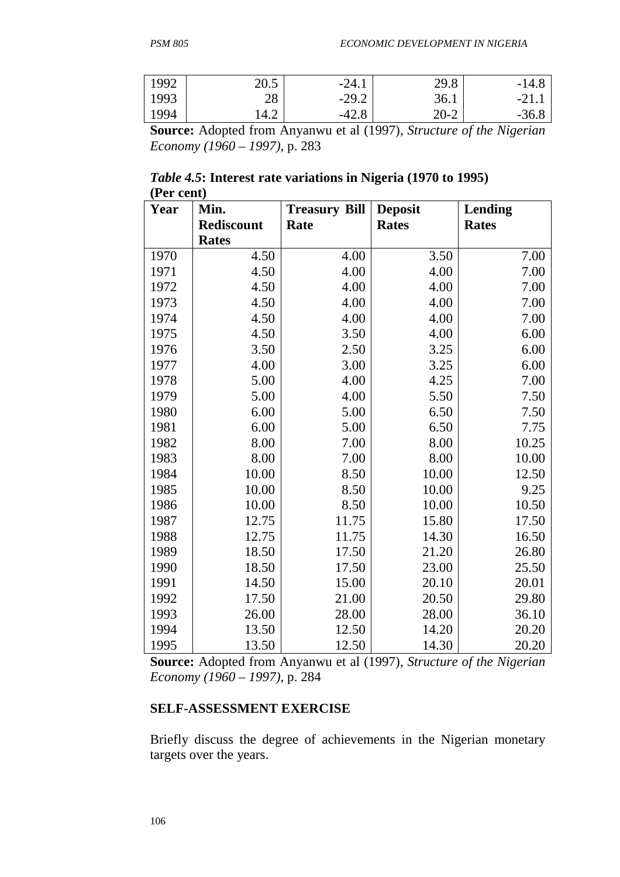| 1992 | 20.5 | -24.1 | 29.8 | -14.8 |
|---|---|---|---|---|
| 1993 | 28 | -29.2 | 36.1 | -21.1 |
| 1994 | 14.2 | -42.8 | 20-2 | -36.8 |

**Source:** Adopted from Anyanwu et al (1997), *Structure of the Nigerian Economy (1960 – 1997)*, p. 283

***Table 4.5*: Interest rate variations in Nigeria (1970 to 1995) (Per cent)**

| Year | Min. Rediscount Rates | Treasury Bill Rate | Deposit Rates | Lending Rates |
|---|---|---|---|---|
| 1970 | 4.50 | 4.00 | 3.50 | 7.00 |
| 1971 | 4.50 | 4.00 | 4.00 | 7.00 |
| 1972 | 4.50 | 4.00 | 4.00 | 7.00 |
| 1973 | 4.50 | 4.00 | 4.00 | 7.00 |
| 1974 | 4.50 | 4.00 | 4.00 | 7.00 |
| 1975 | 4.50 | 3.50 | 4.00 | 6.00 |
| 1976 | 3.50 | 2.50 | 3.25 | 6.00 |
| 1977 | 4.00 | 3.00 | 3.25 | 6.00 |
| 1978 | 5.00 | 4.00 | 4.25 | 7.00 |
| 1979 | 5.00 | 4.00 | 5.50 | 7.50 |
| 1980 | 6.00 | 5.00 | 6.50 | 7.50 |
| 1981 | 6.00 | 5.00 | 6.50 | 7.75 |
| 1982 | 8.00 | 7.00 | 8.00 | 10.25 |
| 1983 | 8.00 | 7.00 | 8.00 | 10.00 |
| 1984 | 10.00 | 8.50 | 10.00 | 12.50 |
| 1985 | 10.00 | 8.50 | 10.00 | 9.25 |
| 1986 | 10.00 | 8.50 | 10.00 | 10.50 |
| 1987 | 12.75 | 11.75 | 15.80 | 17.50 |
| 1988 | 12.75 | 11.75 | 14.30 | 16.50 |
| 1989 | 18.50 | 17.50 | 21.20 | 26.80 |
| 1990 | 18.50 | 17.50 | 23.00 | 25.50 |
| 1991 | 14.50 | 15.00 | 20.10 | 20.01 |
| 1992 | 17.50 | 21.00 | 20.50 | 29.80 |
| 1993 | 26.00 | 28.00 | 28.00 | 36.10 |
| 1994 | 13.50 | 12.50 | 14.20 | 20.20 |
| 1995 | 13.50 | 12.50 | 14.30 | 20.20 |

**Source:** Adopted from Anyanwu et al (1997), *Structure of the Nigerian Economy (1960 – 1997)*, p. 284

**SELF-ASSESSMENT EXERCISE**

Briefly discuss the degree of achievements in the Nigerian monetary targets over the years.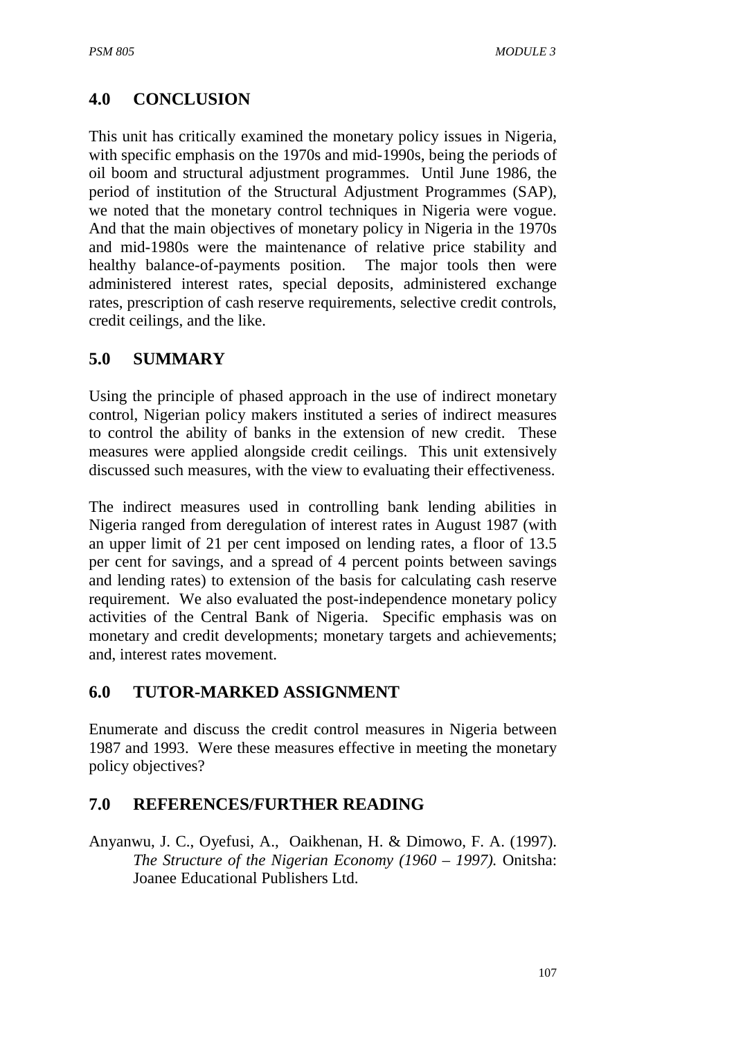## 4.0 CONCLUSION

This unit has critically examined the monetary policy issues in Nigeria, with specific emphasis on the 1970s and mid-1990s, being the periods of oil boom and structural adjustment programmes. Until June 1986, the period of institution of the Structural Adjustment Programmes (SAP), we noted that the monetary control techniques in Nigeria were vogue. And that the main objectives of monetary policy in Nigeria in the 1970s and mid-1980s were the maintenance of relative price stability and healthy balance-of-payments position. The major tools then were administered interest rates, special deposits, administered exchange rates, prescription of cash reserve requirements, selective credit controls, credit ceilings, and the like.

## 5.0 SUMMARY

Using the principle of phased approach in the use of indirect monetary control, Nigerian policy makers instituted a series of indirect measures to control the ability of banks in the extension of new credit. These measures were applied alongside credit ceilings. This unit extensively discussed such measures, with the view to evaluating their effectiveness.

The indirect measures used in controlling bank lending abilities in Nigeria ranged from deregulation of interest rates in August 1987 (with an upper limit of 21 per cent imposed on lending rates, a floor of 13.5 per cent for savings, and a spread of 4 percent points between savings and lending rates) to extension of the basis for calculating cash reserve requirement. We also evaluated the post-independence monetary policy activities of the Central Bank of Nigeria. Specific emphasis was on monetary and credit developments; monetary targets and achievements; and, interest rates movement.

## 6.0 TUTOR-MARKED ASSIGNMENT

Enumerate and discuss the credit control measures in Nigeria between 1987 and 1993. Were these measures effective in meeting the monetary policy objectives?

## 7.0 REFERENCES/FURTHER READING

Anyanwu, J. C., Oyefusi, A., Oaikhenan, H. & Dimowo, F. A. (1997). *The Structure of the Nigerian Economy (1960 – 1997).* Onitsha: Joanee Educational Publishers Ltd.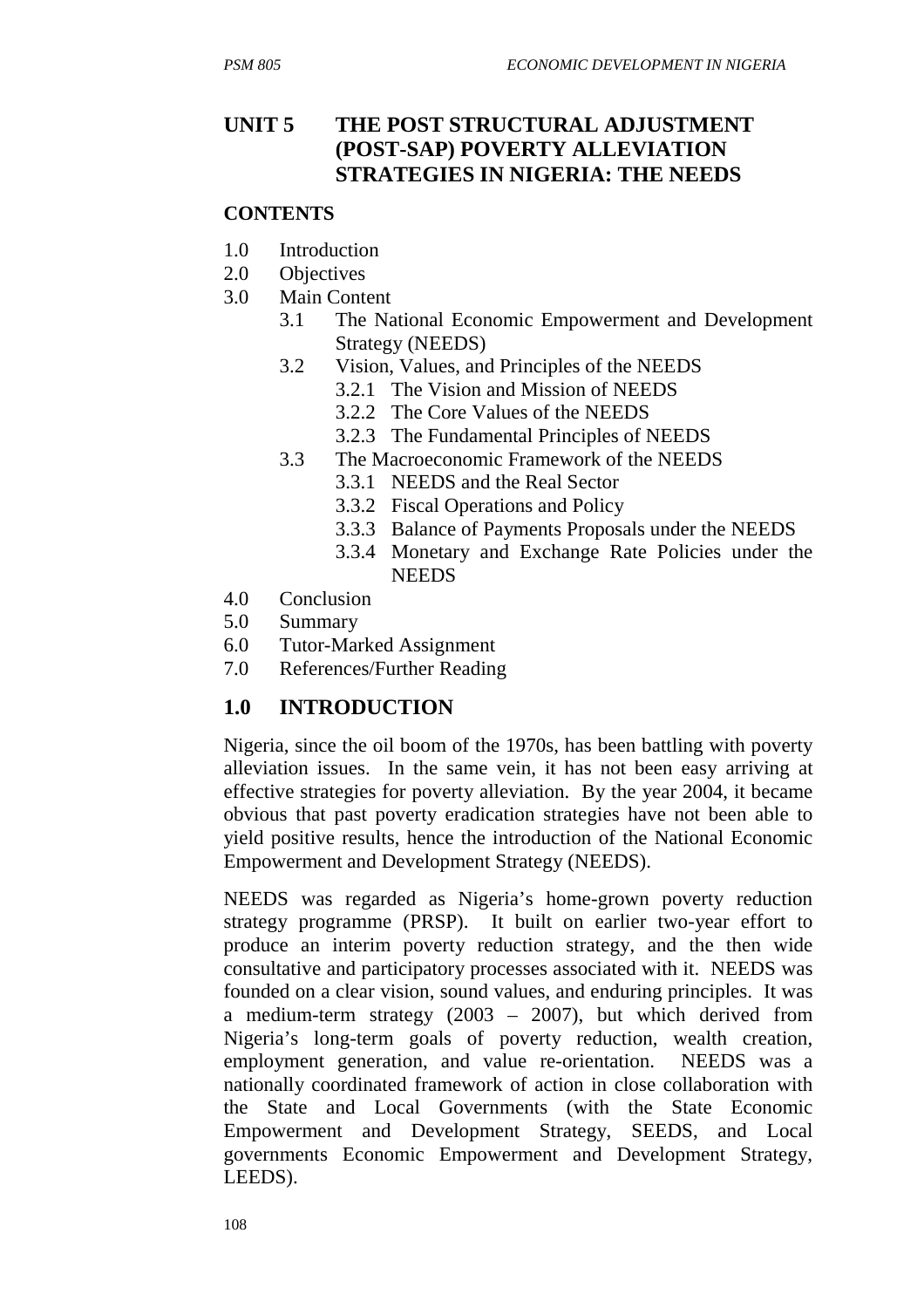# UNIT 5 THE POST STRUCTURAL ADJUSTMENT (POST-SAP) POVERTY ALLEVIATION STRATEGIES IN NIGERIA: THE NEEDS

**CONTENTS**

- 1.0 Introduction
- 2.0 Objectives
- 3.0 Main Content
  - 3.1 The National Economic Empowerment and Development Strategy (NEEDS)
  - 3.2 Vision, Values, and Principles of the NEEDS
    - 3.2.1 The Vision and Mission of NEEDS
    - 3.2.2 The Core Values of the NEEDS
    - 3.2.3 The Fundamental Principles of NEEDS
  - 3.3 The Macroeconomic Framework of the NEEDS
    - 3.3.1 NEEDS and the Real Sector
    - 3.3.2 Fiscal Operations and Policy
    - 3.3.3 Balance of Payments Proposals under the NEEDS
    - 3.3.4 Monetary and Exchange Rate Policies under the NEEDS
- 4.0 Conclusion
- 5.0 Summary
- 6.0 Tutor-Marked Assignment
- 7.0 References/Further Reading

## 1.0 INTRODUCTION

Nigeria, since the oil boom of the 1970s, has been battling with poverty alleviation issues. In the same vein, it has not been easy arriving at effective strategies for poverty alleviation. By the year 2004, it became obvious that past poverty eradication strategies have not been able to yield positive results, hence the introduction of the National Economic Empowerment and Development Strategy (NEEDS).

NEEDS was regarded as Nigeria's home-grown poverty reduction strategy programme (PRSP). It built on earlier two-year effort to produce an interim poverty reduction strategy, and the then wide consultative and participatory processes associated with it. NEEDS was founded on a clear vision, sound values, and enduring principles. It was a medium-term strategy (2003 – 2007), but which derived from Nigeria's long-term goals of poverty reduction, wealth creation, employment generation, and value re-orientation. NEEDS was a nationally coordinated framework of action in close collaboration with the State and Local Governments (with the State Economic Empowerment and Development Strategy, SEEDS, and Local governments Economic Empowerment and Development Strategy, LEEDS).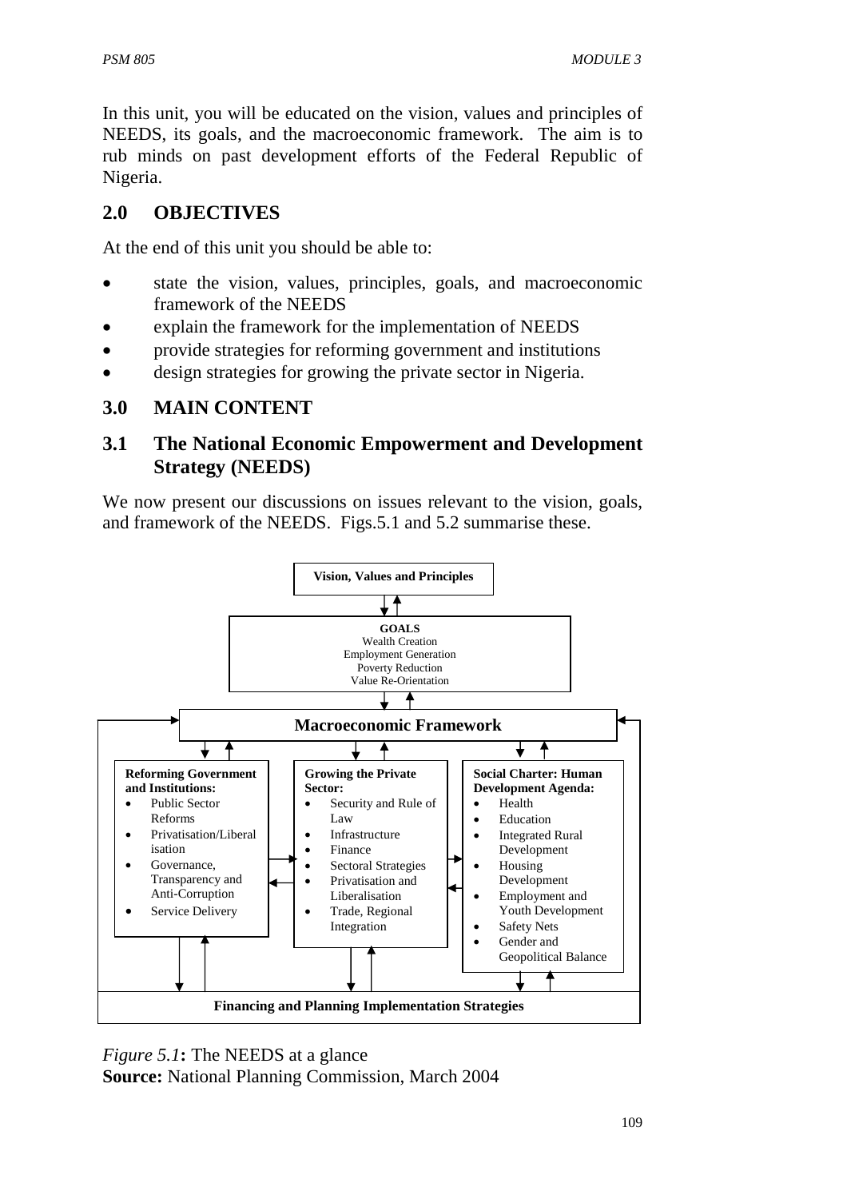In this unit, you will be educated on the vision, values and principles of NEEDS, its goals, and the macroeconomic framework. The aim is to rub minds on past development efforts of the Federal Republic of Nigeria.

## 2.0 OBJECTIVES

At the end of this unit you should be able to:

- state the vision, values, principles, goals, and macroeconomic framework of the NEEDS
- explain the framework for the implementation of NEEDS
- provide strategies for reforming government and institutions
- design strategies for growing the private sector in Nigeria.

## 3.0 MAIN CONTENT

### 3.1 The National Economic Empowerment and Development Strategy (NEEDS)

We now present our discussions on issues relevant to the vision, goals, and framework of the NEEDS. Figs.5.1 and 5.2 summarise these.

**Vision, Values and Principles**

**GOALS**
Wealth Creation
Employment Generation
Poverty Reduction
Value Re-Orientation

**Macroeconomic Framework**

**Reforming Government and Institutions:**
- Public Sector Reforms
- Privatisation/Liberalisation
- Governance, Transparency and Anti-Corruption
- Service Delivery

**Growing the Private Sector:**
- Security and Rule of Law
- Infrastructure
- Finance
- Sectoral Strategies
- Privatisation and Liberalisation
- Trade, Regional Integration

**Social Charter: Human Development Agenda:**
- Health
- Education
- Integrated Rural Development
- Housing Development
- Employment and Youth Development
- Safety Nets
- Gender and Geopolitical Balance

**Financing and Planning Implementation Strategies**

*Figure 5.1***:** The NEEDS at a glance
**Source:** National Planning Commission, March 2004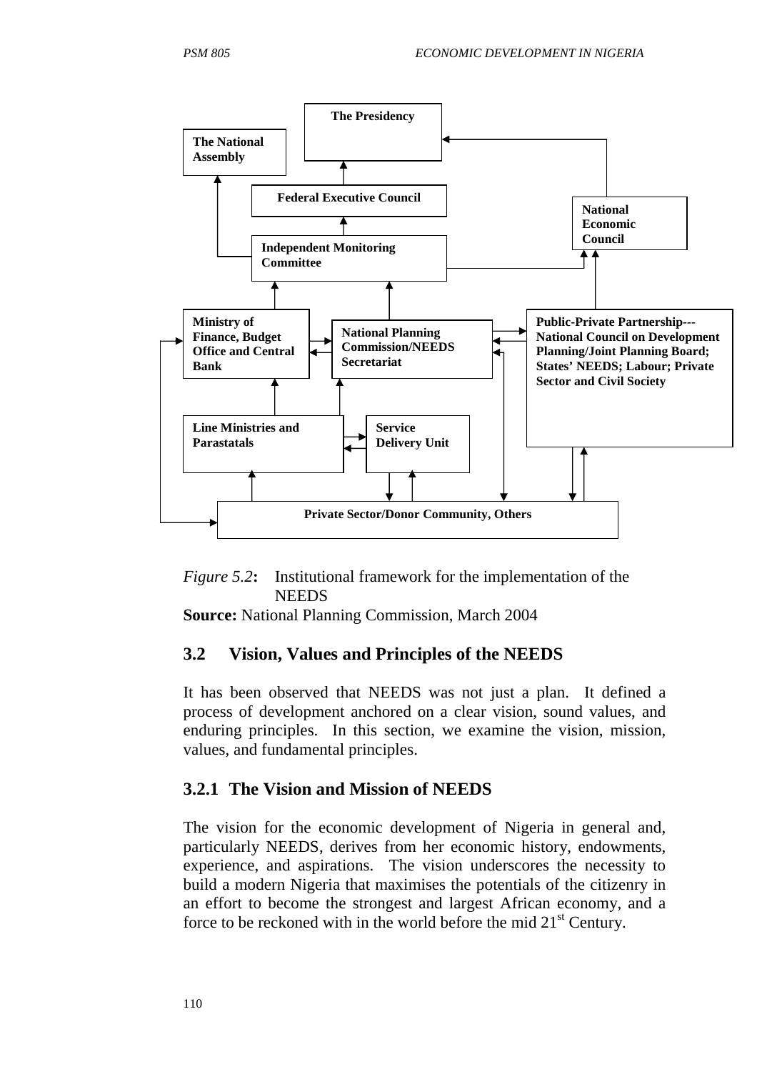The Presidency

The National Assembly

Federal Executive Council

National Economic Council

Independent Monitoring Committee

Ministry of Finance, Budget Office and Central Bank

National Planning Commission/NEEDS Secretariat

Public-Private Partnership---National Council on Development Planning/Joint Planning Board; States' NEEDS; Labour; Private Sector and Civil Society

Line Ministries and Parastatals

Service Delivery Unit

Private Sector/Donor Community, Others

*Figure 5.2***:** Institutional framework for the implementation of the NEEDS

**Source:** National Planning Commission, March 2004

## 3.2 Vision, Values and Principles of the NEEDS

It has been observed that NEEDS was not just a plan. It defined a process of development anchored on a clear vision, sound values, and enduring principles. In this section, we examine the vision, mission, values, and fundamental principles.

### 3.2.1 The Vision and Mission of NEEDS

The vision for the economic development of Nigeria in general and, particularly NEEDS, derives from her economic history, endowments, experience, and aspirations. The vision underscores the necessity to build a modern Nigeria that maximises the potentials of the citizenry in an effort to become the strongest and largest African economy, and a force to be reckoned with in the world before the mid 21st Century.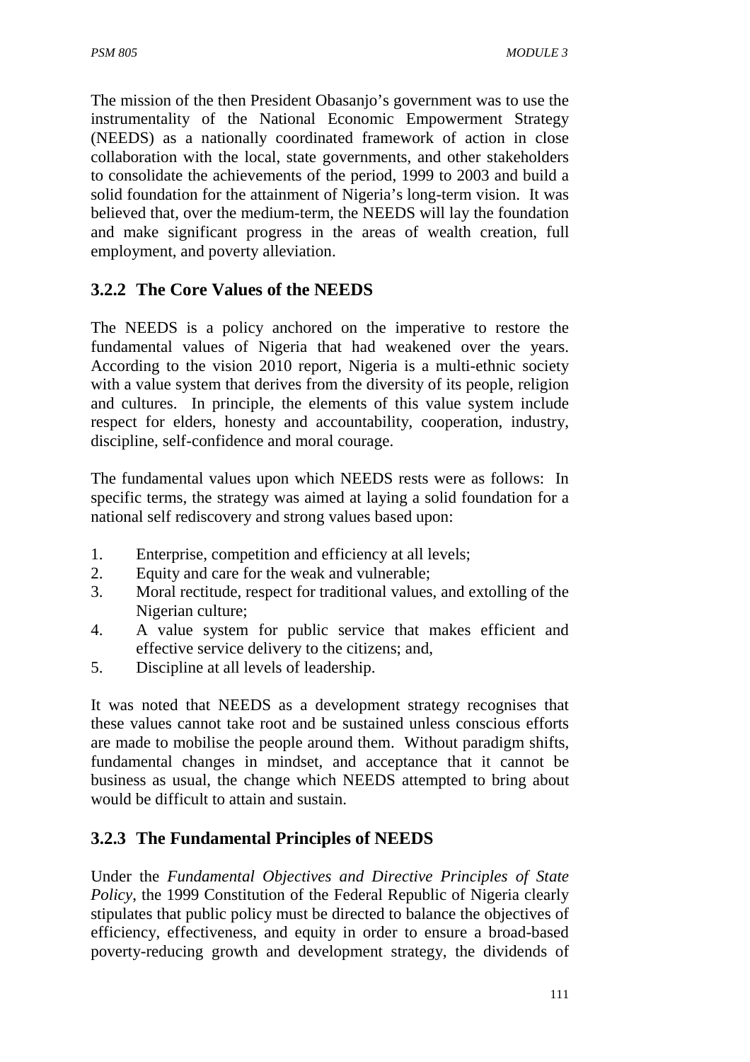The mission of the then President Obasanjo's government was to use the instrumentality of the National Economic Empowerment Strategy (NEEDS) as a nationally coordinated framework of action in close collaboration with the local, state governments, and other stakeholders to consolidate the achievements of the period, 1999 to 2003 and build a solid foundation for the attainment of Nigeria's long-term vision. It was believed that, over the medium-term, the NEEDS will lay the foundation and make significant progress in the areas of wealth creation, full employment, and poverty alleviation.

### 3.2.2 The Core Values of the NEEDS

The NEEDS is a policy anchored on the imperative to restore the fundamental values of Nigeria that had weakened over the years. According to the vision 2010 report, Nigeria is a multi-ethnic society with a value system that derives from the diversity of its people, religion and cultures. In principle, the elements of this value system include respect for elders, honesty and accountability, cooperation, industry, discipline, self-confidence and moral courage.

The fundamental values upon which NEEDS rests were as follows: In specific terms, the strategy was aimed at laying a solid foundation for a national self rediscovery and strong values based upon:

1. Enterprise, competition and efficiency at all levels;
2. Equity and care for the weak and vulnerable;
3. Moral rectitude, respect for traditional values, and extolling of the Nigerian culture;
4. A value system for public service that makes efficient and effective service delivery to the citizens; and,
5. Discipline at all levels of leadership.

It was noted that NEEDS as a development strategy recognises that these values cannot take root and be sustained unless conscious efforts are made to mobilise the people around them. Without paradigm shifts, fundamental changes in mindset, and acceptance that it cannot be business as usual, the change which NEEDS attempted to bring about would be difficult to attain and sustain.

### 3.2.3 The Fundamental Principles of NEEDS

Under the *Fundamental Objectives and Directive Principles of State Policy*, the 1999 Constitution of the Federal Republic of Nigeria clearly stipulates that public policy must be directed to balance the objectives of efficiency, effectiveness, and equity in order to ensure a broad-based poverty-reducing growth and development strategy, the dividends of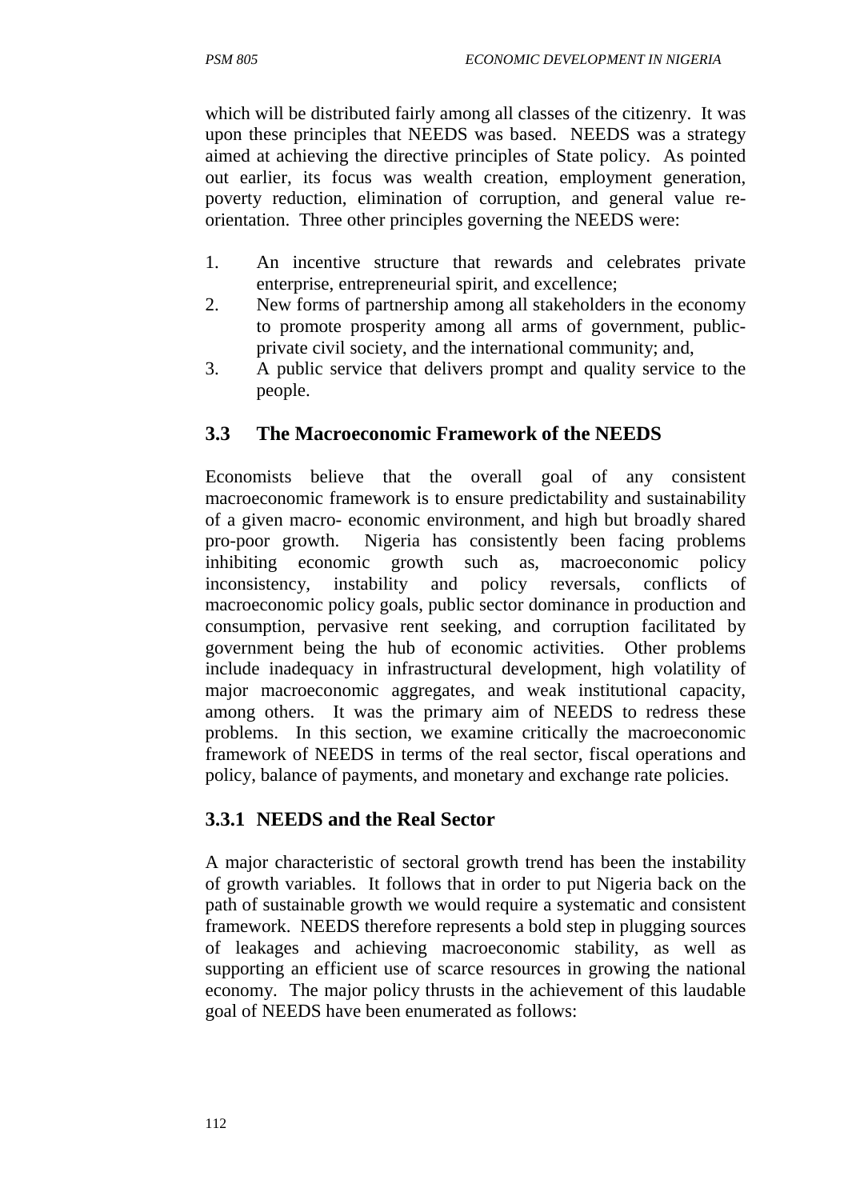which will be distributed fairly among all classes of the citizenry. It was upon these principles that NEEDS was based. NEEDS was a strategy aimed at achieving the directive principles of State policy. As pointed out earlier, its focus was wealth creation, employment generation, poverty reduction, elimination of corruption, and general value re-orientation. Three other principles governing the NEEDS were:

1. An incentive structure that rewards and celebrates private enterprise, entrepreneurial spirit, and excellence;
2. New forms of partnership among all stakeholders in the economy to promote prosperity among all arms of government, public-private civil society, and the international community; and,
3. A public service that delivers prompt and quality service to the people.

## 3.3 The Macroeconomic Framework of the NEEDS

Economists believe that the overall goal of any consistent macroeconomic framework is to ensure predictability and sustainability of a given macro- economic environment, and high but broadly shared pro-poor growth. Nigeria has consistently been facing problems inhibiting economic growth such as, macroeconomic policy inconsistency, instability and policy reversals, conflicts of macroeconomic policy goals, public sector dominance in production and consumption, pervasive rent seeking, and corruption facilitated by government being the hub of economic activities. Other problems include inadequacy in infrastructural development, high volatility of major macroeconomic aggregates, and weak institutional capacity, among others. It was the primary aim of NEEDS to redress these problems. In this section, we examine critically the macroeconomic framework of NEEDS in terms of the real sector, fiscal operations and policy, balance of payments, and monetary and exchange rate policies.

### 3.3.1 NEEDS and the Real Sector

A major characteristic of sectoral growth trend has been the instability of growth variables. It follows that in order to put Nigeria back on the path of sustainable growth we would require a systematic and consistent framework. NEEDS therefore represents a bold step in plugging sources of leakages and achieving macroeconomic stability, as well as supporting an efficient use of scarce resources in growing the national economy. The major policy thrusts in the achievement of this laudable goal of NEEDS have been enumerated as follows: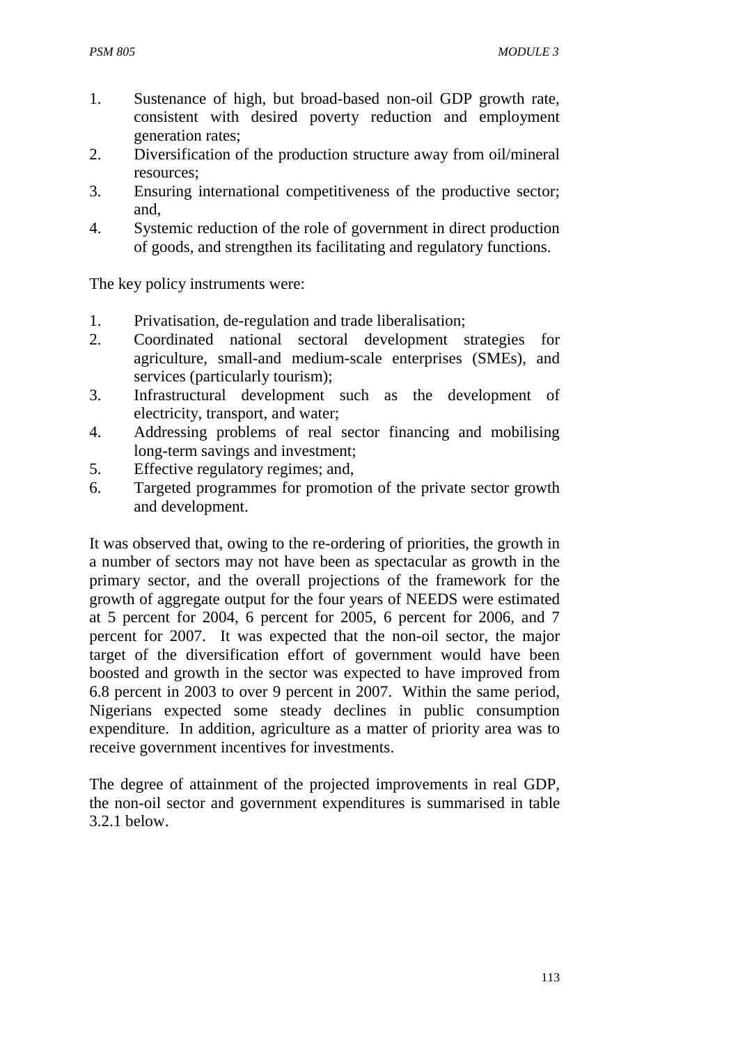1. Sustenance of high, but broad-based non-oil GDP growth rate, consistent with desired poverty reduction and employment generation rates;
2. Diversification of the production structure away from oil/mineral resources;
3. Ensuring international competitiveness of the productive sector; and,
4. Systemic reduction of the role of government in direct production of goods, and strengthen its facilitating and regulatory functions.

The key policy instruments were:

1. Privatisation, de-regulation and trade liberalisation;
2. Coordinated national sectoral development strategies for agriculture, small-and medium-scale enterprises (SMEs), and services (particularly tourism);
3. Infrastructural development such as the development of electricity, transport, and water;
4. Addressing problems of real sector financing and mobilising long-term savings and investment;
5. Effective regulatory regimes; and,
6. Targeted programmes for promotion of the private sector growth and development.

It was observed that, owing to the re-ordering of priorities, the growth in a number of sectors may not have been as spectacular as growth in the primary sector, and the overall projections of the framework for the growth of aggregate output for the four years of NEEDS were estimated at 5 percent for 2004, 6 percent for 2005, 6 percent for 2006, and 7 percent for 2007. It was expected that the non-oil sector, the major target of the diversification effort of government would have been boosted and growth in the sector was expected to have improved from 6.8 percent in 2003 to over 9 percent in 2007. Within the same period, Nigerians expected some steady declines in public consumption expenditure. In addition, agriculture as a matter of priority area was to receive government incentives for investments.

The degree of attainment of the projected improvements in real GDP, the non-oil sector and government expenditures is summarised in table 3.2.1 below.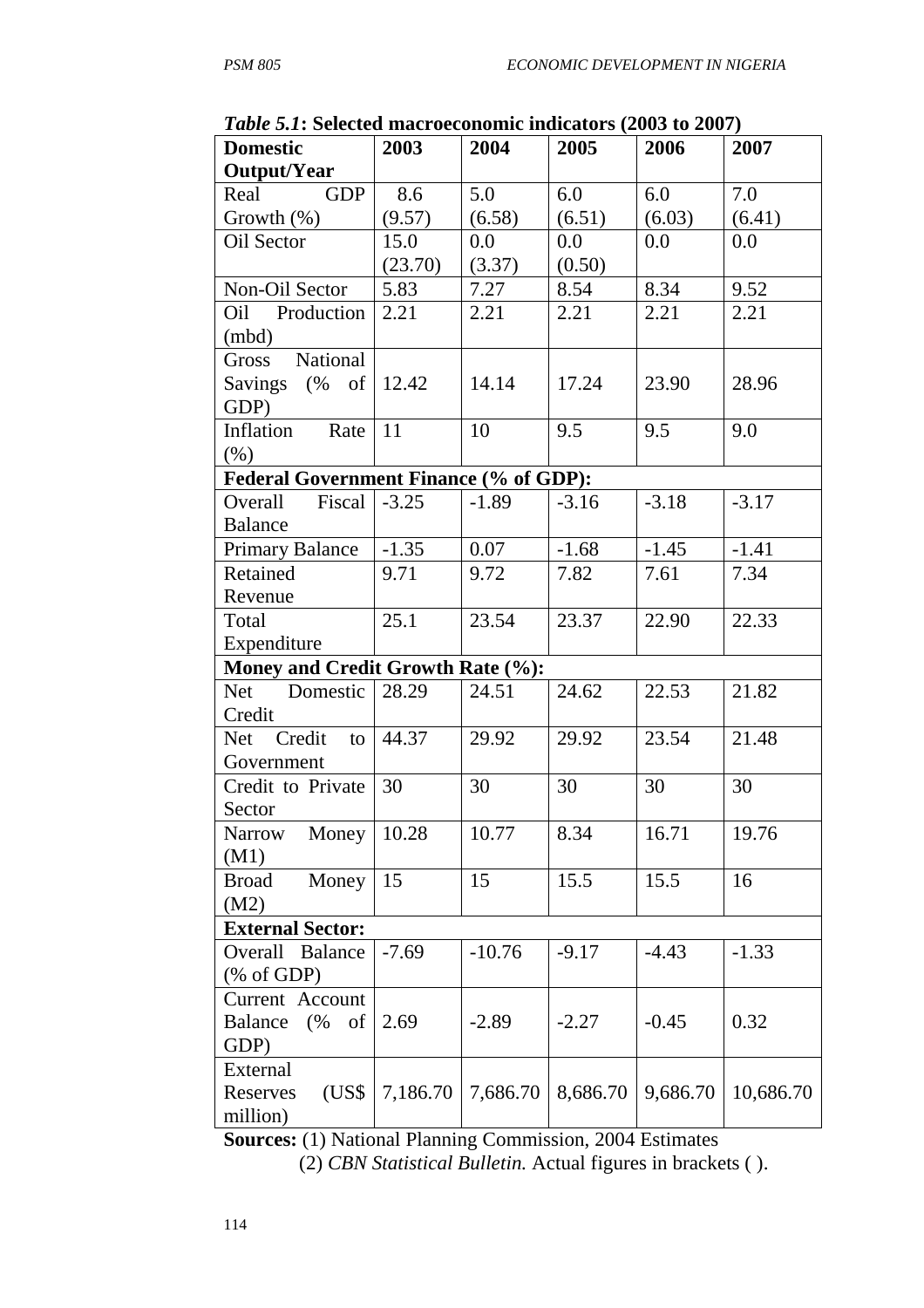*Table 5.1*: **Selected macroeconomic indicators (2003 to 2007)**

| **Domestic Output/Year** | **2003** | **2004** | **2005** | **2006** | **2007** |
|---|---|---|---|---|---|
| Real GDP Growth (%) | 8.6 (9.57) | 5.0 (6.58) | 6.0 (6.51) | 6.0 (6.03) | 7.0 (6.41) |
| Oil Sector | 15.0 (23.70) | 0.0 (3.37) | 0.0 (0.50) | 0.0 | 0.0 |
| Non-Oil Sector | 5.83 | 7.27 | 8.54 | 8.34 | 9.52 |
| Oil Production (mbd) | 2.21 | 2.21 | 2.21 | 2.21 | 2.21 |
| Gross National Savings (% of GDP) | 12.42 | 14.14 | 17.24 | 23.90 | 28.96 |
| Inflation Rate (%) | 11 | 10 | 9.5 | 9.5 | 9.0 |
| **Federal Government Finance (% of GDP):** | | | | | |
| Overall Fiscal Balance | -3.25 | -1.89 | -3.16 | -3.18 | -3.17 |
| Primary Balance | -1.35 | 0.07 | -1.68 | -1.45 | -1.41 |
| Retained Revenue | 9.71 | 9.72 | 7.82 | 7.61 | 7.34 |
| Total Expenditure | 25.1 | 23.54 | 23.37 | 22.90 | 22.33 |
| **Money and Credit Growth Rate (%):** | | | | | |
| Net Domestic Credit | 28.29 | 24.51 | 24.62 | 22.53 | 21.82 |
| Net Credit to Government | 44.37 | 29.92 | 29.92 | 23.54 | 21.48 |
| Credit to Private Sector | 30 | 30 | 30 | 30 | 30 |
| Narrow Money (M1) | 10.28 | 10.77 | 8.34 | 16.71 | 19.76 |
| Broad Money (M2) | 15 | 15 | 15.5 | 15.5 | 16 |
| **External Sector:** | | | | | |
| Overall Balance (% of GDP) | -7.69 | -10.76 | -9.17 | -4.43 | -1.33 |
| Current Account Balance (% of GDP) | 2.69 | -2.89 | -2.27 | -0.45 | 0.32 |
| External Reserves (US$ million) | 7,186.70 | 7,686.70 | 8,686.70 | 9,686.70 | 10,686.70 |

**Sources:** (1) National Planning Commission, 2004 Estimates
(2) *CBN Statistical Bulletin.* Actual figures in brackets ( ).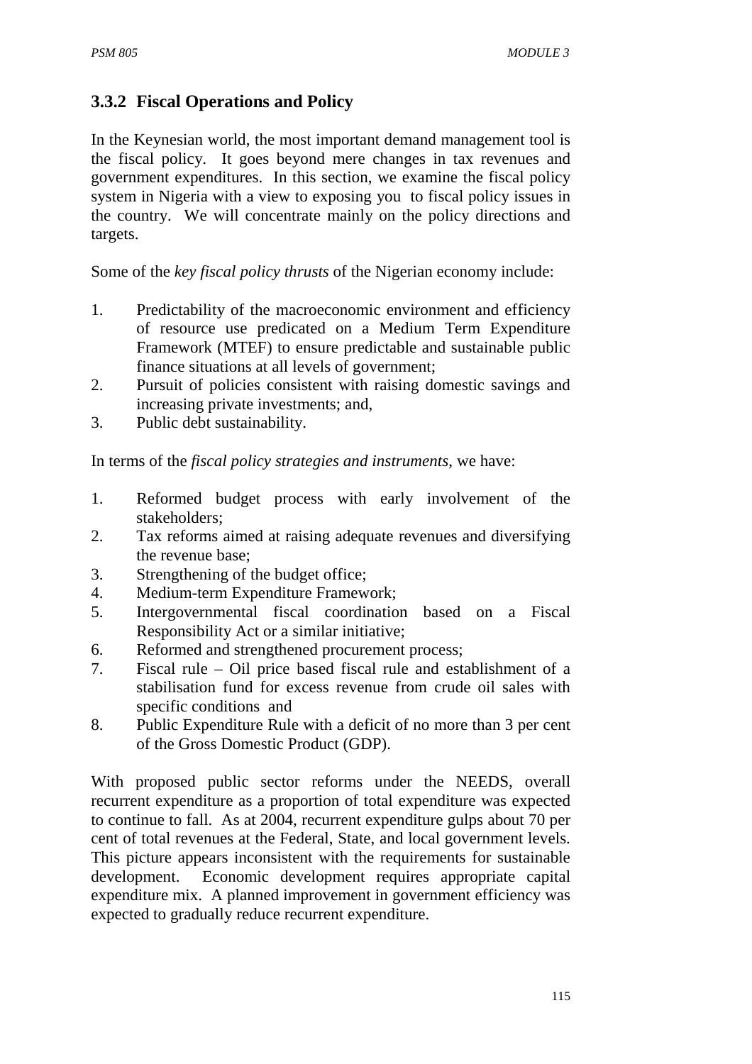### 3.3.2 Fiscal Operations and Policy

In the Keynesian world, the most important demand management tool is the fiscal policy. It goes beyond mere changes in tax revenues and government expenditures. In this section, we examine the fiscal policy system in Nigeria with a view to exposing you to fiscal policy issues in the country. We will concentrate mainly on the policy directions and targets.

Some of the *key fiscal policy thrusts* of the Nigerian economy include:

1. Predictability of the macroeconomic environment and efficiency of resource use predicated on a Medium Term Expenditure Framework (MTEF) to ensure predictable and sustainable public finance situations at all levels of government;
2. Pursuit of policies consistent with raising domestic savings and increasing private investments; and,
3. Public debt sustainability.

In terms of the *fiscal policy strategies and instruments*, we have:

1. Reformed budget process with early involvement of the stakeholders;
2. Tax reforms aimed at raising adequate revenues and diversifying the revenue base;
3. Strengthening of the budget office;
4. Medium-term Expenditure Framework;
5. Intergovernmental fiscal coordination based on a Fiscal Responsibility Act or a similar initiative;
6. Reformed and strengthened procurement process;
7. Fiscal rule – Oil price based fiscal rule and establishment of a stabilisation fund for excess revenue from crude oil sales with specific conditions and
8. Public Expenditure Rule with a deficit of no more than 3 per cent of the Gross Domestic Product (GDP).

With proposed public sector reforms under the NEEDS, overall recurrent expenditure as a proportion of total expenditure was expected to continue to fall. As at 2004, recurrent expenditure gulps about 70 per cent of total revenues at the Federal, State, and local government levels. This picture appears inconsistent with the requirements for sustainable development. Economic development requires appropriate capital expenditure mix. A planned improvement in government efficiency was expected to gradually reduce recurrent expenditure.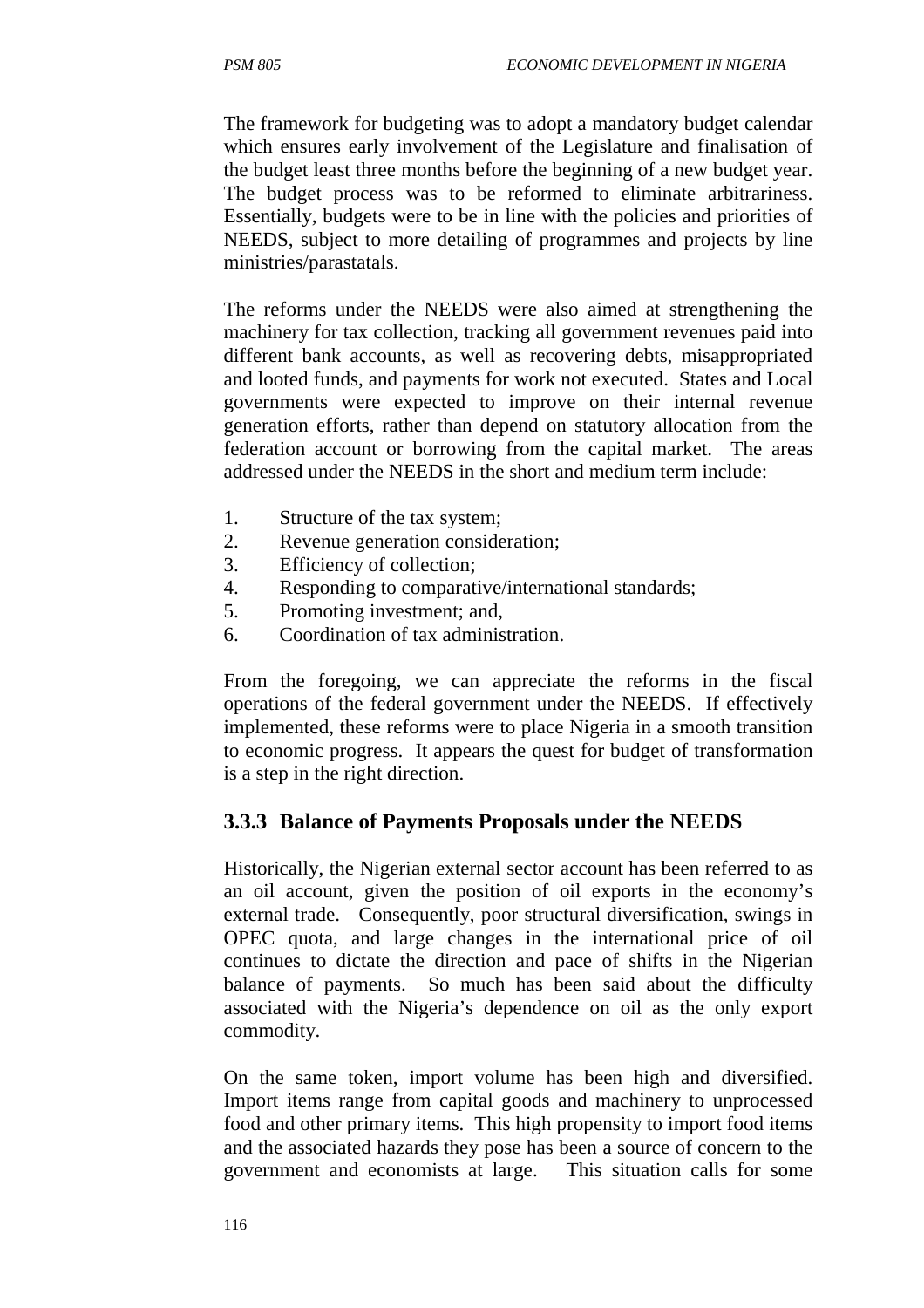The framework for budgeting was to adopt a mandatory budget calendar which ensures early involvement of the Legislature and finalisation of the budget least three months before the beginning of a new budget year. The budget process was to be reformed to eliminate arbitrariness. Essentially, budgets were to be in line with the policies and priorities of NEEDS, subject to more detailing of programmes and projects by line ministries/parastatals.

The reforms under the NEEDS were also aimed at strengthening the machinery for tax collection, tracking all government revenues paid into different bank accounts, as well as recovering debts, misappropriated and looted funds, and payments for work not executed. States and Local governments were expected to improve on their internal revenue generation efforts, rather than depend on statutory allocation from the federation account or borrowing from the capital market. The areas addressed under the NEEDS in the short and medium term include:

1. Structure of the tax system;
2. Revenue generation consideration;
3. Efficiency of collection;
4. Responding to comparative/international standards;
5. Promoting investment; and,
6. Coordination of tax administration.

From the foregoing, we can appreciate the reforms in the fiscal operations of the federal government under the NEEDS. If effectively implemented, these reforms were to place Nigeria in a smooth transition to economic progress. It appears the quest for budget of transformation is a step in the right direction.

### 3.3.3 Balance of Payments Proposals under the NEEDS

Historically, the Nigerian external sector account has been referred to as an oil account, given the position of oil exports in the economy's external trade. Consequently, poor structural diversification, swings in OPEC quota, and large changes in the international price of oil continues to dictate the direction and pace of shifts in the Nigerian balance of payments. So much has been said about the difficulty associated with the Nigeria's dependence on oil as the only export commodity.

On the same token, import volume has been high and diversified. Import items range from capital goods and machinery to unprocessed food and other primary items. This high propensity to import food items and the associated hazards they pose has been a source of concern to the government and economists at large. This situation calls for some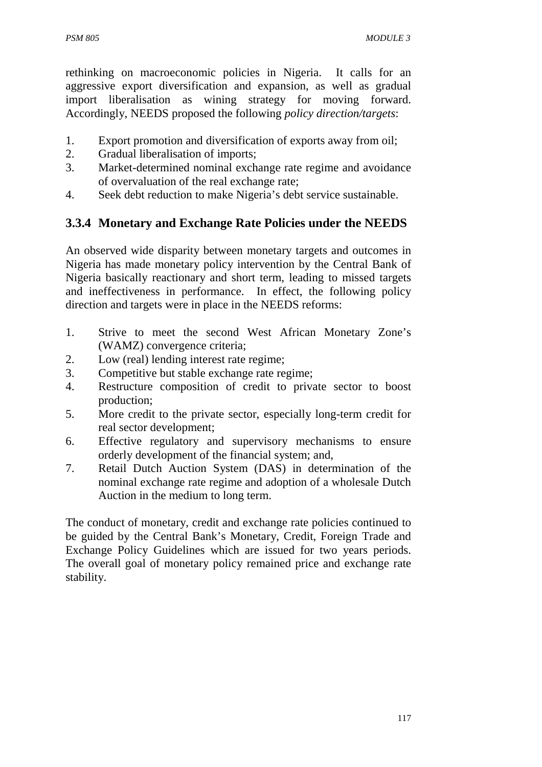rethinking on macroeconomic policies in Nigeria. It calls for an aggressive export diversification and expansion, as well as gradual import liberalisation as wining strategy for moving forward. Accordingly, NEEDS proposed the following *policy direction/targets*:

1. Export promotion and diversification of exports away from oil;
2. Gradual liberalisation of imports;
3. Market-determined nominal exchange rate regime and avoidance of overvaluation of the real exchange rate;
4. Seek debt reduction to make Nigeria's debt service sustainable.

### 3.3.4 Monetary and Exchange Rate Policies under the NEEDS

An observed wide disparity between monetary targets and outcomes in Nigeria has made monetary policy intervention by the Central Bank of Nigeria basically reactionary and short term, leading to missed targets and ineffectiveness in performance. In effect, the following policy direction and targets were in place in the NEEDS reforms:

1. Strive to meet the second West African Monetary Zone's (WAMZ) convergence criteria;
2. Low (real) lending interest rate regime;
3. Competitive but stable exchange rate regime;
4. Restructure composition of credit to private sector to boost production;
5. More credit to the private sector, especially long-term credit for real sector development;
6. Effective regulatory and supervisory mechanisms to ensure orderly development of the financial system; and,
7. Retail Dutch Auction System (DAS) in determination of the nominal exchange rate regime and adoption of a wholesale Dutch Auction in the medium to long term.

The conduct of monetary, credit and exchange rate policies continued to be guided by the Central Bank's Monetary, Credit, Foreign Trade and Exchange Policy Guidelines which are issued for two years periods. The overall goal of monetary policy remained price and exchange rate stability.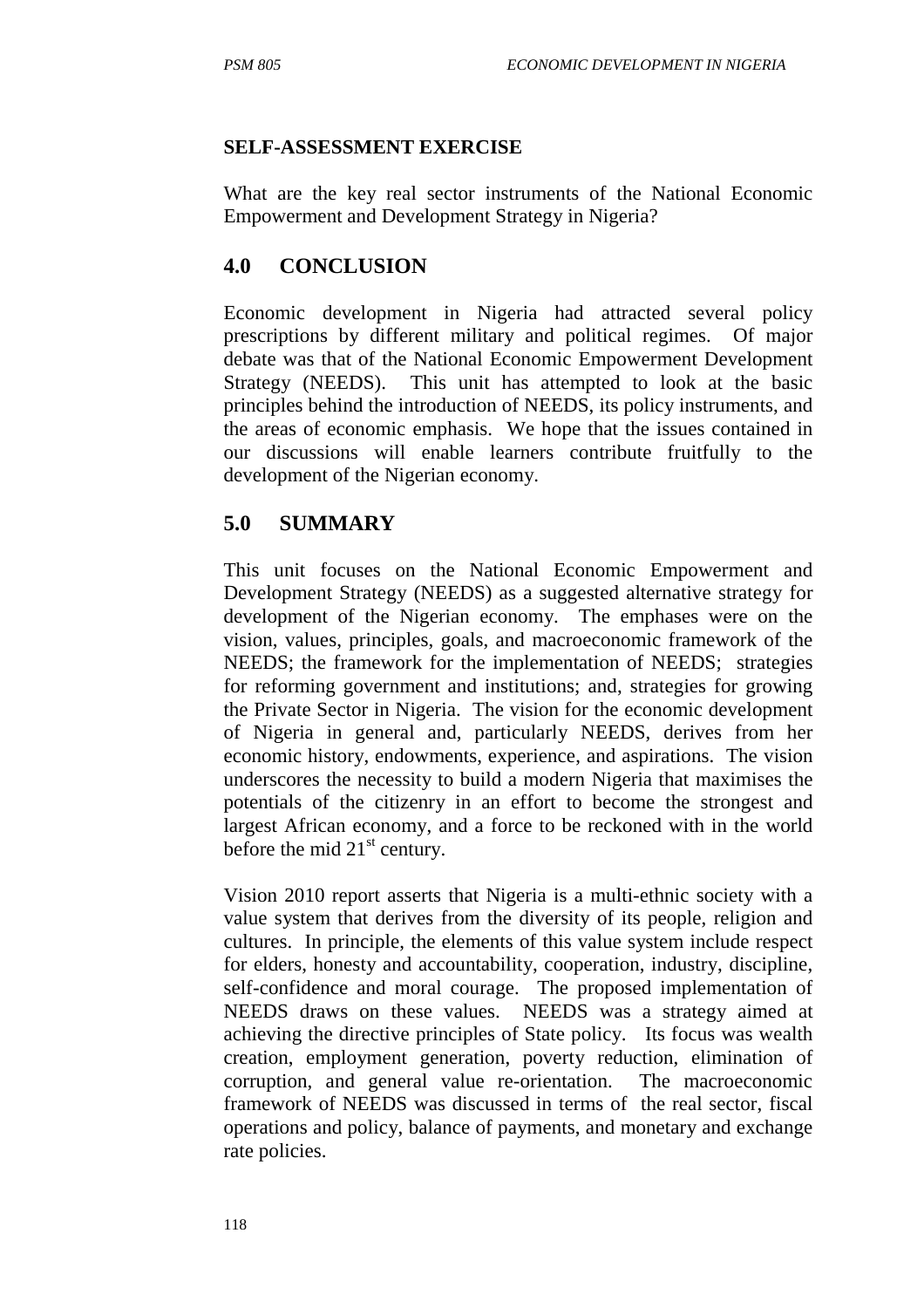**SELF-ASSESSMENT EXERCISE**

What are the key real sector instruments of the National Economic Empowerment and Development Strategy in Nigeria?

## 4.0 CONCLUSION

Economic development in Nigeria had attracted several policy prescriptions by different military and political regimes. Of major debate was that of the National Economic Empowerment Development Strategy (NEEDS). This unit has attempted to look at the basic principles behind the introduction of NEEDS, its policy instruments, and the areas of economic emphasis. We hope that the issues contained in our discussions will enable learners contribute fruitfully to the development of the Nigerian economy.

## 5.0 SUMMARY

This unit focuses on the National Economic Empowerment and Development Strategy (NEEDS) as a suggested alternative strategy for development of the Nigerian economy. The emphases were on the vision, values, principles, goals, and macroeconomic framework of the NEEDS; the framework for the implementation of NEEDS; strategies for reforming government and institutions; and, strategies for growing the Private Sector in Nigeria. The vision for the economic development of Nigeria in general and, particularly NEEDS, derives from her economic history, endowments, experience, and aspirations. The vision underscores the necessity to build a modern Nigeria that maximises the potentials of the citizenry in an effort to become the strongest and largest African economy, and a force to be reckoned with in the world before the mid 21st century.

Vision 2010 report asserts that Nigeria is a multi-ethnic society with a value system that derives from the diversity of its people, religion and cultures. In principle, the elements of this value system include respect for elders, honesty and accountability, cooperation, industry, discipline, self-confidence and moral courage. The proposed implementation of NEEDS draws on these values. NEEDS was a strategy aimed at achieving the directive principles of State policy. Its focus was wealth creation, employment generation, poverty reduction, elimination of corruption, and general value re-orientation. The macroeconomic framework of NEEDS was discussed in terms of the real sector, fiscal operations and policy, balance of payments, and monetary and exchange rate policies.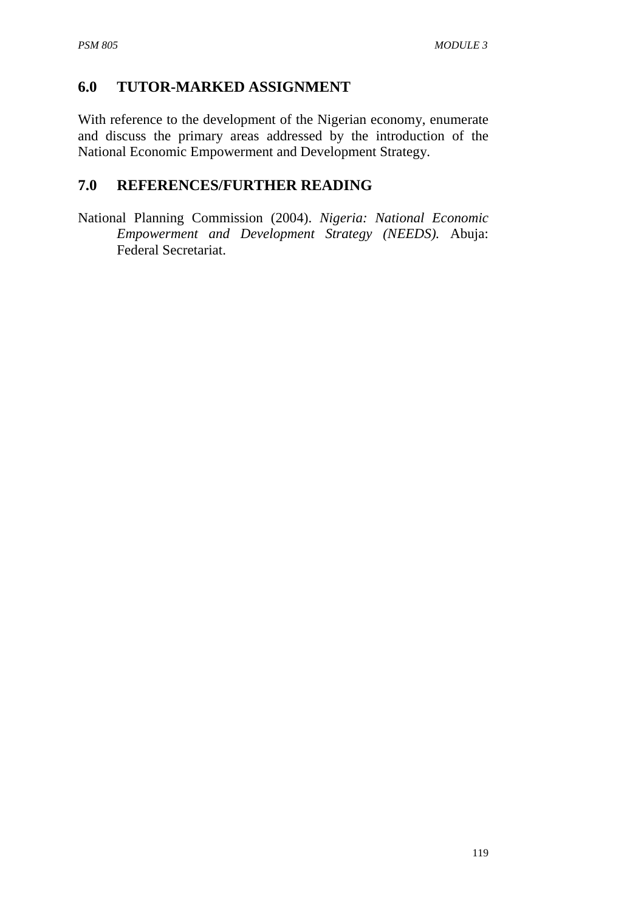## 6.0 TUTOR-MARKED ASSIGNMENT

With reference to the development of the Nigerian economy, enumerate and discuss the primary areas addressed by the introduction of the National Economic Empowerment and Development Strategy.

## 7.0 REFERENCES/FURTHER READING

National Planning Commission (2004). *Nigeria: National Economic Empowerment and Development Strategy (NEEDS).* Abuja: Federal Secretariat.